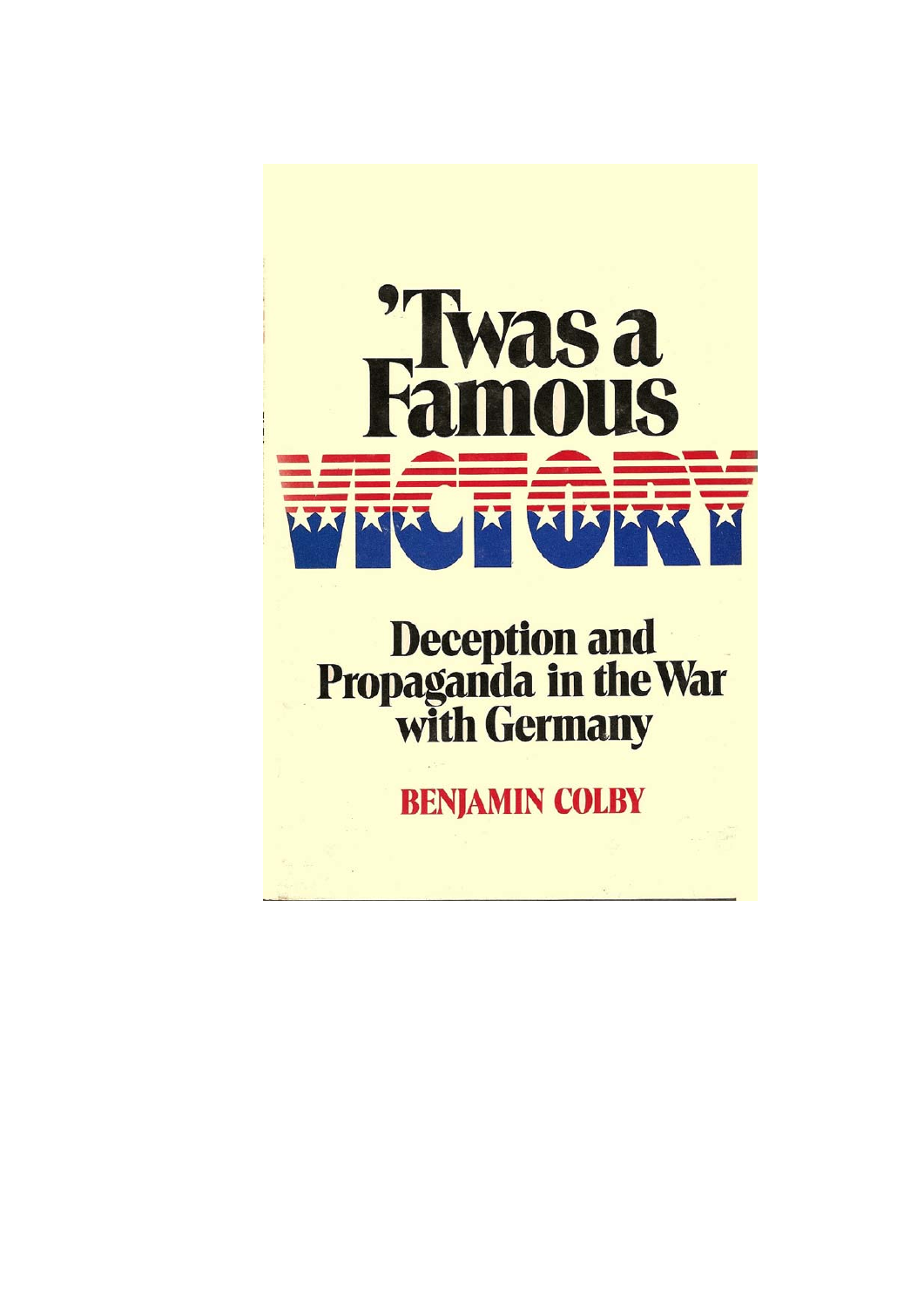# 'Twas a Famous VICTORY

## Deception and Propaganda in the War with Germany

**BENJAMIN COLBY**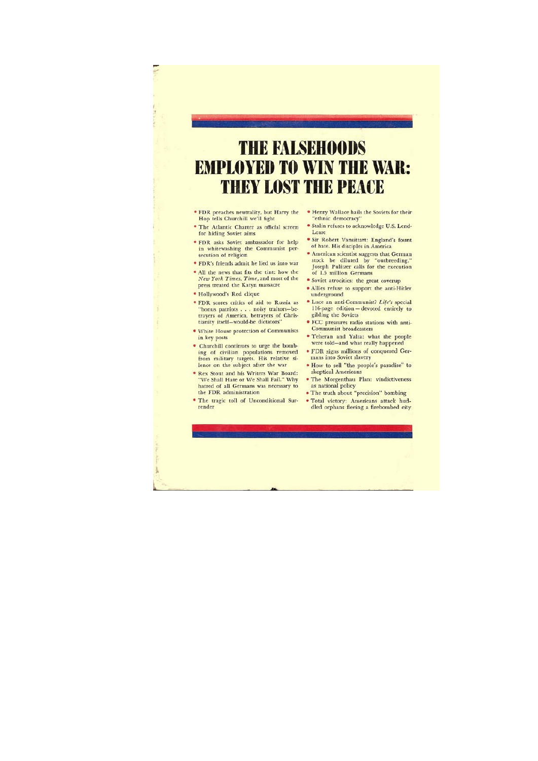# THE FALSEHOODS EMPLOYED TO WIN THE WAR: THEY LOST THE PEACE

- FDR preaches neutrality, but Harry the Hop tells Churchill we'll fight
- The Atlantic Charter as official screen for hiding Soviet aims
- FDR asks Soviet ambassador for help in whitewashing the Communist persecution of religion
- FDR's friends admit he lied us into war
- All the news that fits the tint: how the *New York Times*, *Time*, and most of the press treated the Katyn massacre
- Hollywood's Red clique
- FDR scores critics of aid to Russia as "bonus patriots . . . noisy traitors—betrayers of America, betrayers of Christianity itself—would-be dictators"
- White House protection of Communists in key posts
- Churchill continues to urge the bombing of civilian populations removed from military targets. His relative silence on the subject after the war
- Rex Stout and his Writers War Board: "We Shall Hate or We Shall Fail." Why hatred of all Germans was necessary to the FDR administration
- The tragic toll of Unconditional Surrender
- Henry Wallace hails the Soviets for their "ethnic democracy"
- Stalin refuses to acknowledge U.S. Lend-Lease
- Sir Robert Vansittart: England's fount of hate. His disciples in America
- American scientist suggests that German stock be diluted by "outbreeding." Joseph Pulitzer calls for the execution of 1.5 million Germans
- Soviet atrocities: the great coverup
- Allies refuse to support the anti-Hitler underground
- Luce an anti-Communist? *Life's* special 116-page edition—devoted entirely to gilding the Soviets
- FCC pressures radio stations with anti-Communist broadcasters
- Teheran and Yalta: what the people were told—and what really happened
- FDR signs millions of conquered Germans into Soviet slavery
- How to sell "the people's paradise" to skeptical Americans
- The Morgenthau Plan: vindictiveness as national policy
- The truth about "precision" bombing
- Total victory: Americans attack huddled orphans fleeing a firebombed city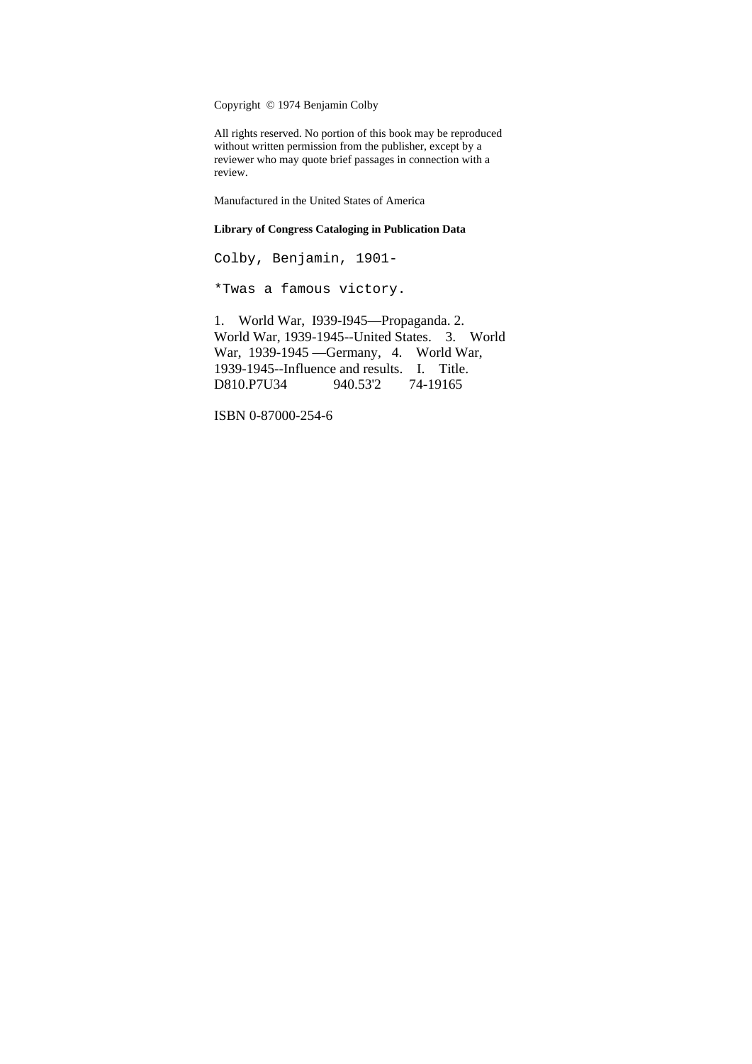Copyright © 1974 Benjamin Colby

All rights reserved. No portion of this book may be reproduced without written permission from the publisher, except by a reviewer who may quote brief passages in connection with a review.

Manufactured in the United States of America

**Library of Congress Cataloging in Publication Data**

Colby, Benjamin, 1901-

*Twas a famous victory.

1. World War, I939-I945—Propaganda. 2. World War, 1939-1945--United States. 3. World War, 1939-1945 —Germany, 4. World War, 1939-1945--Influence and results. I. Title.
D810.P7U34 940.53'2 74-19165

ISBN 0-87000-254-6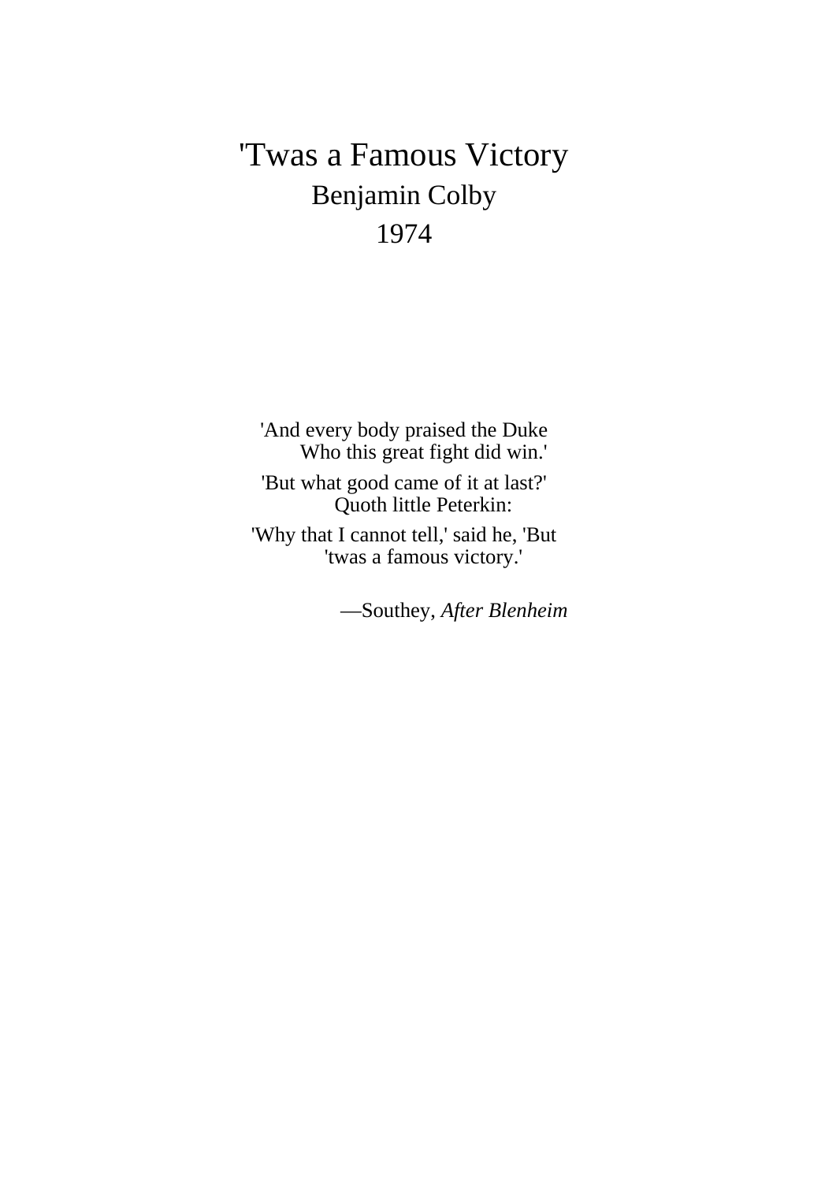# 'Twas a Famous Victory

## Benjamin Colby

## 1974

'And every body praised the Duke
Who this great fight did win.'
'But what good came of it at last?'
Quoth little Peterkin:
'Why that I cannot tell,' said he, 'But
'twas a famous victory.'

—Southey, *After Blenheim*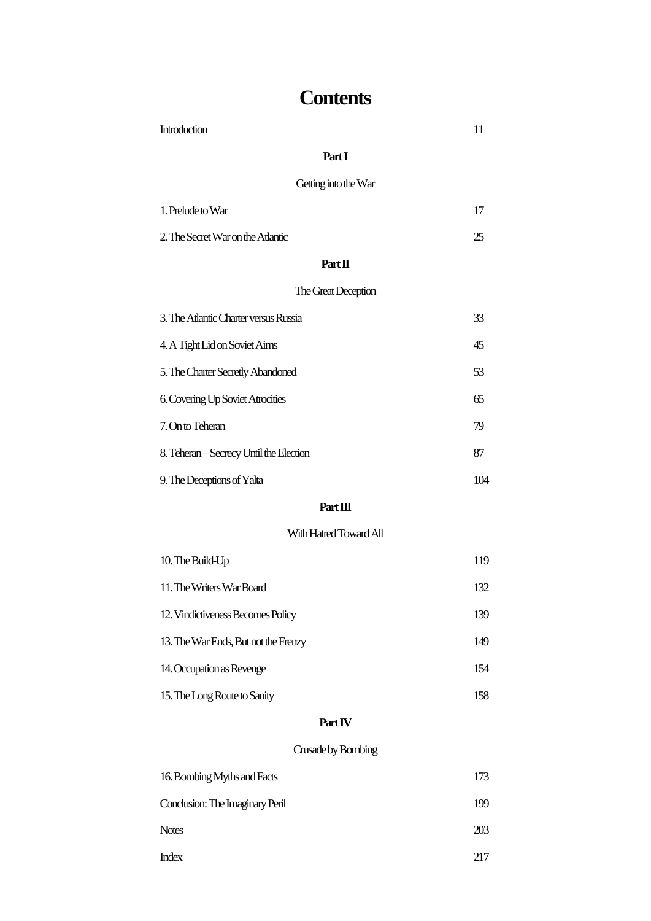# Contents

| | |
|---|---|
| Introduction | 11 |

**Part I**

Getting into the War

| | |
|---|---|
| 1. Prelude to War | 17 |
| 2. The Secret War on the Atlantic | 25 |

**Part II**

The Great Deception

| | |
|---|---|
| 3. The Atlantic Charter versus Russia | 33 |
| 4. A Tight Lid on Soviet Aims | 45 |
| 5. The Charter Secretly Abandoned | 53 |
| 6. Covering Up Soviet Atrocities | 65 |
| 7. On to Teheran | 79 |
| 8. Teheran – Secrecy Until the Election | 87 |
| 9. The Deceptions of Yalta | 104 |

**Part III**

With Hatred Toward All

| | |
|---|---|
| 10. The Build-Up | 119 |
| 11. The Writers War Board | 132 |
| 12. Vindictiveness Becomes Policy | 139 |
| 13. The War Ends, But not the Frenzy | 149 |
| 14. Occupation as Revenge | 154 |
| 15. The Long Route to Sanity | 158 |

**Part IV**

Crusade by Bombing

| | |
|---|---|
| 16. Bombing Myths and Facts | 173 |
| Conclusion: The Imaginary Peril | 199 |
| Notes | 203 |
| Index | 217 |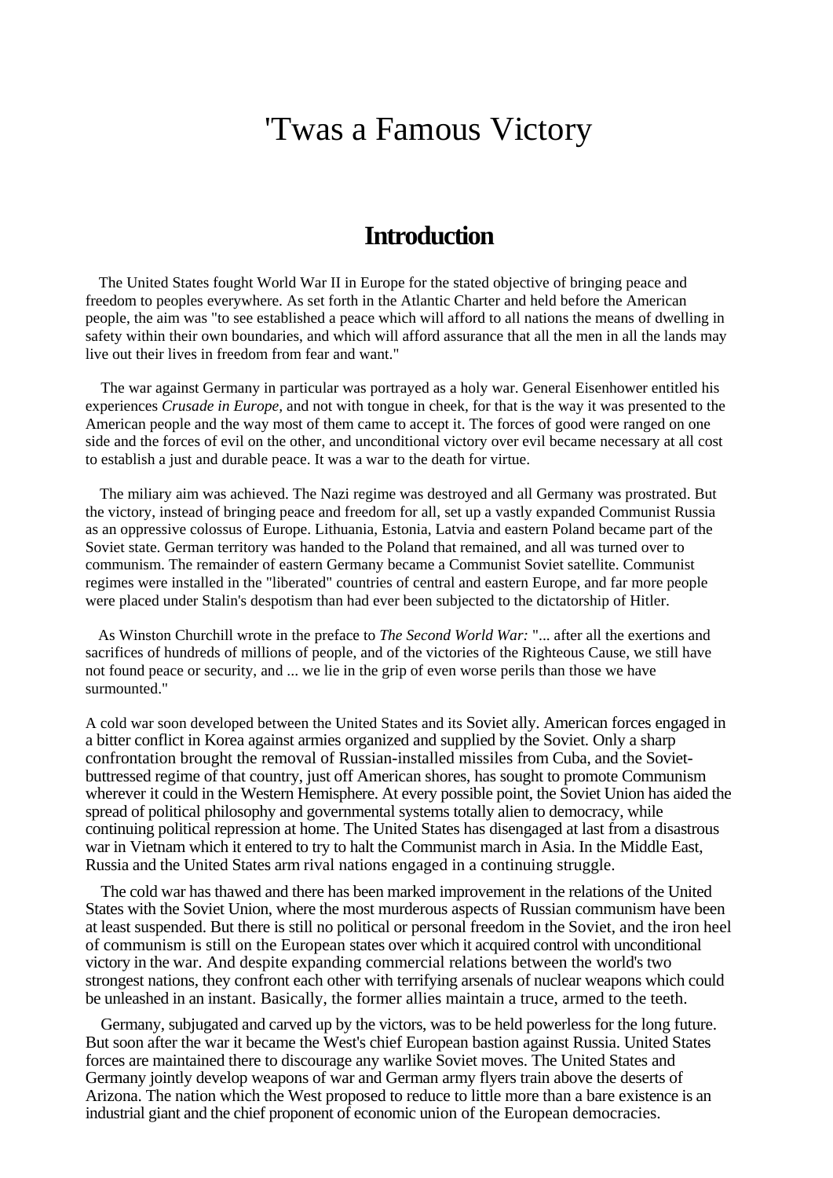# 'Twas a Famous Victory

## Introduction

The United States fought World War II in Europe for the stated objective of bringing peace and freedom to peoples everywhere. As set forth in the Atlantic Charter and held before the American people, the aim was "to see established a peace which will afford to all nations the means of dwelling in safety within their own boundaries, and which will afford assurance that all the men in all the lands may live out their lives in freedom from fear and want."

The war against Germany in particular was portrayed as a holy war. General Eisenhower entitled his experiences *Crusade in Europe,* and not with tongue in cheek, for that is the way it was presented to the American people and the way most of them came to accept it. The forces of good were ranged on one side and the forces of evil on the other, and unconditional victory over evil became necessary at all cost to establish a just and durable peace. It was a war to the death for virtue.

The miliary aim was achieved. The Nazi regime was destroyed and all Germany was prostrated. But the victory, instead of bringing peace and freedom for all, set up a vastly expanded Communist Russia as an oppressive colossus of Europe. Lithuania, Estonia, Latvia and eastern Poland became part of the Soviet state. German territory was handed to the Poland that remained, and all was turned over to communism. The remainder of eastern Germany became a Communist Soviet satellite. Communist regimes were installed in the "liberated" countries of central and eastern Europe, and far more people were placed under Stalin's despotism than had ever been subjected to the dictatorship of Hitler.

As Winston Churchill wrote in the preface to *The Second World War:* "... after all the exertions and sacrifices of hundreds of millions of people, and of the victories of the Righteous Cause, we still have not found peace or security, and ... we lie in the grip of even worse perils than those we have surmounted."

A cold war soon developed between the United States and its Soviet ally. American forces engaged in a bitter conflict in Korea against armies organized and supplied by the Soviet. Only a sharp confrontation brought the removal of Russian-installed missiles from Cuba, and the Soviet-buttressed regime of that country, just off American shores, has sought to promote Communism wherever it could in the Western Hemisphere. At every possible point, the Soviet Union has aided the spread of political philosophy and governmental systems totally alien to democracy, while continuing political repression at home. The United States has disengaged at last from a disastrous war in Vietnam which it entered to try to halt the Communist march in Asia. In the Middle East, Russia and the United States arm rival nations engaged in a continuing struggle.

The cold war has thawed and there has been marked improvement in the relations of the United States with the Soviet Union, where the most murderous aspects of Russian communism have been at least suspended. But there is still no political or personal freedom in the Soviet, and the iron heel of communism is still on the European states over which it acquired control with unconditional victory in the war. And despite expanding commercial relations between the world's two strongest nations, they confront each other with terrifying arsenals of nuclear weapons which could be unleashed in an instant. Basically, the former allies maintain a truce, armed to the teeth.

Germany, subjugated and carved up by the victors, was to be held powerless for the long future. But soon after the war it became the West's chief European bastion against Russia. United States forces are maintained there to discourage any warlike Soviet moves. The United States and Germany jointly develop weapons of war and German army flyers train above the deserts of Arizona. The nation which the West proposed to reduce to little more than a bare existence is an industrial giant and the chief proponent of economic union of the European democracies.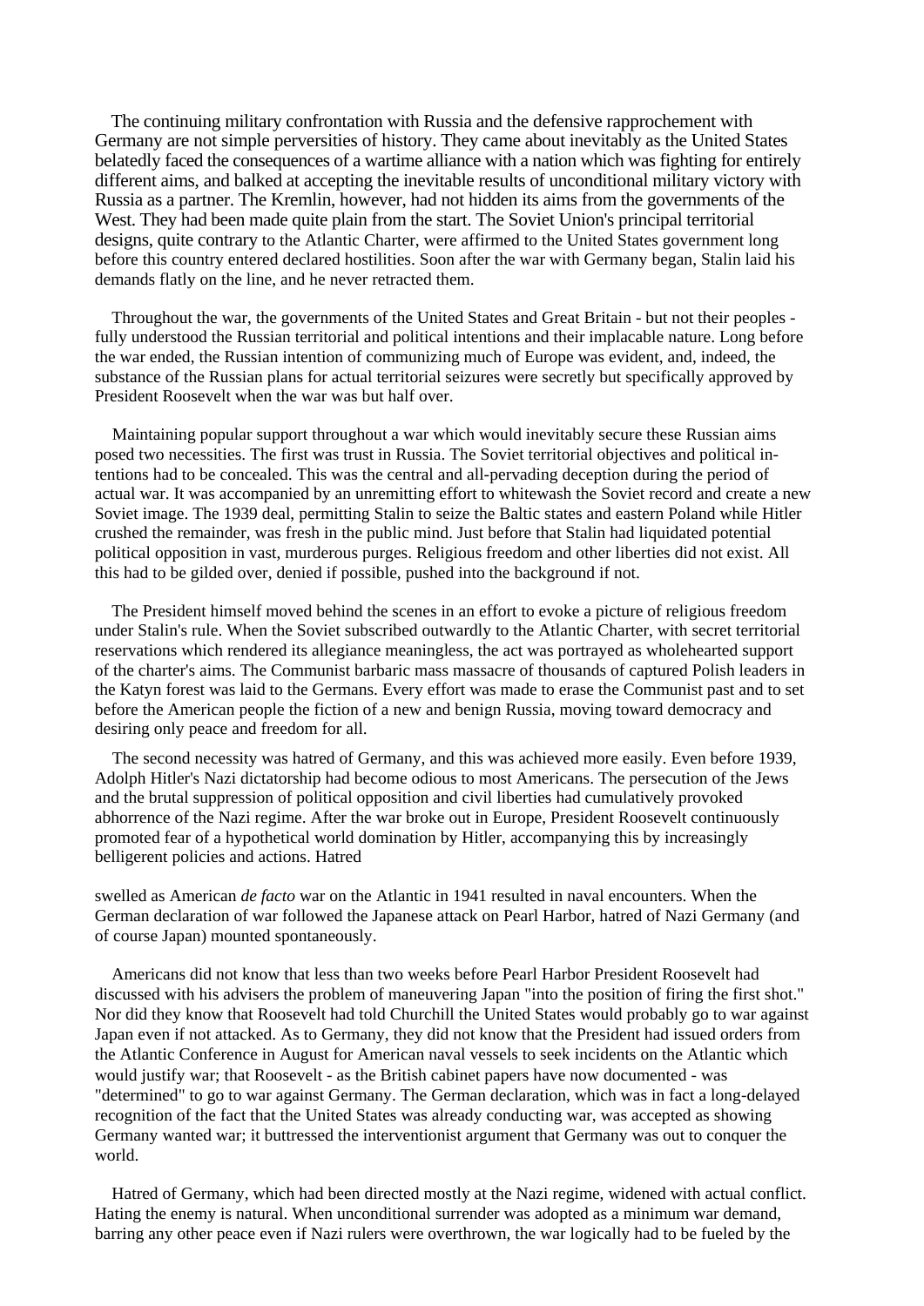The continuing military confrontation with Russia and the defensive rapprochement with Germany are not simple perversities of history. They came about inevitably as the United States belatedly faced the consequences of a wartime alliance with a nation which was fighting for entirely different aims, and balked at accepting the inevitable results of unconditional military victory with Russia as a partner. The Kremlin, however, had not hidden its aims from the governments of the West. They had been made quite plain from the start. The Soviet Union's principal territorial designs, quite contrary to the Atlantic Charter, were affirmed to the United States government long before this country entered declared hostilities. Soon after the war with Germany began, Stalin laid his demands flatly on the line, and he never retracted them.

Throughout the war, the governments of the United States and Great Britain - but not their peoples - fully understood the Russian territorial and political intentions and their implacable nature. Long before the war ended, the Russian intention of communizing much of Europe was evident, and, indeed, the substance of the Russian plans for actual territorial seizures were secretly but specifically approved by President Roosevelt when the war was but half over.

Maintaining popular support throughout a war which would inevitably secure these Russian aims posed two necessities. The first was trust in Russia. The Soviet territorial objectives and political intentions had to be concealed. This was the central and all-pervading deception during the period of actual war. It was accompanied by an unremitting effort to whitewash the Soviet record and create a new Soviet image. The 1939 deal, permitting Stalin to seize the Baltic states and eastern Poland while Hitler crushed the remainder, was fresh in the public mind. Just before that Stalin had liquidated potential political opposition in vast, murderous purges. Religious freedom and other liberties did not exist. All this had to be gilded over, denied if possible, pushed into the background if not.

The President himself moved behind the scenes in an effort to evoke a picture of religious freedom under Stalin's rule. When the Soviet subscribed outwardly to the Atlantic Charter, with secret territorial reservations which rendered its allegiance meaningless, the act was portrayed as wholehearted support of the charter's aims. The Communist barbaric mass massacre of thousands of captured Polish leaders in the Katyn forest was laid to the Germans. Every effort was made to erase the Communist past and to set before the American people the fiction of a new and benign Russia, moving toward democracy and desiring only peace and freedom for all.

The second necessity was hatred of Germany, and this was achieved more easily. Even before 1939, Adolph Hitler's Nazi dictatorship had become odious to most Americans. The persecution of the Jews and the brutal suppression of political opposition and civil liberties had cumulatively provoked abhorrence of the Nazi regime. After the war broke out in Europe, President Roosevelt continuously promoted fear of a hypothetical world domination by Hitler, accompanying this by increasingly belligerent policies and actions. Hatred swelled as American *de facto* war on the Atlantic in 1941 resulted in naval encounters. When the German declaration of war followed the Japanese attack on Pearl Harbor, hatred of Nazi Germany (and of course Japan) mounted spontaneously.

Americans did not know that less than two weeks before Pearl Harbor President Roosevelt had discussed with his advisers the problem of maneuvering Japan "into the position of firing the first shot." Nor did they know that Roosevelt had told Churchill the United States would probably go to war against Japan even if not attacked. As to Germany, they did not know that the President had issued orders from the Atlantic Conference in August for American naval vessels to seek incidents on the Atlantic which would justify war; that Roosevelt - as the British cabinet papers have now documented - was "determined" to go to war against Germany. The German declaration, which was in fact a long-delayed recognition of the fact that the United States was already conducting war, was accepted as showing Germany wanted war; it buttressed the interventionist argument that Germany was out to conquer the world.

Hatred of Germany, which had been directed mostly at the Nazi regime, widened with actual conflict. Hating the enemy is natural. When unconditional surrender was adopted as a minimum war demand, barring any other peace even if Nazi rulers were overthrown, the war logically had to be fueled by the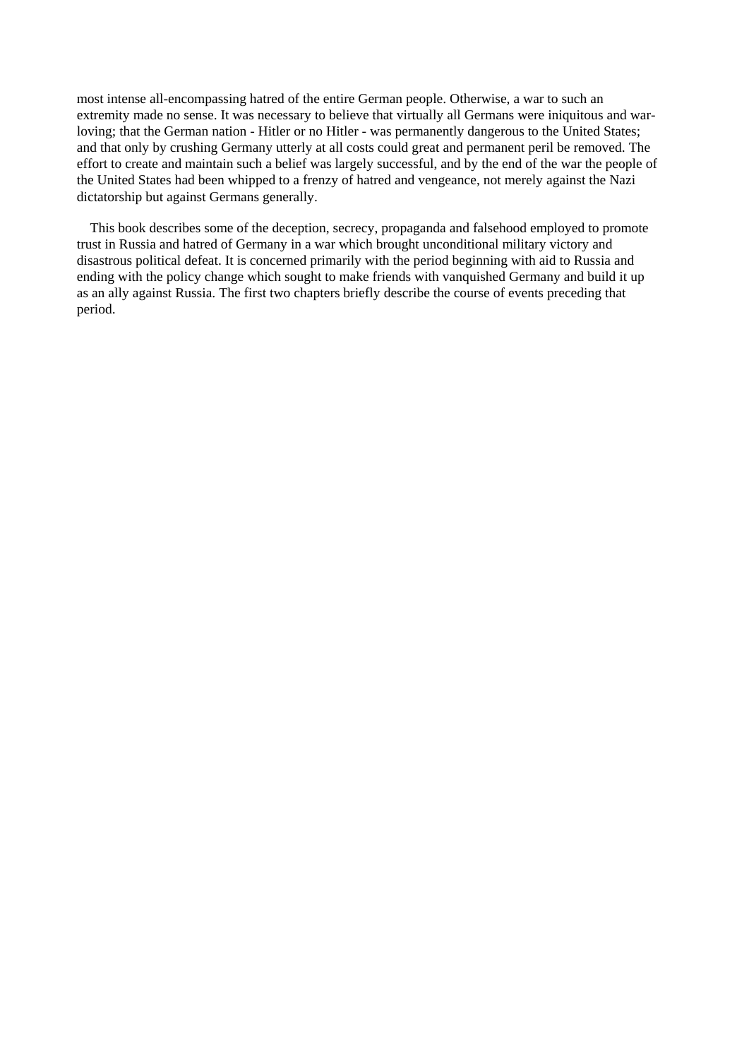most intense all-encompassing hatred of the entire German people. Otherwise, a war to such an extremity made no sense. It was necessary to believe that virtually all Germans were iniquitous and war-loving; that the German nation - Hitler or no Hitler - was permanently dangerous to the United States; and that only by crushing Germany utterly at all costs could great and permanent peril be removed. The effort to create and maintain such a belief was largely successful, and by the end of the war the people of the United States had been whipped to a frenzy of hatred and vengeance, not merely against the Nazi dictatorship but against Germans generally.

This book describes some of the deception, secrecy, propaganda and falsehood employed to promote trust in Russia and hatred of Germany in a war which brought unconditional military victory and disastrous political defeat. It is concerned primarily with the period beginning with aid to Russia and ending with the policy change which sought to make friends with vanquished Germany and build it up as an ally against Russia. The first two chapters briefly describe the course of events preceding that period.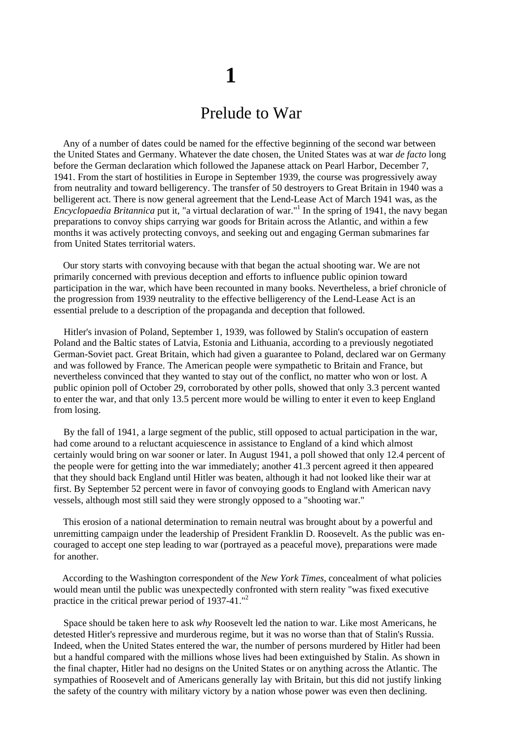# 1

## Prelude to War

Any of a number of dates could be named for the effective beginning of the second war between the United States and Germany. Whatever the date chosen, the United States was at war *de facto* long before the German declaration which followed the Japanese attack on Pearl Harbor, December 7, 1941. From the start of hostilities in Europe in September 1939, the course was progressively away from neutrality and toward belligerency. The transfer of 50 destroyers to Great Britain in 1940 was a belligerent act. There is now general agreement that the Lend-Lease Act of March 1941 was, as the *Encyclopaedia Britannica* put it, "a virtual declaration of war."[1] In the spring of 1941, the navy began preparations to convoy ships carrying war goods for Britain across the Atlantic, and within a few months it was actively protecting convoys, and seeking out and engaging German submarines far from United States territorial waters.

Our story starts with convoying because with that began the actual shooting war. We are not primarily concerned with previous deception and efforts to influence public opinion toward participation in the war, which have been recounted in many books. Nevertheless, a brief chronicle of the progression from 1939 neutrality to the effective belligerency of the Lend-Lease Act is an essential prelude to a description of the propaganda and deception that followed.

Hitler's invasion of Poland, September 1, 1939, was followed by Stalin's occupation of eastern Poland and the Baltic states of Latvia, Estonia and Lithuania, according to a previously negotiated German-Soviet pact. Great Britain, which had given a guarantee to Poland, declared war on Germany and was followed by France. The American people were sympathetic to Britain and France, but nevertheless convinced that they wanted to stay out of the conflict, no matter who won or lost. A public opinion poll of October 29, corroborated by other polls, showed that only 3.3 percent wanted to enter the war, and that only 13.5 percent more would be willing to enter it even to keep England from losing.

By the fall of 1941, a large segment of the public, still opposed to actual participation in the war, had come around to a reluctant acquiescence in assistance to England of a kind which almost certainly would bring on war sooner or later. In August 1941, a poll showed that only 12.4 percent of the people were for getting into the war immediately; another 41.3 percent agreed it then appeared that they should back England until Hitler was beaten, although it had not looked like their war at first. By September 52 percent were in favor of convoying goods to England with American navy vessels, although most still said they were strongly opposed to a "shooting war."

This erosion of a national determination to remain neutral was brought about by a powerful and unremitting campaign under the leadership of President Franklin D. Roosevelt. As the public was encouraged to accept one step leading to war (portrayed as a peaceful move), preparations were made for another.

According to the Washington correspondent of the *New York Times*, concealment of what policies would mean until the public was unexpectedly confronted with stern reality "was fixed executive practice in the critical prewar period of 1937-41."[2]

Space should be taken here to ask *why* Roosevelt led the nation to war. Like most Americans, he detested Hitler's repressive and murderous regime, but it was no worse than that of Stalin's Russia. Indeed, when the United States entered the war, the number of persons murdered by Hitler had been but a handful compared with the millions whose lives had been extinguished by Stalin. As shown in the final chapter, Hitler had no designs on the United States or on anything across the Atlantic. The sympathies of Roosevelt and of Americans generally lay with Britain, but this did not justify linking the safety of the country with military victory by a nation whose power was even then declining.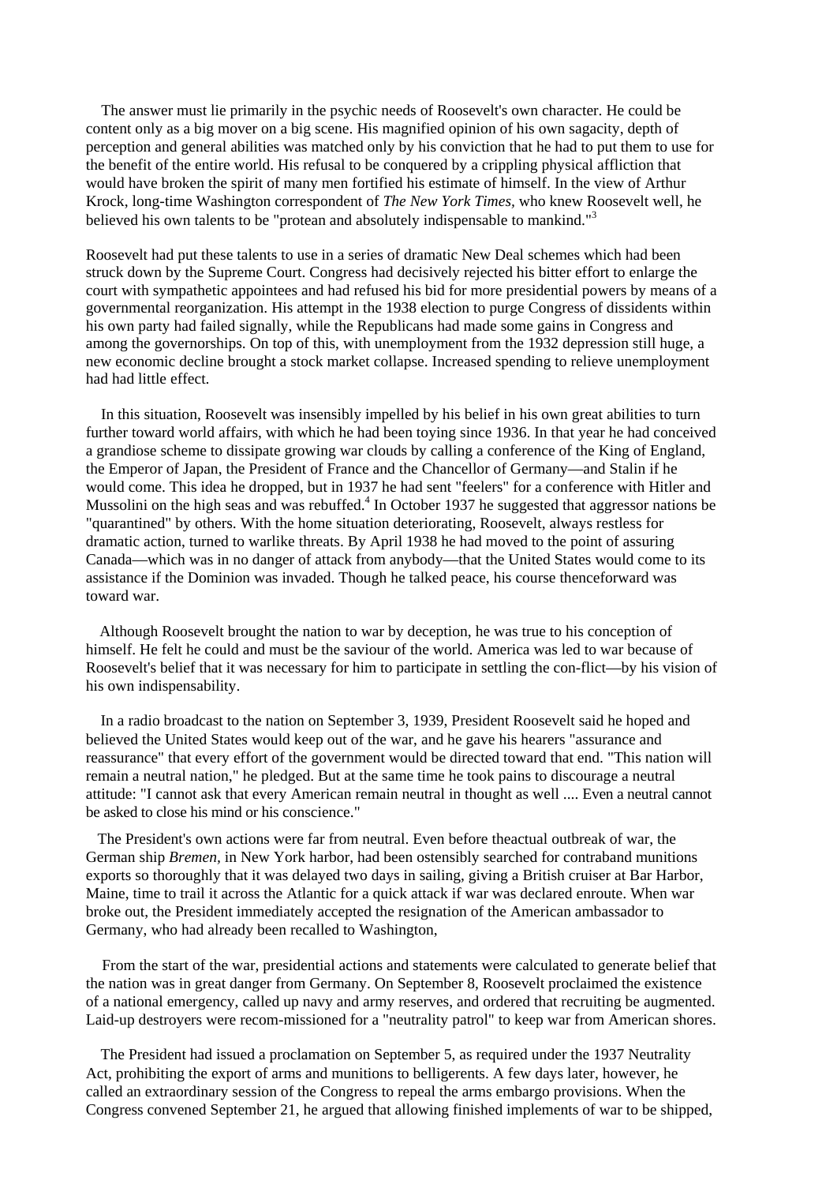The answer must lie primarily in the psychic needs of Roosevelt's own character. He could be content only as a big mover on a big scene. His magnified opinion of his own sagacity, depth of perception and general abilities was matched only by his conviction that he had to put them to use for the benefit of the entire world. His refusal to be conquered by a crippling physical affliction that would have broken the spirit of many men fortified his estimate of himself. In the view of Arthur Krock, long-time Washington correspondent of *The New York Times*, who knew Roosevelt well, he believed his own talents to be "protean and absolutely indispensable to mankind."[3]

Roosevelt had put these talents to use in a series of dramatic New Deal schemes which had been struck down by the Supreme Court. Congress had decisively rejected his bitter effort to enlarge the court with sympathetic appointees and had refused his bid for more presidential powers by means of a governmental reorganization. His attempt in the 1938 election to purge Congress of dissidents within his own party had failed signally, while the Republicans had made some gains in Congress and among the governorships. On top of this, with unemployment from the 1932 depression still huge, a new economic decline brought a stock market collapse. Increased spending to relieve unemployment had had little effect.

In this situation, Roosevelt was insensibly impelled by his belief in his own great abilities to turn further toward world affairs, with which he had been toying since 1936. In that year he had conceived a grandiose scheme to dissipate growing war clouds by calling a conference of the King of England, the Emperor of Japan, the President of France and the Chancellor of Germany—and Stalin if he would come. This idea he dropped, but in 1937 he had sent "feelers" for a conference with Hitler and Mussolini on the high seas and was rebuffed.[4] In October 1937 he suggested that aggressor nations be "quarantined" by others. With the home situation deteriorating, Roosevelt, always restless for dramatic action, turned to warlike threats. By April 1938 he had moved to the point of assuring Canada—which was in no danger of attack from anybody—that the United States would come to its assistance if the Dominion was invaded. Though he talked peace, his course thenceforward was toward war.

Although Roosevelt brought the nation to war by deception, he was true to his conception of himself. He felt he could and must be the saviour of the world. America was led to war because of Roosevelt's belief that it was necessary for him to participate in settling the con-flict—by his vision of his own indispensability.

In a radio broadcast to the nation on September 3, 1939, President Roosevelt said he hoped and believed the United States would keep out of the war, and he gave his hearers "assurance and reassurance" that every effort of the government would be directed toward that end. "This nation will remain a neutral nation," he pledged. But at the same time he took pains to discourage a neutral attitude: "I cannot ask that every American remain neutral in thought as well .... Even a neutral cannot be asked to close his mind or his conscience."

The President's own actions were far from neutral. Even before theactual outbreak of war, the German ship *Bremen*, in New York harbor, had been ostensibly searched for contraband munitions exports so thoroughly that it was delayed two days in sailing, giving a British cruiser at Bar Harbor, Maine, time to trail it across the Atlantic for a quick attack if war was declared enroute. When war broke out, the President immediately accepted the resignation of the American ambassador to Germany, who had already been recalled to Washington,

From the start of the war, presidential actions and statements were calculated to generate belief that the nation was in great danger from Germany. On September 8, Roosevelt proclaimed the existence of a national emergency, called up navy and army reserves, and ordered that recruiting be augmented. Laid-up destroyers were recom-missioned for a "neutrality patrol" to keep war from American shores.

The President had issued a proclamation on September 5, as required under the 1937 Neutrality Act, prohibiting the export of arms and munitions to belligerents. A few days later, however, he called an extraordinary session of the Congress to repeal the arms embargo provisions. When the Congress convened September 21, he argued that allowing finished implements of war to be shipped,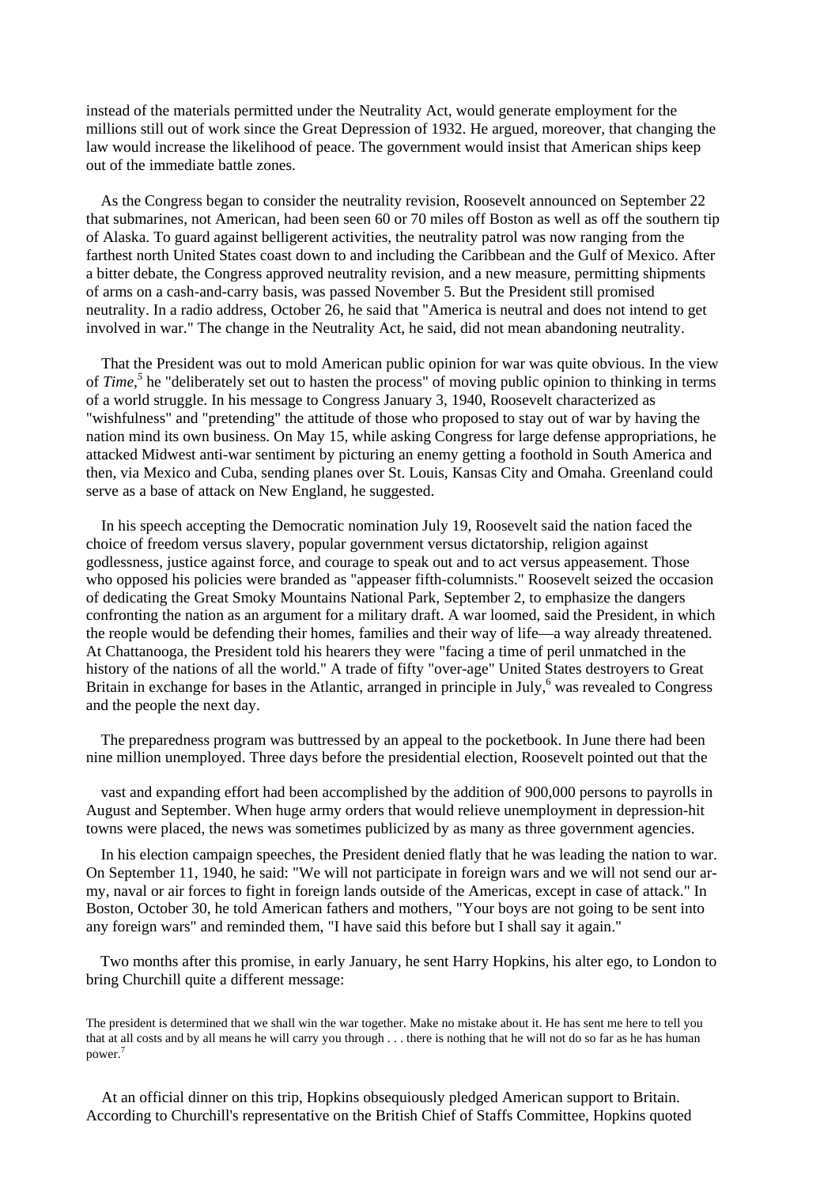instead of the materials permitted under the Neutrality Act, would generate employment for the millions still out of work since the Great Depression of 1932. He argued, moreover, that changing the law would increase the likelihood of peace. The government would insist that American ships keep out of the immediate battle zones.

As the Congress began to consider the neutrality revision, Roosevelt announced on September 22 that submarines, not American, had been seen 60 or 70 miles off Boston as well as off the southern tip of Alaska. To guard against belligerent activities, the neutrality patrol was now ranging from the farthest north United States coast down to and including the Caribbean and the Gulf of Mexico. After a bitter debate, the Congress approved neutrality revision, and a new measure, permitting shipments of arms on a cash-and-carry basis, was passed November 5. But the President still promised neutrality. In a radio address, October 26, he said that "America is neutral and does not intend to get involved in war." The change in the Neutrality Act, he said, did not mean abandoning neutrality.

That the President was out to mold American public opinion for war was quite obvious. In the view of *Time*,[5] he "deliberately set out to hasten the process" of moving public opinion to thinking in terms of a world struggle. In his message to Congress January 3, 1940, Roosevelt characterized as "wishfulness" and "pretending" the attitude of those who proposed to stay out of war by having the nation mind its own business. On May 15, while asking Congress for large defense appropriations, he attacked Midwest anti-war sentiment by picturing an enemy getting a foothold in South America and then, via Mexico and Cuba, sending planes over St. Louis, Kansas City and Omaha. Greenland could serve as a base of attack on New England, he suggested.

In his speech accepting the Democratic nomination July 19, Roosevelt said the nation faced the choice of freedom versus slavery, popular government versus dictatorship, religion against godlessness, justice against force, and courage to speak out and to act versus appeasement. Those who opposed his policies were branded as "appeaser fifth-columnists." Roosevelt seized the occasion of dedicating the Great Smoky Mountains National Park, September 2, to emphasize the dangers confronting the nation as an argument for a military draft. A war loomed, said the President, in which the people would be defending their homes, families and their way of life—a way already threatened. At Chattanooga, the President told his hearers they were "facing a time of peril unmatched in the history of the nations of all the world." A trade of fifty "over-age" United States destroyers to Great Britain in exchange for bases in the Atlantic, arranged in principle in July,[6] was revealed to Congress and the people the next day.

The preparedness program was buttressed by an appeal to the pocketbook. In June there had been nine million unemployed. Three days before the presidential election, Roosevelt pointed out that the vast and expanding effort had been accomplished by the addition of 900,000 persons to payrolls in August and September. When huge army orders that would relieve unemployment in depression-hit towns were placed, the news was sometimes publicized by as many as three government agencies.

In his election campaign speeches, the President denied flatly that he was leading the nation to war. On September 11, 1940, he said: "We will not participate in foreign wars and we will not send our army, naval or air forces to fight in foreign lands outside of the Americas, except in case of attack." In Boston, October 30, he told American fathers and mothers, "Your boys are not going to be sent into any foreign wars" and reminded them, "I have said this before but I shall say it again."

Two months after this promise, in early January, he sent Harry Hopkins, his alter ego, to London to bring Churchill quite a different message:

> The president is determined that we shall win the war together. Make no mistake about it. He has sent me here to tell you that at all costs and by all means he will carry you through . . . there is nothing that he will not do so far as he has human power.[7]

At an official dinner on this trip, Hopkins obsequiously pledged American support to Britain. According to Churchill's representative on the British Chief of Staffs Committee, Hopkins quoted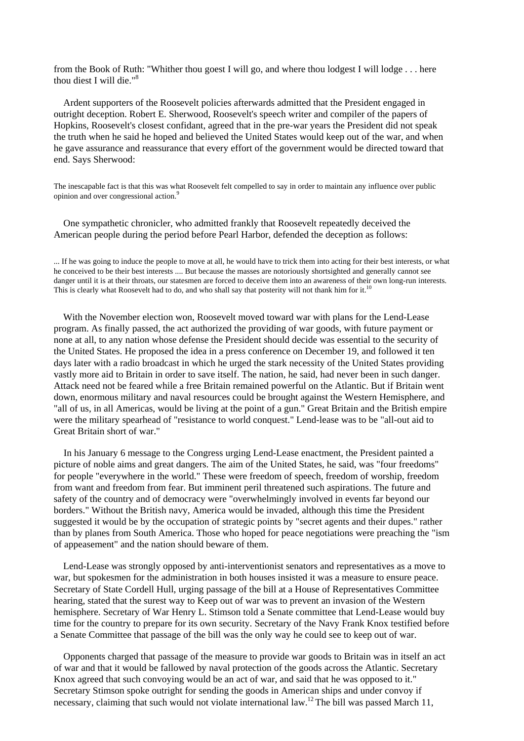from the Book of Ruth: "Whither thou goest I will go, and where thou lodgest I will lodge . . . here thou diest I will die."[8]

Ardent supporters of the Roosevelt policies afterwards admitted that the President engaged in outright deception. Robert E. Sherwood, Roosevelt's speech writer and compiler of the papers of Hopkins, Roosevelt's closest confidant, agreed that in the pre-war years the President did not speak the truth when he said he hoped and believed the United States would keep out of the war, and when he gave assurance and reassurance that every effort of the government would be directed toward that end. Says Sherwood:

> The inescapable fact is that this was what Roosevelt felt compelled to say in order to maintain any influence over public opinion and over congressional action.[9]

One sympathetic chronicler, who admitted frankly that Roosevelt repeatedly deceived the American people during the period before Pearl Harbor, defended the deception as follows:

> ... If he was going to induce the people to move at all, he would have to trick them into acting for their best interests, or what he conceived to be their best interests .... But because the masses are notoriously shortsighted and generally cannot see danger until it is at their throats, our statesmen are forced to deceive them into an awareness of their own long-run interests. This is clearly what Roosevelt had to do, and who shall say that posterity will not thank him for it.[10]

With the November election won, Roosevelt moved toward war with plans for the Lend-Lease program. As finally passed, the act authorized the providing of war goods, with future payment or none at all, to any nation whose defense the President should decide was essential to the security of the United States. He proposed the idea in a press conference on December 19, and followed it ten days later with a radio broadcast in which he urged the stark necessity of the United States providing vastly more aid to Britain in order to save itself. The nation, he said, had never been in such danger. Attack need not be feared while a free Britain remained powerful on the Atlantic. But if Britain went down, enormous military and naval resources could be brought against the Western Hemisphere, and "all of us, in all Americas, would be living at the point of a gun." Great Britain and the British empire were the military spearhead of "resistance to world conquest." Lend-lease was to be "all-out aid to Great Britain short of war."

In his January 6 message to the Congress urging Lend-Lease enactment, the President painted a picture of noble aims and great dangers. The aim of the United States, he said, was "four freedoms" for people "everywhere in the world." These were freedom of speech, freedom of worship, freedom from want and freedom from fear. But imminent peril threatened such aspirations. The future and safety of the country and of democracy were "overwhelmingly involved in events far beyond our borders." Without the British navy, America would be invaded, although this time the President suggested it would be by the occupation of strategic points by "secret agents and their dupes." rather than by planes from South America. Those who hoped for peace negotiations were preaching the "ism of appeasement" and the nation should beware of them.

Lend-Lease was strongly opposed by anti-interventionist senators and representatives as a move to war, but spokesmen for the administration in both houses insisted it was a measure to ensure peace. Secretary of State Cordell Hull, urging passage of the bill at a House of Representatives Committee hearing, stated that the surest way to Keep out of war was to prevent an invasion of the Western hemisphere. Secretary of War Henry L. Stimson told a Senate committee that Lend-Lease would buy time for the country to prepare for its own security. Secretary of the Navy Frank Knox testified before a Senate Committee that passage of the bill was the only way he could see to keep out of war.

Opponents charged that passage of the measure to provide war goods to Britain was in itself an act of war and that it would be fallowed by naval protection of the goods across the Atlantic. Secretary Knox agreed that such convoying would be an act of war, and said that he was opposed to it." Secretary Stimson spoke outright for sending the goods in American ships and under convoy if necessary, claiming that such would not violate international law.[12] The bill was passed March 11,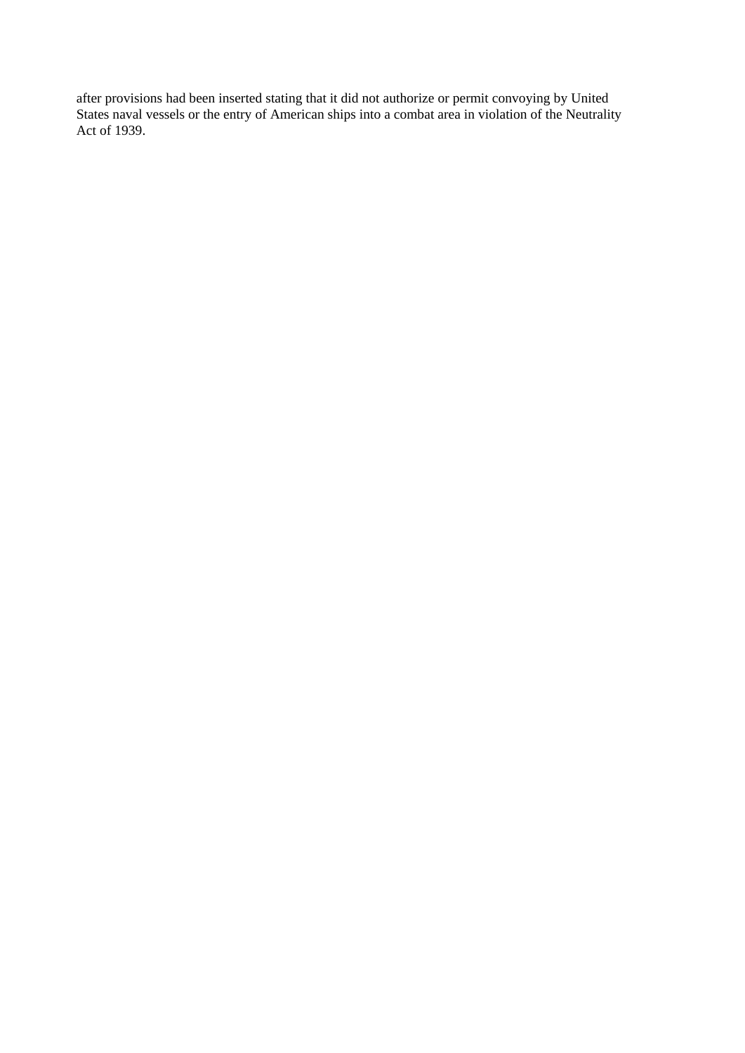after provisions had been inserted stating that it did not authorize or permit convoying by United States naval vessels or the entry of American ships into a combat area in violation of the Neutrality Act of 1939.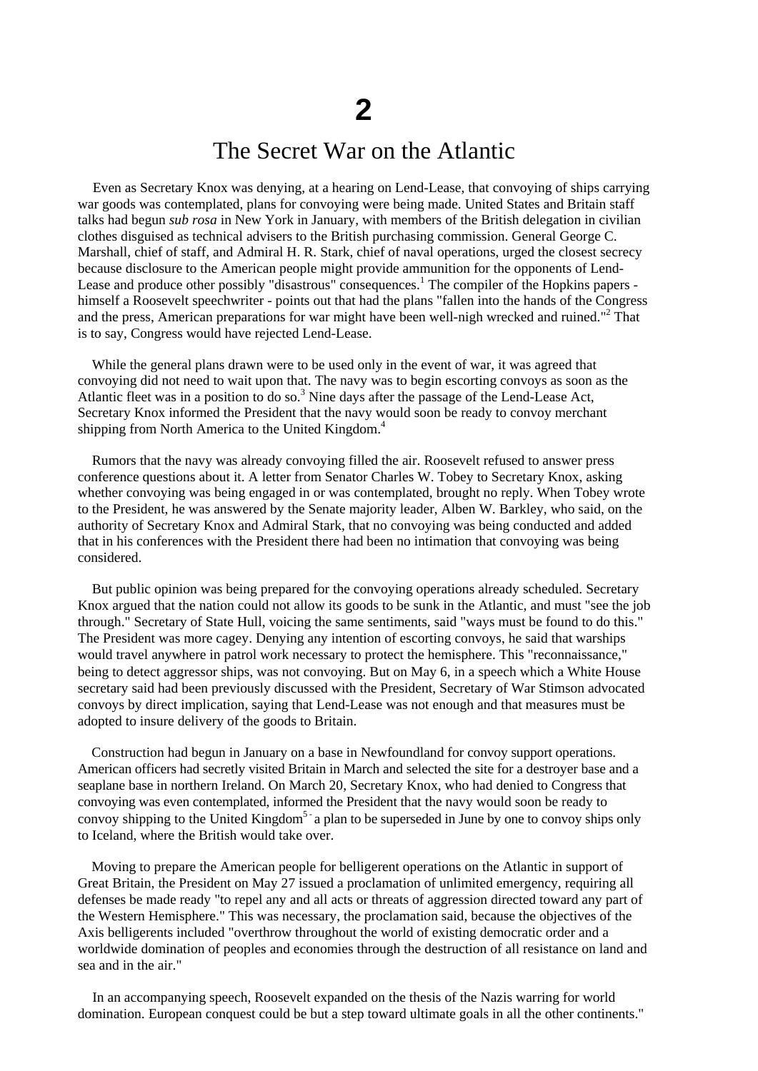# 2

## The Secret War on the Atlantic

Even as Secretary Knox was denying, at a hearing on Lend-Lease, that convoying of ships carrying war goods was contemplated, plans for convoying were being made. United States and Britain staff talks had begun *sub rosa* in New York in January, with members of the British delegation in civilian clothes disguised as technical advisers to the British purchasing commission. General George C. Marshall, chief of staff, and Admiral H. R. Stark, chief of naval operations, urged the closest secrecy because disclosure to the American people might provide ammunition for the opponents of Lend-Lease and produce other possibly "disastrous" consequences.[1] The compiler of the Hopkins papers - himself a Roosevelt speechwriter - points out that had the plans "fallen into the hands of the Congress and the press, American preparations for war might have been well-nigh wrecked and ruined."[2] That is to say, Congress would have rejected Lend-Lease.

While the general plans drawn were to be used only in the event of war, it was agreed that convoying did not need to wait upon that. The navy was to begin escorting convoys as soon as the Atlantic fleet was in a position to do so.[3] Nine days after the passage of the Lend-Lease Act, Secretary Knox informed the President that the navy would soon be ready to convoy merchant shipping from North America to the United Kingdom.[4]

Rumors that the navy was already convoying filled the air. Roosevelt refused to answer press conference questions about it. A letter from Senator Charles W. Tobey to Secretary Knox, asking whether convoying was being engaged in or was contemplated, brought no reply. When Tobey wrote to the President, he was answered by the Senate majority leader, Alben W. Barkley, who said, on the authority of Secretary Knox and Admiral Stark, that no convoying was being conducted and added that in his conferences with the President there had been no intimation that convoying was being considered.

But public opinion was being prepared for the convoying operations already scheduled. Secretary Knox argued that the nation could not allow its goods to be sunk in the Atlantic, and must "see the job through." Secretary of State Hull, voicing the same sentiments, said "ways must be found to do this." The President was more cagey. Denying any intention of escorting convoys, he said that warships would travel anywhere in patrol work necessary to protect the hemisphere. This "reconnaissance," being to detect aggressor ships, was not convoying. But on May 6, in a speech which a White House secretary said had been previously discussed with the President, Secretary of War Stimson advocated convoys by direct implication, saying that Lend-Lease was not enough and that measures must be adopted to insure delivery of the goods to Britain.

Construction had begun in January on a base in Newfoundland for convoy support operations. American officers had secretly visited Britain in March and selected the site for a destroyer base and a seaplane base in northern Ireland. On March 20, Secretary Knox, who had denied to Congress that convoying was even contemplated, informed the President that the navy would soon be ready to convoy shipping to the United Kingdom[5] - a plan to be superseded in June by one to convoy ships only to Iceland, where the British would take over.

Moving to prepare the American people for belligerent operations on the Atlantic in support of Great Britain, the President on May 27 issued a proclamation of unlimited emergency, requiring all defenses be made ready "to repel any and all acts or threats of aggression directed toward any part of the Western Hemisphere." This was necessary, the proclamation said, because the objectives of the Axis belligerents included "overthrow throughout the world of existing democratic order and a worldwide domination of peoples and economies through the destruction of all resistance on land and sea and in the air."

In an accompanying speech, Roosevelt expanded on the thesis of the Nazis warring for world domination. European conquest could be but a step toward ultimate goals in all the other continents."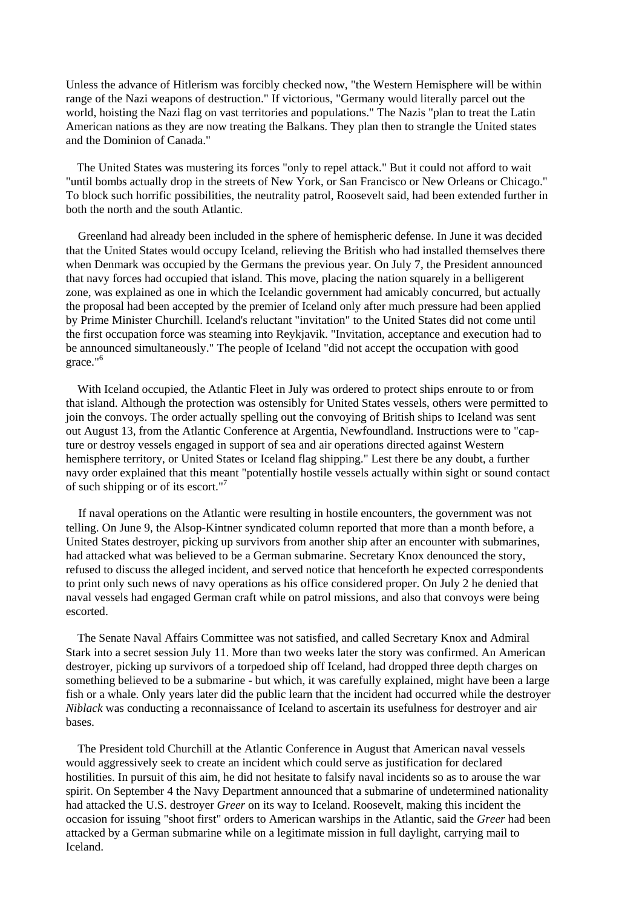Unless the advance of Hitlerism was forcibly checked now, "the Western Hemisphere will be within range of the Nazi weapons of destruction." If victorious, "Germany would literally parcel out the world, hoisting the Nazi flag on vast territories and populations." The Nazis "plan to treat the Latin American nations as they are now treating the Balkans. They plan then to strangle the United states and the Dominion of Canada."

The United States was mustering its forces "only to repel attack." But it could not afford to wait "until bombs actually drop in the streets of New York, or San Francisco or New Orleans or Chicago." To block such horrific possibilities, the neutrality patrol, Roosevelt said, had been extended further in both the north and the south Atlantic.

Greenland had already been included in the sphere of hemispheric defense. In June it was decided that the United States would occupy Iceland, relieving the British who had installed themselves there when Denmark was occupied by the Germans the previous year. On July 7, the President announced that navy forces had occupied that island. This move, placing the nation squarely in a belligerent zone, was explained as one in which the Icelandic government had amicably concurred, but actually the proposal had been accepted by the premier of Iceland only after much pressure had been applied by Prime Minister Churchill. Iceland's reluctant "invitation" to the United States did not come until the first occupation force was steaming into Reykjavik. "Invitation, acceptance and execution had to be announced simultaneously." The people of Iceland "did not accept the occupation with good grace."[6]

With Iceland occupied, the Atlantic Fleet in July was ordered to protect ships enroute to or from that island. Although the protection was ostensibly for United States vessels, others were permitted to join the convoys. The order actually spelling out the convoying of British ships to Iceland was sent out August 13, from the Atlantic Conference at Argentia, Newfoundland. Instructions were to "capture or destroy vessels engaged in support of sea and air operations directed against Western hemisphere territory, or United States or Iceland flag shipping." Lest there be any doubt, a further navy order explained that this meant "potentially hostile vessels actually within sight or sound contact of such shipping or of its escort."[7]

If naval operations on the Atlantic were resulting in hostile encounters, the government was not telling. On June 9, the Alsop-Kintner syndicated column reported that more than a month before, a United States destroyer, picking up survivors from another ship after an encounter with submarines, had attacked what was believed to be a German submarine. Secretary Knox denounced the story, refused to discuss the alleged incident, and served notice that henceforth he expected correspondents to print only such news of navy operations as his office considered proper. On July 2 he denied that naval vessels had engaged German craft while on patrol missions, and also that convoys were being escorted.

The Senate Naval Affairs Committee was not satisfied, and called Secretary Knox and Admiral Stark into a secret session July 11. More than two weeks later the story was confirmed. An American destroyer, picking up survivors of a torpedoed ship off Iceland, had dropped three depth charges on something believed to be a submarine - but which, it was carefully explained, might have been a large fish or a whale. Only years later did the public learn that the incident had occurred while the destroyer *Niblack* was conducting a reconnaissance of Iceland to ascertain its usefulness for destroyer and air bases.

The President told Churchill at the Atlantic Conference in August that American naval vessels would aggressively seek to create an incident which could serve as justification for declared hostilities. In pursuit of this aim, he did not hesitate to falsify naval incidents so as to arouse the war spirit. On September 4 the Navy Department announced that a submarine of undetermined nationality had attacked the U.S. destroyer *Greer* on its way to Iceland. Roosevelt, making this incident the occasion for issuing "shoot first" orders to American warships in the Atlantic, said the *Greer* had been attacked by a German submarine while on a legitimate mission in full daylight, carrying mail to Iceland.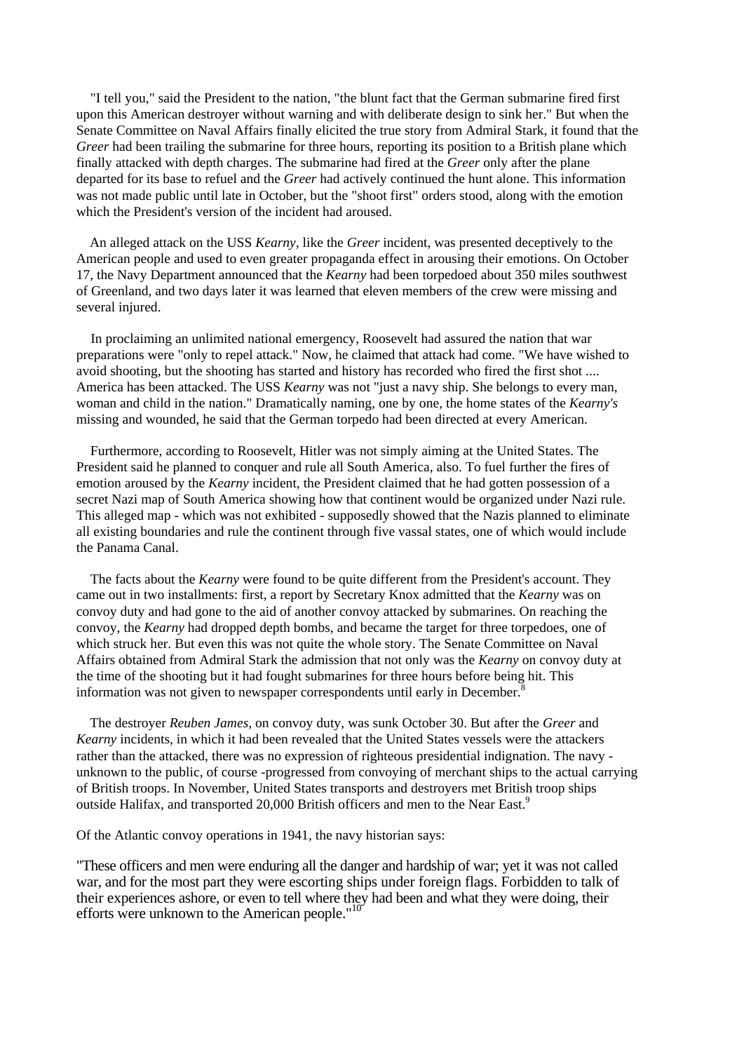"I tell you," said the President to the nation, "the blunt fact that the German submarine fired first upon this American destroyer without warning and with deliberate design to sink her." But when the Senate Committee on Naval Affairs finally elicited the true story from Admiral Stark, it found that the *Greer* had been trailing the submarine for three hours, reporting its position to a British plane which finally attacked with depth charges. The submarine had fired at the *Greer* only after the plane departed for its base to refuel and the *Greer* had actively continued the hunt alone. This information was not made public until late in October, but the "shoot first" orders stood, along with the emotion which the President's version of the incident had aroused.

An alleged attack on the USS *Kearny*, like the *Greer* incident, was presented deceptively to the American people and used to even greater propaganda effect in arousing their emotions. On October 17, the Navy Department announced that the *Kearny* had been torpedoed about 350 miles southwest of Greenland, and two days later it was learned that eleven members of the crew were missing and several injured.

In proclaiming an unlimited national emergency, Roosevelt had assured the nation that war preparations were "only to repel attack." Now, he claimed that attack had come. "We have wished to avoid shooting, but the shooting has started and history has recorded who fired the first shot .... America has been attacked. The USS *Kearny* was not "just a navy ship. She belongs to every man, woman and child in the nation." Dramatically naming, one by one, the home states of the *Kearny's* missing and wounded, he said that the German torpedo had been directed at every American.

Furthermore, according to Roosevelt, Hitler was not simply aiming at the United States. The President said he planned to conquer and rule all South America, also. To fuel further the fires of emotion aroused by the *Kearny* incident, the President claimed that he had gotten possession of a secret Nazi map of South America showing how that continent would be organized under Nazi rule. This alleged map - which was not exhibited - supposedly showed that the Nazis planned to eliminate all existing boundaries and rule the continent through five vassal states, one of which would include the Panama Canal.

The facts about the *Kearny* were found to be quite different from the President's account. They came out in two installments: first, a report by Secretary Knox admitted that the *Kearny* was on convoy duty and had gone to the aid of another convoy attacked by submarines. On reaching the convoy, the *Kearny* had dropped depth bombs, and became the target for three torpedoes, one of which struck her. But even this was not quite the whole story. The Senate Committee on Naval Affairs obtained from Admiral Stark the admission that not only was the *Kearny* on convoy duty at the time of the shooting but it had fought submarines for three hours before being hit. This information was not given to newspaper correspondents until early in December.[8]

The destroyer *Reuben James*, on convoy duty, was sunk October 30. But after the *Greer* and *Kearny* incidents, in which it had been revealed that the United States vessels were the attackers rather than the attacked, there was no expression of righteous presidential indignation. The navy - unknown to the public, of course -progressed from convoying of merchant ships to the actual carrying of British troops. In November, United States transports and destroyers met British troop ships outside Halifax, and transported 20,000 British officers and men to the Near East.[9]

Of the Atlantic convoy operations in 1941, the navy historian says:

"These officers and men were enduring all the danger and hardship of war; yet it was not called war, and for the most part they were escorting ships under foreign flags. Forbidden to talk of their experiences ashore, or even to tell where they had been and what they were doing, their efforts were unknown to the American people."[10]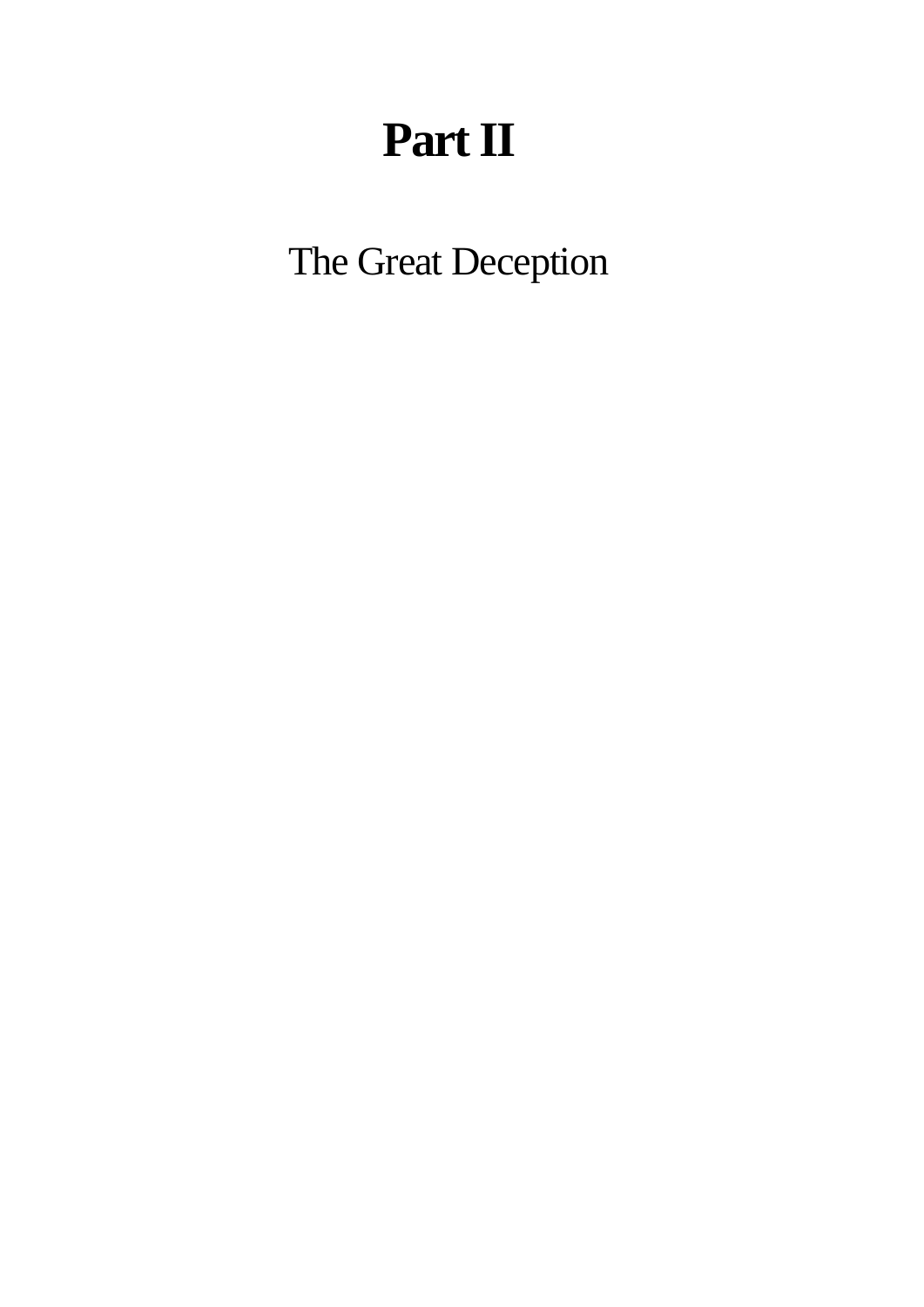# Part II

The Great Deception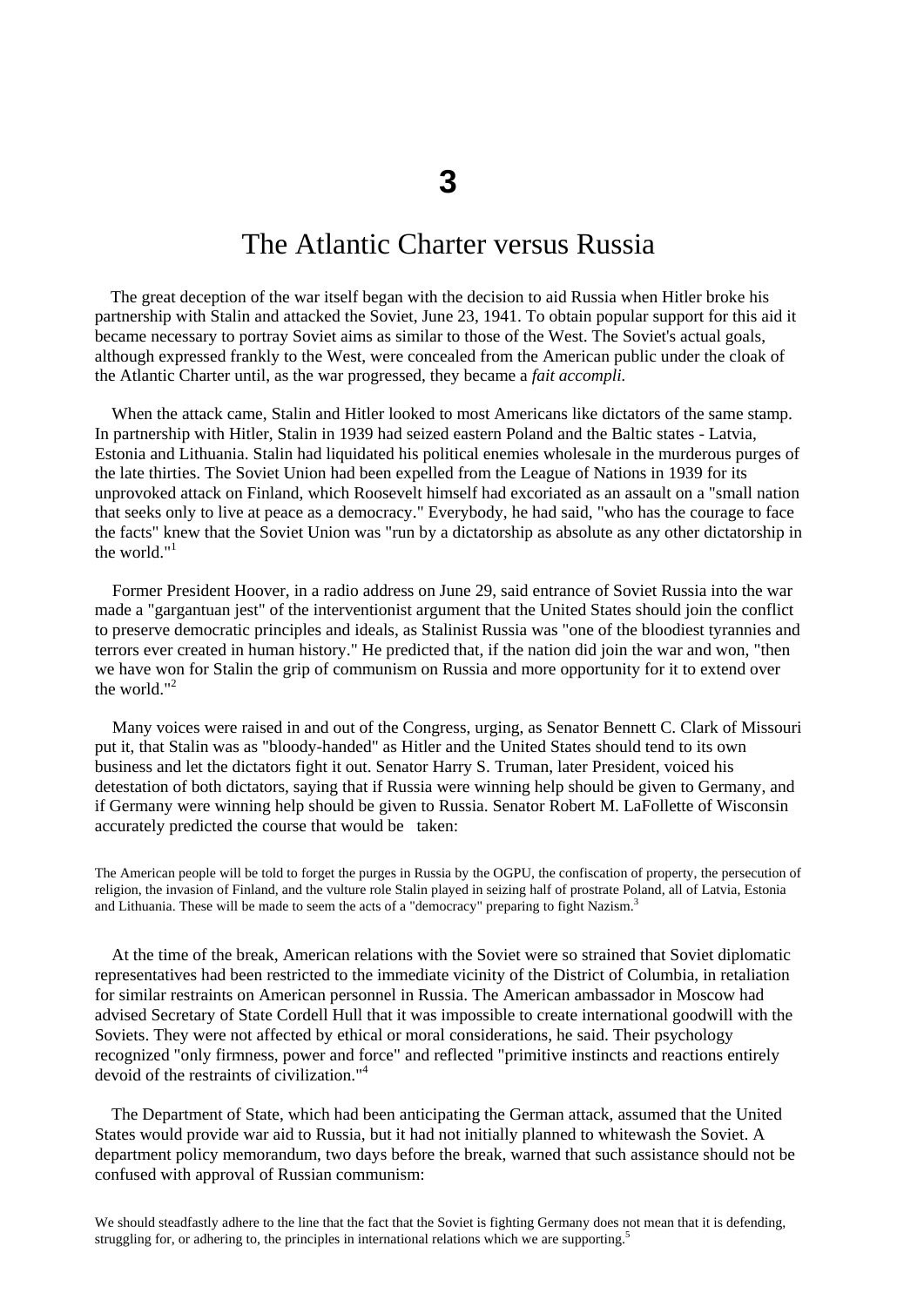# 3

## The Atlantic Charter versus Russia

The great deception of the war itself began with the decision to aid Russia when Hitler broke his partnership with Stalin and attacked the Soviet, June 23, 1941. To obtain popular support for this aid it became necessary to portray Soviet aims as similar to those of the West. The Soviet's actual goals, although expressed frankly to the West, were concealed from the American public under the cloak of the Atlantic Charter until, as the war progressed, they became a *fait accompli.*

When the attack came, Stalin and Hitler looked to most Americans like dictators of the same stamp. In partnership with Hitler, Stalin in 1939 had seized eastern Poland and the Baltic states - Latvia, Estonia and Lithuania. Stalin had liquidated his political enemies wholesale in the murderous purges of the late thirties. The Soviet Union had been expelled from the League of Nations in 1939 for its unprovoked attack on Finland, which Roosevelt himself had excoriated as an assault on a "small nation that seeks only to live at peace as a democracy." Everybody, he had said, "who has the courage to face the facts" knew that the Soviet Union was "run by a dictatorship as absolute as any other dictatorship in the world."[1]

Former President Hoover, in a radio address on June 29, said entrance of Soviet Russia into the war made a "gargantuan jest" of the interventionist argument that the United States should join the conflict to preserve democratic principles and ideals, as Stalinist Russia was "one of the bloodiest tyrannies and terrors ever created in human history." He predicted that, if the nation did join the war and won, "then we have won for Stalin the grip of communism on Russia and more opportunity for it to extend over the world."[2]

Many voices were raised in and out of the Congress, urging, as Senator Bennett C. Clark of Missouri put it, that Stalin was as "bloody-handed" as Hitler and the United States should tend to its own business and let the dictators fight it out. Senator Harry S. Truman, later President, voiced his detestation of both dictators, saying that if Russia were winning help should be given to Germany, and if Germany were winning help should be given to Russia. Senator Robert M. LaFollette of Wisconsin accurately predicted the course that would be taken:

> The American people will be told to forget the purges in Russia by the OGPU, the confiscation of property, the persecution of religion, the invasion of Finland, and the vulture role Stalin played in seizing half of prostrate Poland, all of Latvia, Estonia and Lithuania. These will be made to seem the acts of a "democracy" preparing to fight Nazism.[3]

At the time of the break, American relations with the Soviet were so strained that Soviet diplomatic representatives had been restricted to the immediate vicinity of the District of Columbia, in retaliation for similar restraints on American personnel in Russia. The American ambassador in Moscow had advised Secretary of State Cordell Hull that it was impossible to create international goodwill with the Soviets. They were not affected by ethical or moral considerations, he said. Their psychology recognized "only firmness, power and force" and reflected "primitive instincts and reactions entirely devoid of the restraints of civilization."[4]

The Department of State, which had been anticipating the German attack, assumed that the United States would provide war aid to Russia, but it had not initially planned to whitewash the Soviet. A department policy memorandum, two days before the break, warned that such assistance should not be confused with approval of Russian communism:

> We should steadfastly adhere to the line that the fact that the Soviet is fighting Germany does not mean that it is defending, struggling for, or adhering to, the principles in international relations which we are supporting.[5]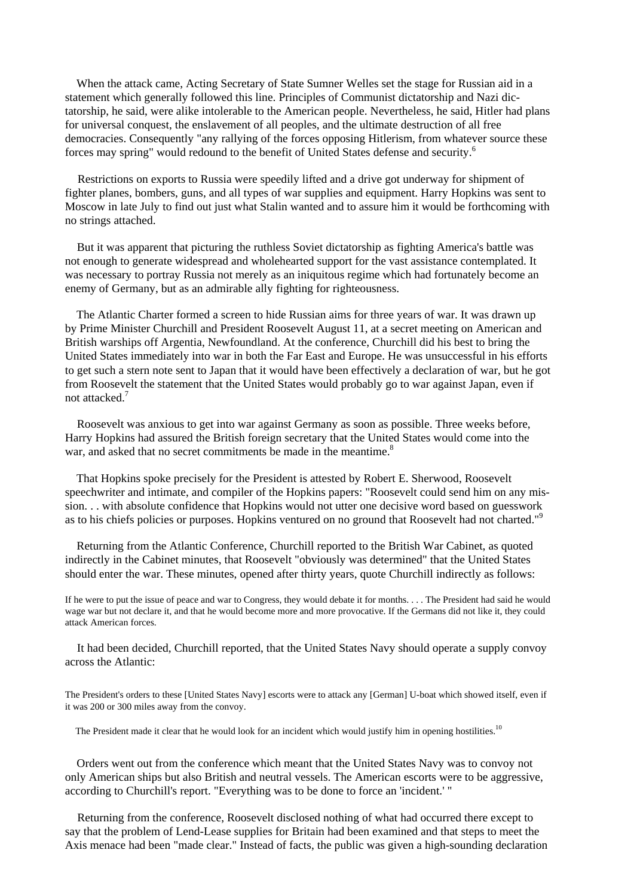When the attack came, Acting Secretary of State Sumner Welles set the stage for Russian aid in a statement which generally followed this line. Principles of Communist dictatorship and Nazi dictatorship, he said, were alike intolerable to the American people. Nevertheless, he said, Hitler had plans for universal conquest, the enslavement of all peoples, and the ultimate destruction of all free democracies. Consequently "any rallying of the forces opposing Hitlerism, from whatever source these forces may spring" would redound to the benefit of United States defense and security.[6]

Restrictions on exports to Russia were speedily lifted and a drive got underway for shipment of fighter planes, bombers, guns, and all types of war supplies and equipment. Harry Hopkins was sent to Moscow in late July to find out just what Stalin wanted and to assure him it would be forthcoming with no strings attached.

But it was apparent that picturing the ruthless Soviet dictatorship as fighting America's battle was not enough to generate widespread and wholehearted support for the vast assistance contemplated. It was necessary to portray Russia not merely as an iniquitous regime which had fortunately become an enemy of Germany, but as an admirable ally fighting for righteousness.

The Atlantic Charter formed a screen to hide Russian aims for three years of war. It was drawn up by Prime Minister Churchill and President Roosevelt August 11, at a secret meeting on American and British warships off Argentia, Newfoundland. At the conference, Churchill did his best to bring the United States immediately into war in both the Far East and Europe. He was unsuccessful in his efforts to get such a stern note sent to Japan that it would have been effectively a declaration of war, but he got from Roosevelt the statement that the United States would probably go to war against Japan, even if not attacked.[7]

Roosevelt was anxious to get into war against Germany as soon as possible. Three weeks before, Harry Hopkins had assured the British foreign secretary that the United States would come into the war, and asked that no secret commitments be made in the meantime.[8]

That Hopkins spoke precisely for the President is attested by Robert E. Sherwood, Roosevelt speechwriter and intimate, and compiler of the Hopkins papers: "Roosevelt could send him on any mission. . . with absolute confidence that Hopkins would not utter one decisive word based on guesswork as to his chiefs policies or purposes. Hopkins ventured on no ground that Roosevelt had not charted."[9]

Returning from the Atlantic Conference, Churchill reported to the British War Cabinet, as quoted indirectly in the Cabinet minutes, that Roosevelt "obviously was determined" that the United States should enter the war. These minutes, opened after thirty years, quote Churchill indirectly as follows:

> If he were to put the issue of peace and war to Congress, they would debate it for months. . . . The President had said he would wage war but not declare it, and that he would become more and more provocative. If the Germans did not like it, they could attack American forces.

It had been decided, Churchill reported, that the United States Navy should operate a supply convoy across the Atlantic:

> The President's orders to these [United States Navy] escorts were to attack any [German] U-boat which showed itself, even if it was 200 or 300 miles away from the convoy.
>
> The President made it clear that he would look for an incident which would justify him in opening hostilities.[10]

Orders went out from the conference which meant that the United States Navy was to convoy not only American ships but also British and neutral vessels. The American escorts were to be aggressive, according to Churchill's report. "Everything was to be done to force an 'incident.' "

Returning from the conference, Roosevelt disclosed nothing of what had occurred there except to say that the problem of Lend-Lease supplies for Britain had been examined and that steps to meet the Axis menace had been "made clear." Instead of facts, the public was given a high-sounding declaration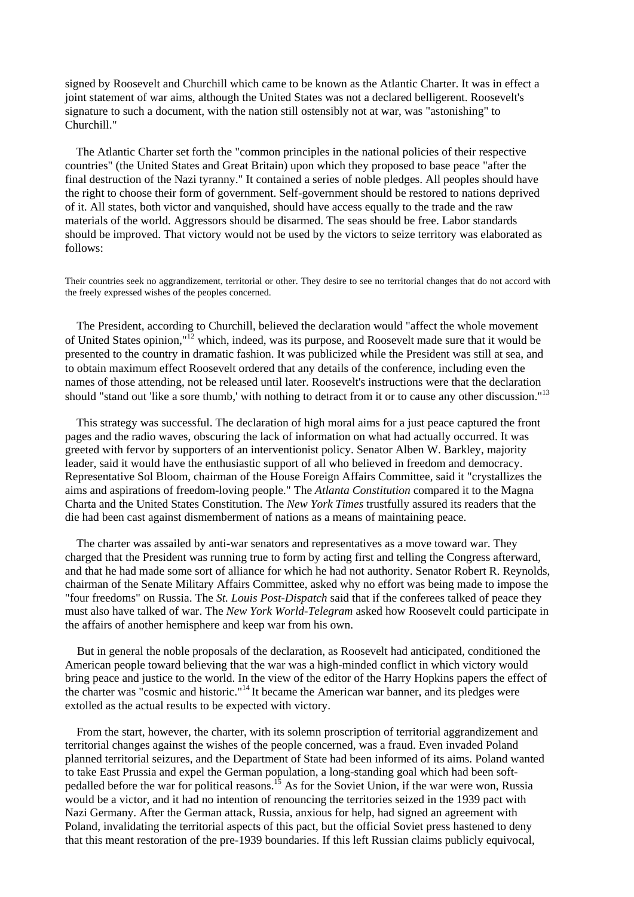signed by Roosevelt and Churchill which came to be known as the Atlantic Charter. It was in effect a joint statement of war aims, although the United States was not a declared belligerent. Roosevelt's signature to such a document, with the nation still ostensibly not at war, was "astonishing" to Churchill."

The Atlantic Charter set forth the "common principles in the national policies of their respective countries" (the United States and Great Britain) upon which they proposed to base peace "after the final destruction of the Nazi tyranny." It contained a series of noble pledges. All peoples should have the right to choose their form of government. Self-government should be restored to nations deprived of it. All states, both victor and vanquished, should have access equally to the trade and the raw materials of the world. Aggressors should be disarmed. The seas should be free. Labor standards should be improved. That victory would not be used by the victors to seize territory was elaborated as follows:

> Their countries seek no aggrandizement, territorial or other. They desire to see no territorial changes that do not accord with the freely expressed wishes of the peoples concerned.

The President, according to Churchill, believed the declaration would "affect the whole movement of United States opinion,"[12] which, indeed, was its purpose, and Roosevelt made sure that it would be presented to the country in dramatic fashion. It was publicized while the President was still at sea, and to obtain maximum effect Roosevelt ordered that any details of the conference, including even the names of those attending, not be released until later. Roosevelt's instructions were that the declaration should "stand out 'like a sore thumb,' with nothing to detract from it or to cause any other discussion."[13]

This strategy was successful. The declaration of high moral aims for a just peace captured the front pages and the radio waves, obscuring the lack of information on what had actually occurred. It was greeted with fervor by supporters of an interventionist policy. Senator Alben W. Barkley, majority leader, said it would have the enthusiastic support of all who believed in freedom and democracy. Representative Sol Bloom, chairman of the House Foreign Affairs Committee, said it "crystallizes the aims and aspirations of freedom-loving people." The *Atlanta Constitution* compared it to the Magna Charta and the United States Constitution. The *New York Times* trustfully assured its readers that the die had been cast against dismemberment of nations as a means of maintaining peace.

The charter was assailed by anti-war senators and representatives as a move toward war. They charged that the President was running true to form by acting first and telling the Congress afterward, and that he had made some sort of alliance for which he had not authority. Senator Robert R. Reynolds, chairman of the Senate Military Affairs Committee, asked why no effort was being made to impose the "four freedoms" on Russia. The *St. Louis Post-Dispatch* said that if the conferees talked of peace they must also have talked of war. The *New York World-Telegram* asked how Roosevelt could participate in the affairs of another hemisphere and keep war from his own.

But in general the noble proposals of the declaration, as Roosevelt had anticipated, conditioned the American people toward believing that the war was a high-minded conflict in which victory would bring peace and justice to the world. In the view of the editor of the Harry Hopkins papers the effect of the charter was "cosmic and historic."[14] It became the American war banner, and its pledges were extolled as the actual results to be expected with victory.

From the start, however, the charter, with its solemn proscription of territorial aggrandizement and territorial changes against the wishes of the people concerned, was a fraud. Even invaded Poland planned territorial seizures, and the Department of State had been informed of its aims. Poland wanted to take East Prussia and expel the German population, a long-standing goal which had been soft-pedalled before the war for political reasons.[15] As for the Soviet Union, if the war were won, Russia would be a victor, and it had no intention of renouncing the territories seized in the 1939 pact with Nazi Germany. After the German attack, Russia, anxious for help, had signed an agreement with Poland, invalidating the territorial aspects of this pact, but the official Soviet press hastened to deny that this meant restoration of the pre-1939 boundaries. If this left Russian claims publicly equivocal,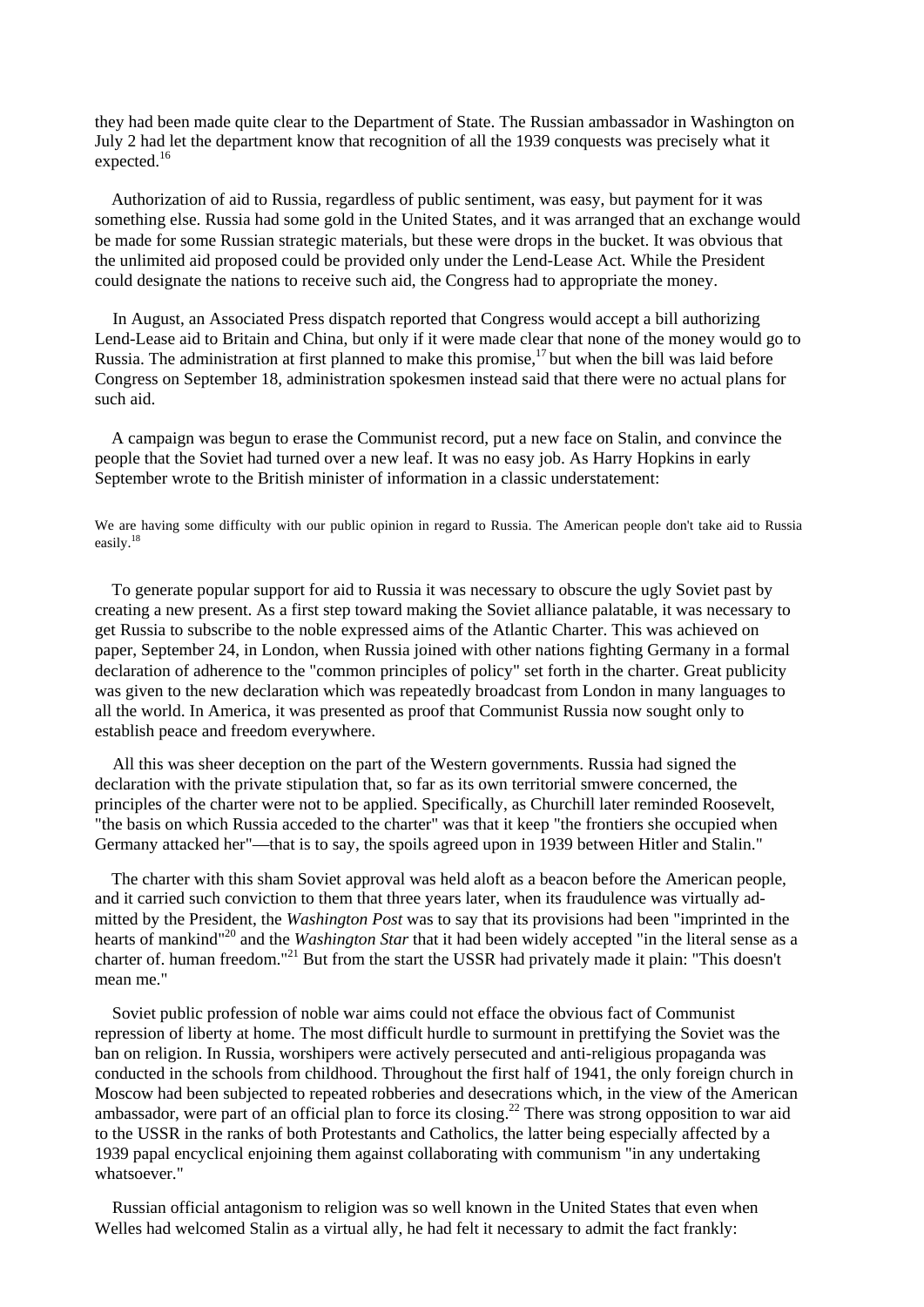they had been made quite clear to the Department of State. The Russian ambassador in Washington on July 2 had let the department know that recognition of all the 1939 conquests was precisely what it expected.[16]

Authorization of aid to Russia, regardless of public sentiment, was easy, but payment for it was something else. Russia had some gold in the United States, and it was arranged that an exchange would be made for some Russian strategic materials, but these were drops in the bucket. It was obvious that the unlimited aid proposed could be provided only under the Lend-Lease Act. While the President could designate the nations to receive such aid, the Congress had to appropriate the money.

In August, an Associated Press dispatch reported that Congress would accept a bill authorizing Lend-Lease aid to Britain and China, but only if it were made clear that none of the money would go to Russia. The administration at first planned to make this promise,[17] but when the bill was laid before Congress on September 18, administration spokesmen instead said that there were no actual plans for such aid.

A campaign was begun to erase the Communist record, put a new face on Stalin, and convince the people that the Soviet had turned over a new leaf. It was no easy job. As Harry Hopkins in early September wrote to the British minister of information in a classic understatement:

> We are having some difficulty with our public opinion in regard to Russia. The American people don't take aid to Russia easily.[18]

To generate popular support for aid to Russia it was necessary to obscure the ugly Soviet past by creating a new present. As a first step toward making the Soviet alliance palatable, it was necessary to get Russia to subscribe to the noble expressed aims of the Atlantic Charter. This was achieved on paper, September 24, in London, when Russia joined with other nations fighting Germany in a formal declaration of adherence to the "common principles of policy" set forth in the charter. Great publicity was given to the new declaration which was repeatedly broadcast from London in many languages to all the world. In America, it was presented as proof that Communist Russia now sought only to establish peace and freedom everywhere.

All this was sheer deception on the part of the Western governments. Russia had signed the declaration with the private stipulation that, so far as its own territorial smwere concerned, the principles of the charter were not to be applied. Specifically, as Churchill later reminded Roosevelt, "the basis on which Russia acceded to the charter" was that it keep "the frontiers she occupied when Germany attacked her"—that is to say, the spoils agreed upon in 1939 between Hitler and Stalin."

The charter with this sham Soviet approval was held aloft as a beacon before the American people, and it carried such conviction to them that three years later, when its fraudulence was virtually admitted by the President, the *Washington Post* was to say that its provisions had been "imprinted in the hearts of mankind"[20] and the *Washington Star* that it had been widely accepted "in the literal sense as a charter of. human freedom."[21] But from the start the USSR had privately made it plain: "This doesn't mean me."

Soviet public profession of noble war aims could not efface the obvious fact of Communist repression of liberty at home. The most difficult hurdle to surmount in prettifying the Soviet was the ban on religion. In Russia, worshipers were actively persecuted and anti-religious propaganda was conducted in the schools from childhood. Throughout the first half of 1941, the only foreign church in Moscow had been subjected to repeated robberies and desecrations which, in the view of the American ambassador, were part of an official plan to force its closing.[22] There was strong opposition to war aid to the USSR in the ranks of both Protestants and Catholics, the latter being especially affected by a 1939 papal encyclical enjoining them against collaborating with communism "in any undertaking whatsoever."

Russian official antagonism to religion was so well known in the United States that even when Welles had welcomed Stalin as a virtual ally, he had felt it necessary to admit the fact frankly: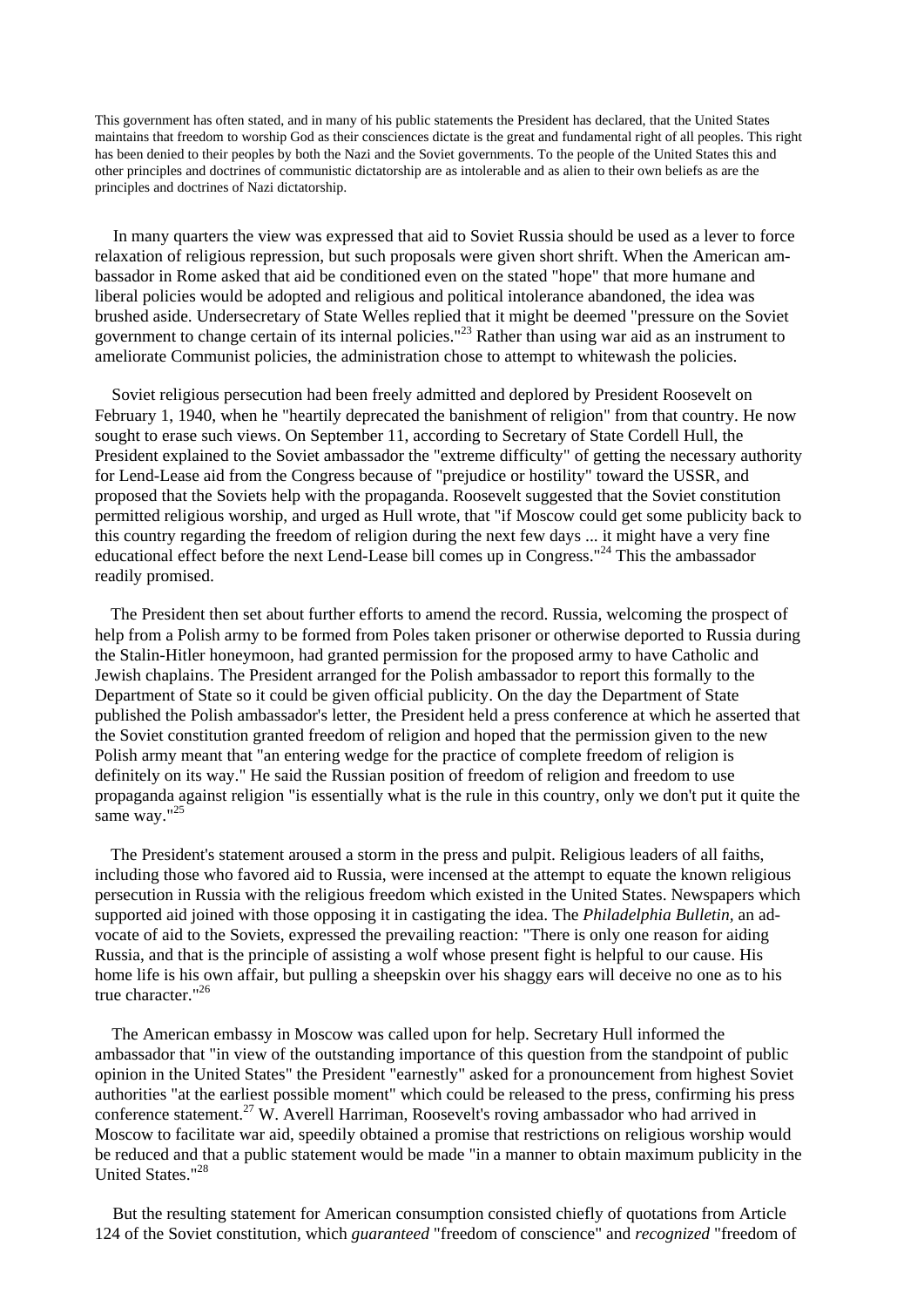This government has often stated, and in many of his public statements the President has declared, that the United States maintains that freedom to worship God as their consciences dictate is the great and fundamental right of all peoples. This right has been denied to their peoples by both the Nazi and the Soviet governments. To the people of the United States this and other principles and doctrines of communistic dictatorship are as intolerable and as alien to their own beliefs as are the principles and doctrines of Nazi dictatorship.

In many quarters the view was expressed that aid to Soviet Russia should be used as a lever to force relaxation of religious repression, but such proposals were given short shrift. When the American ambassador in Rome asked that aid be conditioned even on the stated "hope" that more humane and liberal policies would be adopted and religious and political intolerance abandoned, the idea was brushed aside. Undersecretary of State Welles replied that it might be deemed "pressure on the Soviet government to change certain of its internal policies."[23] Rather than using war aid as an instrument to ameliorate Communist policies, the administration chose to attempt to whitewash the policies.

Soviet religious persecution had been freely admitted and deplored by President Roosevelt on February 1, 1940, when he "heartily deprecated the banishment of religion" from that country. He now sought to erase such views. On September 11, according to Secretary of State Cordell Hull, the President explained to the Soviet ambassador the "extreme difficulty" of getting the necessary authority for Lend-Lease aid from the Congress because of "prejudice or hostility" toward the USSR, and proposed that the Soviets help with the propaganda. Roosevelt suggested that the Soviet constitution permitted religious worship, and urged as Hull wrote, that "if Moscow could get some publicity back to this country regarding the freedom of religion during the next few days ... it might have a very fine educational effect before the next Lend-Lease bill comes up in Congress."[24] This the ambassador readily promised.

The President then set about further efforts to amend the record. Russia, welcoming the prospect of help from a Polish army to be formed from Poles taken prisoner or otherwise deported to Russia during the Stalin-Hitler honeymoon, had granted permission for the proposed army to have Catholic and Jewish chaplains. The President arranged for the Polish ambassador to report this formally to the Department of State so it could be given official publicity. On the day the Department of State published the Polish ambassador's letter, the President held a press conference at which he asserted that the Soviet constitution granted freedom of religion and hoped that the permission given to the new Polish army meant that "an entering wedge for the practice of complete freedom of religion is definitely on its way." He said the Russian position of freedom of religion and freedom to use propaganda against religion "is essentially what is the rule in this country, only we don't put it quite the same way."[25]

The President's statement aroused a storm in the press and pulpit. Religious leaders of all faiths, including those who favored aid to Russia, were incensed at the attempt to equate the known religious persecution in Russia with the religious freedom which existed in the United States. Newspapers which supported aid joined with those opposing it in castigating the idea. The *Philadelphia Bulletin*, an advocate of aid to the Soviets, expressed the prevailing reaction: "There is only one reason for aiding Russia, and that is the principle of assisting a wolf whose present fight is helpful to our cause. His home life is his own affair, but pulling a sheepskin over his shaggy ears will deceive no one as to his true character."[26]

The American embassy in Moscow was called upon for help. Secretary Hull informed the ambassador that "in view of the outstanding importance of this question from the standpoint of public opinion in the United States" the President "earnestly" asked for a pronouncement from highest Soviet authorities "at the earliest possible moment" which could be released to the press, confirming his press conference statement.[27] W. Averell Harriman, Roosevelt's roving ambassador who had arrived in Moscow to facilitate war aid, speedily obtained a promise that restrictions on religious worship would be reduced and that a public statement would be made "in a manner to obtain maximum publicity in the United States."[28]

But the resulting statement for American consumption consisted chiefly of quotations from Article 124 of the Soviet constitution, which *guaranteed* "freedom of conscience" and *recognized* "freedom of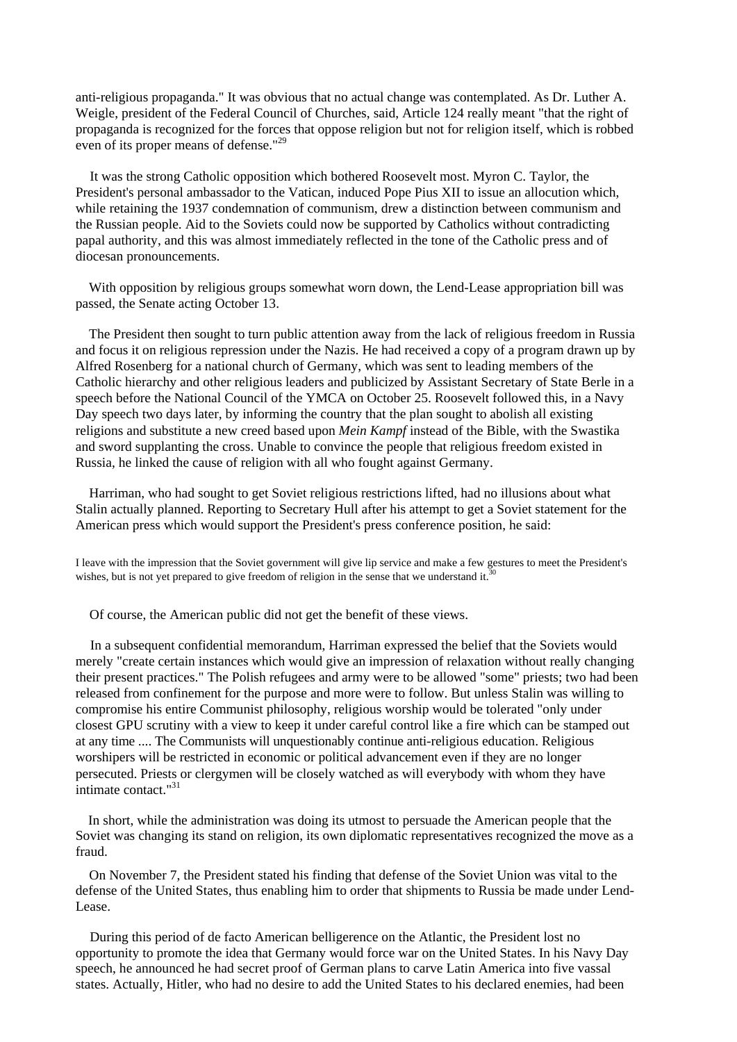anti-religious propaganda." It was obvious that no actual change was contemplated. As Dr. Luther A. Weigle, president of the Federal Council of Churches, said, Article 124 really meant "that the right of propaganda is recognized for the forces that oppose religion but not for religion itself, which is robbed even of its proper means of defense."[29]

It was the strong Catholic opposition which bothered Roosevelt most. Myron C. Taylor, the President's personal ambassador to the Vatican, induced Pope Pius XII to issue an allocution which, while retaining the 1937 condemnation of communism, drew a distinction between communism and the Russian people. Aid to the Soviets could now be supported by Catholics without contradicting papal authority, and this was almost immediately reflected in the tone of the Catholic press and of diocesan pronouncements.

With opposition by religious groups somewhat worn down, the Lend-Lease appropriation bill was passed, the Senate acting October 13.

The President then sought to turn public attention away from the lack of religious freedom in Russia and focus it on religious repression under the Nazis. He had received a copy of a program drawn up by Alfred Rosenberg for a national church of Germany, which was sent to leading members of the Catholic hierarchy and other religious leaders and publicized by Assistant Secretary of State Berle in a speech before the National Council of the YMCA on October 25. Roosevelt followed this, in a Navy Day speech two days later, by informing the country that the plan sought to abolish all existing religions and substitute a new creed based upon *Mein Kampf* instead of the Bible, with the Swastika and sword supplanting the cross. Unable to convince the people that religious freedom existed in Russia, he linked the cause of religion with all who fought against Germany.

Harriman, who had sought to get Soviet religious restrictions lifted, had no illusions about what Stalin actually planned. Reporting to Secretary Hull after his attempt to get a Soviet statement for the American press which would support the President's press conference position, he said:

> I leave with the impression that the Soviet government will give lip service and make a few gestures to meet the President's wishes, but is not yet prepared to give freedom of religion in the sense that we understand it.[30]

Of course, the American public did not get the benefit of these views.

In a subsequent confidential memorandum, Harriman expressed the belief that the Soviets would merely "create certain instances which would give an impression of relaxation without really changing their present practices." The Polish refugees and army were to be allowed "some" priests; two had been released from confinement for the purpose and more were to follow. But unless Stalin was willing to compromise his entire Communist philosophy, religious worship would be tolerated "only under closest GPU scrutiny with a view to keep it under careful control like a fire which can be stamped out at any time .... The Communists will unquestionably continue anti-religious education. Religious worshipers will be restricted in economic or political advancement even if they are no longer persecuted. Priests or clergymen will be closely watched as will everybody with whom they have intimate contact."[31]

In short, while the administration was doing its utmost to persuade the American people that the Soviet was changing its stand on religion, its own diplomatic representatives recognized the move as a fraud.

On November 7, the President stated his finding that defense of the Soviet Union was vital to the defense of the United States, thus enabling him to order that shipments to Russia be made under Lend-Lease.

During this period of de facto American belligerence on the Atlantic, the President lost no opportunity to promote the idea that Germany would force war on the United States. In his Navy Day speech, he announced he had secret proof of German plans to carve Latin America into five vassal states. Actually, Hitler, who had no desire to add the United States to his declared enemies, had been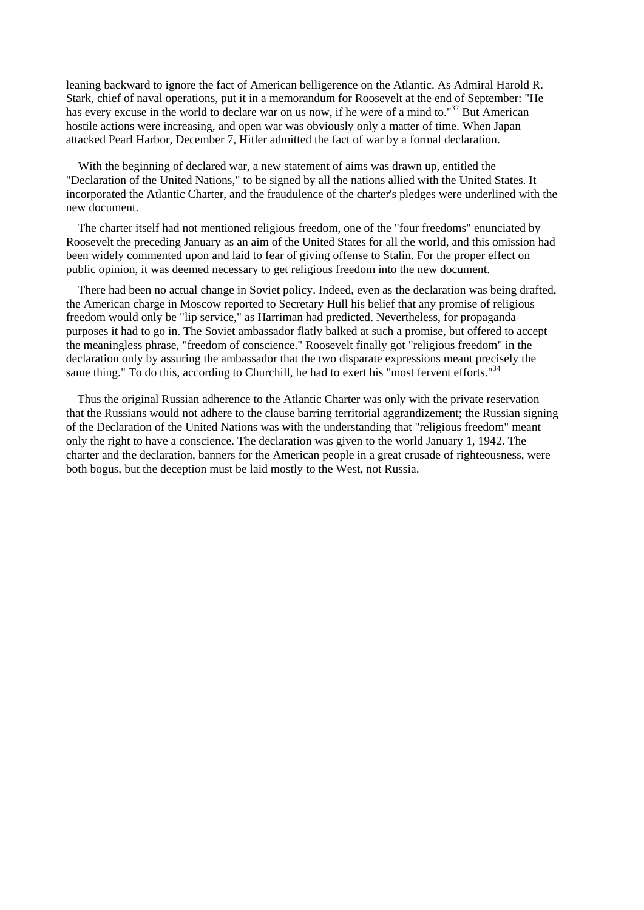leaning backward to ignore the fact of American belligerence on the Atlantic. As Admiral Harold R. Stark, chief of naval operations, put it in a memorandum for Roosevelt at the end of September: "He has every excuse in the world to declare war on us now, if he were of a mind to."[32] But American hostile actions were increasing, and open war was obviously only a matter of time. When Japan attacked Pearl Harbor, December 7, Hitler admitted the fact of war by a formal declaration.

With the beginning of declared war, a new statement of aims was drawn up, entitled the "Declaration of the United Nations," to be signed by all the nations allied with the United States. It incorporated the Atlantic Charter, and the fraudulence of the charter's pledges were underlined with the new document.

The charter itself had not mentioned religious freedom, one of the "four freedoms" enunciated by Roosevelt the preceding January as an aim of the United States for all the world, and this omission had been widely commented upon and laid to fear of giving offense to Stalin. For the proper effect on public opinion, it was deemed necessary to get religious freedom into the new document.

There had been no actual change in Soviet policy. Indeed, even as the declaration was being drafted, the American charge in Moscow reported to Secretary Hull his belief that any promise of religious freedom would only be "lip service," as Harriman had predicted. Nevertheless, for propaganda purposes it had to go in. The Soviet ambassador flatly balked at such a promise, but offered to accept the meaningless phrase, "freedom of conscience." Roosevelt finally got "religious freedom" in the declaration only by assuring the ambassador that the two disparate expressions meant precisely the same thing." To do this, according to Churchill, he had to exert his "most fervent efforts."[34]

Thus the original Russian adherence to the Atlantic Charter was only with the private reservation that the Russians would not adhere to the clause barring territorial aggrandizement; the Russian signing of the Declaration of the United Nations was with the understanding that "religious freedom" meant only the right to have a conscience. The declaration was given to the world January 1, 1942. The charter and the declaration, banners for the American people in a great crusade of righteousness, were both bogus, but the deception must be laid mostly to the West, not Russia.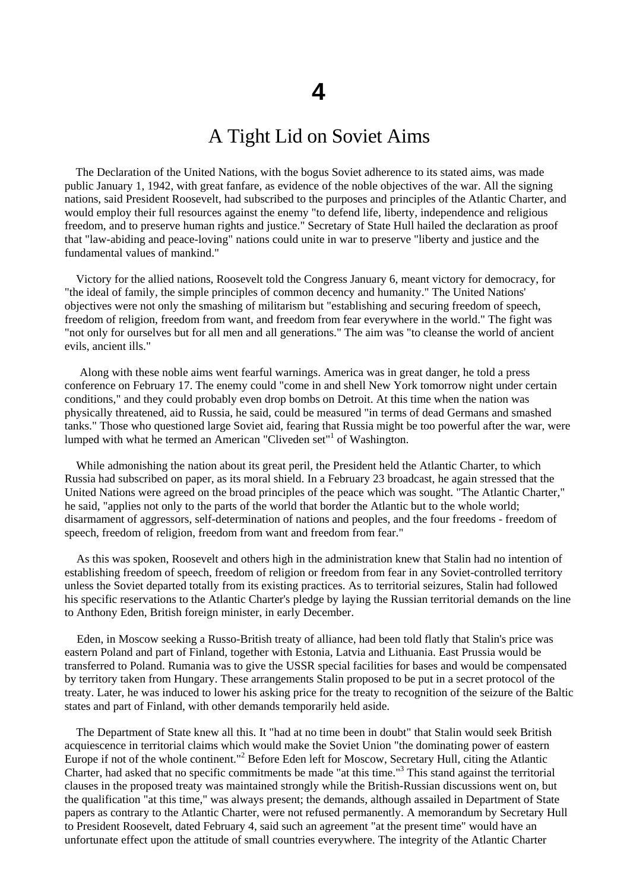# 4

## A Tight Lid on Soviet Aims

The Declaration of the United Nations, with the bogus Soviet adherence to its stated aims, was made public January 1, 1942, with great fanfare, as evidence of the noble objectives of the war. All the signing nations, said President Roosevelt, had subscribed to the purposes and principles of the Atlantic Charter, and would employ their full resources against the enemy "to defend life, liberty, independence and religious freedom, and to preserve human rights and justice." Secretary of State Hull hailed the declaration as proof that "law-abiding and peace-loving" nations could unite in war to preserve "liberty and justice and the fundamental values of mankind."

Victory for the allied nations, Roosevelt told the Congress January 6, meant victory for democracy, for "the ideal of family, the simple principles of common decency and humanity." The United Nations' objectives were not only the smashing of militarism but "establishing and securing freedom of speech, freedom of religion, freedom from want, and freedom from fear everywhere in the world." The fight was "not only for ourselves but for all men and all generations." The aim was "to cleanse the world of ancient evils, ancient ills."

Along with these noble aims went fearful warnings. America was in great danger, he told a press conference on February 17. The enemy could "come in and shell New York tomorrow night under certain conditions," and they could probably even drop bombs on Detroit. At this time when the nation was physically threatened, aid to Russia, he said, could be measured "in terms of dead Germans and smashed tanks." Those who questioned large Soviet aid, fearing that Russia might be too powerful after the war, were lumped with what he termed an American "Cliveden set"[1] of Washington.

While admonishing the nation about its great peril, the President held the Atlantic Charter, to which Russia had subscribed on paper, as its moral shield. In a February 23 broadcast, he again stressed that the United Nations were agreed on the broad principles of the peace which was sought. "The Atlantic Charter," he said, "applies not only to the parts of the world that border the Atlantic but to the whole world; disarmament of aggressors, self-determination of nations and peoples, and the four freedoms - freedom of speech, freedom of religion, freedom from want and freedom from fear."

As this was spoken, Roosevelt and others high in the administration knew that Stalin had no intention of establishing freedom of speech, freedom of religion or freedom from fear in any Soviet-controlled territory unless the Soviet departed totally from its existing practices. As to territorial seizures, Stalin had followed his specific reservations to the Atlantic Charter's pledge by laying the Russian territorial demands on the line to Anthony Eden, British foreign minister, in early December.

Eden, in Moscow seeking a Russo-British treaty of alliance, had been told flatly that Stalin's price was eastern Poland and part of Finland, together with Estonia, Latvia and Lithuania. East Prussia would be transferred to Poland. Rumania was to give the USSR special facilities for bases and would be compensated by territory taken from Hungary. These arrangements Stalin proposed to be put in a secret protocol of the treaty. Later, he was induced to lower his asking price for the treaty to recognition of the seizure of the Baltic states and part of Finland, with other demands temporarily held aside.

The Department of State knew all this. It "had at no time been in doubt" that Stalin would seek British acquiescence in territorial claims which would make the Soviet Union "the dominating power of eastern Europe if not of the whole continent."[2] Before Eden left for Moscow, Secretary Hull, citing the Atlantic Charter, had asked that no specific commitments be made "at this time."[3] This stand against the territorial clauses in the proposed treaty was maintained strongly while the British-Russian discussions went on, but the qualification "at this time," was always present; the demands, although assailed in Department of State papers as contrary to the Atlantic Charter, were not refused permanently. A memorandum by Secretary Hull to President Roosevelt, dated February 4, said such an agreement "at the present time" would have an unfortunate effect upon the attitude of small countries everywhere. The integrity of the Atlantic Charter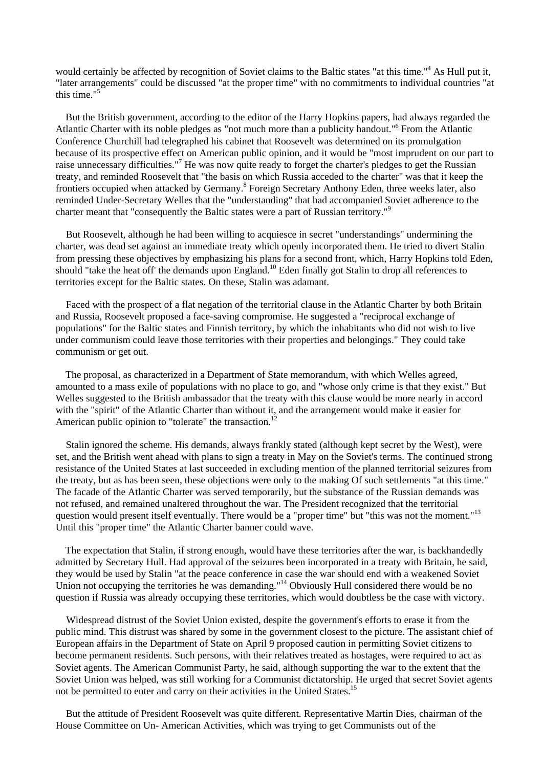would certainly be affected by recognition of Soviet claims to the Baltic states "at this time."[4] As Hull put it, "later arrangements" could be discussed "at the proper time" with no commitments to individual countries "at this time."[5]

But the British government, according to the editor of the Harry Hopkins papers, had always regarded the Atlantic Charter with its noble pledges as "not much more than a publicity handout."[6] From the Atlantic Conference Churchill had telegraphed his cabinet that Roosevelt was determined on its promulgation because of its prospective effect on American public opinion, and it would be "most imprudent on our part to raise unnecessary difficulties."[7] He was now quite ready to forget the charter's pledges to get the Russian treaty, and reminded Roosevelt that "the basis on which Russia acceded to the charter" was that it keep the frontiers occupied when attacked by Germany.[8] Foreign Secretary Anthony Eden, three weeks later, also reminded Under-Secretary Welles that the "understanding" that had accompanied Soviet adherence to the charter meant that "consequently the Baltic states were a part of Russian territory."[9]

But Roosevelt, although he had been willing to acquiesce in secret "understandings" undermining the charter, was dead set against an immediate treaty which openly incorporated them. He tried to divert Stalin from pressing these objectives by emphasizing his plans for a second front, which, Harry Hopkins told Eden, should "take the heat off' the demands upon England.[10] Eden finally got Stalin to drop all references to territories except for the Baltic states. On these, Stalin was adamant.

Faced with the prospect of a flat negation of the territorial clause in the Atlantic Charter by both Britain and Russia, Roosevelt proposed a face-saving compromise. He suggested a "reciprocal exchange of populations" for the Baltic states and Finnish territory, by which the inhabitants who did not wish to live under communism could leave those territories with their properties and belongings." They could take communism or get out.

The proposal, as characterized in a Department of State memorandum, with which Welles agreed, amounted to a mass exile of populations with no place to go, and "whose only crime is that they exist." But Welles suggested to the British ambassador that the treaty with this clause would be more nearly in accord with the "spirit" of the Atlantic Charter than without it, and the arrangement would make it easier for American public opinion to "tolerate" the transaction.[12]

Stalin ignored the scheme. His demands, always frankly stated (although kept secret by the West), were set, and the British went ahead with plans to sign a treaty in May on the Soviet's terms. The continued strong resistance of the United States at last succeeded in excluding mention of the planned territorial seizures from the treaty, but as has been seen, these objections were only to the making Of such settlements "at this time." The facade of the Atlantic Charter was served temporarily, but the substance of the Russian demands was not refused, and remained unaltered throughout the war. The President recognized that the territorial question would present itself eventually. There would be a "proper time" but "this was not the moment."[13] Until this "proper time" the Atlantic Charter banner could wave.

The expectation that Stalin, if strong enough, would have these territories after the war, is backhandedly admitted by Secretary Hull. Had approval of the seizures been incorporated in a treaty with Britain, he said, they would be used by Stalin "at the peace conference in case the war should end with a weakened Soviet Union not occupying the territories he was demanding."[14] Obviously Hull considered there would be no question if Russia was already occupying these territories, which would doubtless be the case with victory.

Widespread distrust of the Soviet Union existed, despite the government's efforts to erase it from the public mind. This distrust was shared by some in the government closest to the picture. The assistant chief of European affairs in the Department of State on April 9 proposed caution in permitting Soviet citizens to become permanent residents. Such persons, with their relatives treated as hostages, were required to act as Soviet agents. The American Communist Party, he said, although supporting the war to the extent that the Soviet Union was helped, was still working for a Communist dictatorship. He urged that secret Soviet agents not be permitted to enter and carry on their activities in the United States.[15]

But the attitude of President Roosevelt was quite different. Representative Martin Dies, chairman of the House Committee on Un- American Activities, which was trying to get Communists out of the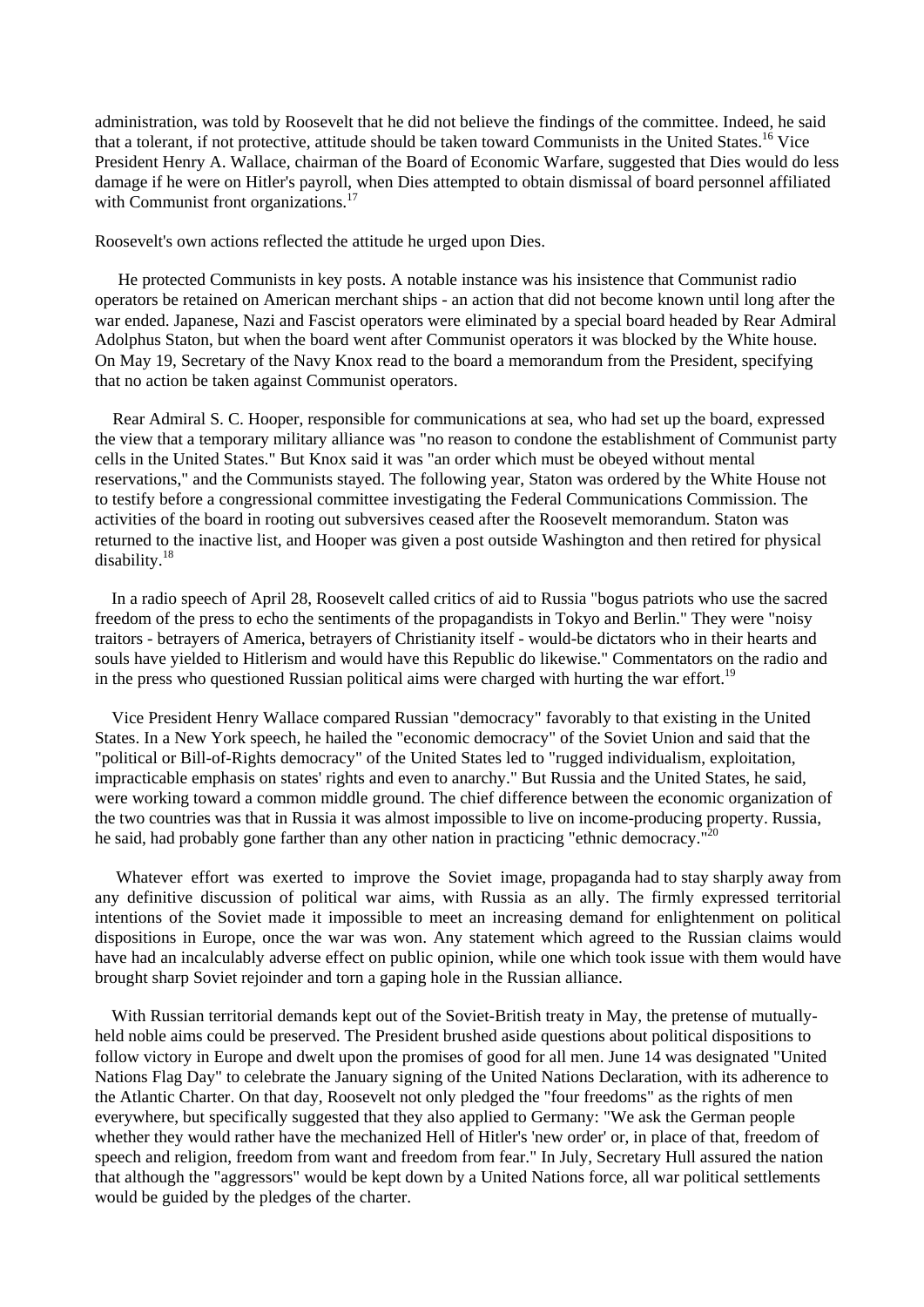administration, was told by Roosevelt that he did not believe the findings of the committee. Indeed, he said that a tolerant, if not protective, attitude should be taken toward Communists in the United States.[16] Vice President Henry A. Wallace, chairman of the Board of Economic Warfare, suggested that Dies would do less damage if he were on Hitler's payroll, when Dies attempted to obtain dismissal of board personnel affiliated with Communist front organizations.[17]

Roosevelt's own actions reflected the attitude he urged upon Dies.

He protected Communists in key posts. A notable instance was his insistence that Communist radio operators be retained on American merchant ships - an action that did not become known until long after the war ended. Japanese, Nazi and Fascist operators were eliminated by a special board headed by Rear Admiral Adolphus Staton, but when the board went after Communist operators it was blocked by the White house. On May 19, Secretary of the Navy Knox read to the board a memorandum from the President, specifying that no action be taken against Communist operators.

Rear Admiral S. C. Hooper, responsible for communications at sea, who had set up the board, expressed the view that a temporary military alliance was "no reason to condone the establishment of Communist party cells in the United States." But Knox said it was "an order which must be obeyed without mental reservations," and the Communists stayed. The following year, Staton was ordered by the White House not to testify before a congressional committee investigating the Federal Communications Commission. The activities of the board in rooting out subversives ceased after the Roosevelt memorandum. Staton was returned to the inactive list, and Hooper was given a post outside Washington and then retired for physical disability.[18]

In a radio speech of April 28, Roosevelt called critics of aid to Russia "bogus patriots who use the sacred freedom of the press to echo the sentiments of the propagandists in Tokyo and Berlin." They were "noisy traitors - betrayers of America, betrayers of Christianity itself - would-be dictators who in their hearts and souls have yielded to Hitlerism and would have this Republic do likewise." Commentators on the radio and in the press who questioned Russian political aims were charged with hurting the war effort.[19]

Vice President Henry Wallace compared Russian "democracy" favorably to that existing in the United States. In a New York speech, he hailed the "economic democracy" of the Soviet Union and said that the "political or Bill-of-Rights democracy" of the United States led to "rugged individualism, exploitation, impracticable emphasis on states' rights and even to anarchy." But Russia and the United States, he said, were working toward a common middle ground. The chief difference between the economic organization of the two countries was that in Russia it was almost impossible to live on income-producing property. Russia, he said, had probably gone farther than any other nation in practicing "ethnic democracy."[20]

Whatever effort was exerted to improve the Soviet image, propaganda had to stay sharply away from any definitive discussion of political war aims, with Russia as an ally. The firmly expressed territorial intentions of the Soviet made it impossible to meet an increasing demand for enlightenment on political dispositions in Europe, once the war was won. Any statement which agreed to the Russian claims would have had an incalculably adverse effect on public opinion, while one which took issue with them would have brought sharp Soviet rejoinder and torn a gaping hole in the Russian alliance.

With Russian territorial demands kept out of the Soviet-British treaty in May, the pretense of mutually-held noble aims could be preserved. The President brushed aside questions about political dispositions to follow victory in Europe and dwelt upon the promises of good for all men. June 14 was designated "United Nations Flag Day" to celebrate the January signing of the United Nations Declaration, with its adherence to the Atlantic Charter. On that day, Roosevelt not only pledged the "four freedoms" as the rights of men everywhere, but specifically suggested that they also applied to Germany: "We ask the German people whether they would rather have the mechanized Hell of Hitler's 'new order' or, in place of that, freedom of speech and religion, freedom from want and freedom from fear." In July, Secretary Hull assured the nation that although the "aggressors" would be kept down by a United Nations force, all war political settlements would be guided by the pledges of the charter.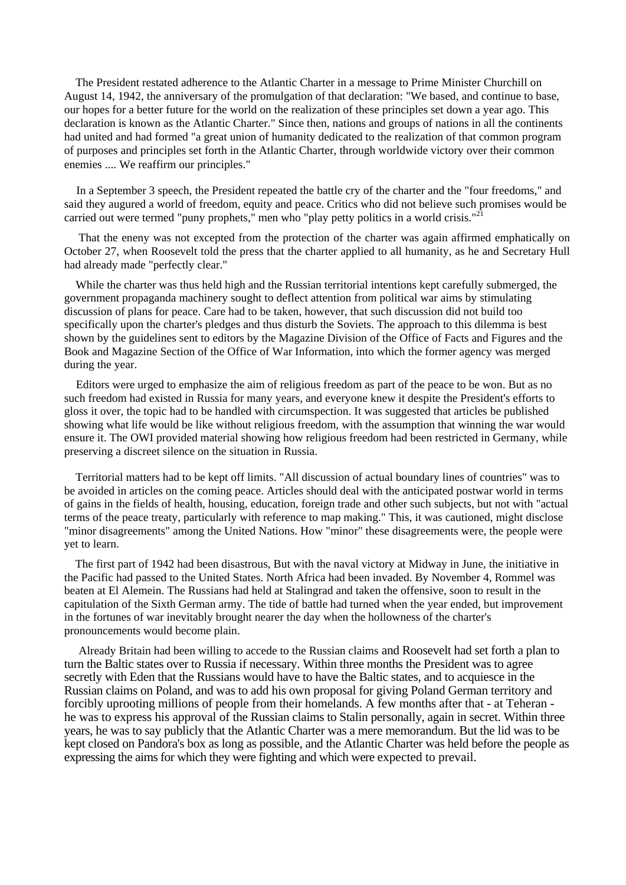The President restated adherence to the Atlantic Charter in a message to Prime Minister Churchill on August 14, 1942, the anniversary of the promulgation of that declaration: "We based, and continue to base, our hopes for a better future for the world on the realization of these principles set down a year ago. This declaration is known as the Atlantic Charter." Since then, nations and groups of nations in all the continents had united and had formed "a great union of humanity dedicated to the realization of that common program of purposes and principles set forth in the Atlantic Charter, through worldwide victory over their common enemies .... We reaffirm our principles."

In a September 3 speech, the President repeated the battle cry of the charter and the "four freedoms," and said they augured a world of freedom, equity and peace. Critics who did not believe such promises would be carried out were termed "puny prophets," men who "play petty politics in a world crisis."[21]

That the eneny was not excepted from the protection of the charter was again affirmed emphatically on October 27, when Roosevelt told the press that the charter applied to all humanity, as he and Secretary Hull had already made "perfectly clear."

While the charter was thus held high and the Russian territorial intentions kept carefully submerged, the government propaganda machinery sought to deflect attention from political war aims by stimulating discussion of plans for peace. Care had to be taken, however, that such discussion did not build too specifically upon the charter's pledges and thus disturb the Soviets. The approach to this dilemma is best shown by the guidelines sent to editors by the Magazine Division of the Office of Facts and Figures and the Book and Magazine Section of the Office of War Information, into which the former agency was merged during the year.

Editors were urged to emphasize the aim of religious freedom as part of the peace to be won. But as no such freedom had existed in Russia for many years, and everyone knew it despite the President's efforts to gloss it over, the topic had to be handled with circumspection. It was suggested that articles be published showing what life would be like without religious freedom, with the assumption that winning the war would ensure it. The OWI provided material showing how religious freedom had been restricted in Germany, while preserving a discreet silence on the situation in Russia.

Territorial matters had to be kept off limits. "All discussion of actual boundary lines of countries" was to be avoided in articles on the coming peace. Articles should deal with the anticipated postwar world in terms of gains in the fields of health, housing, education, foreign trade and other such subjects, but not with "actual terms of the peace treaty, particularly with reference to map making." This, it was cautioned, might disclose "minor disagreements" among the United Nations. How "minor" these disagreements were, the people were yet to learn.

The first part of 1942 had been disastrous, But with the naval victory at Midway in June, the initiative in the Pacific had passed to the United States. North Africa had been invaded. By November 4, Rommel was beaten at El Alemein. The Russians had held at Stalingrad and taken the offensive, soon to result in the capitulation of the Sixth German army. The tide of battle had turned when the year ended, but improvement in the fortunes of war inevitably brought nearer the day when the hollowness of the charter's pronouncements would become plain.

Already Britain had been willing to accede to the Russian claims and Roosevelt had set forth a plan to turn the Baltic states over to Russia if necessary. Within three months the President was to agree secretly with Eden that the Russians would have to have the Baltic states, and to acquiesce in the Russian claims on Poland, and was to add his own proposal for giving Poland German territory and forcibly uprooting millions of people from their homelands. A few months after that - at Teheran - he was to express his approval of the Russian claims to Stalin personally, again in secret. Within three years, he was to say publicly that the Atlantic Charter was a mere memorandum. But the lid was to be kept closed on Pandora's box as long as possible, and the Atlantic Charter was held before the people as expressing the aims for which they were fighting and which were expected to prevail.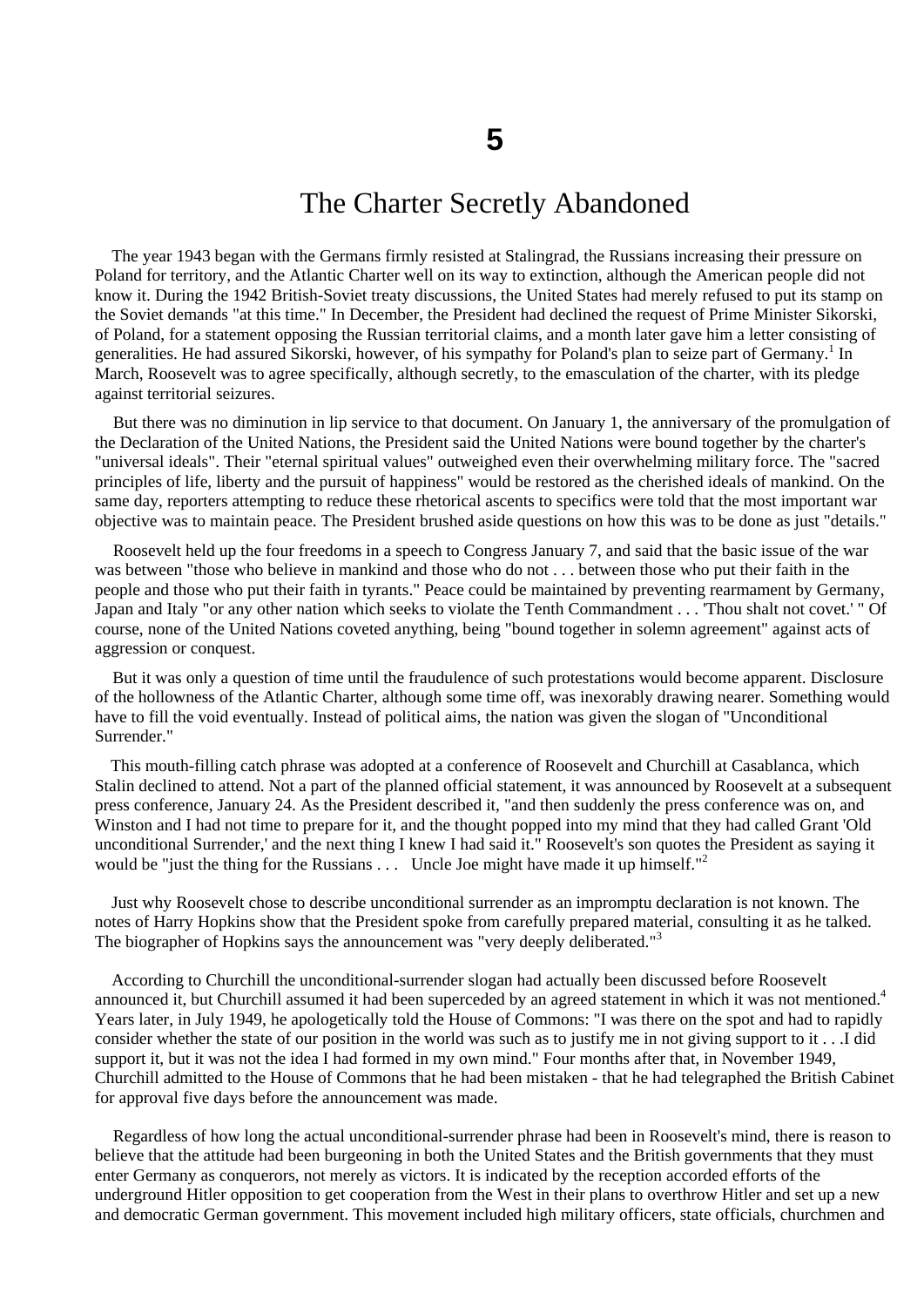# 5

## The Charter Secretly Abandoned

The year 1943 began with the Germans firmly resisted at Stalingrad, the Russians increasing their pressure on Poland for territory, and the Atlantic Charter well on its way to extinction, although the American people did not know it. During the 1942 British-Soviet treaty discussions, the United States had merely refused to put its stamp on the Soviet demands "at this time." In December, the President had declined the request of Prime Minister Sikorski, of Poland, for a statement opposing the Russian territorial claims, and a month later gave him a letter consisting of generalities. He had assured Sikorski, however, of his sympathy for Poland's plan to seize part of Germany.[1] In March, Roosevelt was to agree specifically, although secretly, to the emasculation of the charter, with its pledge against territorial seizures.

But there was no diminution in lip service to that document. On January 1, the anniversary of the promulgation of the Declaration of the United Nations, the President said the United Nations were bound together by the charter's "universal ideals". Their "eternal spiritual values" outweighed even their overwhelming military force. The "sacred principles of life, liberty and the pursuit of happiness" would be restored as the cherished ideals of mankind. On the same day, reporters attempting to reduce these rhetorical ascents to specifics were told that the most important war objective was to maintain peace. The President brushed aside questions on how this was to be done as just "details."

Roosevelt held up the four freedoms in a speech to Congress January 7, and said that the basic issue of the war was between "those who believe in mankind and those who do not . . . between those who put their faith in the people and those who put their faith in tyrants." Peace could be maintained by preventing rearmament by Germany, Japan and Italy "or any other nation which seeks to violate the Tenth Commandment . . . 'Thou shalt not covet.' " Of course, none of the United Nations coveted anything, being "bound together in solemn agreement" against acts of aggression or conquest.

But it was only a question of time until the fraudulence of such protestations would become apparent. Disclosure of the hollowness of the Atlantic Charter, although some time off, was inexorably drawing nearer. Something would have to fill the void eventually. Instead of political aims, the nation was given the slogan of "Unconditional Surrender."

This mouth-filling catch phrase was adopted at a conference of Roosevelt and Churchill at Casablanca, which Stalin declined to attend. Not a part of the planned official statement, it was announced by Roosevelt at a subsequent press conference, January 24. As the President described it, "and then suddenly the press conference was on, and Winston and I had not time to prepare for it, and the thought popped into my mind that they had called Grant 'Old unconditional Surrender,' and the next thing I knew I had said it." Roosevelt's son quotes the President as saying it would be "just the thing for the Russians . . .   Uncle Joe might have made it up himself."[2]

Just why Roosevelt chose to describe unconditional surrender as an impromptu declaration is not known. The notes of Harry Hopkins show that the President spoke from carefully prepared material, consulting it as he talked. The biographer of Hopkins says the announcement was "very deeply deliberated."[3]

According to Churchill the unconditional-surrender slogan had actually been discussed before Roosevelt announced it, but Churchill assumed it had been superceded by an agreed statement in which it was not mentioned.[4] Years later, in July 1949, he apologetically told the House of Commons: "I was there on the spot and had to rapidly consider whether the state of our position in the world was such as to justify me in not giving support to it . . .I did support it, but it was not the idea I had formed in my own mind." Four months after that, in November 1949, Churchill admitted to the House of Commons that he had been mistaken - that he had telegraphed the British Cabinet for approval five days before the announcement was made.

Regardless of how long the actual unconditional-surrender phrase had been in Roosevelt's mind, there is reason to believe that the attitude had been burgeoning in both the United States and the British governments that they must enter Germany as conquerors, not merely as victors. It is indicated by the reception accorded efforts of the underground Hitler opposition to get cooperation from the West in their plans to overthrow Hitler and set up a new and democratic German government. This movement included high military officers, state officials, churchmen and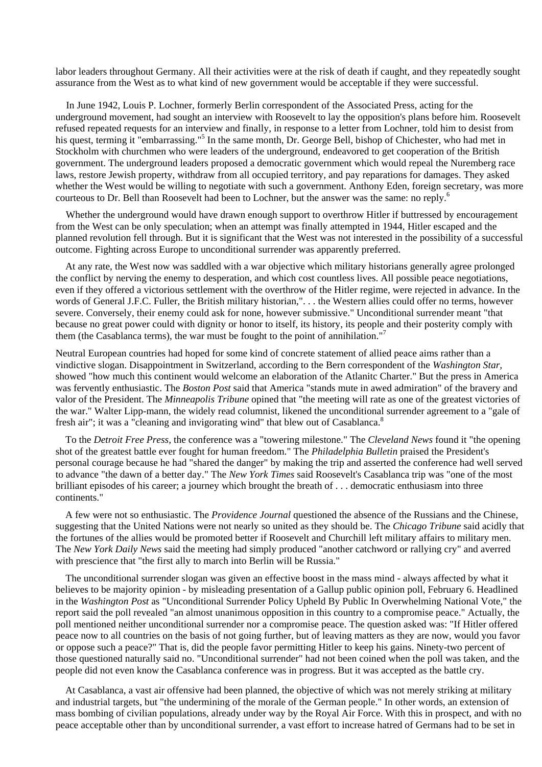labor leaders throughout Germany. All their activities were at the risk of death if caught, and they repeatedly sought assurance from the West as to what kind of new government would be acceptable if they were successful.

In June 1942, Louis P. Lochner, formerly Berlin correspondent of the Associated Press, acting for the underground movement, had sought an interview with Roosevelt to lay the opposition's plans before him. Roosevelt refused repeated requests for an interview and finally, in response to a letter from Lochner, told him to desist from his quest, terming it "embarrassing."[5] In the same month, Dr. George Bell, bishop of Chichester, who had met in Stockholm with churchmen who were leaders of the underground, endeavored to get cooperation of the British government. The underground leaders proposed a democratic government which would repeal the Nuremberg race laws, restore Jewish property, withdraw from all occupied territory, and pay reparations for damages. They asked whether the West would be willing to negotiate with such a government. Anthony Eden, foreign secretary, was more courteous to Dr. Bell than Roosevelt had been to Lochner, but the answer was the same: no reply.[6]

Whether the underground would have drawn enough support to overthrow Hitler if buttressed by encouragement from the West can be only speculation; when an attempt was finally attempted in 1944, Hitler escaped and the planned revolution fell through. But it is significant that the West was not interested in the possibility of a successful outcome. Fighting across Europe to unconditional surrender was apparently preferred.

At any rate, the West now was saddled with a war objective which military historians generally agree prolonged the conflict by nerving the enemy to desperation, and which cost countless lives. All possible peace negotiations, even if they offered a victorious settlement with the overthrow of the Hitler regime, were rejected in advance. In the words of General J.F.C. Fuller, the British military historian,". . . the Western allies could offer no terms, however severe. Conversely, their enemy could ask for none, however submissive." Unconditional surrender meant "that because no great power could with dignity or honor to itself, its history, its people and their posterity comply with them (the Casablanca terms), the war must be fought to the point of annihilation."[7]

Neutral European countries had hoped for some kind of concrete statement of allied peace aims rather than a vindictive slogan. Disappointment in Switzerland, according to the Bern correspondent of the *Washington Star*, showed "how much this continent would welcome an elaboration of the Atlanitc Charter." But the press in America was fervently enthusiastic. The *Boston Post* said that America "stands mute in awed admiration" of the bravery and valor of the President. The *Minneapolis Tribune* opined that "the meeting will rate as one of the greatest victories of the war." Walter Lipp-mann, the widely read columnist, likened the unconditional surrender agreement to a "gale of fresh air"; it was a "cleaning and invigorating wind" that blew out of Casablanca.[8]

To the *Detroit Free Press*, the conference was a "towering milestone." The *Cleveland News* found it "the opening shot of the greatest battle ever fought for human freedom." The *Philadelphia Bulletin* praised the President's personal courage because he had "shared the danger" by making the trip and asserted the conference had well served to advance "the dawn of a better day." The *New York Times* said Roosevelt's Casablanca trip was "one of the most brilliant episodes of his career; a journey which brought the breath of . . . democratic enthusiasm into three continents."

A few were not so enthusiastic. The *Providence Journal* questioned the absence of the Russians and the Chinese, suggesting that the United Nations were not nearly so united as they should be. The *Chicago Tribune* said acidly that the fortunes of the allies would be promoted better if Roosevelt and Churchill left military affairs to military men. The *New York Daily News* said the meeting had simply produced "another catchword or rallying cry" and averred with prescience that "the first ally to march into Berlin will be Russia."

The unconditional surrender slogan was given an effective boost in the mass mind - always affected by what it believes to be majority opinion - by misleading presentation of a Gallup public opinion poll, February 6. Headlined in the *Washington Post* as "Unconditional Surrender Policy Upheld By Public In Overwhelming National Vote," the report said the poll revealed "an almost unanimous opposition in this country to a compromise peace." Actually, the poll mentioned neither unconditional surrender nor a compromise peace. The question asked was: "If Hitler offered peace now to all countries on the basis of not going further, but of leaving matters as they are now, would you favor or oppose such a peace?" That is, did the people favor permitting Hitler to keep his gains. Ninety-two percent of those questioned naturally said no. "Unconditional surrender" had not been coined when the poll was taken, and the people did not even know the Casablanca conference was in progress. But it was accepted as the battle cry.

At Casablanca, a vast air offensive had been planned, the objective of which was not merely striking at military and industrial targets, but "the undermining of the morale of the German people." In other words, an extension of mass bombing of civilian populations, already under way by the Royal Air Force. With this in prospect, and with no peace acceptable other than by unconditional surrender, a vast effort to increase hatred of Germans had to be set in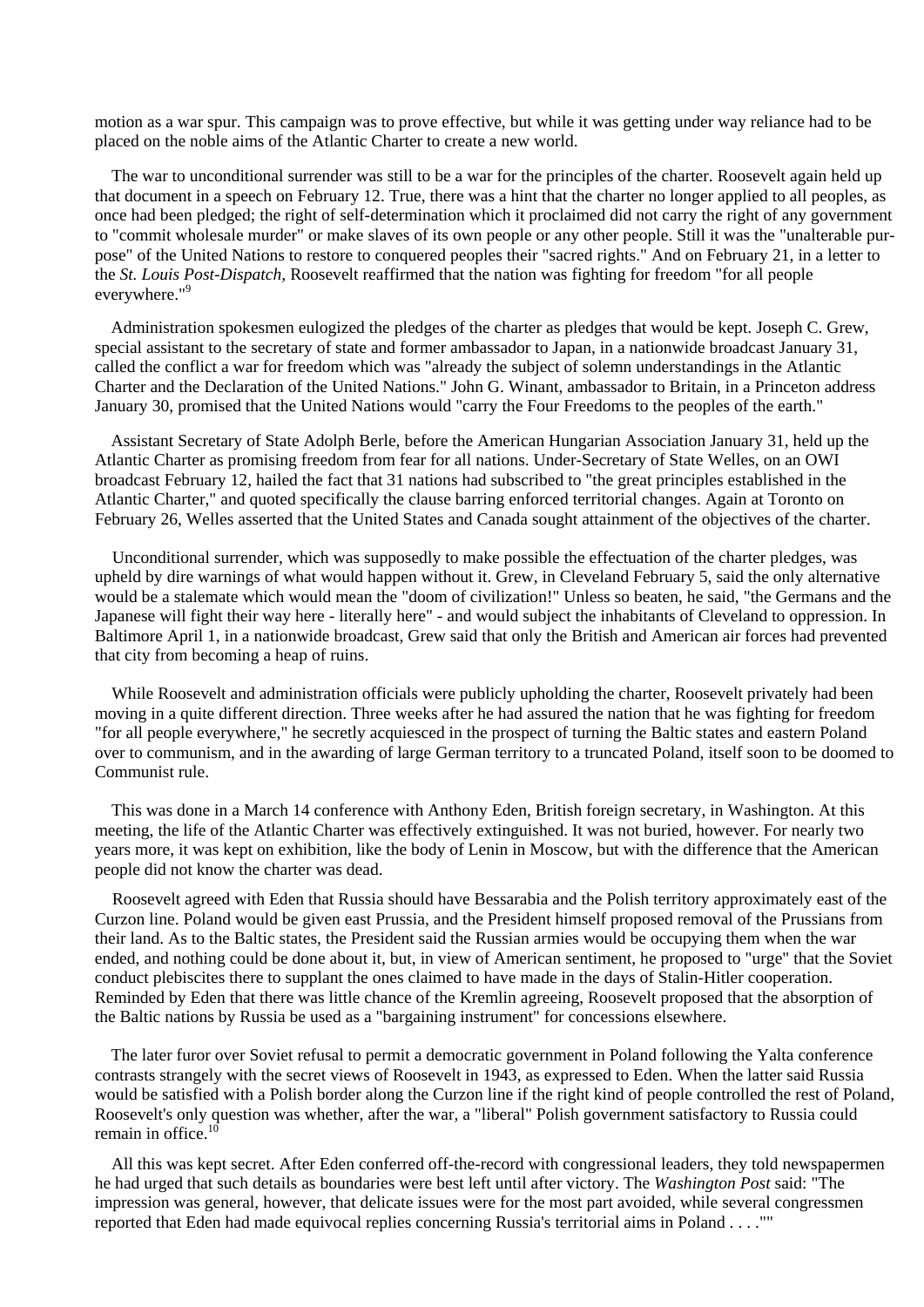motion as a war spur. This campaign was to prove effective, but while it was getting under way reliance had to be placed on the noble aims of the Atlantic Charter to create a new world.

The war to unconditional surrender was still to be a war for the principles of the charter. Roosevelt again held up that document in a speech on February 12. True, there was a hint that the charter no longer applied to all peoples, as once had been pledged; the right of self-determination which it proclaimed did not carry the right of any government to "commit wholesale murder" or make slaves of its own people or any other people. Still it was the "unalterable purpose" of the United Nations to restore to conquered peoples their "sacred rights." And on February 21, in a letter to the *St. Louis Post-Dispatch*, Roosevelt reaffirmed that the nation was fighting for freedom "for all people everywhere."[9]

Administration spokesmen eulogized the pledges of the charter as pledges that would be kept. Joseph C. Grew, special assistant to the secretary of state and former ambassador to Japan, in a nationwide broadcast January 31, called the conflict a war for freedom which was "already the subject of solemn understandings in the Atlantic Charter and the Declaration of the United Nations." John G. Winant, ambassador to Britain, in a Princeton address January 30, promised that the United Nations would "carry the Four Freedoms to the peoples of the earth."

Assistant Secretary of State Adolph Berle, before the American Hungarian Association January 31, held up the Atlantic Charter as promising freedom from fear for all nations. Under-Secretary of State Welles, on an OWI broadcast February 12, hailed the fact that 31 nations had subscribed to "the great principles established in the Atlantic Charter," and quoted specifically the clause barring enforced territorial changes. Again at Toronto on February 26, Welles asserted that the United States and Canada sought attainment of the objectives of the charter.

Unconditional surrender, which was supposedly to make possible the effectuation of the charter pledges, was upheld by dire warnings of what would happen without it. Grew, in Cleveland February 5, said the only alternative would be a stalemate which would mean the "doom of civilization!" Unless so beaten, he said, "the Germans and the Japanese will fight their way here - literally here" - and would subject the inhabitants of Cleveland to oppression. In Baltimore April 1, in a nationwide broadcast, Grew said that only the British and American air forces had prevented that city from becoming a heap of ruins.

While Roosevelt and administration officials were publicly upholding the charter, Roosevelt privately had been moving in a quite different direction. Three weeks after he had assured the nation that he was fighting for freedom "for all people everywhere," he secretly acquiesced in the prospect of turning the Baltic states and eastern Poland over to communism, and in the awarding of large German territory to a truncated Poland, itself soon to be doomed to Communist rule.

This was done in a March 14 conference with Anthony Eden, British foreign secretary, in Washington. At this meeting, the life of the Atlantic Charter was effectively extinguished. It was not buried, however. For nearly two years more, it was kept on exhibition, like the body of Lenin in Moscow, but with the difference that the American people did not know the charter was dead.

Roosevelt agreed with Eden that Russia should have Bessarabia and the Polish territory approximately east of the Curzon line. Poland would be given east Prussia, and the President himself proposed removal of the Prussians from their land. As to the Baltic states, the President said the Russian armies would be occupying them when the war ended, and nothing could be done about it, but, in view of American sentiment, he proposed to "urge" that the Soviet conduct plebiscites there to supplant the ones claimed to have made in the days of Stalin-Hitler cooperation. Reminded by Eden that there was little chance of the Kremlin agreeing, Roosevelt proposed that the absorption of the Baltic nations by Russia be used as a "bargaining instrument" for concessions elsewhere.

The later furor over Soviet refusal to permit a democratic government in Poland following the Yalta conference contrasts strangely with the secret views of Roosevelt in 1943, as expressed to Eden. When the latter said Russia would be satisfied with a Polish border along the Curzon line if the right kind of people controlled the rest of Poland, Roosevelt's only question was whether, after the war, a "liberal" Polish government satisfactory to Russia could remain in office.[10]

All this was kept secret. After Eden conferred off-the-record with congressional leaders, they told newspapermen he had urged that such details as boundaries were best left until after victory. The *Washington Post* said: "The impression was general, however, that delicate issues were for the most part avoided, while several congressmen reported that Eden had made equivocal replies concerning Russia's territorial aims in Poland . . . .""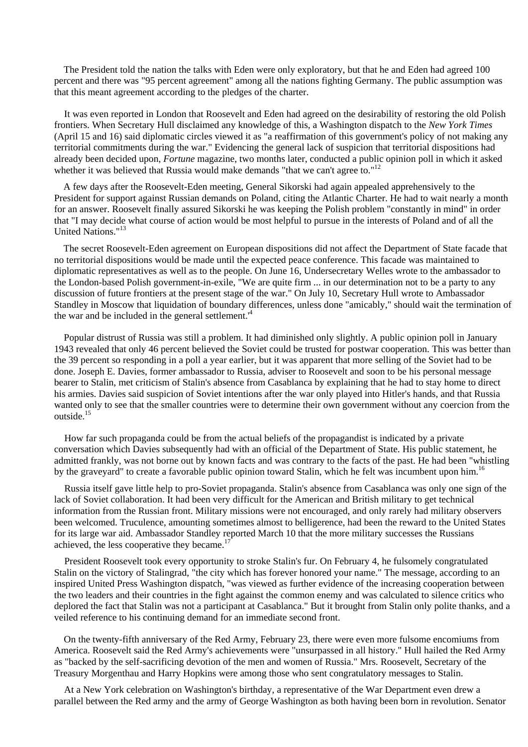The President told the nation the talks with Eden were only exploratory, but that he and Eden had agreed 100 percent and there was "95 percent agreement" among all the nations fighting Germany. The public assumption was that this meant agreement according to the pledges of the charter.

It was even reported in London that Roosevelt and Eden had agreed on the desirability of restoring the old Polish frontiers. When Secretary Hull disclaimed any knowledge of this, a Washington dispatch to the *New York Times* (April 15 and 16) said diplomatic circles viewed it as "a reaffirmation of this government's policy of not making any territorial commitments during the war." Evidencing the general lack of suspicion that territorial dispositions had already been decided upon, *Fortune* magazine, two months later, conducted a public opinion poll in which it asked whether it was believed that Russia would make demands "that we can't agree to."[12]

A few days after the Roosevelt-Eden meeting, General Sikorski had again appealed apprehensively to the President for support against Russian demands on Poland, citing the Atlantic Charter. He had to wait nearly a month for an answer. Roosevelt finally assured Sikorski he was keeping the Polish problem "constantly in mind" in order that "I may decide what course of action would be most helpful to pursue in the interests of Poland and of all the United Nations."[13]

The secret Roosevelt-Eden agreement on European dispositions did not affect the Department of State facade that no territorial dispositions would be made until the expected peace conference. This facade was maintained to diplomatic representatives as well as to the people. On June 16, Undersecretary Welles wrote to the ambassador to the London-based Polish government-in-exile, "We are quite firm ... in our determination not to be a party to any discussion of future frontiers at the present stage of the war." On July 10, Secretary Hull wrote to Ambassador Standley in Moscow that liquidation of boundary differences, unless done "amicably," should wait the termination of the war and be included in the general settlement.[14]

Popular distrust of Russia was still a problem. It had diminished only slightly. A public opinion poll in January 1943 revealed that only 46 percent believed the Soviet could be trusted for postwar cooperation. This was better than the 39 percent so responding in a poll a year earlier, but it was apparent that more selling of the Soviet had to be done. Joseph E. Davies, former ambassador to Russia, adviser to Roosevelt and soon to be his personal message bearer to Stalin, met criticism of Stalin's absence from Casablanca by explaining that he had to stay home to direct his armies. Davies said suspicion of Soviet intentions after the war only played into Hitler's hands, and that Russia wanted only to see that the smaller countries were to determine their own government without any coercion from the outside.[15]

How far such propaganda could be from the actual beliefs of the propagandist is indicated by a private conversation which Davies subsequently had with an official of the Department of State. His public statement, he admitted frankly, was not borne out by known facts and was contrary to the facts of the past. He had been "whistling by the graveyard" to create a favorable public opinion toward Stalin, which he felt was incumbent upon him.[16]

Russia itself gave little help to pro-Soviet propaganda. Stalin's absence from Casablanca was only one sign of the lack of Soviet collaboration. It had been very difficult for the American and British military to get technical information from the Russian front. Military missions were not encouraged, and only rarely had military observers been welcomed. Truculence, amounting sometimes almost to belligerence, had been the reward to the United States for its large war aid. Ambassador Standley reported March 10 that the more military successes the Russians achieved, the less cooperative they became.[17]

President Roosevelt took every opportunity to stroke Stalin's fur. On February 4, he fulsomely congratulated Stalin on the victory of Stalingrad, "the city which has forever honored your name." The message, according to an inspired United Press Washington dispatch, "was viewed as further evidence of the increasing cooperation between the two leaders and their countries in the fight against the common enemy and was calculated to silence critics who deplored the fact that Stalin was not a participant at Casablanca." But it brought from Stalin only polite thanks, and a veiled reference to his continuing demand for an immediate second front.

On the twenty-fifth anniversary of the Red Army, February 23, there were even more fulsome encomiums from America. Roosevelt said the Red Army's achievements were "unsurpassed in all history." Hull hailed the Red Army as "backed by the self-sacrificing devotion of the men and women of Russia." Mrs. Roosevelt, Secretary of the Treasury Morgenthau and Harry Hopkins were among those who sent congratulatory messages to Stalin.

At a New York celebration on Washington's birthday, a representative of the War Department even drew a parallel between the Red army and the army of George Washington as both having been born in revolution. Senator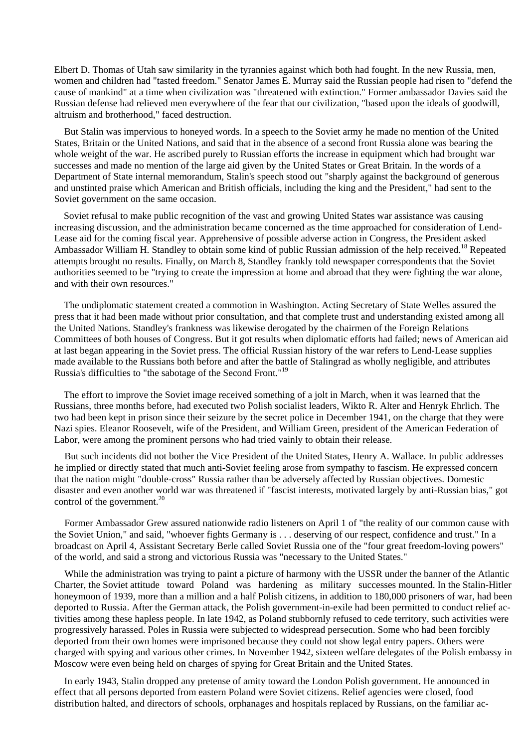Elbert D. Thomas of Utah saw similarity in the tyrannies against which both had fought. In the new Russia, men, women and children had "tasted freedom." Senator James E. Murray said the Russian people had risen to "defend the cause of mankind" at a time when civilization was "threatened with extinction." Former ambassador Davies said the Russian defense had relieved men everywhere of the fear that our civilization, "based upon the ideals of goodwill, altruism and brotherhood," faced destruction.

But Stalin was impervious to honeyed words. In a speech to the Soviet army he made no mention of the United States, Britain or the United Nations, and said that in the absence of a second front Russia alone was bearing the whole weight of the war. He ascribed purely to Russian efforts the increase in equipment which had brought war successes and made no mention of the large aid given by the United States or Great Britain. In the words of a Department of State internal memorandum, Stalin's speech stood out "sharply against the background of generous and unstinted praise which American and British officials, including the king and the President," had sent to the Soviet government on the same occasion.

Soviet refusal to make public recognition of the vast and growing United States war assistance was causing increasing discussion, and the administration became concerned as the time approached for consideration of Lend-Lease aid for the coming fiscal year. Apprehensive of possible adverse action in Congress, the President asked Ambassador William H. Standley to obtain some kind of public Russian admission of the help received.[18] Repeated attempts brought no results. Finally, on March 8, Standley frankly told newspaper correspondents that the Soviet authorities seemed to be "trying to create the impression at home and abroad that they were fighting the war alone, and with their own resources."

The undiplomatic statement created a commotion in Washington. Acting Secretary of State Welles assured the press that it had been made without prior consultation, and that complete trust and understanding existed among all the United Nations. Standley's frankness was likewise derogated by the chairmen of the Foreign Relations Committees of both houses of Congress. But it got results when diplomatic efforts had failed; news of American aid at last began appearing in the Soviet press. The official Russian history of the war refers to Lend-Lease supplies made available to the Russians both before and after the battle of Stalingrad as wholly negligible, and attributes Russia's difficulties to "the sabotage of the Second Front."[19]

The effort to improve the Soviet image received something of a jolt in March, when it was learned that the Russians, three months before, had executed two Polish socialist leaders, Wikto R. Alter and Henryk Ehrlich. The two had been kept in prison since their seizure by the secret police in December 1941, on the charge that they were Nazi spies. Eleanor Roosevelt, wife of the President, and William Green, president of the American Federation of Labor, were among the prominent persons who had tried vainly to obtain their release.

But such incidents did not bother the Vice President of the United States, Henry A. Wallace. In public addresses he implied or directly stated that much anti-Soviet feeling arose from sympathy to fascism. He expressed concern that the nation might "double-cross" Russia rather than be adversely affected by Russian objectives. Domestic disaster and even another world war was threatened if "fascist interests, motivated largely by anti-Russian bias," got control of the government.[20]

Former Ambassador Grew assured nationwide radio listeners on April 1 of "the reality of our common cause with the Soviet Union," and said, "whoever fights Germany is . . . deserving of our respect, confidence and trust." In a broadcast on April 4, Assistant Secretary Berle called Soviet Russia one of the "four great freedom-loving powers" of the world, and said a strong and victorious Russia was "necessary to the United States."

While the administration was trying to paint a picture of harmony with the USSR under the banner of the Atlantic Charter, the Soviet attitude toward Poland was hardening as military successes mounted. In the Stalin-Hitler honeymoon of 1939, more than a million and a half Polish citizens, in addition to 180,000 prisoners of war, had been deported to Russia. After the German attack, the Polish government-in-exile had been permitted to conduct relief activities among these hapless people. In late 1942, as Poland stubbornly refused to cede territory, such activities were progressively harassed. Poles in Russia were subjected to widespread persecution. Some who had been forcibly deported from their own homes were imprisoned because they could not show legal entry papers. Others were charged with spying and various other crimes. In November 1942, sixteen welfare delegates of the Polish embassy in Moscow were even being held on charges of spying for Great Britain and the United States.

In early 1943, Stalin dropped any pretense of amity toward the London Polish government. He announced in effect that all persons deported from eastern Poland were Soviet citizens. Relief agencies were closed, food distribution halted, and directors of schools, orphanages and hospitals replaced by Russians, on the familiar ac-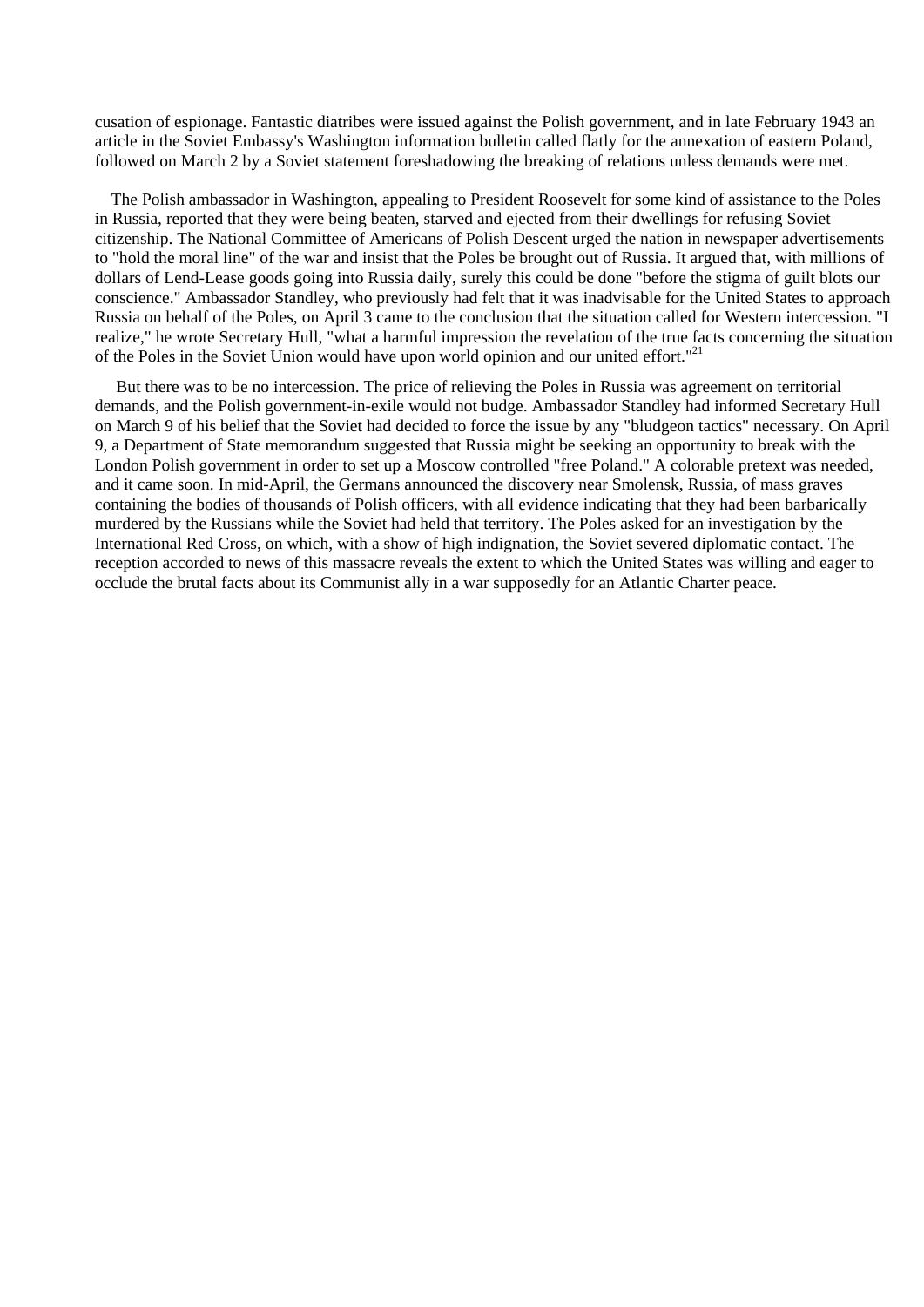cusation of espionage. Fantastic diatribes were issued against the Polish government, and in late February 1943 an article in the Soviet Embassy's Washington information bulletin called flatly for the annexation of eastern Poland, followed on March 2 by a Soviet statement foreshadowing the breaking of relations unless demands were met.

The Polish ambassador in Washington, appealing to President Roosevelt for some kind of assistance to the Poles in Russia, reported that they were being beaten, starved and ejected from their dwellings for refusing Soviet citizenship. The National Committee of Americans of Polish Descent urged the nation in newspaper advertisements to "hold the moral line" of the war and insist that the Poles be brought out of Russia. It argued that, with millions of dollars of Lend-Lease goods going into Russia daily, surely this could be done "before the stigma of guilt blots our conscience." Ambassador Standley, who previously had felt that it was inadvisable for the United States to approach Russia on behalf of the Poles, on April 3 came to the conclusion that the situation called for Western intercession. "I realize," he wrote Secretary Hull, "what a harmful impression the revelation of the true facts concerning the situation of the Poles in the Soviet Union would have upon world opinion and our united effort."[21]

But there was to be no intercession. The price of relieving the Poles in Russia was agreement on territorial demands, and the Polish government-in-exile would not budge. Ambassador Standley had informed Secretary Hull on March 9 of his belief that the Soviet had decided to force the issue by any "bludgeon tactics" necessary. On April 9, a Department of State memorandum suggested that Russia might be seeking an opportunity to break with the London Polish government in order to set up a Moscow controlled "free Poland." A colorable pretext was needed, and it came soon. In mid-April, the Germans announced the discovery near Smolensk, Russia, of mass graves containing the bodies of thousands of Polish officers, with all evidence indicating that they had been barbarically murdered by the Russians while the Soviet had held that territory. The Poles asked for an investigation by the International Red Cross, on which, with a show of high indignation, the Soviet severed diplomatic contact. The reception accorded to news of this massacre reveals the extent to which the United States was willing and eager to occlude the brutal facts about its Communist ally in a war supposedly for an Atlantic Charter peace.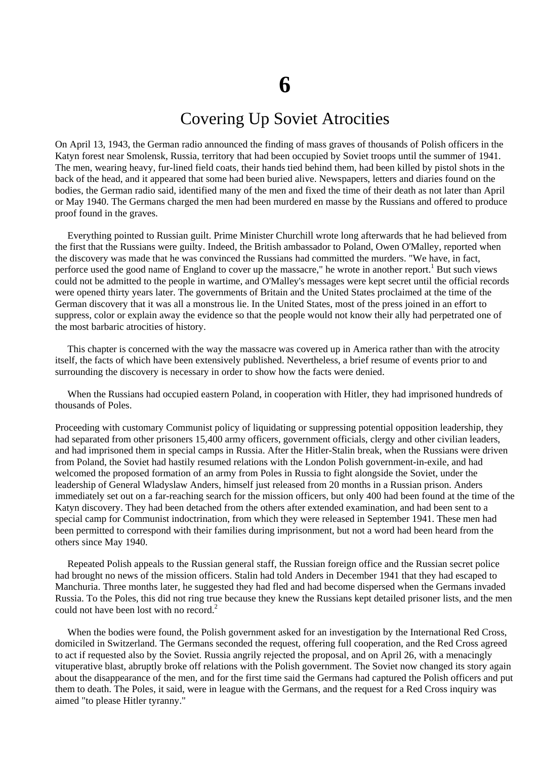# 6

## Covering Up Soviet Atrocities

On April 13, 1943, the German radio announced the finding of mass graves of thousands of Polish officers in the Katyn forest near Smolensk, Russia, territory that had been occupied by Soviet troops until the summer of 1941. The men, wearing heavy, fur-lined field coats, their hands tied behind them, had been killed by pistol shots in the back of the head, and it appeared that some had been buried alive. Newspapers, letters and diaries found on the bodies, the German radio said, identified many of the men and fixed the time of their death as not later than April or May 1940. The Germans charged the men had been murdered en masse by the Russians and offered to produce proof found in the graves.

Everything pointed to Russian guilt. Prime Minister Churchill wrote long afterwards that he had believed from the first that the Russians were guilty. Indeed, the British ambassador to Poland, Owen O'Malley, reported when the discovery was made that he was convinced the Russians had committed the murders. "We have, in fact, perforce used the good name of England to cover up the massacre," he wrote in another report.[1] But such views could not be admitted to the people in wartime, and O'Malley's messages were kept secret until the official records were opened thirty years later. The governments of Britain and the United States proclaimed at the time of the German discovery that it was all a monstrous lie. In the United States, most of the press joined in an effort to suppress, color or explain away the evidence so that the people would not know their ally had perpetrated one of the most barbaric atrocities of history.

This chapter is concerned with the way the massacre was covered up in America rather than with the atrocity itself, the facts of which have been extensively published. Nevertheless, a brief resume of events prior to and surrounding the discovery is necessary in order to show how the facts were denied.

When the Russians had occupied eastern Poland, in cooperation with Hitler, they had imprisoned hundreds of thousands of Poles.

Proceeding with customary Communist policy of liquidating or suppressing potential opposition leadership, they had separated from other prisoners 15,400 army officers, government officials, clergy and other civilian leaders, and had imprisoned them in special camps in Russia. After the Hitler-Stalin break, when the Russians were driven from Poland, the Soviet had hastily resumed relations with the London Polish government-in-exile, and had welcomed the proposed formation of an army from Poles in Russia to fight alongside the Soviet, under the leadership of General Wladyslaw Anders, himself just released from 20 months in a Russian prison. Anders immediately set out on a far-reaching search for the mission officers, but only 400 had been found at the time of the Katyn discovery. They had been detached from the others after extended examination, and had been sent to a special camp for Communist indoctrination, from which they were released in September 1941. These men had been permitted to correspond with their families during imprisonment, but not a word had been heard from the others since May 1940.

Repeated Polish appeals to the Russian general staff, the Russian foreign office and the Russian secret police had brought no news of the mission officers. Stalin had told Anders in December 1941 that they had escaped to Manchuria. Three months later, he suggested they had fled and had become dispersed when the Germans invaded Russia. To the Poles, this did not ring true because they knew the Russians kept detailed prisoner lists, and the men could not have been lost with no record.[2]

When the bodies were found, the Polish government asked for an investigation by the International Red Cross, domiciled in Switzerland. The Germans seconded the request, offering full cooperation, and the Red Cross agreed to act if requested also by the Soviet. Russia angrily rejected the proposal, and on April 26, with a menacingly vituperative blast, abruptly broke off relations with the Polish government. The Soviet now changed its story again about the disappearance of the men, and for the first time said the Germans had captured the Polish officers and put them to death. The Poles, it said, were in league with the Germans, and the request for a Red Cross inquiry was aimed "to please Hitler tyranny."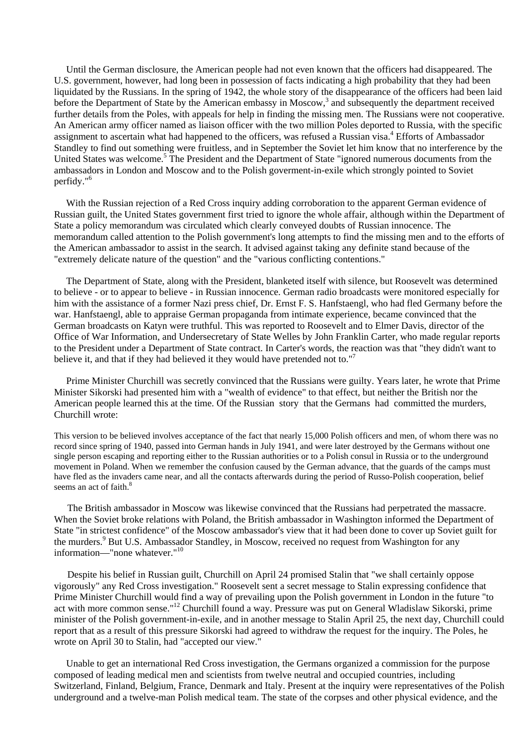Until the German disclosure, the American people had not even known that the officers had disappeared. The U.S. government, however, had long been in possession of facts indicating a high probability that they had been liquidated by the Russians. In the spring of 1942, the whole story of the disappearance of the officers had been laid before the Department of State by the American embassy in Moscow,[3] and subsequently the department received further details from the Poles, with appeals for help in finding the missing men. The Russians were not cooperative. An American army officer named as liaison officer with the two million Poles deported to Russia, with the specific assignment to ascertain what had happened to the officers, was refused a Russian visa.[4] Efforts of Ambassador Standley to find out something were fruitless, and in September the Soviet let him know that no interference by the United States was welcome.[5] The President and the Department of State "ignored numerous documents from the ambassadors in London and Moscow and to the Polish goverment-in-exile which strongly pointed to Soviet perfidy."[6]

With the Russian rejection of a Red Cross inquiry adding corroboration to the apparent German evidence of Russian guilt, the United States government first tried to ignore the whole affair, although within the Department of State a policy memorandum was circulated which clearly conveyed doubts of Russian innocence. The memorandum called attention to the Polish government's long attempts to find the missing men and to the efforts of the American ambassador to assist in the search. It advised against taking any definite stand because of the "extremely delicate nature of the question" and the "various conflicting contentions."

The Department of State, along with the President, blanketed itself with silence, but Roosevelt was determined to believe - or to appear to believe - in Russian innocence. German radio broadcasts were monitored especially for him with the assistance of a former Nazi press chief, Dr. Ernst F. S. Hanfstaengl, who had fled Germany before the war. Hanfstaengl, able to appraise German propaganda from intimate experience, became convinced that the German broadcasts on Katyn were truthful. This was reported to Roosevelt and to Elmer Davis, director of the Office of War Information, and Undersecretary of State Welles by John Franklin Carter, who made regular reports to the President under a Department of State contract. In Carter's words, the reaction was that "they didn't want to believe it, and that if they had believed it they would have pretended not to."[7]

Prime Minister Churchill was secretly convinced that the Russians were guilty. Years later, he wrote that Prime Minister Sikorski had presented him with a "wealth of evidence" to that effect, but neither the British nor the American people learned this at the time. Of the Russian story that the Germans had committed the murders, Churchill wrote:

> This version to be believed involves acceptance of the fact that nearly 15,000 Polish officers and men, of whom there was no record since spring of 1940, passed into German hands in July 1941, and were later destroyed by the Germans without one single person escaping and reporting either to the Russian authorities or to a Polish consul in Russia or to the underground movement in Poland. When we remember the confusion caused by the German advance, that the guards of the camps must have fled as the invaders came near, and all the contacts afterwards during the period of Russo-Polish cooperation, belief seems an act of faith.[8]

The British ambassador in Moscow was likewise convinced that the Russians had perpetrated the massacre. When the Soviet broke relations with Poland, the British ambassador in Washington informed the Department of State "in strictest confidence" of the Moscow ambassador's view that it had been done to cover up Soviet guilt for the murders.[9] But U.S. Ambassador Standley, in Moscow, received no request from Washington for any information—"none whatever."[10]

Despite his belief in Russian guilt, Churchill on April 24 promised Stalin that "we shall certainly oppose vigorously" any Red Cross investigation." Roosevelt sent a secret message to Stalin expressing confidence that Prime Minister Churchill would find a way of prevailing upon the Polish government in London in the future "to act with more common sense."[12] Churchill found a way. Pressure was put on General Wladislaw Sikorski, prime minister of the Polish government-in-exile, and in another message to Stalin April 25, the next day, Churchill could report that as a result of this pressure Sikorski had agreed to withdraw the request for the inquiry. The Poles, he wrote on April 30 to Stalin, had "accepted our view."

Unable to get an international Red Cross investigation, the Germans organized a commission for the purpose composed of leading medical men and scientists from twelve neutral and occupied countries, including Switzerland, Finland, Belgium, France, Denmark and Italy. Present at the inquiry were representatives of the Polish underground and a twelve-man Polish medical team. The state of the corpses and other physical evidence, and the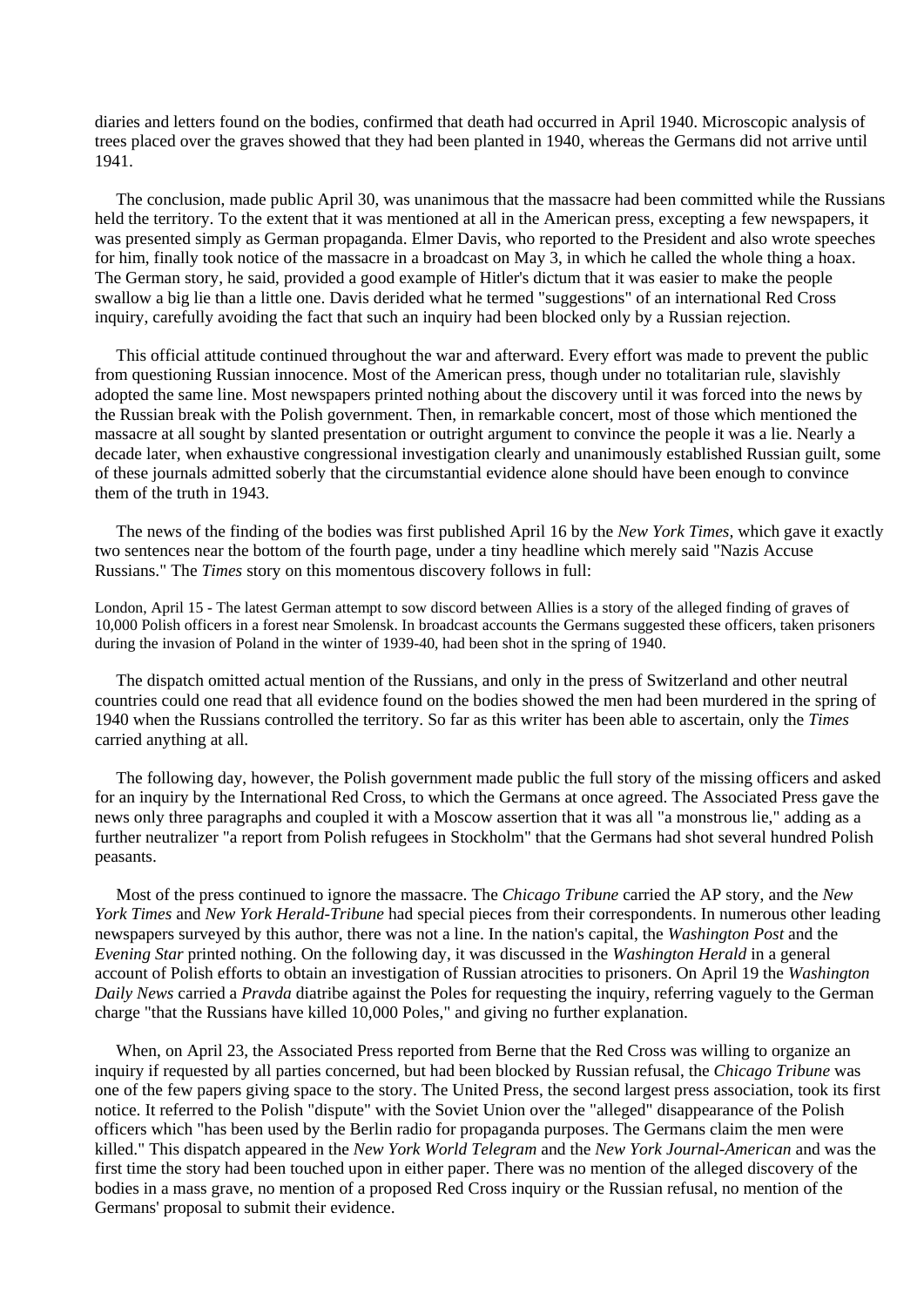diaries and letters found on the bodies, confirmed that death had occurred in April 1940. Microscopic analysis of trees placed over the graves showed that they had been planted in 1940, whereas the Germans did not arrive until 1941.

The conclusion, made public April 30, was unanimous that the massacre had been committed while the Russians held the territory. To the extent that it was mentioned at all in the American press, excepting a few newspapers, it was presented simply as German propaganda. Elmer Davis, who reported to the President and also wrote speeches for him, finally took notice of the massacre in a broadcast on May 3, in which he called the whole thing a hoax. The German story, he said, provided a good example of Hitler's dictum that it was easier to make the people swallow a big lie than a little one. Davis derided what he termed "suggestions" of an international Red Cross inquiry, carefully avoiding the fact that such an inquiry had been blocked only by a Russian rejection.

This official attitude continued throughout the war and afterward. Every effort was made to prevent the public from questioning Russian innocence. Most of the American press, though under no totalitarian rule, slavishly adopted the same line. Most newspapers printed nothing about the discovery until it was forced into the news by the Russian break with the Polish government. Then, in remarkable concert, most of those which mentioned the massacre at all sought by slanted presentation or outright argument to convince the people it was a lie. Nearly a decade later, when exhaustive congressional investigation clearly and unanimously established Russian guilt, some of these journals admitted soberly that the circumstantial evidence alone should have been enough to convince them of the truth in 1943.

The news of the finding of the bodies was first published April 16 by the *New York Times*, which gave it exactly two sentences near the bottom of the fourth page, under a tiny headline which merely said "Nazis Accuse Russians." The *Times* story on this momentous discovery follows in full:

> London, April 15 - The latest German attempt to sow discord between Allies is a story of the alleged finding of graves of 10,000 Polish officers in a forest near Smolensk. In broadcast accounts the Germans suggested these officers, taken prisoners during the invasion of Poland in the winter of 1939-40, had been shot in the spring of 1940.

The dispatch omitted actual mention of the Russians, and only in the press of Switzerland and other neutral countries could one read that all evidence found on the bodies showed the men had been murdered in the spring of 1940 when the Russians controlled the territory. So far as this writer has been able to ascertain, only the *Times* carried anything at all.

The following day, however, the Polish government made public the full story of the missing officers and asked for an inquiry by the International Red Cross, to which the Germans at once agreed. The Associated Press gave the news only three paragraphs and coupled it with a Moscow assertion that it was all "a monstrous lie," adding as a further neutralizer "a report from Polish refugees in Stockholm" that the Germans had shot several hundred Polish peasants.

Most of the press continued to ignore the massacre. The *Chicago Tribune* carried the AP story, and the *New York Times* and *New York Herald-Tribune* had special pieces from their correspondents. In numerous other leading newspapers surveyed by this author, there was not a line. In the nation's capital, the *Washington Post* and the *Evening Star* printed nothing. On the following day, it was discussed in the *Washington Herald* in a general account of Polish efforts to obtain an investigation of Russian atrocities to prisoners. On April 19 the *Washington Daily News* carried a *Pravda* diatribe against the Poles for requesting the inquiry, referring vaguely to the German charge "that the Russians have killed 10,000 Poles," and giving no further explanation.

When, on April 23, the Associated Press reported from Berne that the Red Cross was willing to organize an inquiry if requested by all parties concerned, but had been blocked by Russian refusal, the *Chicago Tribune* was one of the few papers giving space to the story. The United Press, the second largest press association, took its first notice. It referred to the Polish "dispute" with the Soviet Union over the "alleged" disappearance of the Polish officers which "has been used by the Berlin radio for propaganda purposes. The Germans claim the men were killed." This dispatch appeared in the *New York World Telegram* and the *New York Journal-American* and was the first time the story had been touched upon in either paper. There was no mention of the alleged discovery of the bodies in a mass grave, no mention of a proposed Red Cross inquiry or the Russian refusal, no mention of the Germans' proposal to submit their evidence.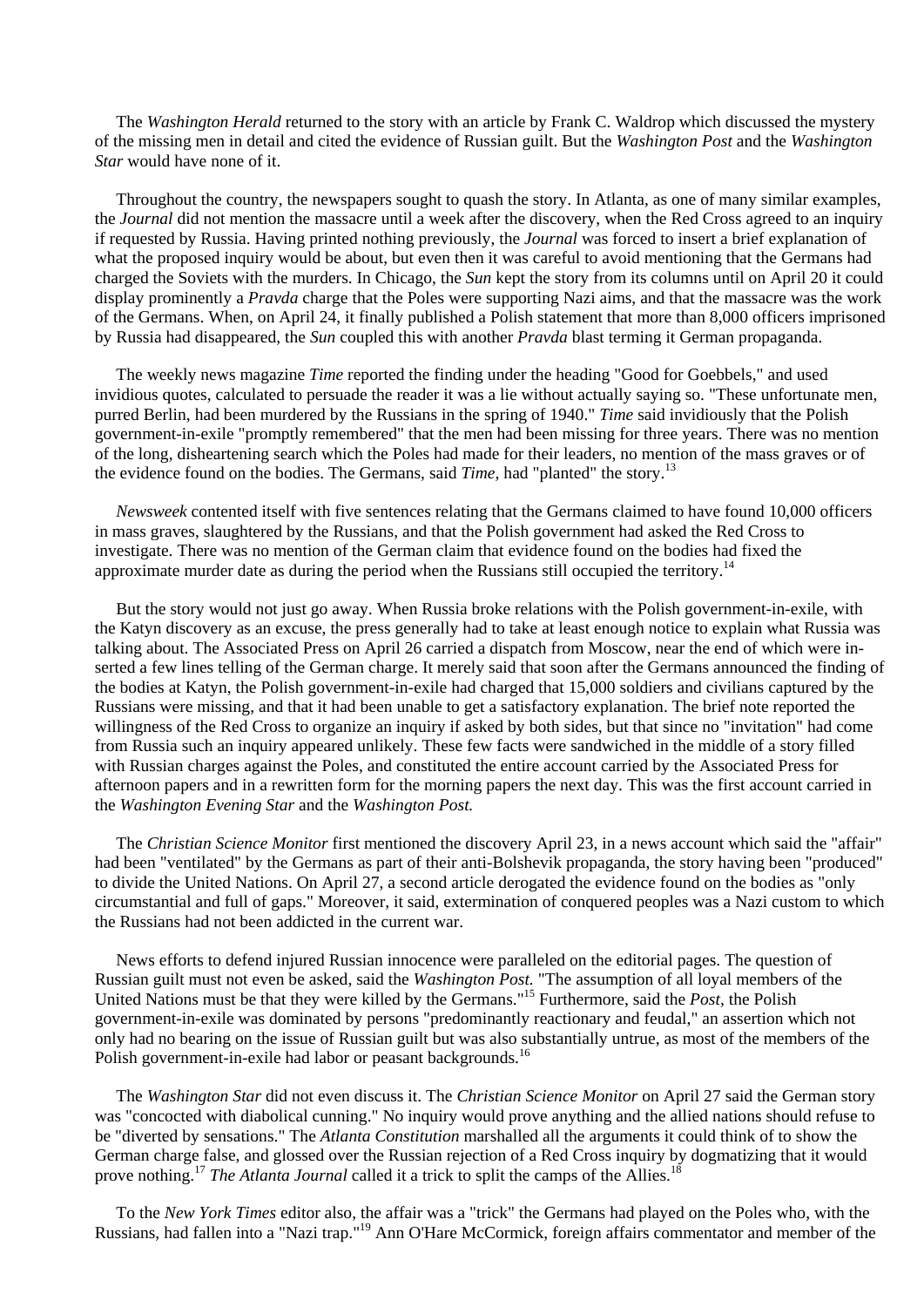The *Washington Herald* returned to the story with an article by Frank C. Waldrop which discussed the mystery of the missing men in detail and cited the evidence of Russian guilt. But the *Washington Post* and the *Washington Star* would have none of it.

Throughout the country, the newspapers sought to quash the story. In Atlanta, as one of many similar examples, the *Journal* did not mention the massacre until a week after the discovery, when the Red Cross agreed to an inquiry if requested by Russia. Having printed nothing previously, the *Journal* was forced to insert a brief explanation of what the proposed inquiry would be about, but even then it was careful to avoid mentioning that the Germans had charged the Soviets with the murders. In Chicago, the *Sun* kept the story from its columns until on April 20 it could display prominently a *Pravda* charge that the Poles were supporting Nazi aims, and that the massacre was the work of the Germans. When, on April 24, it finally published a Polish statement that more than 8,000 officers imprisoned by Russia had disappeared, the *Sun* coupled this with another *Pravda* blast terming it German propaganda.

The weekly news magazine *Time* reported the finding under the heading "Good for Goebbels," and used invidious quotes, calculated to persuade the reader it was a lie without actually saying so. "These unfortunate men, purred Berlin, had been murdered by the Russians in the spring of 1940." *Time* said invidiously that the Polish government-in-exile "promptly remembered" that the men had been missing for three years. There was no mention of the long, disheartening search which the Poles had made for their leaders, no mention of the mass graves or of the evidence found on the bodies. The Germans, said *Time*, had "planted" the story.[13]

*Newsweek* contented itself with five sentences relating that the Germans claimed to have found 10,000 officers in mass graves, slaughtered by the Russians, and that the Polish government had asked the Red Cross to investigate. There was no mention of the German claim that evidence found on the bodies had fixed the approximate murder date as during the period when the Russians still occupied the territory.[14]

But the story would not just go away. When Russia broke relations with the Polish government-in-exile, with the Katyn discovery as an excuse, the press generally had to take at least enough notice to explain what Russia was talking about. The Associated Press on April 26 carried a dispatch from Moscow, near the end of which were inserted a few lines telling of the German charge. It merely said that soon after the Germans announced the finding of the bodies at Katyn, the Polish government-in-exile had charged that 15,000 soldiers and civilians captured by the Russians were missing, and that it had been unable to get a satisfactory explanation. The brief note reported the willingness of the Red Cross to organize an inquiry if asked by both sides, but that since no "invitation" had come from Russia such an inquiry appeared unlikely. These few facts were sandwiched in the middle of a story filled with Russian charges against the Poles, and constituted the entire account carried by the Associated Press for afternoon papers and in a rewritten form for the morning papers the next day. This was the first account carried in the *Washington Evening Star* and the *Washington Post.*

The *Christian Science Monitor* first mentioned the discovery April 23, in a news account which said the "affair" had been "ventilated" by the Germans as part of their anti-Bolshevik propaganda, the story having been "produced" to divide the United Nations. On April 27, a second article derogated the evidence found on the bodies as "only circumstantial and full of gaps." Moreover, it said, extermination of conquered peoples was a Nazi custom to which the Russians had not been addicted in the current war.

News efforts to defend injured Russian innocence were paralleled on the editorial pages. The question of Russian guilt must not even be asked, said the *Washington Post.* "The assumption of all loyal members of the United Nations must be that they were killed by the Germans."[15] Furthermore, said the *Post*, the Polish government-in-exile was dominated by persons "predominantly reactionary and feudal," an assertion which not only had no bearing on the issue of Russian guilt but was also substantially untrue, as most of the members of the Polish government-in-exile had labor or peasant backgrounds.[16]

The *Washington Star* did not even discuss it. The *Christian Science Monitor* on April 27 said the German story was "concocted with diabolical cunning." No inquiry would prove anything and the allied nations should refuse to be "diverted by sensations." The *Atlanta Constitution* marshalled all the arguments it could think of to show the German charge false, and glossed over the Russian rejection of a Red Cross inquiry by dogmatizing that it would prove nothing.[17] *The Atlanta Journal* called it a trick to split the camps of the Allies.[18]

To the *New York Times* editor also, the affair was a "trick" the Germans had played on the Poles who, with the Russians, had fallen into a "Nazi trap."[19] Ann O'Hare McCormick, foreign affairs commentator and member of the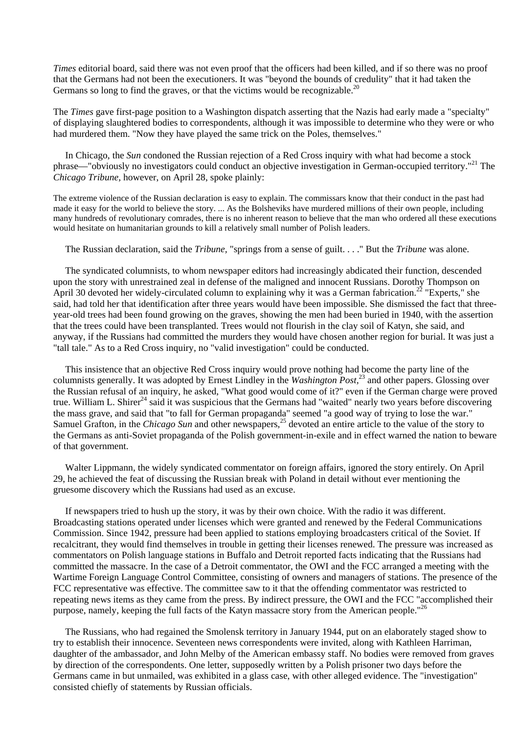*Times* editorial board, said there was not even proof that the officers had been killed, and if so there was no proof that the Germans had not been the executioners. It was "beyond the bounds of credulity" that it had taken the Germans so long to find the graves, or that the victims would be recognizable.[20]

The *Times* gave first-page position to a Washington dispatch asserting that the Nazis had early made a "specialty" of displaying slaughtered bodies to correspondents, although it was impossible to determine who they were or who had murdered them. "Now they have played the same trick on the Poles, themselves."

In Chicago, the *Sun* condoned the Russian rejection of a Red Cross inquiry with what had become a stock phrase—"obviously no investigators could conduct an objective investigation in German-occupied territory."[21] The *Chicago Tribune,* however, on April 28, spoke plainly:

> The extreme violence of the Russian declaration is easy to explain. The commissars know that their conduct in the past had made it easy for the world to believe the story. ... As the Bolsheviks have murdered millions of their own people, including many hundreds of revolutionary comrades, there is no inherent reason to believe that the man who ordered all these executions would hesitate on humanitarian grounds to kill a relatively small number of Polish leaders.

The Russian declaration, said the *Tribune*, "springs from a sense of guilt. . . ." But the *Tribune* was alone.

The syndicated columnists, to whom newspaper editors had increasingly abdicated their function, descended upon the story with unrestrained zeal in defense of the maligned and innocent Russians. Dorothy Thompson on April 30 devoted her widely-circulated column to explaining why it was a German fabrication.[22] "Experts," she said, had told her that identification after three years would have been impossible. She dismissed the fact that three-year-old trees had been found growing on the graves, showing the men had been buried in 1940, with the assertion that the trees could have been transplanted. Trees would not flourish in the clay soil of Katyn, she said, and anyway, if the Russians had committed the murders they would have chosen another region for burial. It was just a "tall tale." As to a Red Cross inquiry, no "valid investigation" could be conducted.

This insistence that an objective Red Cross inquiry would prove nothing had become the party line of the columnists generally. It was adopted by Ernest Lindley in the *Washington Post*,[23] and other papers. Glossing over the Russian refusal of an inquiry, he asked, "What good would come of it?" even if the German charge were proved true. William L. Shirer[24] said it was suspicious that the Germans had "waited" nearly two years before discovering the mass grave, and said that "to fall for German propaganda" seemed "a good way of trying to lose the war." Samuel Grafton, in the *Chicago Sun* and other newspapers,[25] devoted an entire article to the value of the story to the Germans as anti-Soviet propaganda of the Polish government-in-exile and in effect warned the nation to beware of that government.

Walter Lippmann, the widely syndicated commentator on foreign affairs, ignored the story entirely. On April 29, he achieved the feat of discussing the Russian break with Poland in detail without ever mentioning the gruesome discovery which the Russians had used as an excuse.

If newspapers tried to hush up the story, it was by their own choice. With the radio it was different. Broadcasting stations operated under licenses which were granted and renewed by the Federal Communications Commission. Since 1942, pressure had been applied to stations employing broadcasters critical of the Soviet. If recalcitrant, they would find themselves in trouble in getting their licenses renewed. The pressure was increased as commentators on Polish language stations in Buffalo and Detroit reported facts indicating that the Russians had committed the massacre. In the case of a Detroit commentator, the OWI and the FCC arranged a meeting with the Wartime Foreign Language Control Committee, consisting of owners and managers of stations. The presence of the FCC representative was effective. The committee saw to it that the offending commentator was restricted to repeating news items as they came from the press. By indirect pressure, the OWI and the FCC "accomplished their purpose, namely, keeping the full facts of the Katyn massacre story from the American people."[26]

The Russians, who had regained the Smolensk territory in January 1944, put on an elaborately staged show to try to establish their innocence. Seventeen news correspondents were invited, along with Kathleen Harriman, daughter of the ambassador, and John Melby of the American embassy staff. No bodies were removed from graves by direction of the correspondents. One letter, supposedly written by a Polish prisoner two days before the Germans came in but unmailed, was exhibited in a glass case, with other alleged evidence. The "investigation" consisted chiefly of statements by Russian officials.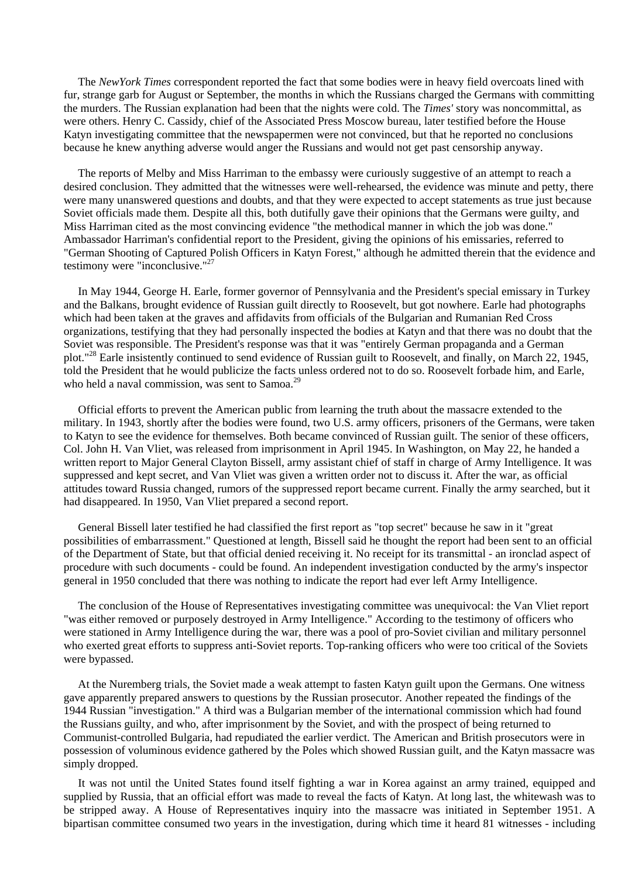The *NewYork Times* correspondent reported the fact that some bodies were in heavy field overcoats lined with fur, strange garb for August or September, the months in which the Russians charged the Germans with committing the murders. The Russian explanation had been that the nights were cold. The *Times'* story was noncommittal, as were others. Henry C. Cassidy, chief of the Associated Press Moscow bureau, later testified before the House Katyn investigating committee that the newspapermen were not convinced, but that he reported no conclusions because he knew anything adverse would anger the Russians and would not get past censorship anyway.

The reports of Melby and Miss Harriman to the embassy were curiously suggestive of an attempt to reach a desired conclusion. They admitted that the witnesses were well-rehearsed, the evidence was minute and petty, there were many unanswered questions and doubts, and that they were expected to accept statements as true just because Soviet officials made them. Despite all this, both dutifully gave their opinions that the Germans were guilty, and Miss Harriman cited as the most convincing evidence "the methodical manner in which the job was done." Ambassador Harriman's confidential report to the President, giving the opinions of his emissaries, referred to "German Shooting of Captured Polish Officers in Katyn Forest," although he admitted therein that the evidence and testimony were "inconclusive."[27]

In May 1944, George H. Earle, former governor of Pennsylvania and the President's special emissary in Turkey and the Balkans, brought evidence of Russian guilt directly to Roosevelt, but got nowhere. Earle had photographs which had been taken at the graves and affidavits from officials of the Bulgarian and Rumanian Red Cross organizations, testifying that they had personally inspected the bodies at Katyn and that there was no doubt that the Soviet was responsible. The President's response was that it was "entirely German propaganda and a German plot."[28] Earle insistently continued to send evidence of Russian guilt to Roosevelt, and finally, on March 22, 1945, told the President that he would publicize the facts unless ordered not to do so. Roosevelt forbade him, and Earle, who held a naval commission, was sent to Samoa.[29]

Official efforts to prevent the American public from learning the truth about the massacre extended to the military. In 1943, shortly after the bodies were found, two U.S. army officers, prisoners of the Germans, were taken to Katyn to see the evidence for themselves. Both became convinced of Russian guilt. The senior of these officers, Col. John H. Van Vliet, was released from imprisonment in April 1945. In Washington, on May 22, he handed a written report to Major General Clayton Bissell, army assistant chief of staff in charge of Army Intelligence. It was suppressed and kept secret, and Van Vliet was given a written order not to discuss it. After the war, as official attitudes toward Russia changed, rumors of the suppressed report became current. Finally the army searched, but it had disappeared. In 1950, Van Vliet prepared a second report.

General Bissell later testified he had classified the first report as "top secret" because he saw in it "great possibilities of embarrassment." Questioned at length, Bissell said he thought the report had been sent to an official of the Department of State, but that official denied receiving it. No receipt for its transmittal - an ironclad aspect of procedure with such documents - could be found. An independent investigation conducted by the army's inspector general in 1950 concluded that there was nothing to indicate the report had ever left Army Intelligence.

The conclusion of the House of Representatives investigating committee was unequivocal: the Van Vliet report "was either removed or purposely destroyed in Army Intelligence." According to the testimony of officers who were stationed in Army Intelligence during the war, there was a pool of pro-Soviet civilian and military personnel who exerted great efforts to suppress anti-Soviet reports. Top-ranking officers who were too critical of the Soviets were bypassed.

At the Nuremberg trials, the Soviet made a weak attempt to fasten Katyn guilt upon the Germans. One witness gave apparently prepared answers to questions by the Russian prosecutor. Another repeated the findings of the 1944 Russian "investigation." A third was a Bulgarian member of the international commission which had found the Russians guilty, and who, after imprisonment by the Soviet, and with the prospect of being returned to Communist-controlled Bulgaria, had repudiated the earlier verdict. The American and British prosecutors were in possession of voluminous evidence gathered by the Poles which showed Russian guilt, and the Katyn massacre was simply dropped.

It was not until the United States found itself fighting a war in Korea against an army trained, equipped and supplied by Russia, that an official effort was made to reveal the facts of Katyn. At long last, the whitewash was to be stripped away. A House of Representatives inquiry into the massacre was initiated in September 1951. A bipartisan committee consumed two years in the investigation, during which time it heard 81 witnesses - including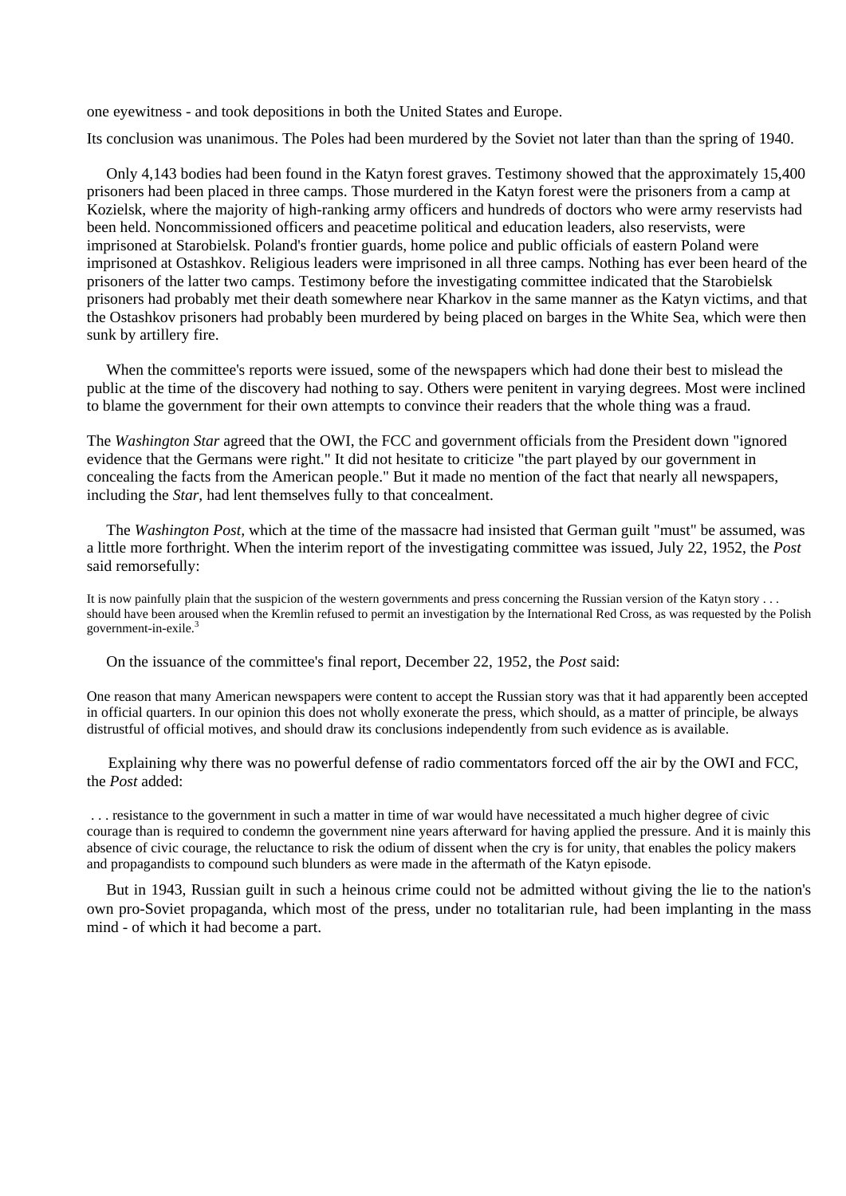one eyewitness - and took depositions in both the United States and Europe.

Its conclusion was unanimous. The Poles had been murdered by the Soviet not later than than the spring of 1940.

Only 4,143 bodies had been found in the Katyn forest graves. Testimony showed that the approximately 15,400 prisoners had been placed in three camps. Those murdered in the Katyn forest were the prisoners from a camp at Kozielsk, where the majority of high-ranking army officers and hundreds of doctors who were army reservists had been held. Noncommissioned officers and peacetime political and education leaders, also reservists, were imprisoned at Starobielsk. Poland's frontier guards, home police and public officials of eastern Poland were imprisoned at Ostashkov. Religious leaders were imprisoned in all three camps. Nothing has ever been heard of the prisoners of the latter two camps. Testimony before the investigating committee indicated that the Starobielsk prisoners had probably met their death somewhere near Kharkov in the same manner as the Katyn victims, and that the Ostashkov prisoners had probably been murdered by being placed on barges in the White Sea, which were then sunk by artillery fire.

When the committee's reports were issued, some of the newspapers which had done their best to mislead the public at the time of the discovery had nothing to say. Others were penitent in varying degrees. Most were inclined to blame the government for their own attempts to convince their readers that the whole thing was a fraud.

The *Washington Star* agreed that the OWI, the FCC and government officials from the President down "ignored evidence that the Germans were right." It did not hesitate to criticize "the part played by our government in concealing the facts from the American people." But it made no mention of the fact that nearly all newspapers, including the *Star*, had lent themselves fully to that concealment.

The *Washington Post*, which at the time of the massacre had insisted that German guilt "must" be assumed, was a little more forthright. When the interim report of the investigating committee was issued, July 22, 1952, the *Post* said remorsefully:

> It is now painfully plain that the suspicion of the western governments and press concerning the Russian version of the Katyn story . . . should have been aroused when the Kremlin refused to permit an investigation by the International Red Cross, as was requested by the Polish government-in-exile.[3]

On the issuance of the committee's final report, December 22, 1952, the *Post* said:

> One reason that many American newspapers were content to accept the Russian story was that it had apparently been accepted in official quarters. In our opinion this does not wholly exonerate the press, which should, as a matter of principle, be always distrustful of official motives, and should draw its conclusions independently from such evidence as is available.

Explaining why there was no powerful defense of radio commentators forced off the air by the OWI and FCC, the *Post* added:

> . . . resistance to the government in such a matter in time of war would have necessitated a much higher degree of civic courage than is required to condemn the government nine years afterward for having applied the pressure. And it is mainly this absence of civic courage, the reluctance to risk the odium of dissent when the cry is for unity, that enables the policy makers and propagandists to compound such blunders as were made in the aftermath of the Katyn episode.

But in 1943, Russian guilt in such a heinous crime could not be admitted without giving the lie to the nation's own pro-Soviet propaganda, which most of the press, under no totalitarian rule, had been implanting in the mass mind - of which it had become a part.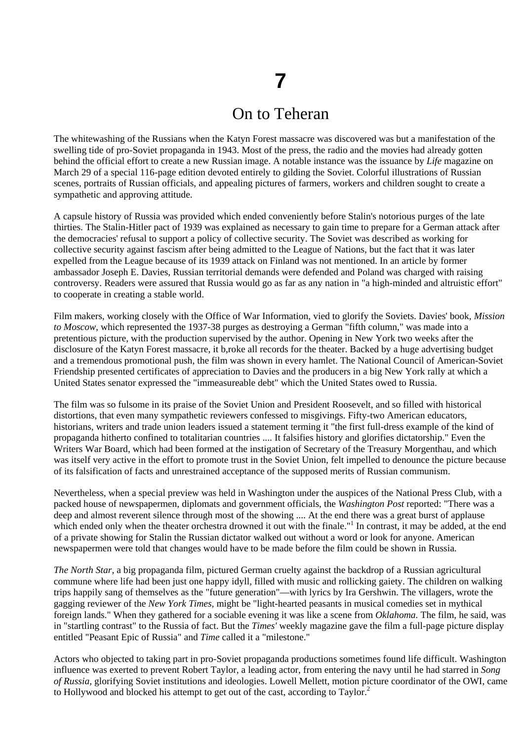# 7

## On to Teheran

The whitewashing of the Russians when the Katyn Forest massacre was discovered was but a manifestation of the swelling tide of pro-Soviet propaganda in 1943. Most of the press, the radio and the movies had already gotten behind the official effort to create a new Russian image. A notable instance was the issuance by *Life* magazine on March 29 of a special 116-page edition devoted entirely to gilding the Soviet. Colorful illustrations of Russian scenes, portraits of Russian officials, and appealing pictures of farmers, workers and children sought to create a sympathetic and approving attitude.

A capsule history of Russia was provided which ended conveniently before Stalin's notorious purges of the late thirties. The Stalin-Hitler pact of 1939 was explained as necessary to gain time to prepare for a German attack after the democracies' refusal to support a policy of collective security. The Soviet was described as working for collective security against fascism after being admitted to the League of Nations, but the fact that it was later expelled from the League because of its 1939 attack on Finland was not mentioned. In an article by former ambassador Joseph E. Davies, Russian territorial demands were defended and Poland was charged with raising controversy. Readers were assured that Russia would go as far as any nation in "a high-minded and altruistic effort" to cooperate in creating a stable world.

Film makers, working closely with the Office of War Information, vied to glorify the Soviets. Davies' book, *Mission to Moscow*, which represented the 1937-38 purges as destroying a German "fifth column," was made into a pretentious picture, with the production supervised by the author. Opening in New York two weeks after the disclosure of the Katyn Forest massacre, it b,roke all records for the theater. Backed by a huge advertising budget and a tremendous promotional push, the film was shown in every hamlet. The National Council of American-Soviet Friendship presented certificates of appreciation to Davies and the producers in a big New York rally at which a United States senator expressed the "immeasureable debt" which the United States owed to Russia.

The film was so fulsome in its praise of the Soviet Union and President Roosevelt, and so filled with historical distortions, that even many sympathetic reviewers confessed to misgivings. Fifty-two American educators, historians, writers and trade union leaders issued a statement terming it "the first full-dress example of the kind of propaganda hitherto confined to totalitarian countries .... It falsifies history and glorifies dictatorship." Even the Writers War Board, which had been formed at the instigation of Secretary of the Treasury Morgenthau, and which was itself very active in the effort to promote trust in the Soviet Union, felt impelled to denounce the picture because of its falsification of facts and unrestrained acceptance of the supposed merits of Russian communism.

Nevertheless, when a special preview was held in Washington under the auspices of the National Press Club, with a packed house of newspapermen, diplomats and government officials, the *Washington Post* reported: "There was a deep and almost reverent silence through most of the showing .... At the end there was a great burst of applause which ended only when the theater orchestra drowned it out with the finale."[1] In contrast, it may be added, at the end of a private showing for Stalin the Russian dictator walked out without a word or look for anyone. American newspapermen were told that changes would have to be made before the film could be shown in Russia.

*The North Star*, a big propaganda film, pictured German cruelty against the backdrop of a Russian agricultural commune where life had been just one happy idyll, filled with music and rollicking gaiety. The children on walking trips happily sang of themselves as the "future generation"—with lyrics by Ira Gershwin. The villagers, wrote the gagging reviewer of the *New York Times*, might be "light-hearted peasants in musical comedies set in mythical foreign lands." When they gathered for a sociable evening it was like a scene from *Oklahoma*. The film, he said, was in "startling contrast" to the Russia of fact. But the *Times'* weekly magazine gave the film a full-page picture display entitled "Peasant Epic of Russia" and *Time* called it a "milestone."

Actors who objected to taking part in pro-Soviet propaganda productions sometimes found life difficult. Washington influence was exerted to prevent Robert Taylor, a leading actor, from entering the navy until he had starred in *Song of Russia*, glorifying Soviet institutions and ideologies. Lowell Mellett, motion picture coordinator of the OWI, came to Hollywood and blocked his attempt to get out of the cast, according to Taylor.[2]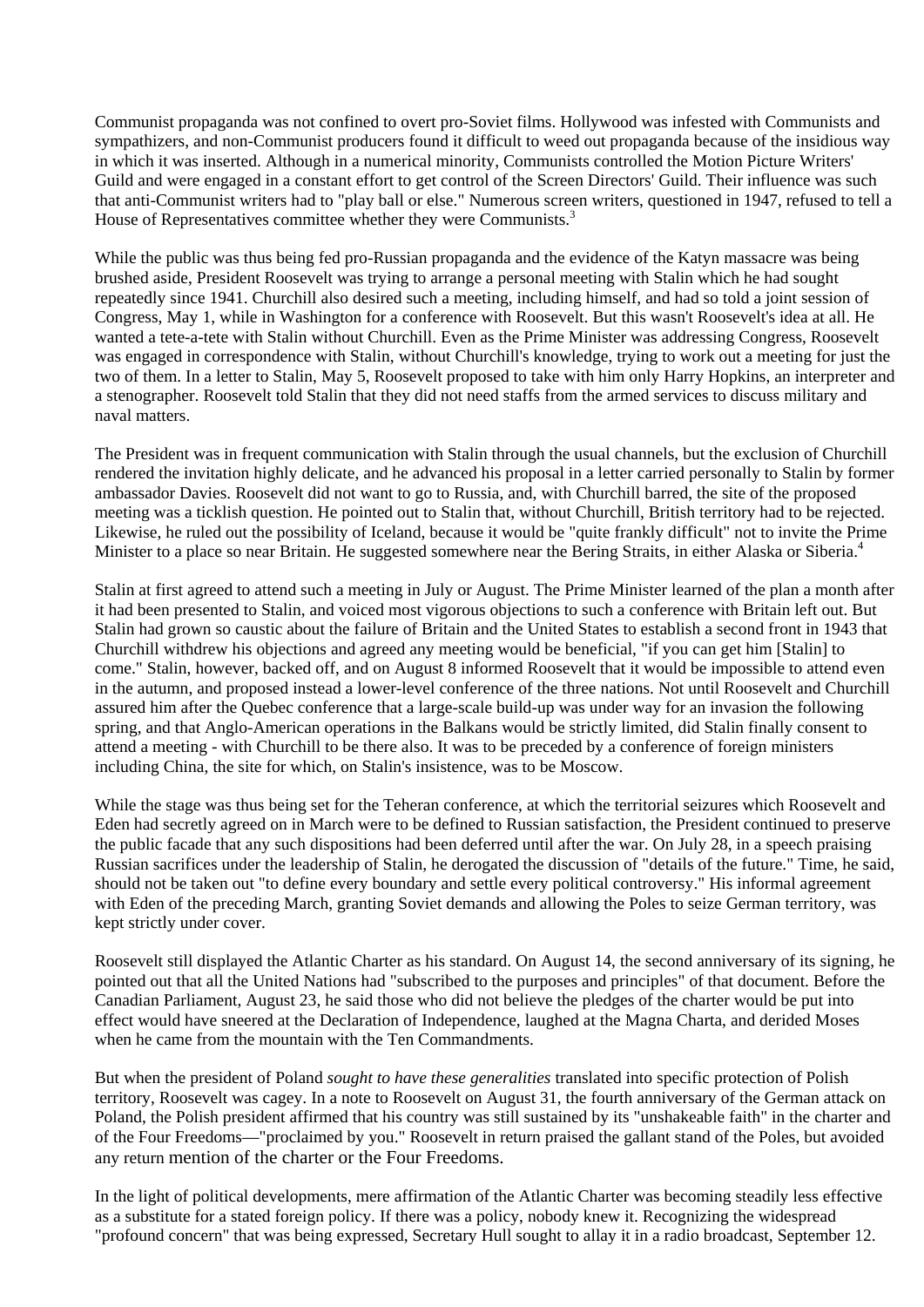Communist propaganda was not confined to overt pro-Soviet films. Hollywood was infested with Communists and sympathizers, and non-Communist producers found it difficult to weed out propaganda because of the insidious way in which it was inserted. Although in a numerical minority, Communists controlled the Motion Picture Writers' Guild and were engaged in a constant effort to get control of the Screen Directors' Guild. Their influence was such that anti-Communist writers had to "play ball or else." Numerous screen writers, questioned in 1947, refused to tell a House of Representatives committee whether they were Communists.[3]

While the public was thus being fed pro-Russian propaganda and the evidence of the Katyn massacre was being brushed aside, President Roosevelt was trying to arrange a personal meeting with Stalin which he had sought repeatedly since 1941. Churchill also desired such a meeting, including himself, and had so told a joint session of Congress, May 1, while in Washington for a conference with Roosevelt. But this wasn't Roosevelt's idea at all. He wanted a tete-a-tete with Stalin without Churchill. Even as the Prime Minister was addressing Congress, Roosevelt was engaged in correspondence with Stalin, without Churchill's knowledge, trying to work out a meeting for just the two of them. In a letter to Stalin, May 5, Roosevelt proposed to take with him only Harry Hopkins, an interpreter and a stenographer. Roosevelt told Stalin that they did not need staffs from the armed services to discuss military and naval matters.

The President was in frequent communication with Stalin through the usual channels, but the exclusion of Churchill rendered the invitation highly delicate, and he advanced his proposal in a letter carried personally to Stalin by former ambassador Davies. Roosevelt did not want to go to Russia, and, with Churchill barred, the site of the proposed meeting was a ticklish question. He pointed out to Stalin that, without Churchill, British territory had to be rejected. Likewise, he ruled out the possibility of Iceland, because it would be "quite frankly difficult" not to invite the Prime Minister to a place so near Britain. He suggested somewhere near the Bering Straits, in either Alaska or Siberia.[4]

Stalin at first agreed to attend such a meeting in July or August. The Prime Minister learned of the plan a month after it had been presented to Stalin, and voiced most vigorous objections to such a conference with Britain left out. But Stalin had grown so caustic about the failure of Britain and the United States to establish a second front in 1943 that Churchill withdrew his objections and agreed any meeting would be beneficial, "if you can get him [Stalin] to come." Stalin, however, backed off, and on August 8 informed Roosevelt that it would be impossible to attend even in the autumn, and proposed instead a lower-level conference of the three nations. Not until Roosevelt and Churchill assured him after the Quebec conference that a large-scale build-up was under way for an invasion the following spring, and that Anglo-American operations in the Balkans would be strictly limited, did Stalin finally consent to attend a meeting - with Churchill to be there also. It was to be preceded by a conference of foreign ministers including China, the site for which, on Stalin's insistence, was to be Moscow.

While the stage was thus being set for the Teheran conference, at which the territorial seizures which Roosevelt and Eden had secretly agreed on in March were to be defined to Russian satisfaction, the President continued to preserve the public facade that any such dispositions had been deferred until after the war. On July 28, in a speech praising Russian sacrifices under the leadership of Stalin, he derogated the discussion of "details of the future." Time, he said, should not be taken out "to define every boundary and settle every political controversy." His informal agreement with Eden of the preceding March, granting Soviet demands and allowing the Poles to seize German territory, was kept strictly under cover.

Roosevelt still displayed the Atlantic Charter as his standard. On August 14, the second anniversary of its signing, he pointed out that all the United Nations had "subscribed to the purposes and principles" of that document. Before the Canadian Parliament, August 23, he said those who did not believe the pledges of the charter would be put into effect would have sneered at the Declaration of Independence, laughed at the Magna Charta, and derided Moses when he came from the mountain with the Ten Commandments.

But when the president of Poland *sought to have these generalities* translated into specific protection of Polish territory, Roosevelt was cagey. In a note to Roosevelt on August 31, the fourth anniversary of the German attack on Poland, the Polish president affirmed that his country was still sustained by its "unshakeable faith" in the charter and of the Four Freedoms—"proclaimed by you." Roosevelt in return praised the gallant stand of the Poles, but avoided any return mention of the charter or the Four Freedoms.

In the light of political developments, mere affirmation of the Atlantic Charter was becoming steadily less effective as a substitute for a stated foreign policy. If there was a policy, nobody knew it. Recognizing the widespread "profound concern" that was being expressed, Secretary Hull sought to allay it in a radio broadcast, September 12.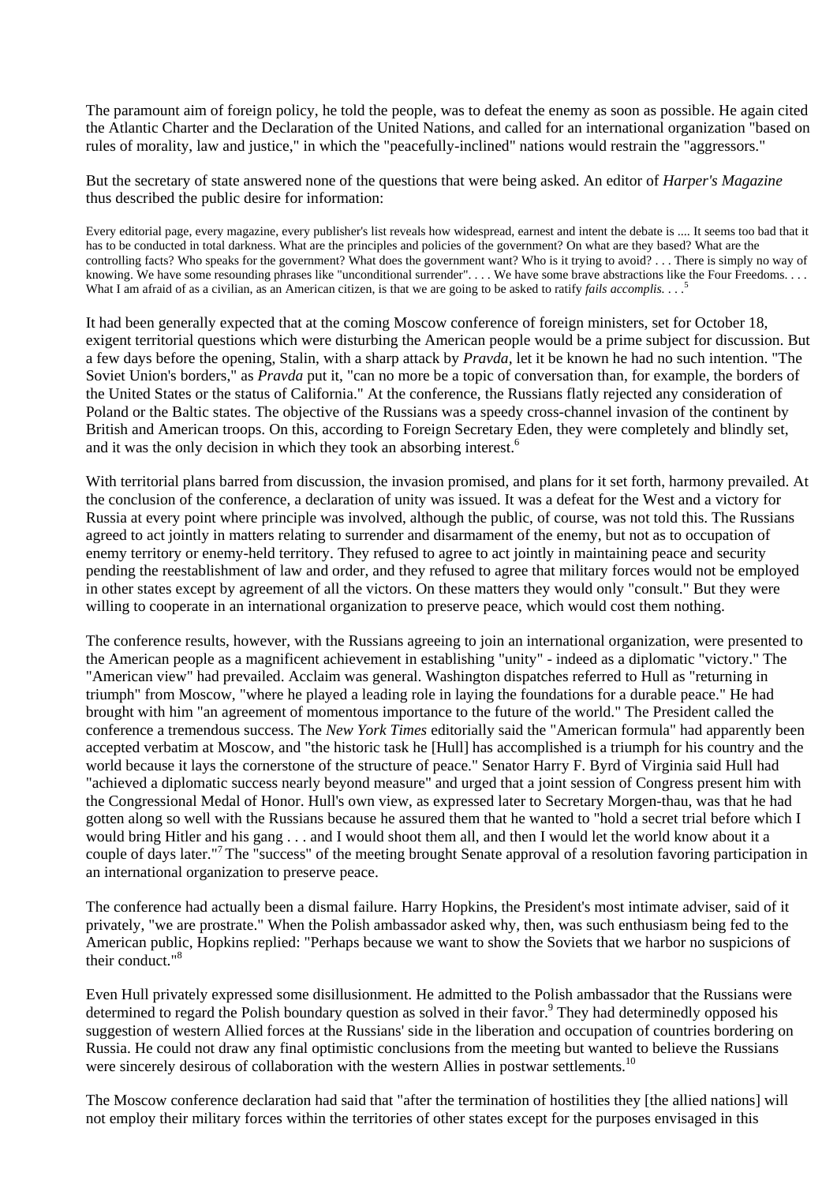The paramount aim of foreign policy, he told the people, was to defeat the enemy as soon as possible. He again cited the Atlantic Charter and the Declaration of the United Nations, and called for an international organization "based on rules of morality, law and justice," in which the "peacefully-inclined" nations would restrain the "aggressors."

But the secretary of state answered none of the questions that were being asked. An editor of *Harper's Magazine* thus described the public desire for information:

> Every editorial page, every magazine, every publisher's list reveals how widespread, earnest and intent the debate is .... It seems too bad that it has to be conducted in total darkness. What are the principles and policies of the government? On what are they based? What are the controlling facts? Who speaks for the government? What does the government want? Who is it trying to avoid? . . . There is simply no way of knowing. We have some resounding phrases like "unconditional surrender". . . . We have some brave abstractions like the Four Freedoms. . . . What I am afraid of as a civilian, as an American citizen, is that we are going to be asked to ratify *fails accomplis*. . . .[5]

It had been generally expected that at the coming Moscow conference of foreign ministers, set for October 18, exigent territorial questions which were disturbing the American people would be a prime subject for discussion. But a few days before the opening, Stalin, with a sharp attack by *Pravda*, let it be known he had no such intention. "The Soviet Union's borders," as *Pravda* put it, "can no more be a topic of conversation than, for example, the borders of the United States or the status of California." At the conference, the Russians flatly rejected any consideration of Poland or the Baltic states. The objective of the Russians was a speedy cross-channel invasion of the continent by British and American troops. On this, according to Foreign Secretary Eden, they were completely and blindly set, and it was the only decision in which they took an absorbing interest.[6]

With territorial plans barred from discussion, the invasion promised, and plans for it set forth, harmony prevailed. At the conclusion of the conference, a declaration of unity was issued. It was a defeat for the West and a victory for Russia at every point where principle was involved, although the public, of course, was not told this. The Russians agreed to act jointly in matters relating to surrender and disarmament of the enemy, but not as to occupation of enemy territory or enemy-held territory. They refused to agree to act jointly in maintaining peace and security pending the reestablishment of law and order, and they refused to agree that military forces would not be employed in other states except by agreement of all the victors. On these matters they would only "consult." But they were willing to cooperate in an international organization to preserve peace, which would cost them nothing.

The conference results, however, with the Russians agreeing to join an international organization, were presented to the American people as a magnificent achievement in establishing "unity" - indeed as a diplomatic "victory." The "American view" had prevailed. Acclaim was general. Washington dispatches referred to Hull as "returning in triumph" from Moscow, "where he played a leading role in laying the foundations for a durable peace." He had brought with him "an agreement of momentous importance to the future of the world." The President called the conference a tremendous success. The *New York Times* editorially said the "American formula" had apparently been accepted verbatim at Moscow, and "the historic task he [Hull] has accomplished is a triumph for his country and the world because it lays the cornerstone of the structure of peace." Senator Harry F. Byrd of Virginia said Hull had "achieved a diplomatic success nearly beyond measure" and urged that a joint session of Congress present him with the Congressional Medal of Honor. Hull's own view, as expressed later to Secretary Morgen-thau, was that he had gotten along so well with the Russians because he assured them that he wanted to "hold a secret trial before which I would bring Hitler and his gang . . . and I would shoot them all, and then I would let the world know about it a couple of days later."[7] The "success" of the meeting brought Senate approval of a resolution favoring participation in an international organization to preserve peace.

The conference had actually been a dismal failure. Harry Hopkins, the President's most intimate adviser, said of it privately, "we are prostrate." When the Polish ambassador asked why, then, was such enthusiasm being fed to the American public, Hopkins replied: "Perhaps because we want to show the Soviets that we harbor no suspicions of their conduct."[8]

Even Hull privately expressed some disillusionment. He admitted to the Polish ambassador that the Russians were determined to regard the Polish boundary question as solved in their favor.[9] They had determinedly opposed his suggestion of western Allied forces at the Russians' side in the liberation and occupation of countries bordering on Russia. He could not draw any final optimistic conclusions from the meeting but wanted to believe the Russians were sincerely desirous of collaboration with the western Allies in postwar settlements.[10]

The Moscow conference declaration had said that "after the termination of hostilities they [the allied nations] will not employ their military forces within the territories of other states except for the purposes envisaged in this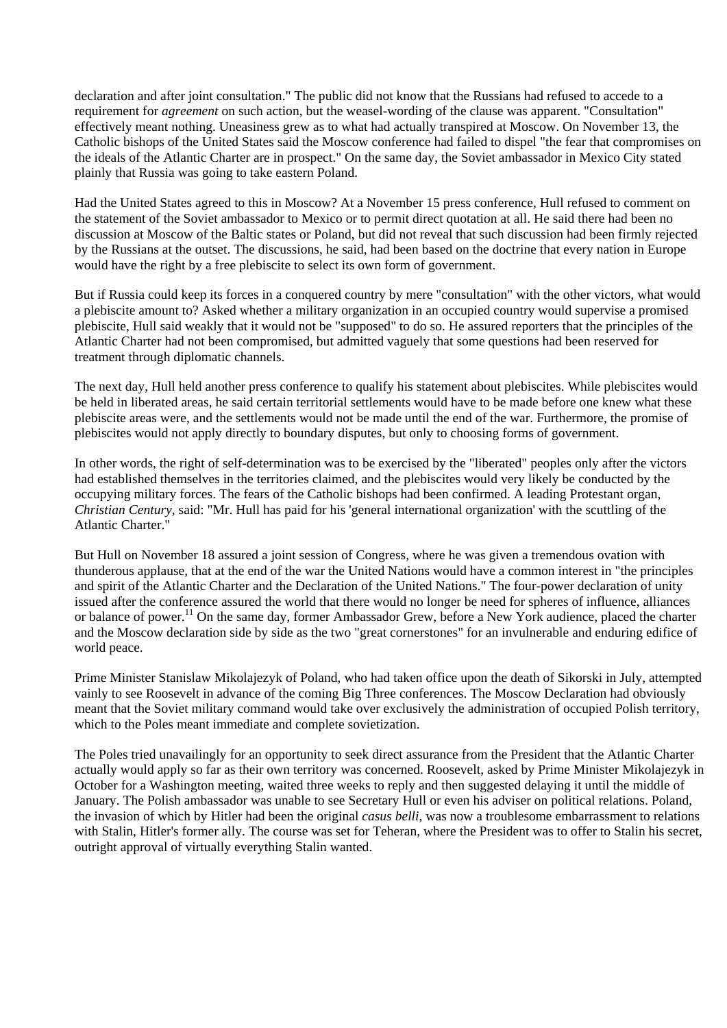declaration and after joint consultation." The public did not know that the Russians had refused to accede to a requirement for *agreement* on such action, but the weasel-wording of the clause was apparent. "Consultation" effectively meant nothing. Uneasiness grew as to what had actually transpired at Moscow. On November 13, the Catholic bishops of the United States said the Moscow conference had failed to dispel "the fear that compromises on the ideals of the Atlantic Charter are in prospect." On the same day, the Soviet ambassador in Mexico City stated plainly that Russia was going to take eastern Poland.

Had the United States agreed to this in Moscow? At a November 15 press conference, Hull refused to comment on the statement of the Soviet ambassador to Mexico or to permit direct quotation at all. He said there had been no discussion at Moscow of the Baltic states or Poland, but did not reveal that such discussion had been firmly rejected by the Russians at the outset. The discussions, he said, had been based on the doctrine that every nation in Europe would have the right by a free plebiscite to select its own form of government.

But if Russia could keep its forces in a conquered country by mere "consultation" with the other victors, what would a plebiscite amount to? Asked whether a military organization in an occupied country would supervise a promised plebiscite, Hull said weakly that it would not be "supposed" to do so. He assured reporters that the principles of the Atlantic Charter had not been compromised, but admitted vaguely that some questions had been reserved for treatment through diplomatic channels.

The next day, Hull held another press conference to qualify his statement about plebiscites. While plebiscites would be held in liberated areas, he said certain territorial settlements would have to be made before one knew what these plebiscite areas were, and the settlements would not be made until the end of the war. Furthermore, the promise of plebiscites would not apply directly to boundary disputes, but only to choosing forms of government.

In other words, the right of self-determination was to be exercised by the "liberated" peoples only after the victors had established themselves in the territories claimed, and the plebiscites would very likely be conducted by the occupying military forces. The fears of the Catholic bishops had been confirmed. A leading Protestant organ, *Christian Century*, said: "Mr. Hull has paid for his 'general international organization' with the scuttling of the Atlantic Charter."

But Hull on November 18 assured a joint session of Congress, where he was given a tremendous ovation with thunderous applause, that at the end of the war the United Nations would have a common interest in "the principles and spirit of the Atlantic Charter and the Declaration of the United Nations." The four-power declaration of unity issued after the conference assured the world that there would no longer be need for spheres of influence, alliances or balance of power.[11] On the same day, former Ambassador Grew, before a New York audience, placed the charter and the Moscow declaration side by side as the two "great cornerstones" for an invulnerable and enduring edifice of world peace.

Prime Minister Stanislaw Mikolajezyk of Poland, who had taken office upon the death of Sikorski in July, attempted vainly to see Roosevelt in advance of the coming Big Three conferences. The Moscow Declaration had obviously meant that the Soviet military command would take over exclusively the administration of occupied Polish territory, which to the Poles meant immediate and complete sovietization.

The Poles tried unavailingly for an opportunity to seek direct assurance from the President that the Atlantic Charter actually would apply so far as their own territory was concerned. Roosevelt, asked by Prime Minister Mikolajezyk in October for a Washington meeting, waited three weeks to reply and then suggested delaying it until the middle of January. The Polish ambassador was unable to see Secretary Hull or even his adviser on political relations. Poland, the invasion of which by Hitler had been the original *casus belli*, was now a troublesome embarrassment to relations with Stalin, Hitler's former ally. The course was set for Teheran, where the President was to offer to Stalin his secret, outright approval of virtually everything Stalin wanted.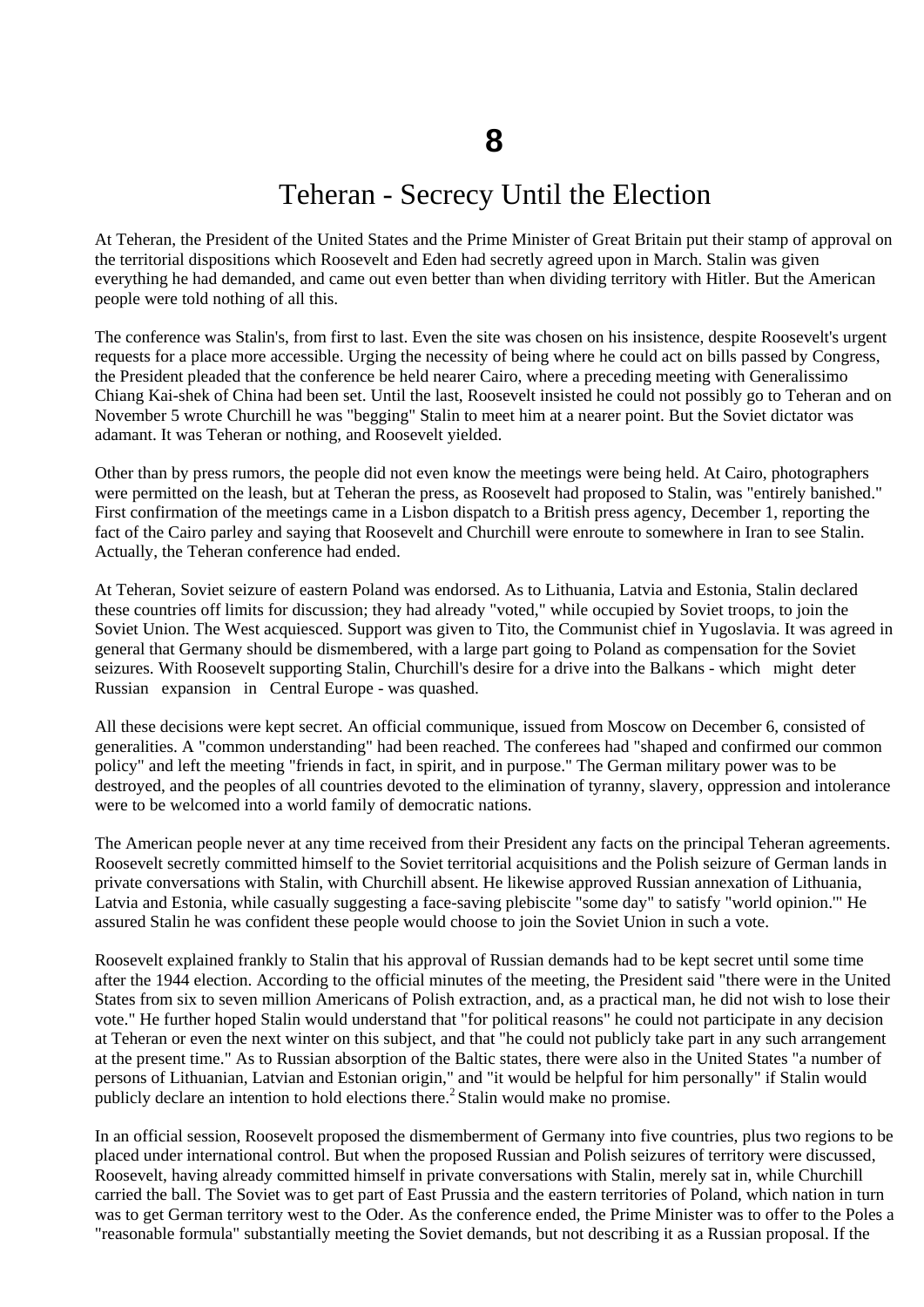# 8

## Teheran - Secrecy Until the Election

At Teheran, the President of the United States and the Prime Minister of Great Britain put their stamp of approval on the territorial dispositions which Roosevelt and Eden had secretly agreed upon in March. Stalin was given everything he had demanded, and came out even better than when dividing territory with Hitler. But the American people were told nothing of all this.

The conference was Stalin's, from first to last. Even the site was chosen on his insistence, despite Roosevelt's urgent requests for a place more accessible. Urging the necessity of being where he could act on bills passed by Congress, the President pleaded that the conference be held nearer Cairo, where a preceding meeting with Generalissimo Chiang Kai-shek of China had been set. Until the last, Roosevelt insisted he could not possibly go to Teheran and on November 5 wrote Churchill he was "begging" Stalin to meet him at a nearer point. But the Soviet dictator was adamant. It was Teheran or nothing, and Roosevelt yielded.

Other than by press rumors, the people did not even know the meetings were being held. At Cairo, photographers were permitted on the leash, but at Teheran the press, as Roosevelt had proposed to Stalin, was "entirely banished." First confirmation of the meetings came in a Lisbon dispatch to a British press agency, December 1, reporting the fact of the Cairo parley and saying that Roosevelt and Churchill were enroute to somewhere in Iran to see Stalin. Actually, the Teheran conference had ended.

At Teheran, Soviet seizure of eastern Poland was endorsed. As to Lithuania, Latvia and Estonia, Stalin declared these countries off limits for discussion; they had already "voted," while occupied by Soviet troops, to join the Soviet Union. The West acquiesced. Support was given to Tito, the Communist chief in Yugoslavia. It was agreed in general that Germany should be dismembered, with a large part going to Poland as compensation for the Soviet seizures. With Roosevelt supporting Stalin, Churchill's desire for a drive into the Balkans - which might deter Russian expansion in Central Europe - was quashed.

All these decisions were kept secret. An official communique, issued from Moscow on December 6, consisted of generalities. A "common understanding" had been reached. The conferees had "shaped and confirmed our common policy" and left the meeting "friends in fact, in spirit, and in purpose." The German military power was to be destroyed, and the peoples of all countries devoted to the elimination of tyranny, slavery, oppression and intolerance were to be welcomed into a world family of democratic nations.

The American people never at any time received from their President any facts on the principal Teheran agreements. Roosevelt secretly committed himself to the Soviet territorial acquisitions and the Polish seizure of German lands in private conversations with Stalin, with Churchill absent. He likewise approved Russian annexation of Lithuania, Latvia and Estonia, while casually suggesting a face-saving plebiscite "some day" to satisfy "world opinion.'" He assured Stalin he was confident these people would choose to join the Soviet Union in such a vote.

Roosevelt explained frankly to Stalin that his approval of Russian demands had to be kept secret until some time after the 1944 election. According to the official minutes of the meeting, the President said "there were in the United States from six to seven million Americans of Polish extraction, and, as a practical man, he did not wish to lose their vote." He further hoped Stalin would understand that "for political reasons" he could not participate in any decision at Teheran or even the next winter on this subject, and that "he could not publicly take part in any such arrangement at the present time." As to Russian absorption of the Baltic states, there were also in the United States "a number of persons of Lithuanian, Latvian and Estonian origin," and "it would be helpful for him personally" if Stalin would publicly declare an intention to hold elections there.[2] Stalin would make no promise.

In an official session, Roosevelt proposed the dismemberment of Germany into five countries, plus two regions to be placed under international control. But when the proposed Russian and Polish seizures of territory were discussed, Roosevelt, having already committed himself in private conversations with Stalin, merely sat in, while Churchill carried the ball. The Soviet was to get part of East Prussia and the eastern territories of Poland, which nation in turn was to get German territory west to the Oder. As the conference ended, the Prime Minister was to offer to the Poles a "reasonable formula" substantially meeting the Soviet demands, but not describing it as a Russian proposal. If the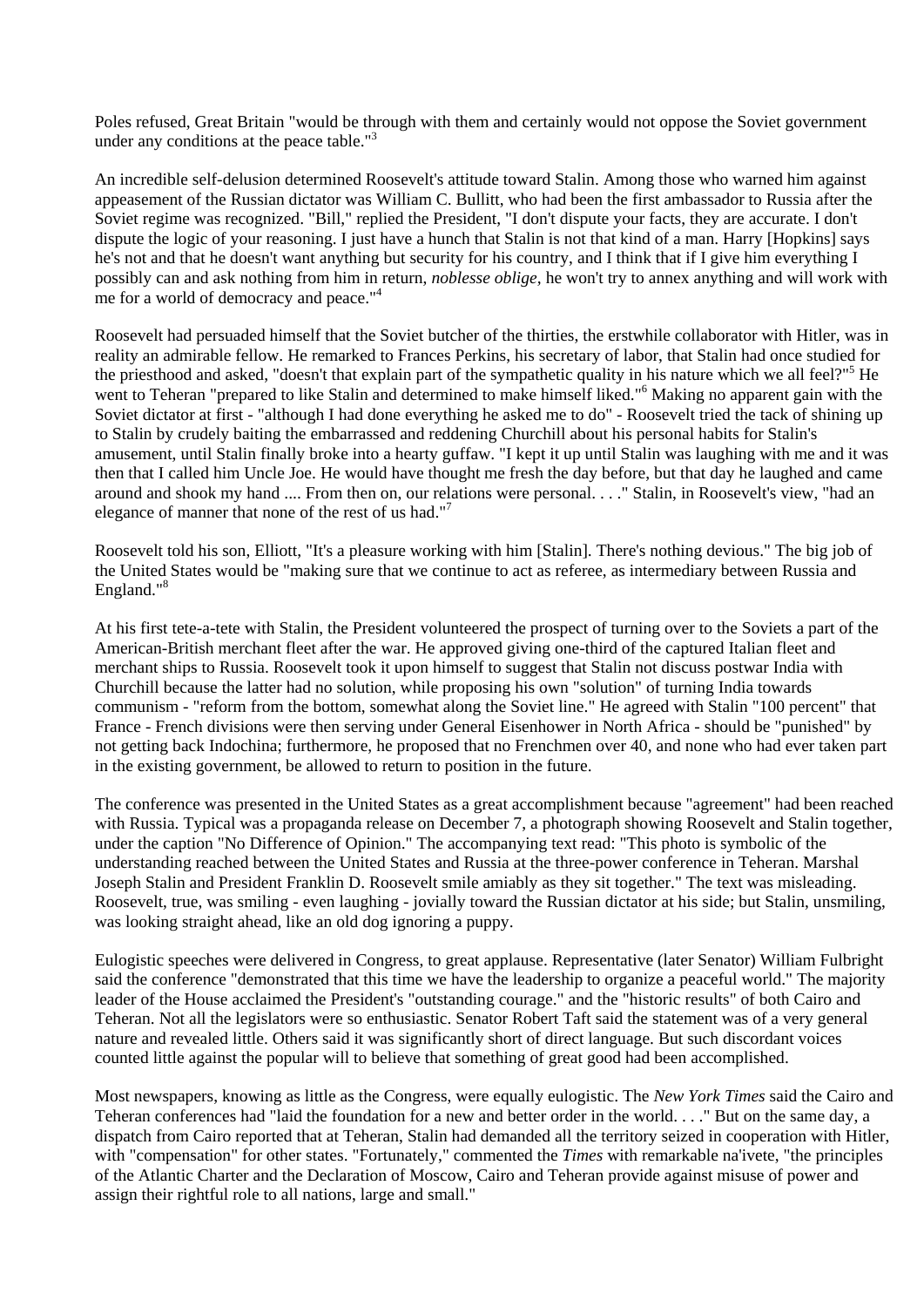Poles refused, Great Britain "would be through with them and certainly would not oppose the Soviet government under any conditions at the peace table."[3]

An incredible self-delusion determined Roosevelt's attitude toward Stalin. Among those who warned him against appeasement of the Russian dictator was William C. Bullitt, who had been the first ambassador to Russia after the Soviet regime was recognized. "Bill," replied the President, "I don't dispute your facts, they are accurate. I don't dispute the logic of your reasoning. I just have a hunch that Stalin is not that kind of a man. Harry [Hopkins] says he's not and that he doesn't want anything but security for his country, and I think that if I give him everything I possibly can and ask nothing from him in return, *noblesse oblige*, he won't try to annex anything and will work with me for a world of democracy and peace."[4]

Roosevelt had persuaded himself that the Soviet butcher of the thirties, the erstwhile collaborator with Hitler, was in reality an admirable fellow. He remarked to Frances Perkins, his secretary of labor, that Stalin had once studied for the priesthood and asked, "doesn't that explain part of the sympathetic quality in his nature which we all feel?"[5] He went to Teheran "prepared to like Stalin and determined to make himself liked."[6] Making no apparent gain with the Soviet dictator at first - "although I had done everything he asked me to do" - Roosevelt tried the tack of shining up to Stalin by crudely baiting the embarrassed and reddening Churchill about his personal habits for Stalin's amusement, until Stalin finally broke into a hearty guffaw. "I kept it up until Stalin was laughing with me and it was then that I called him Uncle Joe. He would have thought me fresh the day before, but that day he laughed and came around and shook my hand .... From then on, our relations were personal. . . ." Stalin, in Roosevelt's view, "had an elegance of manner that none of the rest of us had."[7]

Roosevelt told his son, Elliott, "It's a pleasure working with him [Stalin]. There's nothing devious." The big job of the United States would be "making sure that we continue to act as referee, as intermediary between Russia and England."[8]

At his first tete-a-tete with Stalin, the President volunteered the prospect of turning over to the Soviets a part of the American-British merchant fleet after the war. He approved giving one-third of the captured Italian fleet and merchant ships to Russia. Roosevelt took it upon himself to suggest that Stalin not discuss postwar India with Churchill because the latter had no solution, while proposing his own "solution" of turning India towards communism - "reform from the bottom, somewhat along the Soviet line." He agreed with Stalin "100 percent" that France - French divisions were then serving under General Eisenhower in North Africa - should be "punished" by not getting back Indochina; furthermore, he proposed that no Frenchmen over 40, and none who had ever taken part in the existing government, be allowed to return to position in the future.

The conference was presented in the United States as a great accomplishment because "agreement" had been reached with Russia. Typical was a propaganda release on December 7, a photograph showing Roosevelt and Stalin together, under the caption "No Difference of Opinion." The accompanying text read: "This photo is symbolic of the understanding reached between the United States and Russia at the three-power conference in Teheran. Marshal Joseph Stalin and President Franklin D. Roosevelt smile amiably as they sit together." The text was misleading. Roosevelt, true, was smiling - even laughing - jovially toward the Russian dictator at his side; but Stalin, unsmiling, was looking straight ahead, like an old dog ignoring a puppy.

Eulogistic speeches were delivered in Congress, to great applause. Representative (later Senator) William Fulbright said the conference "demonstrated that this time we have the leadership to organize a peaceful world." The majority leader of the House acclaimed the President's "outstanding courage." and the "historic results" of both Cairo and Teheran. Not all the legislators were so enthusiastic. Senator Robert Taft said the statement was of a very general nature and revealed little. Others said it was significantly short of direct language. But such discordant voices counted little against the popular will to believe that something of great good had been accomplished.

Most newspapers, knowing as little as the Congress, were equally eulogistic. The *New York Times* said the Cairo and Teheran conferences had "laid the foundation for a new and better order in the world. . . ." But on the same day, a dispatch from Cairo reported that at Teheran, Stalin had demanded all the territory seized in cooperation with Hitler, with "compensation" for other states. "Fortunately," commented the *Times* with remarkable na'ivete, "the principles of the Atlantic Charter and the Declaration of Moscow, Cairo and Teheran provide against misuse of power and assign their rightful role to all nations, large and small."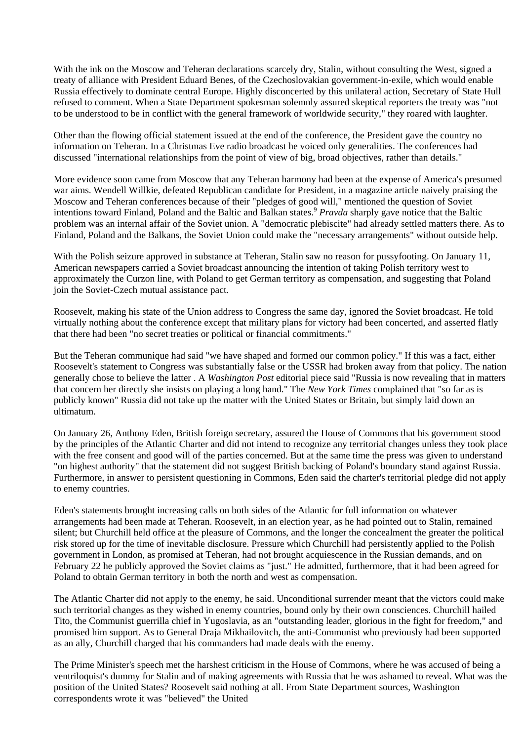With the ink on the Moscow and Teheran declarations scarcely dry, Stalin, without consulting the West, signed a treaty of alliance with President Eduard Benes, of the Czechoslovakian government-in-exile, which would enable Russia effectively to dominate central Europe. Highly disconcerted by this unilateral action, Secretary of State Hull refused to comment. When a State Department spokesman solemnly assured skeptical reporters the treaty was "not to be understood to be in conflict with the general framework of worldwide security," they roared with laughter.

Other than the flowing official statement issued at the end of the conference, the President gave the country no information on Teheran. In a Christmas Eve radio broadcast he voiced only generalities. The conferences had discussed "international relationships from the point of view of big, broad objectives, rather than details."

More evidence soon came from Moscow that any Teheran harmony had been at the expense of America's presumed war aims. Wendell Willkie, defeated Republican candidate for President, in a magazine article naively praising the Moscow and Teheran conferences because of their "pledges of good will," mentioned the question of Soviet intentions toward Finland, Poland and the Baltic and Balkan states.[9] *Pravda* sharply gave notice that the Baltic problem was an internal affair of the Soviet union. A "democratic plebiscite" had already settled matters there. As to Finland, Poland and the Balkans, the Soviet Union could make the "necessary arrangements" without outside help.

With the Polish seizure approved in substance at Teheran, Stalin saw no reason for pussyfooting. On January 11, American newspapers carried a Soviet broadcast announcing the intention of taking Polish territory west to approximately the Curzon line, with Poland to get German territory as compensation, and suggesting that Poland join the Soviet-Czech mutual assistance pact.

Roosevelt, making his state of the Union address to Congress the same day, ignored the Soviet broadcast. He told virtually nothing about the conference except that military plans for victory had been concerted, and asserted flatly that there had been "no secret treaties or political or financial commitments."

But the Teheran communique had said "we have shaped and formed our common policy." If this was a fact, either Roosevelt's statement to Congress was substantially false or the USSR had broken away from that policy. The nation generally chose to believe the latter . A *Washington Post* editorial piece said "Russia is now revealing that in matters that concern her directly she insists on playing a long hand." The *New York Times* complained that "so far as is publicly known" Russia did not take up the matter with the United States or Britain, but simply laid down an ultimatum.

On January 26, Anthony Eden, British foreign secretary, assured the House of Commons that his government stood by the principles of the Atlantic Charter and did not intend to recognize any territorial changes unless they took place with the free consent and good will of the parties concerned. But at the same time the press was given to understand "on highest authority" that the statement did not suggest British backing of Poland's boundary stand against Russia. Furthermore, in answer to persistent questioning in Commons, Eden said the charter's territorial pledge did not apply to enemy countries.

Eden's statements brought increasing calls on both sides of the Atlantic for full information on whatever arrangements had been made at Teheran. Roosevelt, in an election year, as he had pointed out to Stalin, remained silent; but Churchill held office at the pleasure of Commons, and the longer the concealment the greater the political risk stored up for the time of inevitable disclosure. Pressure which Churchill had persistently applied to the Polish government in London, as promised at Teheran, had not brought acquiescence in the Russian demands, and on February 22 he publicly approved the Soviet claims as "just." He admitted, furthermore, that it had been agreed for Poland to obtain German territory in both the north and west as compensation.

The Atlantic Charter did not apply to the enemy, he said. Unconditional surrender meant that the victors could make such territorial changes as they wished in enemy countries, bound only by their own consciences. Churchill hailed Tito, the Communist guerrilla chief in Yugoslavia, as an "outstanding leader, glorious in the fight for freedom," and promised him support. As to General Draja Mikhailovitch, the anti-Communist who previously had been supported as an ally, Churchill charged that his commanders had made deals with the enemy.

The Prime Minister's speech met the harshest criticism in the House of Commons, where he was accused of being a ventriloquist's dummy for Stalin and of making agreements with Russia that he was ashamed to reveal. What was the position of the United States? Roosevelt said nothing at all. From State Department sources, Washington correspondents wrote it was "believed" the United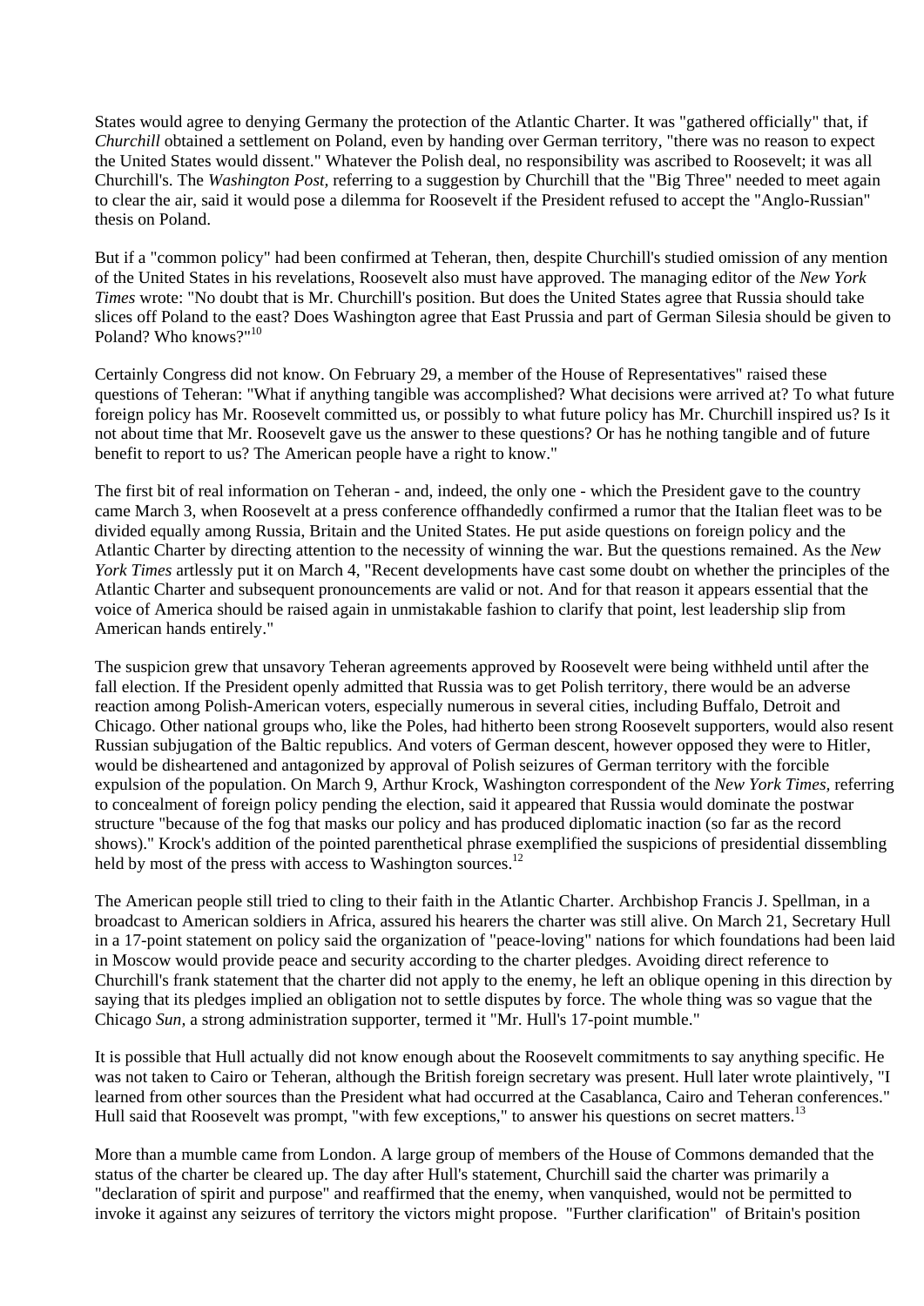States would agree to denying Germany the protection of the Atlantic Charter. It was "gathered officially" that, if *Churchill* obtained a settlement on Poland, even by handing over German territory, "there was no reason to expect the United States would dissent." Whatever the Polish deal, no responsibility was ascribed to Roosevelt; it was all Churchill's. The *Washington Post,* referring to a suggestion by Churchill that the "Big Three" needed to meet again to clear the air, said it would pose a dilemma for Roosevelt if the President refused to accept the "Anglo-Russian" thesis on Poland.

But if a "common policy" had been confirmed at Teheran, then, despite Churchill's studied omission of any mention of the United States in his revelations, Roosevelt also must have approved. The managing editor of the *New York Times* wrote: "No doubt that is Mr. Churchill's position. But does the United States agree that Russia should take slices off Poland to the east? Does Washington agree that East Prussia and part of German Silesia should be given to Poland? Who knows?"[10]

Certainly Congress did not know. On February 29, a member of the House of Representatives" raised these questions of Teheran: "What if anything tangible was accomplished? What decisions were arrived at? To what future foreign policy has Mr. Roosevelt committed us, or possibly to what future policy has Mr. Churchill inspired us? Is it not about time that Mr. Roosevelt gave us the answer to these questions? Or has he nothing tangible and of future benefit to report to us? The American people have a right to know."

The first bit of real information on Teheran - and, indeed, the only one - which the President gave to the country came March 3, when Roosevelt at a press conference offhandedly confirmed a rumor that the Italian fleet was to be divided equally among Russia, Britain and the United States. He put aside questions on foreign policy and the Atlantic Charter by directing attention to the necessity of winning the war. But the questions remained. As the *New York Times* artlessly put it on March 4, "Recent developments have cast some doubt on whether the principles of the Atlantic Charter and subsequent pronouncements are valid or not. And for that reason it appears essential that the voice of America should be raised again in unmistakable fashion to clarify that point, lest leadership slip from American hands entirely."

The suspicion grew that unsavory Teheran agreements approved by Roosevelt were being withheld until after the fall election. If the President openly admitted that Russia was to get Polish territory, there would be an adverse reaction among Polish-American voters, especially numerous in several cities, including Buffalo, Detroit and Chicago. Other national groups who, like the Poles, had hitherto been strong Roosevelt supporters, would also resent Russian subjugation of the Baltic republics. And voters of German descent, however opposed they were to Hitler, would be disheartened and antagonized by approval of Polish seizures of German territory with the forcible expulsion of the population. On March 9, Arthur Krock, Washington correspondent of the *New York Times,* referring to concealment of foreign policy pending the election, said it appeared that Russia would dominate the postwar structure "because of the fog that masks our policy and has produced diplomatic inaction (so far as the record shows)." Krock's addition of the pointed parenthetical phrase exemplified the suspicions of presidential dissembling held by most of the press with access to Washington sources.[12]

The American people still tried to cling to their faith in the Atlantic Charter. Archbishop Francis J. Spellman, in a broadcast to American soldiers in Africa, assured his hearers the charter was still alive. On March 21, Secretary Hull in a 17-point statement on policy said the organization of "peace-loving" nations for which foundations had been laid in Moscow would provide peace and security according to the charter pledges. Avoiding direct reference to Churchill's frank statement that the charter did not apply to the enemy, he left an oblique opening in this direction by saying that its pledges implied an obligation not to settle disputes by force. The whole thing was so vague that the Chicago *Sun,* a strong administration supporter, termed it "Mr. Hull's 17-point mumble."

It is possible that Hull actually did not know enough about the Roosevelt commitments to say anything specific. He was not taken to Cairo or Teheran, although the British foreign secretary was present. Hull later wrote plaintively, "I learned from other sources than the President what had occurred at the Casablanca, Cairo and Teheran conferences." Hull said that Roosevelt was prompt, "with few exceptions," to answer his questions on secret matters.[13]

More than a mumble came from London. A large group of members of the House of Commons demanded that the status of the charter be cleared up. The day after Hull's statement, Churchill said the charter was primarily a "declaration of spirit and purpose" and reaffirmed that the enemy, when vanquished, would not be permitted to invoke it against any seizures of territory the victors might propose. "Further clarification" of Britain's position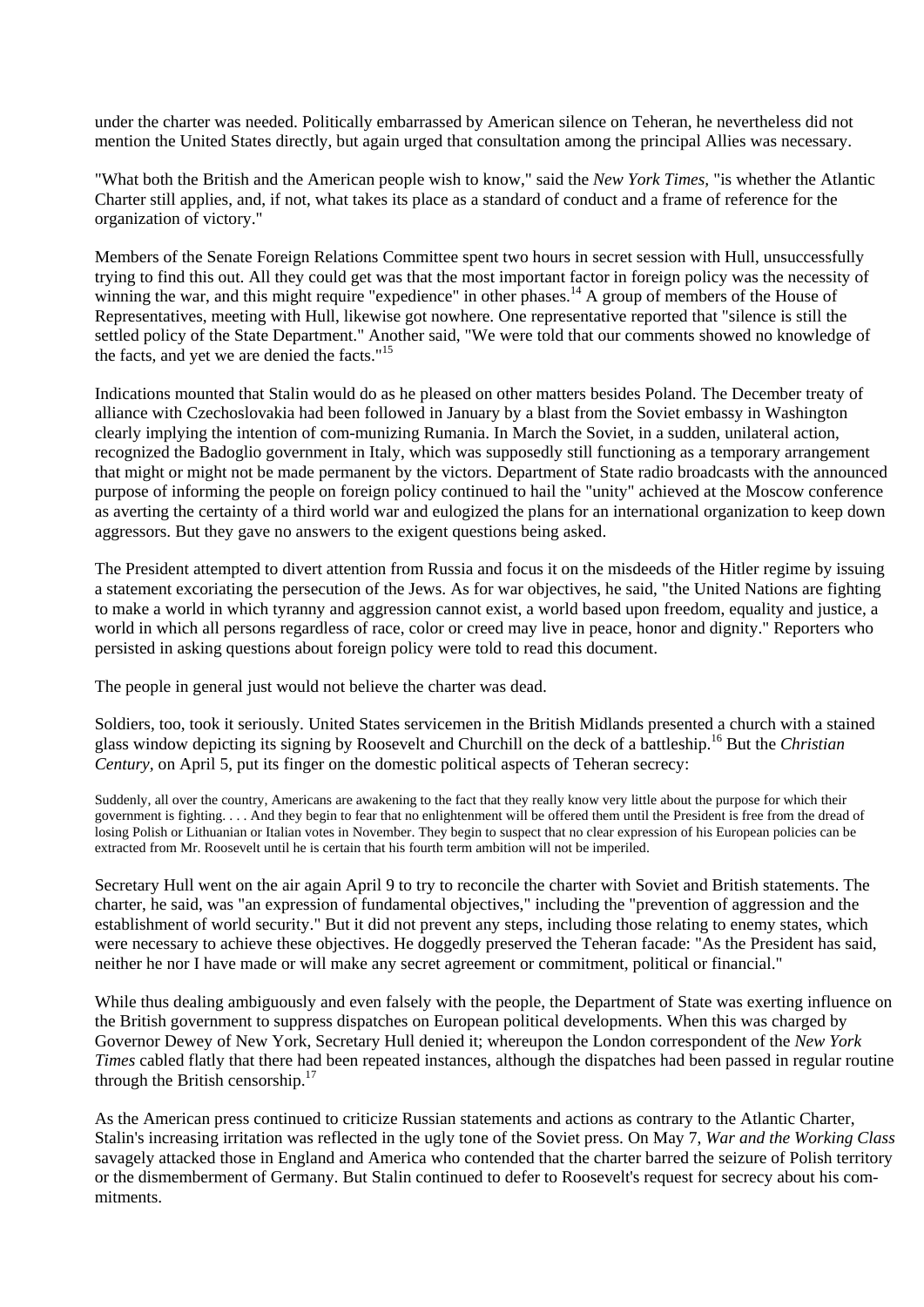under the charter was needed. Politically embarrassed by American silence on Teheran, he nevertheless did not mention the United States directly, but again urged that consultation among the principal Allies was necessary.

"What both the British and the American people wish to know," said the *New York Times*, "is whether the Atlantic Charter still applies, and, if not, what takes its place as a standard of conduct and a frame of reference for the organization of victory."

Members of the Senate Foreign Relations Committee spent two hours in secret session with Hull, unsuccessfully trying to find this out. All they could get was that the most important factor in foreign policy was the necessity of winning the war, and this might require "expedience" in other phases.[14] A group of members of the House of Representatives, meeting with Hull, likewise got nowhere. One representative reported that "silence is still the settled policy of the State Department." Another said, "We were told that our comments showed no knowledge of the facts, and yet we are denied the facts."[15]

Indications mounted that Stalin would do as he pleased on other matters besides Poland. The December treaty of alliance with Czechoslovakia had been followed in January by a blast from the Soviet embassy in Washington clearly implying the intention of com-munizing Rumania. In March the Soviet, in a sudden, unilateral action, recognized the Badoglio government in Italy, which was supposedly still functioning as a temporary arrangement that might or might not be made permanent by the victors. Department of State radio broadcasts with the announced purpose of informing the people on foreign policy continued to hail the "unity" achieved at the Moscow conference as averting the certainty of a third world war and eulogized the plans for an international organization to keep down aggressors. But they gave no answers to the exigent questions being asked.

The President attempted to divert attention from Russia and focus it on the misdeeds of the Hitler regime by issuing a statement excoriating the persecution of the Jews. As for war objectives, he said, "the United Nations are fighting to make a world in which tyranny and aggression cannot exist, a world based upon freedom, equality and justice, a world in which all persons regardless of race, color or creed may live in peace, honor and dignity." Reporters who persisted in asking questions about foreign policy were told to read this document.

The people in general just would not believe the charter was dead.

Soldiers, too, took it seriously. United States servicemen in the British Midlands presented a church with a stained glass window depicting its signing by Roosevelt and Churchill on the deck of a battleship.[16] But the *Christian Century*, on April 5, put its finger on the domestic political aspects of Teheran secrecy:

> Suddenly, all over the country, Americans are awakening to the fact that they really know very little about the purpose for which their government is fighting. . . . And they begin to fear that no enlightenment will be offered them until the President is free from the dread of losing Polish or Lithuanian or Italian votes in November. They begin to suspect that no clear expression of his European policies can be extracted from Mr. Roosevelt until he is certain that his fourth term ambition will not be imperiled.

Secretary Hull went on the air again April 9 to try to reconcile the charter with Soviet and British statements. The charter, he said, was "an expression of fundamental objectives," including the "prevention of aggression and the establishment of world security." But it did not prevent any steps, including those relating to enemy states, which were necessary to achieve these objectives. He doggedly preserved the Teheran facade: "As the President has said, neither he nor I have made or will make any secret agreement or commitment, political or financial."

While thus dealing ambiguously and even falsely with the people, the Department of State was exerting influence on the British government to suppress dispatches on European political developments. When this was charged by Governor Dewey of New York, Secretary Hull denied it; whereupon the London correspondent of the *New York Times* cabled flatly that there had been repeated instances, although the dispatches had been passed in regular routine through the British censorship.[17]

As the American press continued to criticize Russian statements and actions as contrary to the Atlantic Charter, Stalin's increasing irritation was reflected in the ugly tone of the Soviet press. On May 7, *War and the Working Class* savagely attacked those in England and America who contended that the charter barred the seizure of Polish territory or the dismemberment of Germany. But Stalin continued to defer to Roosevelt's request for secrecy about his com-mitments.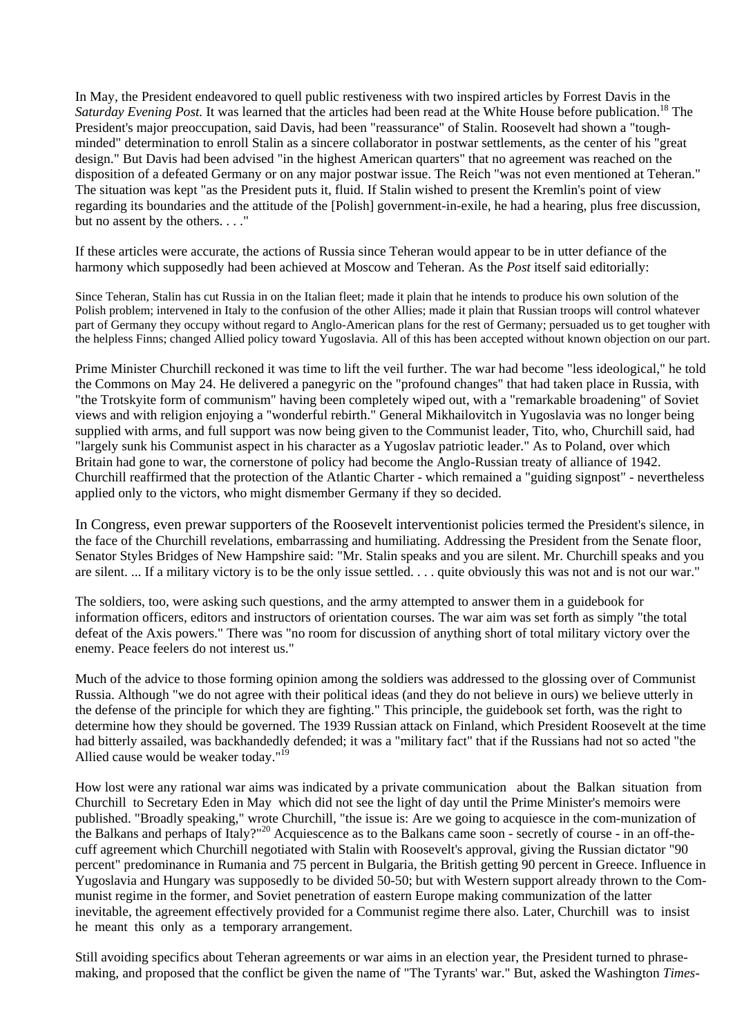In May, the President endeavored to quell public restiveness with two inspired articles by Forrest Davis in the *Saturday Evening Post.* It was learned that the articles had been read at the White House before publication.[18] The President's major preoccupation, said Davis, had been "reassurance" of Stalin. Roosevelt had shown a "tough-minded" determination to enroll Stalin as a sincere collaborator in postwar settlements, as the center of his "great design." But Davis had been advised "in the highest American quarters" that no agreement was reached on the disposition of a defeated Germany or on any major postwar issue. The Reich "was not even mentioned at Teheran." The situation was kept "as the President puts it, fluid. If Stalin wished to present the Kremlin's point of view regarding its boundaries and the attitude of the [Polish] government-in-exile, he had a hearing, plus free discussion, but no assent by the others. . . ."

If these articles were accurate, the actions of Russia since Teheran would appear to be in utter defiance of the harmony which supposedly had been achieved at Moscow and Teheran. As the *Post* itself said editorially:

> Since Teheran, Stalin has cut Russia in on the Italian fleet; made it plain that he intends to produce his own solution of the Polish problem; intervened in Italy to the confusion of the other Allies; made it plain that Russian troops will control whatever part of Germany they occupy without regard to Anglo-American plans for the rest of Germany; persuaded us to get tougher with the helpless Finns; changed Allied policy toward Yugoslavia. All of this has been accepted without known objection on our part.

Prime Minister Churchill reckoned it was time to lift the veil further. The war had become "less ideological," he told the Commons on May 24. He delivered a panegyric on the "profound changes" that had taken place in Russia, with "the Trotskyite form of communism" having been completely wiped out, with a "remarkable broadening" of Soviet views and with religion enjoying a "wonderful rebirth." General Mikhailovitch in Yugoslavia was no longer being supplied with arms, and full support was now being given to the Communist leader, Tito, who, Churchill said, had "largely sunk his Communist aspect in his character as a Yugoslav patriotic leader." As to Poland, over which Britain had gone to war, the cornerstone of policy had become the Anglo-Russian treaty of alliance of 1942. Churchill reaffirmed that the protection of the Atlantic Charter - which remained a "guiding signpost" - nevertheless applied only to the victors, who might dismember Germany if they so decided.

In Congress, even prewar supporters of the Roosevelt interventionist policies termed the President's silence, in the face of the Churchill revelations, embarrassing and humiliating. Addressing the President from the Senate floor, Senator Styles Bridges of New Hampshire said: "Mr. Stalin speaks and you are silent. Mr. Churchill speaks and you are silent. ... If a military victory is to be the only issue settled. . . . quite obviously this was not and is not our war."

The soldiers, too, were asking such questions, and the army attempted to answer them in a guidebook for information officers, editors and instructors of orientation courses. The war aim was set forth as simply "the total defeat of the Axis powers." There was "no room for discussion of anything short of total military victory over the enemy. Peace feelers do not interest us."

Much of the advice to those forming opinion among the soldiers was addressed to the glossing over of Communist Russia. Although "we do not agree with their political ideas (and they do not believe in ours) we believe utterly in the defense of the principle for which they are fighting." This principle, the guidebook set forth, was the right to determine how they should be governed. The 1939 Russian attack on Finland, which President Roosevelt at the time had bitterly assailed, was backhandedly defended; it was a "military fact" that if the Russians had not so acted "the Allied cause would be weaker today."[19]

How lost were any rational war aims was indicated by a private communication about the Balkan situation from Churchill to Secretary Eden in May which did not see the light of day until the Prime Minister's memoirs were published. "Broadly speaking," wrote Churchill, "the issue is: Are we going to acquiesce in the com-munization of the Balkans and perhaps of Italy?"[20] Acquiescence as to the Balkans came soon - secretly of course - in an off-the-cuff agreement which Churchill negotiated with Stalin with Roosevelt's approval, giving the Russian dictator "90 percent" predominance in Rumania and 75 percent in Bulgaria, the British getting 90 percent in Greece. Influence in Yugoslavia and Hungary was supposedly to be divided 50-50; but with Western support already thrown to the Com-munist regime in the former, and Soviet penetration of eastern Europe making communization of the latter inevitable, the agreement effectively provided for a Communist regime there also. Later, Churchill was to insist he meant this only as a temporary arrangement.

Still avoiding specifics about Teheran agreements or war aims in an election year, the President turned to phrase-making, and proposed that the conflict be given the name of "The Tyrants' war." But, asked the Washington *Times-*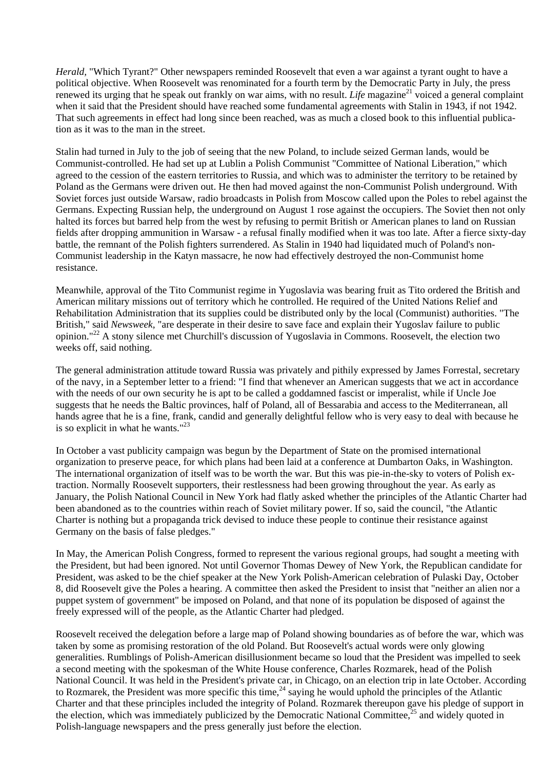*Herald,* "Which Tyrant?" Other newspapers reminded Roosevelt that even a war against a tyrant ought to have a political objective. When Roosevelt was renominated for a fourth term by the Democratic Party in July, the press renewed its urging that he speak out frankly on war aims, with no result. *Life* magazine[21] voiced a general complaint when it said that the President should have reached some fundamental agreements with Stalin in 1943, if not 1942. That such agreements in effect had long since been reached, was as much a closed book to this influential publication as it was to the man in the street.

Stalin had turned in July to the job of seeing that the new Poland, to include seized German lands, would be Communist-controlled. He had set up at Lublin a Polish Communist "Committee of National Liberation," which agreed to the cession of the eastern territories to Russia, and which was to administer the territory to be retained by Poland as the Germans were driven out. He then had moved against the non-Communist Polish underground. With Soviet forces just outside Warsaw, radio broadcasts in Polish from Moscow called upon the Poles to rebel against the Germans. Expecting Russian help, the underground on August 1 rose against the occupiers. The Soviet then not only halted its forces but barred help from the west by refusing to permit British or American planes to land on Russian fields after dropping ammunition in Warsaw - a refusal finally modified when it was too late. After a fierce sixty-day battle, the remnant of the Polish fighters surrendered. As Stalin in 1940 had liquidated much of Poland's non-Communist leadership in the Katyn massacre, he now had effectively destroyed the non-Communist home resistance.

Meanwhile, approval of the Tito Communist regime in Yugoslavia was bearing fruit as Tito ordered the British and American military missions out of territory which he controlled. He required of the United Nations Relief and Rehabilitation Administration that its supplies could be distributed only by the local (Communist) authorities. "The British," said *Newsweek*, "are desperate in their desire to save face and explain their Yugoslav failure to public opinion."[22] A stony silence met Churchill's discussion of Yugoslavia in Commons. Roosevelt, the election two weeks off, said nothing.

The general administration attitude toward Russia was privately and pithily expressed by James Forrestal, secretary of the navy, in a September letter to a friend: "I find that whenever an American suggests that we act in accordance with the needs of our own security he is apt to be called a goddamned fascist or imperialist, while if Uncle Joe suggests that he needs the Baltic provinces, half of Poland, all of Bessarabia and access to the Mediterranean, all hands agree that he is a fine, frank, candid and generally delightful fellow who is very easy to deal with because he is so explicit in what he wants."[23]

In October a vast publicity campaign was begun by the Department of State on the promised international organization to preserve peace, for which plans had been laid at a conference at Dumbarton Oaks, in Washington. The international organization of itself was to be worth the war. But this was pie-in-the-sky to voters of Polish extraction. Normally Roosevelt supporters, their restlessness had been growing throughout the year. As early as January, the Polish National Council in New York had flatly asked whether the principles of the Atlantic Charter had been abandoned as to the countries within reach of Soviet military power. If so, said the council, "the Atlantic Charter is nothing but a propaganda trick devised to induce these people to continue their resistance against Germany on the basis of false pledges."

In May, the American Polish Congress, formed to represent the various regional groups, had sought a meeting with the President, but had been ignored. Not until Governor Thomas Dewey of New York, the Republican candidate for President, was asked to be the chief speaker at the New York Polish-American celebration of Pulaski Day, October 8, did Roosevelt give the Poles a hearing. A committee then asked the President to insist that "neither an alien nor a puppet system of government" be imposed on Poland, and that none of its population be disposed of against the freely expressed will of the people, as the Atlantic Charter had pledged.

Roosevelt received the delegation before a large map of Poland showing boundaries as of before the war, which was taken by some as promising restoration of the old Poland. But Roosevelt's actual words were only glowing generalities. Rumblings of Polish-American disillusionment became so loud that the President was impelled to seek a second meeting with the spokesman of the White House conference, Charles Rozmarek, head of the Polish National Council. It was held in the President's private car, in Chicago, on an election trip in late October. According to Rozmarek, the President was more specific this time,[24] saying he would uphold the principles of the Atlantic Charter and that these principles included the integrity of Poland. Rozmarek thereupon gave his pledge of support in the election, which was immediately publicized by the Democratic National Committee,[25] and widely quoted in Polish-language newspapers and the press generally just before the election.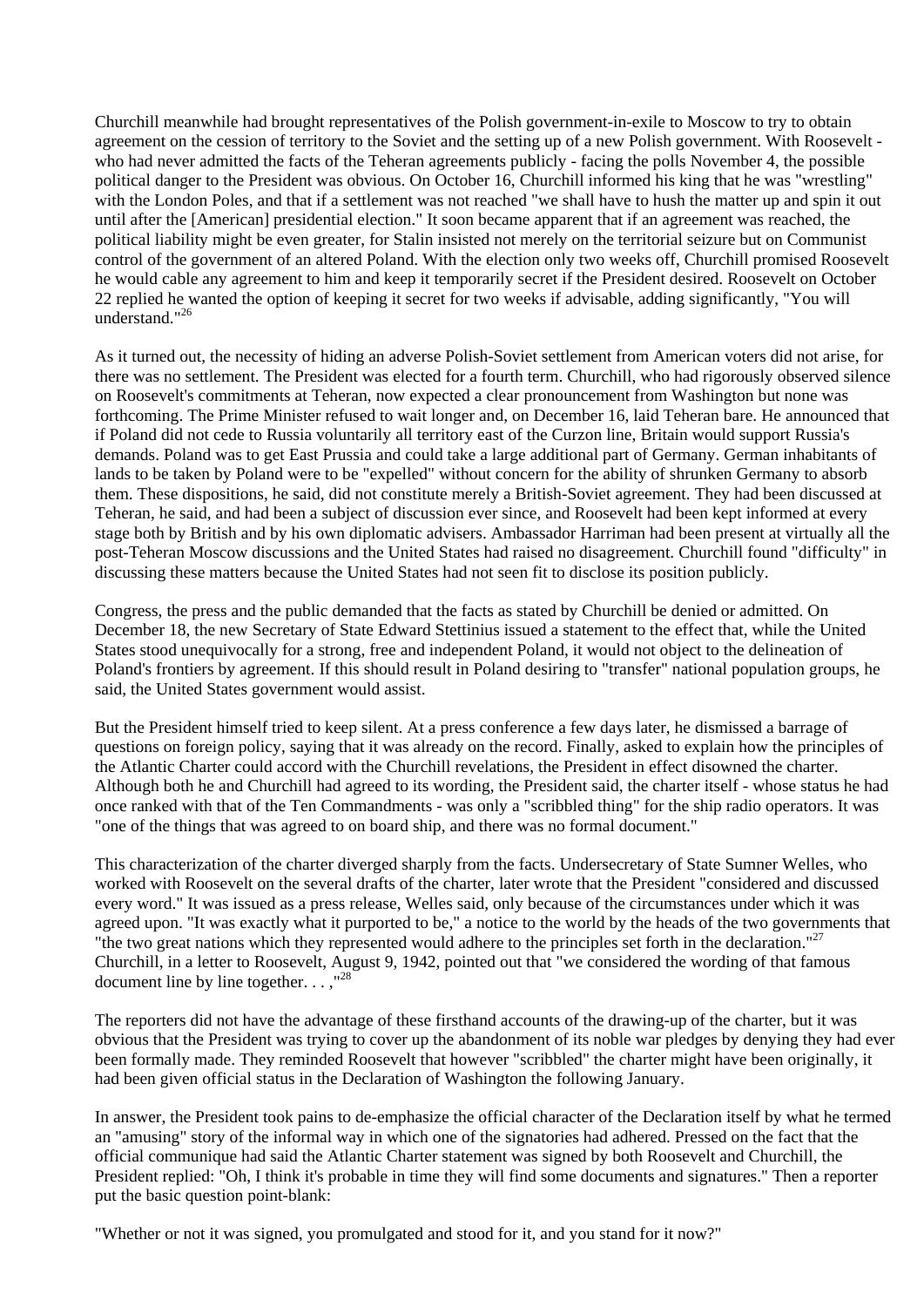Churchill meanwhile had brought representatives of the Polish government-in-exile to Moscow to try to obtain agreement on the cession of territory to the Soviet and the setting up of a new Polish government. With Roosevelt - who had never admitted the facts of the Teheran agreements publicly - facing the polls November 4, the possible political danger to the President was obvious. On October 16, Churchill informed his king that he was "wrestling" with the London Poles, and that if a settlement was not reached "we shall have to hush the matter up and spin it out until after the [American] presidential election." It soon became apparent that if an agreement was reached, the political liability might be even greater, for Stalin insisted not merely on the territorial seizure but on Communist control of the government of an altered Poland. With the election only two weeks off, Churchill promised Roosevelt he would cable any agreement to him and keep it temporarily secret if the President desired. Roosevelt on October 22 replied he wanted the option of keeping it secret for two weeks if advisable, adding significantly, "You will understand."[26]

As it turned out, the necessity of hiding an adverse Polish-Soviet settlement from American voters did not arise, for there was no settlement. The President was elected for a fourth term. Churchill, who had rigorously observed silence on Roosevelt's commitments at Teheran, now expected a clear pronouncement from Washington but none was forthcoming. The Prime Minister refused to wait longer and, on December 16, laid Teheran bare. He announced that if Poland did not cede to Russia voluntarily all territory east of the Curzon line, Britain would support Russia's demands. Poland was to get East Prussia and could take a large additional part of Germany. German inhabitants of lands to be taken by Poland were to be "expelled" without concern for the ability of shrunken Germany to absorb them. These dispositions, he said, did not constitute merely a British-Soviet agreement. They had been discussed at Teheran, he said, and had been a subject of discussion ever since, and Roosevelt had been kept informed at every stage both by British and by his own diplomatic advisers. Ambassador Harriman had been present at virtually all the post-Teheran Moscow discussions and the United States had raised no disagreement. Churchill found "difficulty" in discussing these matters because the United States had not seen fit to disclose its position publicly.

Congress, the press and the public demanded that the facts as stated by Churchill be denied or admitted. On December 18, the new Secretary of State Edward Stettinius issued a statement to the effect that, while the United States stood unequivocally for a strong, free and independent Poland, it would not object to the delineation of Poland's frontiers by agreement. If this should result in Poland desiring to "transfer" national population groups, he said, the United States government would assist.

But the President himself tried to keep silent. At a press conference a few days later, he dismissed a barrage of questions on foreign policy, saying that it was already on the record. Finally, asked to explain how the principles of the Atlantic Charter could accord with the Churchill revelations, the President in effect disowned the charter. Although both he and Churchill had agreed to its wording, the President said, the charter itself - whose status he had once ranked with that of the Ten Commandments - was only a "scribbled thing" for the ship radio operators. It was "one of the things that was agreed to on board ship, and there was no formal document."

This characterization of the charter diverged sharply from the facts. Undersecretary of State Sumner Welles, who worked with Roosevelt on the several drafts of the charter, later wrote that the President "considered and discussed every word." It was issued as a press release, Welles said, only because of the circumstances under which it was agreed upon. "It was exactly what it purported to be," a notice to the world by the heads of the two governments that "the two great nations which they represented would adhere to the principles set forth in the declaration."[27] Churchill, in a letter to Roosevelt, August 9, 1942, pointed out that "we considered the wording of that famous document line by line together. . . ,"[28]

The reporters did not have the advantage of these firsthand accounts of the drawing-up of the charter, but it was obvious that the President was trying to cover up the abandonment of its noble war pledges by denying they had ever been formally made. They reminded Roosevelt that however "scribbled" the charter might have been originally, it had been given official status in the Declaration of Washington the following January.

In answer, the President took pains to de-emphasize the official character of the Declaration itself by what he termed an "amusing" story of the informal way in which one of the signatories had adhered. Pressed on the fact that the official communique had said the Atlantic Charter statement was signed by both Roosevelt and Churchill, the President replied: "Oh, I think it's probable in time they will find some documents and signatures." Then a reporter put the basic question point-blank:

"Whether or not it was signed, you promulgated and stood for it, and you stand for it now?"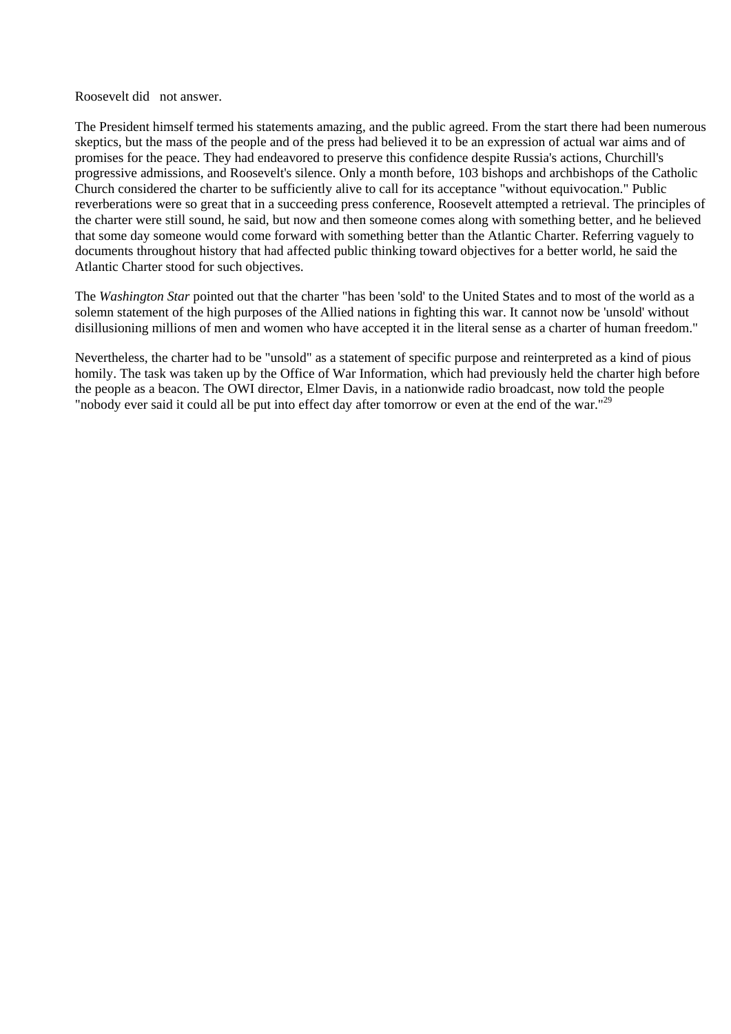Roosevelt did not answer.

The President himself termed his statements amazing, and the public agreed. From the start there had been numerous skeptics, but the mass of the people and of the press had believed it to be an expression of actual war aims and of promises for the peace. They had endeavored to preserve this confidence despite Russia's actions, Churchill's progressive admissions, and Roosevelt's silence. Only a month before, 103 bishops and archbishops of the Catholic Church considered the charter to be sufficiently alive to call for its acceptance "without equivocation." Public reverberations were so great that in a succeeding press conference, Roosevelt attempted a retrieval. The principles of the charter were still sound, he said, but now and then someone comes along with something better, and he believed that some day someone would come forward with something better than the Atlantic Charter. Referring vaguely to documents throughout history that had affected public thinking toward objectives for a better world, he said the Atlantic Charter stood for such objectives.

The *Washington Star* pointed out that the charter "has been 'sold' to the United States and to most of the world as a solemn statement of the high purposes of the Allied nations in fighting this war. It cannot now be 'unsold' without disillusioning millions of men and women who have accepted it in the literal sense as a charter of human freedom."

Nevertheless, the charter had to be "unsold" as a statement of specific purpose and reinterpreted as a kind of pious homily. The task was taken up by the Office of War Information, which had previously held the charter high before the people as a beacon. The OWI director, Elmer Davis, in a nationwide radio broadcast, now told the people "nobody ever said it could all be put into effect day after tomorrow or even at the end of the war."[29]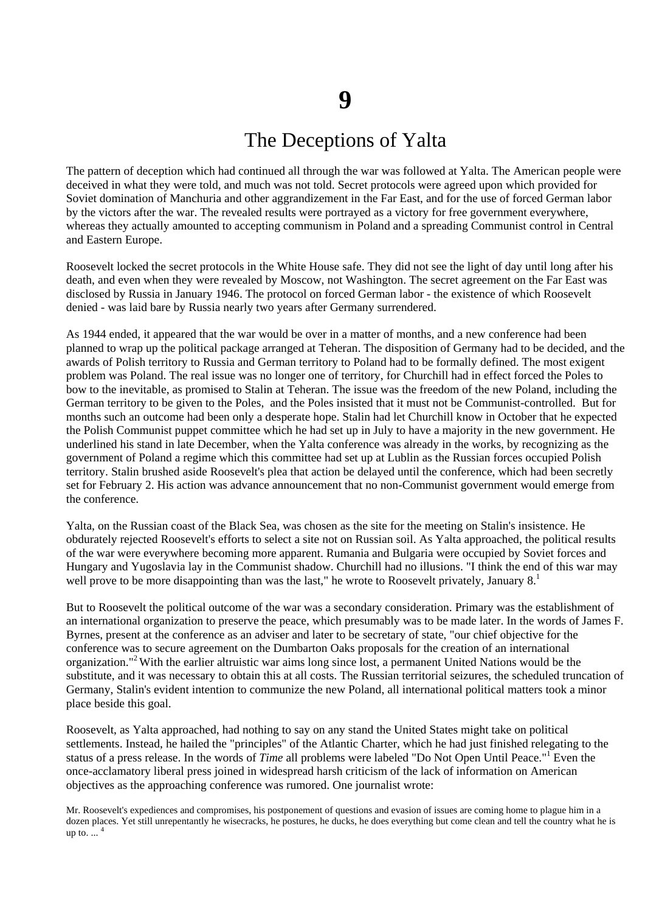# 9

## The Deceptions of Yalta

The pattern of deception which had continued all through the war was followed at Yalta. The American people were deceived in what they were told, and much was not told. Secret protocols were agreed upon which provided for Soviet domination of Manchuria and other aggrandizement in the Far East, and for the use of forced German labor by the victors after the war. The revealed results were portrayed as a victory for free government everywhere, whereas they actually amounted to accepting communism in Poland and a spreading Communist control in Central and Eastern Europe.

Roosevelt locked the secret protocols in the White House safe. They did not see the light of day until long after his death, and even when they were revealed by Moscow, not Washington. The secret agreement on the Far East was disclosed by Russia in January 1946. The protocol on forced German labor - the existence of which Roosevelt denied - was laid bare by Russia nearly two years after Germany surrendered.

As 1944 ended, it appeared that the war would be over in a matter of months, and a new conference had been planned to wrap up the political package arranged at Teheran. The disposition of Germany had to be decided, and the awards of Polish territory to Russia and German territory to Poland had to be formally defined. The most exigent problem was Poland. The real issue was no longer one of territory, for Churchill had in effect forced the Poles to bow to the inevitable, as promised to Stalin at Teheran. The issue was the freedom of the new Poland, including the German territory to be given to the Poles, and the Poles insisted that it must not be Communist-controlled. But for months such an outcome had been only a desperate hope. Stalin had let Churchill know in October that he expected the Polish Communist puppet committee which he had set up in July to have a majority in the new government. He underlined his stand in late December, when the Yalta conference was already in the works, by recognizing as the government of Poland a regime which this committee had set up at Lublin as the Russian forces occupied Polish territory. Stalin brushed aside Roosevelt's plea that action be delayed until the conference, which had been secretly set for February 2. His action was advance announcement that no non-Communist government would emerge from the conference.

Yalta, on the Russian coast of the Black Sea, was chosen as the site for the meeting on Stalin's insistence. He obdurately rejected Roosevelt's efforts to select a site not on Russian soil. As Yalta approached, the political results of the war were everywhere becoming more apparent. Rumania and Bulgaria were occupied by Soviet forces and Hungary and Yugoslavia lay in the Communist shadow. Churchill had no illusions. "I think the end of this war may well prove to be more disappointing than was the last," he wrote to Roosevelt privately, January 8.[1]

But to Roosevelt the political outcome of the war was a secondary consideration. Primary was the establishment of an international organization to preserve the peace, which presumably was to be made later. In the words of James F. Byrnes, present at the conference as an adviser and later to be secretary of state, "our chief objective for the conference was to secure agreement on the Dumbarton Oaks proposals for the creation of an international organization."[2] With the earlier altruistic war aims long since lost, a permanent United Nations would be the substitute, and it was necessary to obtain this at all costs. The Russian territorial seizures, the scheduled truncation of Germany, Stalin's evident intention to communize the new Poland, all international political matters took a minor place beside this goal.

Roosevelt, as Yalta approached, had nothing to say on any stand the United States might take on political settlements. Instead, he hailed the "principles" of the Atlantic Charter, which he had just finished relegating to the status of a press release. In the words of *Time* all problems were labeled "Do Not Open Until Peace."[1] Even the once-acclamatory liberal press joined in widespread harsh criticism of the lack of information on American objectives as the approaching conference was rumored. One journalist wrote:

> Mr. Roosevelt's expediences and compromises, his postponement of questions and evasion of issues are coming home to plague him in a dozen places. Yet still unrepentantly he wisecracks, he postures, he ducks, he does everything but come clean and tell the country what he is up to. ... [4]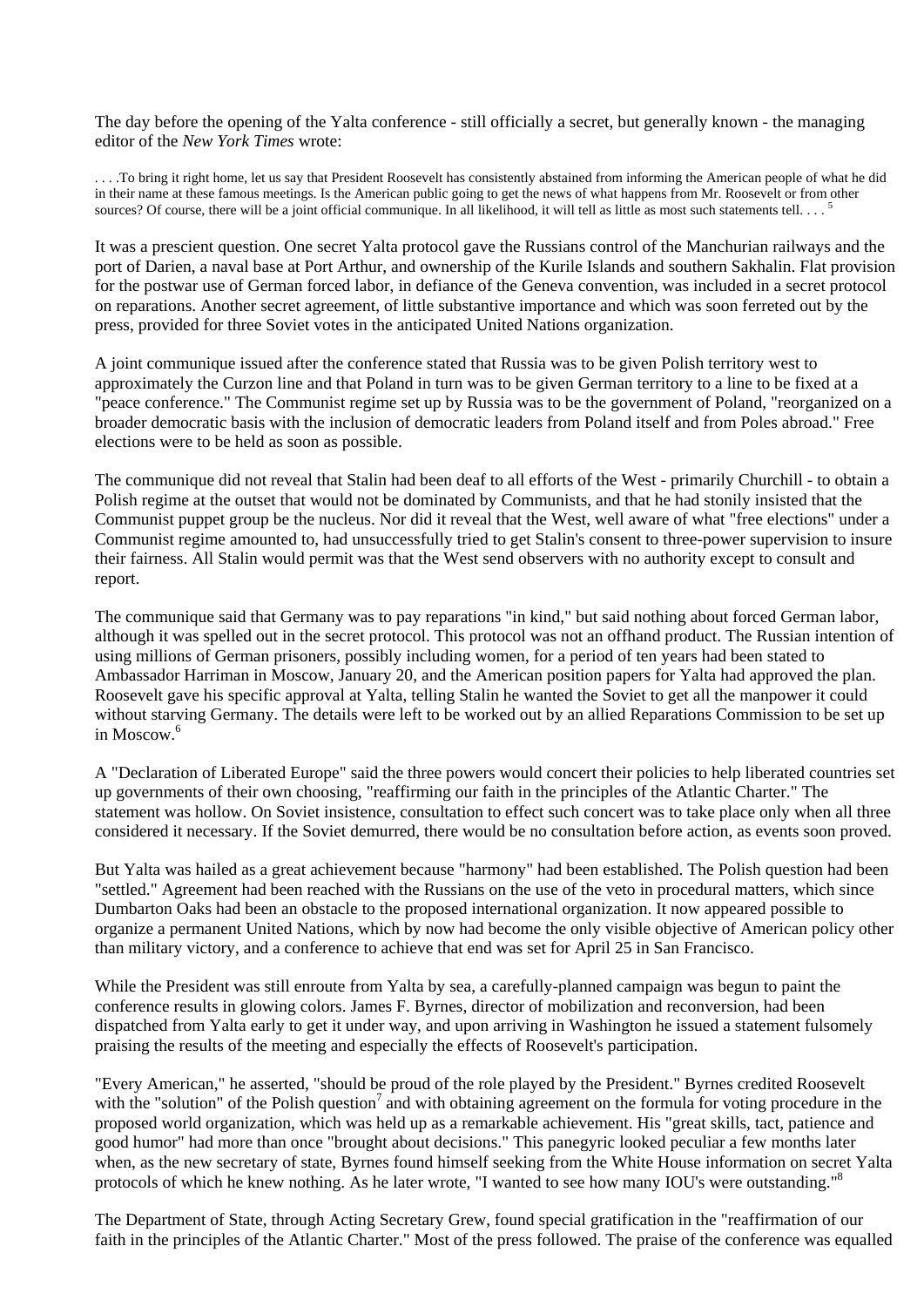The day before the opening of the Yalta conference - still officially a secret, but generally known - the managing editor of the *New York Times* wrote:

> . . . .To bring it right home, let us say that President Roosevelt has consistently abstained from informing the American people of what he did in their name at these famous meetings. Is the American public going to get the news of what happens from Mr. Roosevelt or from other sources? Of course, there will be a joint official communique. In all likelihood, it will tell as little as most such statements tell. . . . [5]

It was a prescient question. One secret Yalta protocol gave the Russians control of the Manchurian railways and the port of Darien, a naval base at Port Arthur, and ownership of the Kurile Islands and southern Sakhalin. Flat provision for the postwar use of German forced labor, in defiance of the Geneva convention, was included in a secret protocol on reparations. Another secret agreement, of little substantive importance and which was soon ferreted out by the press, provided for three Soviet votes in the anticipated United Nations organization.

A joint communique issued after the conference stated that Russia was to be given Polish territory west to approximately the Curzon line and that Poland in turn was to be given German territory to a line to be fixed at a "peace conference." The Communist regime set up by Russia was to be the government of Poland, "reorganized on a broader democratic basis with the inclusion of democratic leaders from Poland itself and from Poles abroad." Free elections were to be held as soon as possible.

The communique did not reveal that Stalin had been deaf to all efforts of the West - primarily Churchill - to obtain a Polish regime at the outset that would not be dominated by Communists, and that he had stonily insisted that the Communist puppet group be the nucleus. Nor did it reveal that the West, well aware of what "free elections" under a Communist regime amounted to, had unsuccessfully tried to get Stalin's consent to three-power supervision to insure their fairness. All Stalin would permit was that the West send observers with no authority except to consult and report.

The communique said that Germany was to pay reparations "in kind," but said nothing about forced German labor, although it was spelled out in the secret protocol. This protocol was not an offhand product. The Russian intention of using millions of German prisoners, possibly including women, for a period of ten years had been stated to Ambassador Harriman in Moscow, January 20, and the American position papers for Yalta had approved the plan. Roosevelt gave his specific approval at Yalta, telling Stalin he wanted the Soviet to get all the manpower it could without starving Germany. The details were left to be worked out by an allied Reparations Commission to be set up in Moscow.[6]

A "Declaration of Liberated Europe" said the three powers would concert their policies to help liberated countries set up governments of their own choosing, "reaffirming our faith in the principles of the Atlantic Charter." The statement was hollow. On Soviet insistence, consultation to effect such concert was to take place only when all three considered it necessary. If the Soviet demurred, there would be no consultation before action, as events soon proved.

But Yalta was hailed as a great achievement because "harmony" had been established. The Polish question had been "settled." Agreement had been reached with the Russians on the use of the veto in procedural matters, which since Dumbarton Oaks had been an obstacle to the proposed international organization. It now appeared possible to organize a permanent United Nations, which by now had become the only visible objective of American policy other than military victory, and a conference to achieve that end was set for April 25 in San Francisco.

While the President was still enroute from Yalta by sea, a carefully-planned campaign was begun to paint the conference results in glowing colors. James F. Byrnes, director of mobilization and reconversion, had been dispatched from Yalta early to get it under way, and upon arriving in Washington he issued a statement fulsomely praising the results of the meeting and especially the effects of Roosevelt's participation.

"Every American," he asserted, "should be proud of the role played by the President." Byrnes credited Roosevelt with the "solution" of the Polish question[7] and with obtaining agreement on the formula for voting procedure in the proposed world organization, which was held up as a remarkable achievement. His "great skills, tact, patience and good humor" had more than once "brought about decisions." This panegyric looked peculiar a few months later when, as the new secretary of state, Byrnes found himself seeking from the White House information on secret Yalta protocols of which he knew nothing. As he later wrote, "I wanted to see how many IOU's were outstanding."[8]

The Department of State, through Acting Secretary Grew, found special gratification in the "reaffirmation of our faith in the principles of the Atlantic Charter." Most of the press followed. The praise of the conference was equalled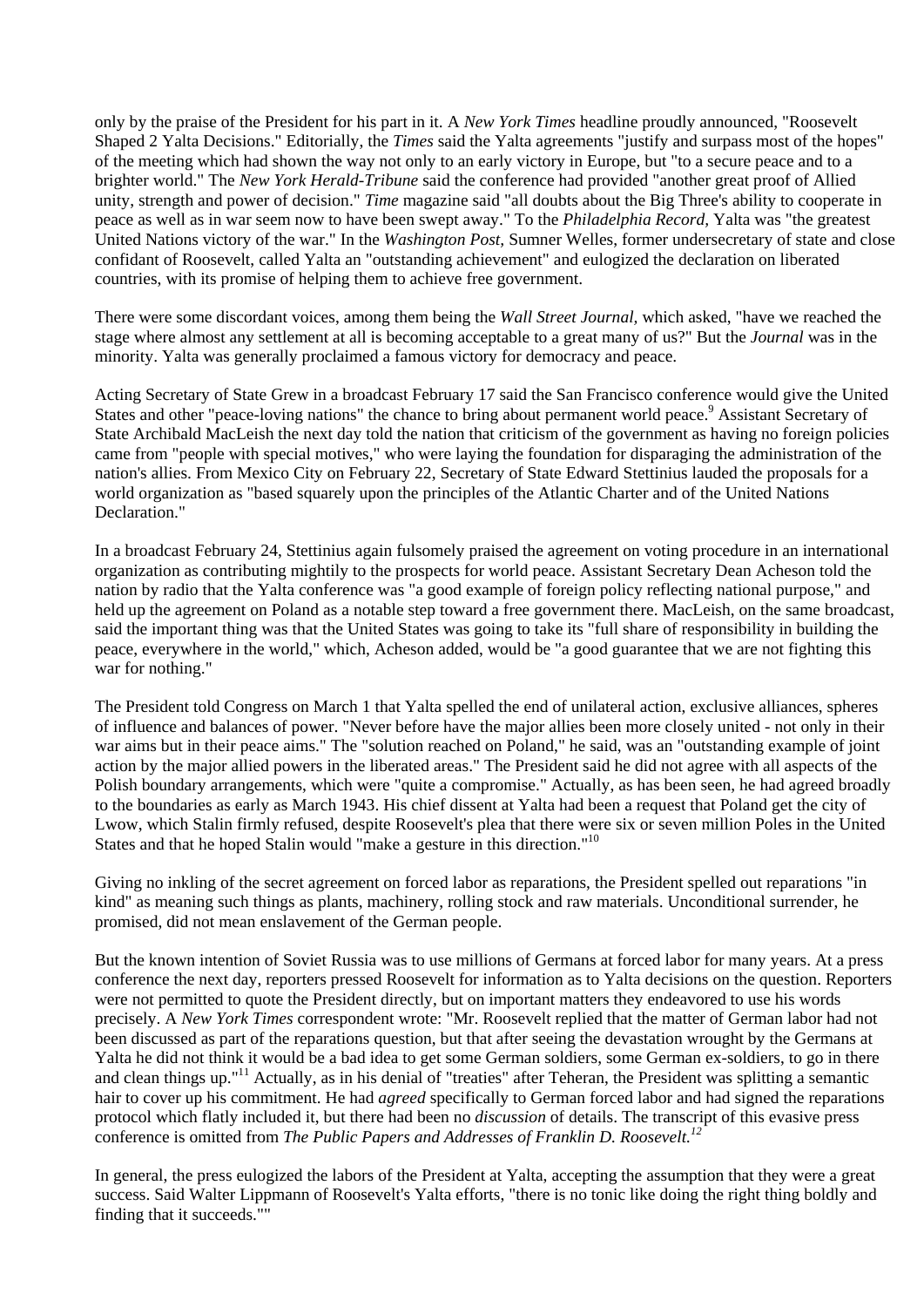only by the praise of the President for his part in it. A *New York Times* headline proudly announced, "Roosevelt Shaped 2 Yalta Decisions." Editorially, the *Times* said the Yalta agreements "justify and surpass most of the hopes" of the meeting which had shown the way not only to an early victory in Europe, but "to a secure peace and to a brighter world." The *New York Herald-Tribune* said the conference had provided "another great proof of Allied unity, strength and power of decision." *Time* magazine said "all doubts about the Big Three's ability to cooperate in peace as well as in war seem now to have been swept away." To the *Philadelphia Record,* Yalta was "the greatest United Nations victory of the war." In the *Washington Post,* Sumner Welles, former undersecretary of state and close confidant of Roosevelt, called Yalta an "outstanding achievement" and eulogized the declaration on liberated countries, with its promise of helping them to achieve free government.

There were some discordant voices, among them being the *Wall Street Journal,* which asked, "have we reached the stage where almost any settlement at all is becoming acceptable to a great many of us?" But the *Journal* was in the minority. Yalta was generally proclaimed a famous victory for democracy and peace.

Acting Secretary of State Grew in a broadcast February 17 said the San Francisco conference would give the United States and other "peace-loving nations" the chance to bring about permanent world peace.[9] Assistant Secretary of State Archibald MacLeish the next day told the nation that criticism of the government as having no foreign policies came from "people with special motives," who were laying the foundation for disparaging the administration of the nation's allies. From Mexico City on February 22, Secretary of State Edward Stettinius lauded the proposals for a world organization as "based squarely upon the principles of the Atlantic Charter and of the United Nations Declaration."

In a broadcast February 24, Stettinius again fulsomely praised the agreement on voting procedure in an international organization as contributing mightily to the prospects for world peace. Assistant Secretary Dean Acheson told the nation by radio that the Yalta conference was "a good example of foreign policy reflecting national purpose," and held up the agreement on Poland as a notable step toward a free government there. MacLeish, on the same broadcast, said the important thing was that the United States was going to take its "full share of responsibility in building the peace, everywhere in the world," which, Acheson added, would be "a good guarantee that we are not fighting this war for nothing."

The President told Congress on March 1 that Yalta spelled the end of unilateral action, exclusive alliances, spheres of influence and balances of power. "Never before have the major allies been more closely united - not only in their war aims but in their peace aims." The "solution reached on Poland," he said, was an "outstanding example of joint action by the major allied powers in the liberated areas." The President said he did not agree with all aspects of the Polish boundary arrangements, which were "quite a compromise." Actually, as has been seen, he had agreed broadly to the boundaries as early as March 1943. His chief dissent at Yalta had been a request that Poland get the city of Lwow, which Stalin firmly refused, despite Roosevelt's plea that there were six or seven million Poles in the United States and that he hoped Stalin would "make a gesture in this direction."[10]

Giving no inkling of the secret agreement on forced labor as reparations, the President spelled out reparations "in kind" as meaning such things as plants, machinery, rolling stock and raw materials. Unconditional surrender, he promised, did not mean enslavement of the German people.

But the known intention of Soviet Russia was to use millions of Germans at forced labor for many years. At a press conference the next day, reporters pressed Roosevelt for information as to Yalta decisions on the question. Reporters were not permitted to quote the President directly, but on important matters they endeavored to use his words precisely. A *New York Times* correspondent wrote: "Mr. Roosevelt replied that the matter of German labor had not been discussed as part of the reparations question, but that after seeing the devastation wrought by the Germans at Yalta he did not think it would be a bad idea to get some German soldiers, some German ex-soldiers, to go in there and clean things up."[11] Actually, as in his denial of "treaties" after Teheran, the President was splitting a semantic hair to cover up his commitment. He had *agreed* specifically to German forced labor and had signed the reparations protocol which flatly included it, but there had been no *discussion* of details. The transcript of this evasive press conference is omitted from *The Public Papers and Addresses of Franklin D. Roosevelt.*[12]

In general, the press eulogized the labors of the President at Yalta, accepting the assumption that they were a great success. Said Walter Lippmann of Roosevelt's Yalta efforts, "there is no tonic like doing the right thing boldly and finding that it succeeds.""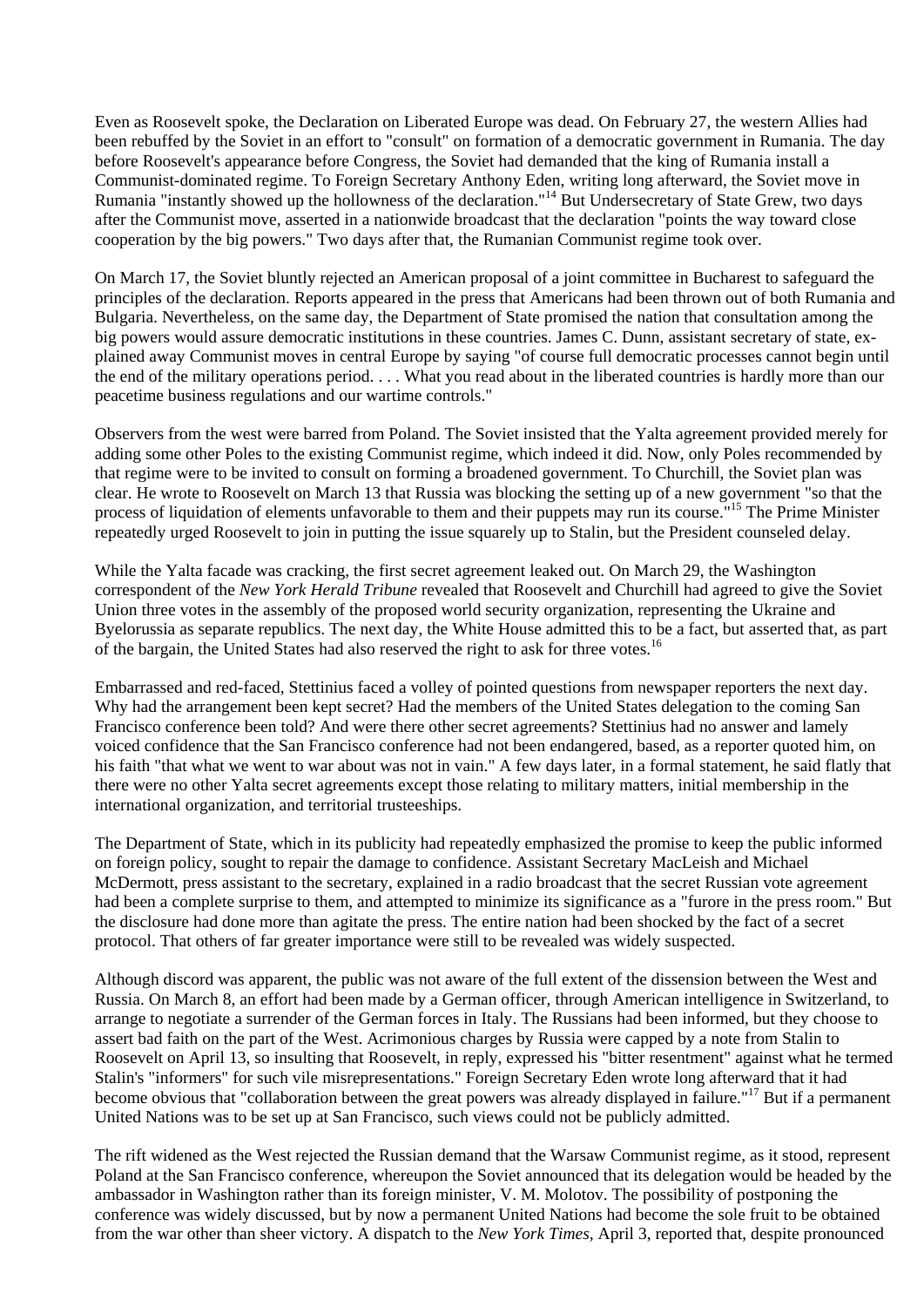Even as Roosevelt spoke, the Declaration on Liberated Europe was dead. On February 27, the western Allies had been rebuffed by the Soviet in an effort to "consult" on formation of a democratic government in Rumania. The day before Roosevelt's appearance before Congress, the Soviet had demanded that the king of Rumania install a Communist-dominated regime. To Foreign Secretary Anthony Eden, writing long afterward, the Soviet move in Rumania "instantly showed up the hollowness of the declaration."[14] But Undersecretary of State Grew, two days after the Communist move, asserted in a nationwide broadcast that the declaration "points the way toward close cooperation by the big powers." Two days after that, the Rumanian Communist regime took over.

On March 17, the Soviet bluntly rejected an American proposal of a joint committee in Bucharest to safeguard the principles of the declaration. Reports appeared in the press that Americans had been thrown out of both Rumania and Bulgaria. Nevertheless, on the same day, the Department of State promised the nation that consultation among the big powers would assure democratic institutions in these countries. James C. Dunn, assistant secretary of state, explained away Communist moves in central Europe by saying "of course full democratic processes cannot begin until the end of the military operations period. . . . What you read about in the liberated countries is hardly more than our peacetime business regulations and our wartime controls."

Observers from the west were barred from Poland. The Soviet insisted that the Yalta agreement provided merely for adding some other Poles to the existing Communist regime, which indeed it did. Now, only Poles recommended by that regime were to be invited to consult on forming a broadened government. To Churchill, the Soviet plan was clear. He wrote to Roosevelt on March 13 that Russia was blocking the setting up of a new government "so that the process of liquidation of elements unfavorable to them and their puppets may run its course."[15] The Prime Minister repeatedly urged Roosevelt to join in putting the issue squarely up to Stalin, but the President counseled delay.

While the Yalta facade was cracking, the first secret agreement leaked out. On March 29, the Washington correspondent of the *New York Herald Tribune* revealed that Roosevelt and Churchill had agreed to give the Soviet Union three votes in the assembly of the proposed world security organization, representing the Ukraine and Byelorussia as separate republics. The next day, the White House admitted this to be a fact, but asserted that, as part of the bargain, the United States had also reserved the right to ask for three votes.[16]

Embarrassed and red-faced, Stettinius faced a volley of pointed questions from newspaper reporters the next day. Why had the arrangement been kept secret? Had the members of the United States delegation to the coming San Francisco conference been told? And were there other secret agreements? Stettinius had no answer and lamely voiced confidence that the San Francisco conference had not been endangered, based, as a reporter quoted him, on his faith "that what we went to war about was not in vain." A few days later, in a formal statement, he said flatly that there were no other Yalta secret agreements except those relating to military matters, initial membership in the international organization, and territorial trusteeships.

The Department of State, which in its publicity had repeatedly emphasized the promise to keep the public informed on foreign policy, sought to repair the damage to confidence. Assistant Secretary MacLeish and Michael McDermott, press assistant to the secretary, explained in a radio broadcast that the secret Russian vote agreement had been a complete surprise to them, and attempted to minimize its significance as a "furore in the press room." But the disclosure had done more than agitate the press. The entire nation had been shocked by the fact of a secret protocol. That others of far greater importance were still to be revealed was widely suspected.

Although discord was apparent, the public was not aware of the full extent of the dissension between the West and Russia. On March 8, an effort had been made by a German officer, through American intelligence in Switzerland, to arrange to negotiate a surrender of the German forces in Italy. The Russians had been informed, but they choose to assert bad faith on the part of the West. Acrimonious charges by Russia were capped by a note from Stalin to Roosevelt on April 13, so insulting that Roosevelt, in reply, expressed his "bitter resentment" against what he termed Stalin's "informers" for such vile misrepresentations." Foreign Secretary Eden wrote long afterward that it had become obvious that "collaboration between the great powers was already displayed in failure."[17] But if a permanent United Nations was to be set up at San Francisco, such views could not be publicly admitted.

The rift widened as the West rejected the Russian demand that the Warsaw Communist regime, as it stood, represent Poland at the San Francisco conference, whereupon the Soviet announced that its delegation would be headed by the ambassador in Washington rather than its foreign minister, V. M. Molotov. The possibility of postponing the conference was widely discussed, but by now a permanent United Nations had become the sole fruit to be obtained from the war other than sheer victory. A dispatch to the *New York Times,* April 3, reported that, despite pronounced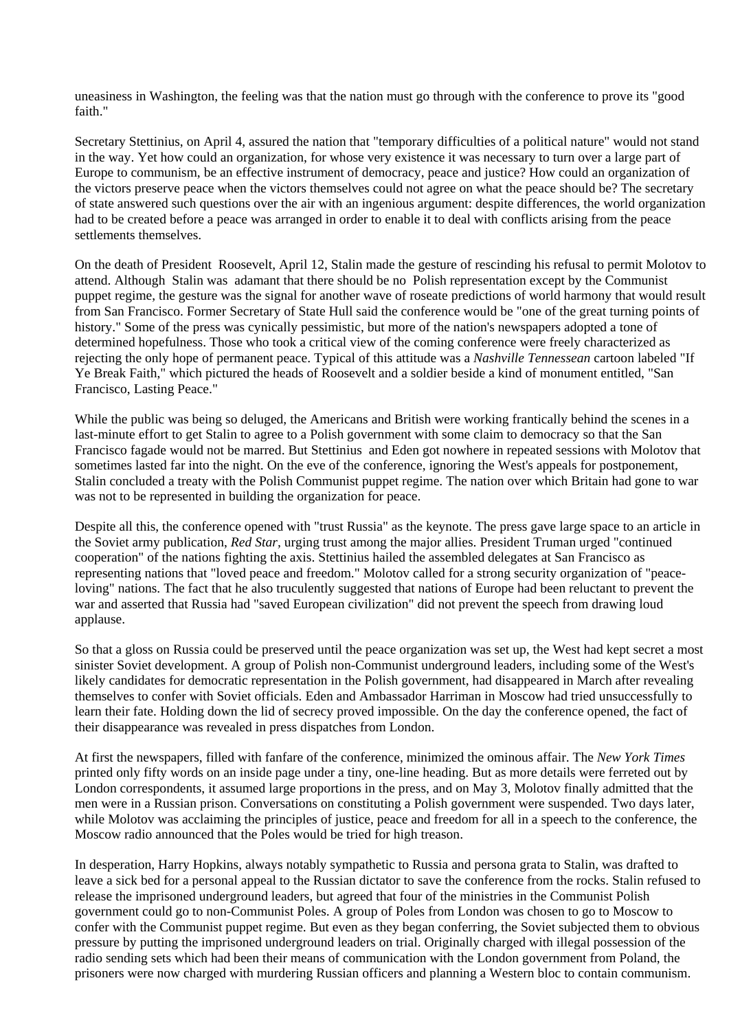uneasiness in Washington, the feeling was that the nation must go through with the conference to prove its "good faith."

Secretary Stettinius, on April 4, assured the nation that "temporary difficulties of a political nature" would not stand in the way. Yet how could an organization, for whose very existence it was necessary to turn over a large part of Europe to communism, be an effective instrument of democracy, peace and justice? How could an organization of the victors preserve peace when the victors themselves could not agree on what the peace should be? The secretary of state answered such questions over the air with an ingenious argument: despite differences, the world organization had to be created before a peace was arranged in order to enable it to deal with conflicts arising from the peace settlements themselves.

On the death of President Roosevelt, April 12, Stalin made the gesture of rescinding his refusal to permit Molotov to attend. Although Stalin was adamant that there should be no Polish representation except by the Communist puppet regime, the gesture was the signal for another wave of roseate predictions of world harmony that would result from San Francisco. Former Secretary of State Hull said the conference would be "one of the great turning points of history." Some of the press was cynically pessimistic, but more of the nation's newspapers adopted a tone of determined hopefulness. Those who took a critical view of the coming conference were freely characterized as rejecting the only hope of permanent peace. Typical of this attitude was a *Nashville Tennessean* cartoon labeled "If Ye Break Faith," which pictured the heads of Roosevelt and a soldier beside a kind of monument entitled, "San Francisco, Lasting Peace."

While the public was being so deluged, the Americans and British were working frantically behind the scenes in a last-minute effort to get Stalin to agree to a Polish government with some claim to democracy so that the San Francisco fagade would not be marred. But Stettinius and Eden got nowhere in repeated sessions with Molotov that sometimes lasted far into the night. On the eve of the conference, ignoring the West's appeals for postponement, Stalin concluded a treaty with the Polish Communist puppet regime. The nation over which Britain had gone to war was not to be represented in building the organization for peace.

Despite all this, the conference opened with "trust Russia" as the keynote. The press gave large space to an article in the Soviet army publication, *Red Star*, urging trust among the major allies. President Truman urged "continued cooperation" of the nations fighting the axis. Stettinius hailed the assembled delegates at San Francisco as representing nations that "loved peace and freedom." Molotov called for a strong security organization of "peace-loving" nations. The fact that he also truculently suggested that nations of Europe had been reluctant to prevent the war and asserted that Russia had "saved European civilization" did not prevent the speech from drawing loud applause.

So that a gloss on Russia could be preserved until the peace organization was set up, the West had kept secret a most sinister Soviet development. A group of Polish non-Communist underground leaders, including some of the West's likely candidates for democratic representation in the Polish government, had disappeared in March after revealing themselves to confer with Soviet officials. Eden and Ambassador Harriman in Moscow had tried unsuccessfully to learn their fate. Holding down the lid of secrecy proved impossible. On the day the conference opened, the fact of their disappearance was revealed in press dispatches from London.

At first the newspapers, filled with fanfare of the conference, minimized the ominous affair. The *New York Times* printed only fifty words on an inside page under a tiny, one-line heading. But as more details were ferreted out by London correspondents, it assumed large proportions in the press, and on May 3, Molotov finally admitted that the men were in a Russian prison. Conversations on constituting a Polish government were suspended. Two days later, while Molotov was acclaiming the principles of justice, peace and freedom for all in a speech to the conference, the Moscow radio announced that the Poles would be tried for high treason.

In desperation, Harry Hopkins, always notably sympathetic to Russia and persona grata to Stalin, was drafted to leave a sick bed for a personal appeal to the Russian dictator to save the conference from the rocks. Stalin refused to release the imprisoned underground leaders, but agreed that four of the ministries in the Communist Polish government could go to non-Communist Poles. A group of Poles from London was chosen to go to Moscow to confer with the Communist puppet regime. But even as they began conferring, the Soviet subjected them to obvious pressure by putting the imprisoned underground leaders on trial. Originally charged with illegal possession of the radio sending sets which had been their means of communication with the London government from Poland, the prisoners were now charged with murdering Russian officers and planning a Western bloc to contain communism.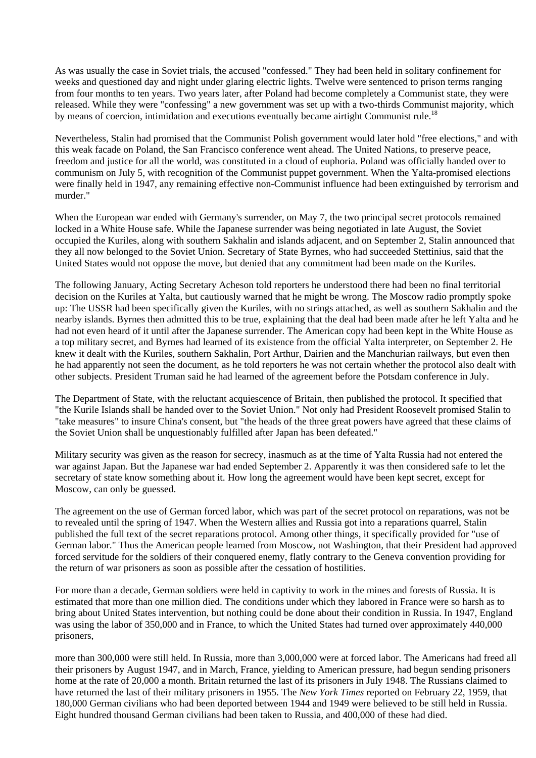As was usually the case in Soviet trials, the accused "confessed." They had been held in solitary confinement for weeks and questioned day and night under glaring electric lights. Twelve were sentenced to prison terms ranging from four months to ten years. Two years later, after Poland had become completely a Communist state, they were released. While they were "confessing" a new government was set up with a two-thirds Communist majority, which by means of coercion, intimidation and executions eventually became airtight Communist rule.[18]

Nevertheless, Stalin had promised that the Communist Polish government would later hold "free elections," and with this weak facade on Poland, the San Francisco conference went ahead. The United Nations, to preserve peace, freedom and justice for all the world, was constituted in a cloud of euphoria. Poland was officially handed over to communism on July 5, with recognition of the Communist puppet government. When the Yalta-promised elections were finally held in 1947, any remaining effective non-Communist influence had been extinguished by terrorism and murder."

When the European war ended with Germany's surrender, on May 7, the two principal secret protocols remained locked in a White House safe. While the Japanese surrender was being negotiated in late August, the Soviet occupied the Kuriles, along with southern Sakhalin and islands adjacent, and on September 2, Stalin announced that they all now belonged to the Soviet Union. Secretary of State Byrnes, who had succeeded Stettinius, said that the United States would not oppose the move, but denied that any commitment had been made on the Kuriles.

The following January, Acting Secretary Acheson told reporters he understood there had been no final territorial decision on the Kuriles at Yalta, but cautiously warned that he might be wrong. The Moscow radio promptly spoke up: The USSR had been specifically given the Kuriles, with no strings attached, as well as southern Sakhalin and the nearby islands. Byrnes then admitted this to be true, explaining that the deal had been made after he left Yalta and he had not even heard of it until after the Japanese surrender. The American copy had been kept in the White House as a top military secret, and Byrnes had learned of its existence from the official Yalta interpreter, on September 2. He knew it dealt with the Kuriles, southern Sakhalin, Port Arthur, Dairien and the Manchurian railways, but even then he had apparently not seen the document, as he told reporters he was not certain whether the protocol also dealt with other subjects. President Truman said he had learned of the agreement before the Potsdam conference in July.

The Department of State, with the reluctant acquiescence of Britain, then published the protocol. It specified that "the Kurile Islands shall be handed over to the Soviet Union." Not only had President Roosevelt promised Stalin to "take measures" to insure China's consent, but "the heads of the three great powers have agreed that these claims of the Soviet Union shall be unquestionably fulfilled after Japan has been defeated."

Military security was given as the reason for secrecy, inasmuch as at the time of Yalta Russia had not entered the war against Japan. But the Japanese war had ended September 2. Apparently it was then considered safe to let the secretary of state know something about it. How long the agreement would have been kept secret, except for Moscow, can only be guessed.

The agreement on the use of German forced labor, which was part of the secret protocol on reparations, was not be to revealed until the spring of 1947. When the Western allies and Russia got into a reparations quarrel, Stalin published the full text of the secret reparations protocol. Among other things, it specifically provided for "use of German labor." Thus the American people learned from Moscow, not Washington, that their President had approved forced servitude for the soldiers of their conquered enemy, flatly contrary to the Geneva convention providing for the return of war prisoners as soon as possible after the cessation of hostilities.

For more than a decade, German soldiers were held in captivity to work in the mines and forests of Russia. It is estimated that more than one million died. The conditions under which they labored in France were so harsh as to bring about United States intervention, but nothing could be done about their condition in Russia. In 1947, England was using the labor of 350,000 and in France, to which the United States had turned over approximately 440,000 prisoners,

more than 300,000 were still held. In Russia, more than 3,000,000 were at forced labor. The Americans had freed all their prisoners by August 1947, and in March, France, yielding to American pressure, had begun sending prisoners home at the rate of 20,000 a month. Britain returned the last of its prisoners in July 1948. The Russians claimed to have returned the last of their military prisoners in 1955. The *New York Times* reported on February 22, 1959, that 180,000 German civilians who had been deported between 1944 and 1949 were believed to be still held in Russia. Eight hundred thousand German civilians had been taken to Russia, and 400,000 of these had died.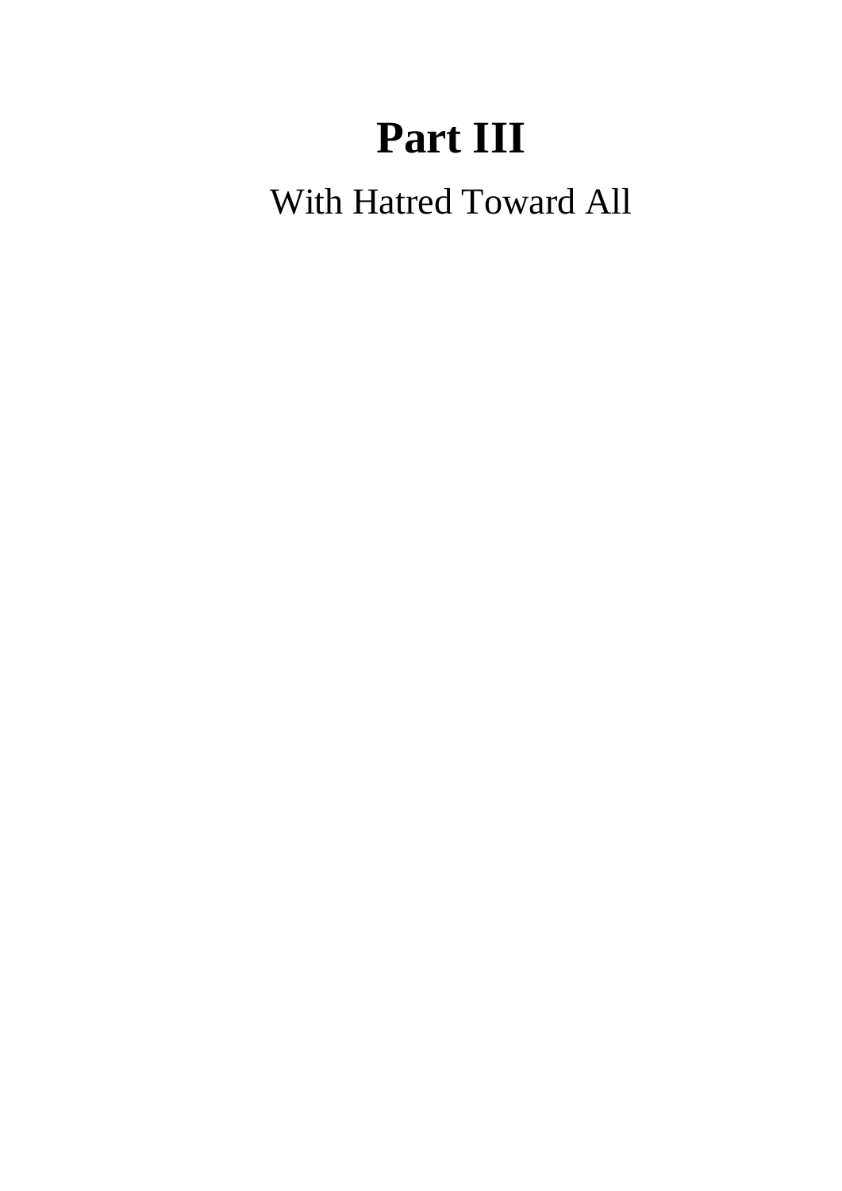# Part III

With Hatred Toward All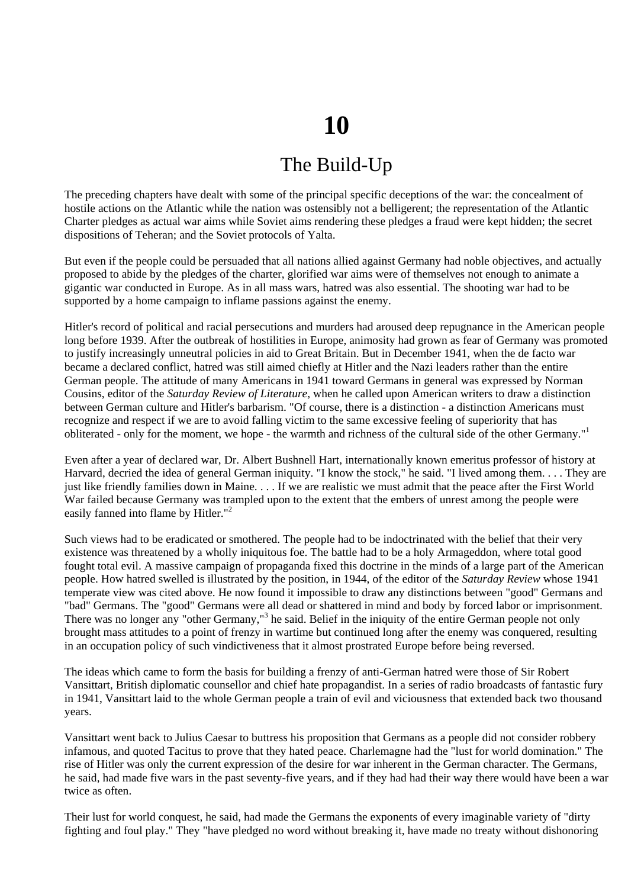# 10

## The Build-Up

The preceding chapters have dealt with some of the principal specific deceptions of the war: the concealment of hostile actions on the Atlantic while the nation was ostensibly not a belligerent; the representation of the Atlantic Charter pledges as actual war aims while Soviet aims rendering these pledges a fraud were kept hidden; the secret dispositions of Teheran; and the Soviet protocols of Yalta.

But even if the people could be persuaded that all nations allied against Germany had noble objectives, and actually proposed to abide by the pledges of the charter, glorified war aims were of themselves not enough to animate a gigantic war conducted in Europe. As in all mass wars, hatred was also essential. The shooting war had to be supported by a home campaign to inflame passions against the enemy.

Hitler's record of political and racial persecutions and murders had aroused deep repugnance in the American people long before 1939. After the outbreak of hostilities in Europe, animosity had grown as fear of Germany was promoted to justify increasingly unneutral policies in aid to Great Britain. But in December 1941, when the de facto war became a declared conflict, hatred was still aimed chiefly at Hitler and the Nazi leaders rather than the entire German people. The attitude of many Americans in 1941 toward Germans in general was expressed by Norman Cousins, editor of the *Saturday Review of Literature,* when he called upon American writers to draw a distinction between German culture and Hitler's barbarism. "Of course, there is a distinction - a distinction Americans must recognize and respect if we are to avoid falling victim to the same excessive feeling of superiority that has obliterated - only for the moment, we hope - the warmth and richness of the cultural side of the other Germany."[1]

Even after a year of declared war, Dr. Albert Bushnell Hart, internationally known emeritus professor of history at Harvard, decried the idea of general German iniquity. "I know the stock," he said. "I lived among them. . . . They are just like friendly families down in Maine. . . . If we are realistic we must admit that the peace after the First World War failed because Germany was trampled upon to the extent that the embers of unrest among the people were easily fanned into flame by Hitler."[2]

Such views had to be eradicated or smothered. The people had to be indoctrinated with the belief that their very existence was threatened by a wholly iniquitous foe. The battle had to be a holy Armageddon, where total good fought total evil. A massive campaign of propaganda fixed this doctrine in the minds of a large part of the American people. How hatred swelled is illustrated by the position, in 1944, of the editor of the *Saturday Review* whose 1941 temperate view was cited above. He now found it impossible to draw any distinctions between "good" Germans and "bad" Germans. The "good" Germans were all dead or shattered in mind and body by forced labor or imprisonment. There was no longer any "other Germany,"[3] he said. Belief in the iniquity of the entire German people not only brought mass attitudes to a point of frenzy in wartime but continued long after the enemy was conquered, resulting in an occupation policy of such vindictiveness that it almost prostrated Europe before being reversed.

The ideas which came to form the basis for building a frenzy of anti-German hatred were those of Sir Robert Vansittart, British diplomatic counsellor and chief hate propagandist. In a series of radio broadcasts of fantastic fury in 1941, Vansittart laid to the whole German people a train of evil and viciousness that extended back two thousand years.

Vansittart went back to Julius Caesar to buttress his proposition that Germans as a people did not consider robbery infamous, and quoted Tacitus to prove that they hated peace. Charlemagne had the "lust for world domination." The rise of Hitler was only the current expression of the desire for war inherent in the German character. The Germans, he said, had made five wars in the past seventy-five years, and if they had had their way there would have been a war twice as often.

Their lust for world conquest, he said, had made the Germans the exponents of every imaginable variety of "dirty fighting and foul play." They "have pledged no word without breaking it, have made no treaty without dishonoring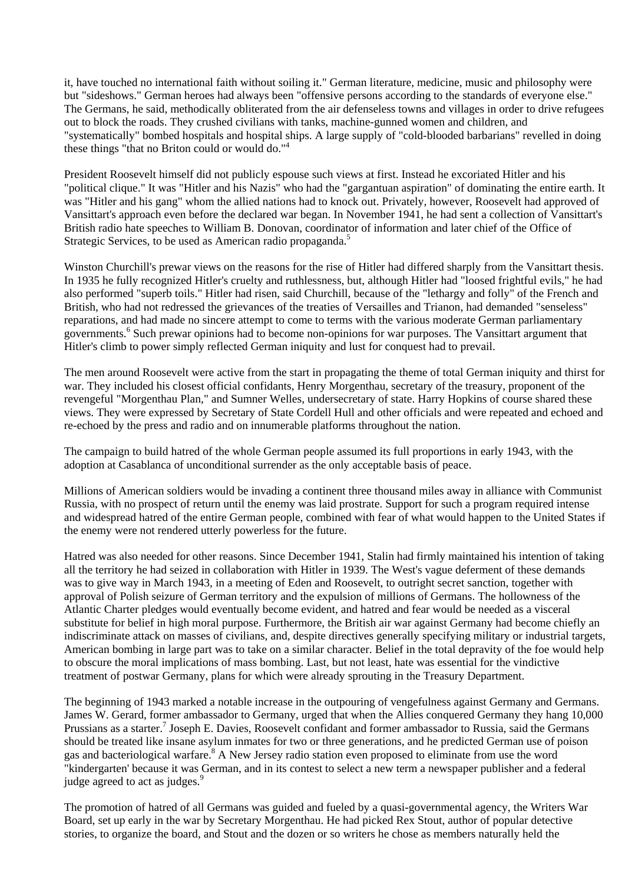it, have touched no international faith without soiling it." German literature, medicine, music and philosophy were but "sideshows." German heroes had always been "offensive persons according to the standards of everyone else." The Germans, he said, methodically obliterated from the air defenseless towns and villages in order to drive refugees out to block the roads. They crushed civilians with tanks, machine-gunned women and children, and "systematically" bombed hospitals and hospital ships. A large supply of "cold-blooded barbarians" revelled in doing these things "that no Briton could or would do."[4]

President Roosevelt himself did not publicly espouse such views at first. Instead he excoriated Hitler and his "political clique." It was "Hitler and his Nazis" who had the "gargantuan aspiration" of dominating the entire earth. It was "Hitler and his gang" whom the allied nations had to knock out. Privately, however, Roosevelt had approved of Vansittart's approach even before the declared war began. In November 1941, he had sent a collection of Vansittart's British radio hate speeches to William B. Donovan, coordinator of information and later chief of the Office of Strategic Services, to be used as American radio propaganda.[5]

Winston Churchill's prewar views on the reasons for the rise of Hitler had differed sharply from the Vansittart thesis. In 1935 he fully recognized Hitler's cruelty and ruthlessness, but, although Hitler had "loosed frightful evils," he had also performed "superb toils." Hitler had risen, said Churchill, because of the "lethargy and folly" of the French and British, who had not redressed the grievances of the treaties of Versailles and Trianon, had demanded "senseless" reparations, and had made no sincere attempt to come to terms with the various moderate German parliamentary governments.[6] Such prewar opinions had to become non-opinions for war purposes. The Vansittart argument that Hitler's climb to power simply reflected German iniquity and lust for conquest had to prevail.

The men around Roosevelt were active from the start in propagating the theme of total German iniquity and thirst for war. They included his closest official confidants, Henry Morgenthau, secretary of the treasury, proponent of the revengeful "Morgenthau Plan," and Sumner Welles, undersecretary of state. Harry Hopkins of course shared these views. They were expressed by Secretary of State Cordell Hull and other officials and were repeated and echoed and re-echoed by the press and radio and on innumerable platforms throughout the nation.

The campaign to build hatred of the whole German people assumed its full proportions in early 1943, with the adoption at Casablanca of unconditional surrender as the only acceptable basis of peace.

Millions of American soldiers would be invading a continent three thousand miles away in alliance with Communist Russia, with no prospect of return until the enemy was laid prostrate. Support for such a program required intense and widespread hatred of the entire German people, combined with fear of what would happen to the United States if the enemy were not rendered utterly powerless for the future.

Hatred was also needed for other reasons. Since December 1941, Stalin had firmly maintained his intention of taking all the territory he had seized in collaboration with Hitler in 1939. The West's vague deferment of these demands was to give way in March 1943, in a meeting of Eden and Roosevelt, to outright secret sanction, together with approval of Polish seizure of German territory and the expulsion of millions of Germans. The hollowness of the Atlantic Charter pledges would eventually become evident, and hatred and fear would be needed as a visceral substitute for belief in high moral purpose. Furthermore, the British air war against Germany had become chiefly an indiscriminate attack on masses of civilians, and, despite directives generally specifying military or industrial targets, American bombing in large part was to take on a similar character. Belief in the total depravity of the foe would help to obscure the moral implications of mass bombing. Last, but not least, hate was essential for the vindictive treatment of postwar Germany, plans for which were already sprouting in the Treasury Department.

The beginning of 1943 marked a notable increase in the outpouring of vengefulness against Germany and Germans. James W. Gerard, former ambassador to Germany, urged that when the Allies conquered Germany they hang 10,000 Prussians as a starter.[7] Joseph E. Davies, Roosevelt confidant and former ambassador to Russia, said the Germans should be treated like insane asylum inmates for two or three generations, and he predicted German use of poison gas and bacteriological warfare.[8] A New Jersey radio station even proposed to eliminate from use the word "kindergarten' because it was German, and in its contest to select a new term a newspaper publisher and a federal judge agreed to act as judges.[9]

The promotion of hatred of all Germans was guided and fueled by a quasi-governmental agency, the Writers War Board, set up early in the war by Secretary Morgenthau. He had picked Rex Stout, author of popular detective stories, to organize the board, and Stout and the dozen or so writers he chose as members naturally held the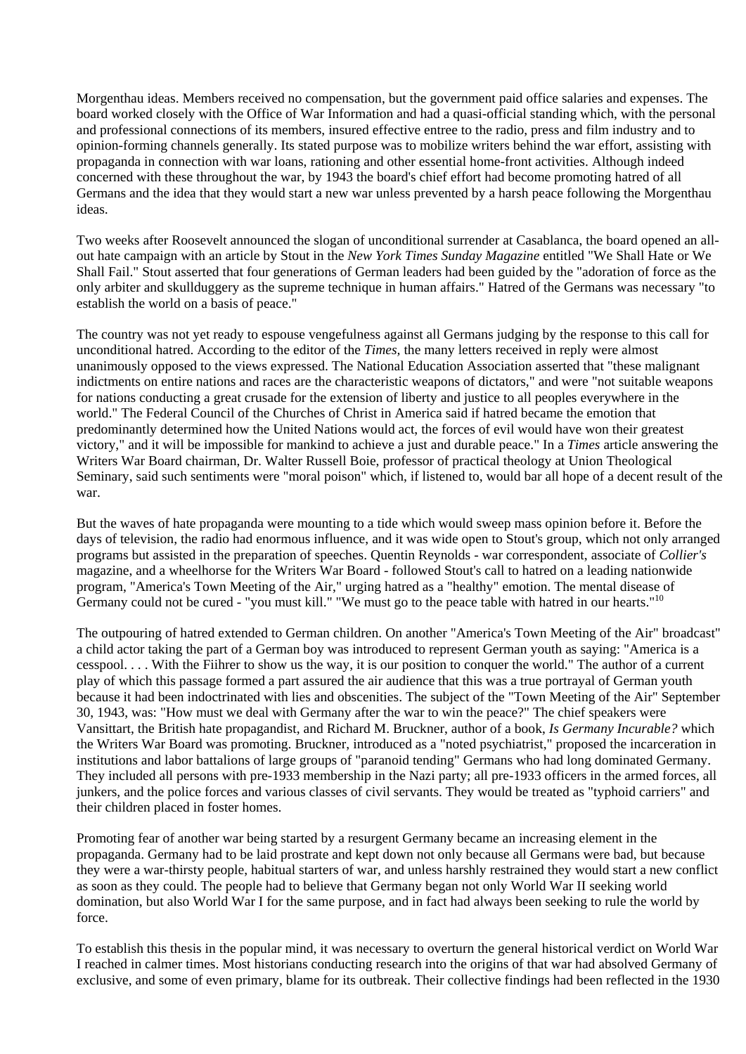Morgenthau ideas. Members received no compensation, but the government paid office salaries and expenses. The board worked closely with the Office of War Information and had a quasi-official standing which, with the personal and professional connections of its members, insured effective entree to the radio, press and film industry and to opinion-forming channels generally. Its stated purpose was to mobilize writers behind the war effort, assisting with propaganda in connection with war loans, rationing and other essential home-front activities. Although indeed concerned with these throughout the war, by 1943 the board's chief effort had become promoting hatred of all Germans and the idea that they would start a new war unless prevented by a harsh peace following the Morgenthau ideas.

Two weeks after Roosevelt announced the slogan of unconditional surrender at Casablanca, the board opened an all-out hate campaign with an article by Stout in the *New York Times Sunday Magazine* entitled "We Shall Hate or We Shall Fail." Stout asserted that four generations of German leaders had been guided by the "adoration of force as the only arbiter and skullduggery as the supreme technique in human affairs." Hatred of the Germans was necessary "to establish the world on a basis of peace."

The country was not yet ready to espouse vengefulness against all Germans judging by the response to this call for unconditional hatred. According to the editor of the *Times,* the many letters received in reply were almost unanimously opposed to the views expressed. The National Education Association asserted that "these malignant indictments on entire nations and races are the characteristic weapons of dictators," and were "not suitable weapons for nations conducting a great crusade for the extension of liberty and justice to all peoples everywhere in the world." The Federal Council of the Churches of Christ in America said if hatred became the emotion that predominantly determined how the United Nations would act, the forces of evil would have won their greatest victory," and it will be impossible for mankind to achieve a just and durable peace." In a *Times* article answering the Writers War Board chairman, Dr. Walter Russell Boie, professor of practical theology at Union Theological Seminary, said such sentiments were "moral poison" which, if listened to, would bar all hope of a decent result of the war.

But the waves of hate propaganda were mounting to a tide which would sweep mass opinion before it. Before the days of television, the radio had enormous influence, and it was wide open to Stout's group, which not only arranged programs but assisted in the preparation of speeches. Quentin Reynolds - war correspondent, associate of *Collier's* magazine, and a wheelhorse for the Writers War Board - followed Stout's call to hatred on a leading nationwide program, "America's Town Meeting of the Air," urging hatred as a "healthy" emotion. The mental disease of Germany could not be cured - "you must kill." "We must go to the peace table with hatred in our hearts."[10]

The outpouring of hatred extended to German children. On another "America's Town Meeting of the Air" broadcast" a child actor taking the part of a German boy was introduced to represent German youth as saying: "America is a cesspool. . . . With the Führer to show us the way, it is our position to conquer the world." The author of a current play of which this passage formed a part assured the air audience that this was a true portrayal of German youth because it had been indoctrinated with lies and obscenities. The subject of the "Town Meeting of the Air" September 30, 1943, was: "How must we deal with Germany after the war to win the peace?" The chief speakers were Vansittart, the British hate propagandist, and Richard M. Bruckner, author of a book, *Is Germany Incurable?* which the Writers War Board was promoting. Bruckner, introduced as a "noted psychiatrist," proposed the incarceration in institutions and labor battalions of large groups of "paranoid tending" Germans who had long dominated Germany. They included all persons with pre-1933 membership in the Nazi party; all pre-1933 officers in the armed forces, all junkers, and the police forces and various classes of civil servants. They would be treated as "typhoid carriers" and their children placed in foster homes.

Promoting fear of another war being started by a resurgent Germany became an increasing element in the propaganda. Germany had to be laid prostrate and kept down not only because all Germans were bad, but because they were a war-thirsty people, habitual starters of war, and unless harshly restrained they would start a new conflict as soon as they could. The people had to believe that Germany began not only World War II seeking world domination, but also World War I for the same purpose, and in fact had always been seeking to rule the world by force.

To establish this thesis in the popular mind, it was necessary to overturn the general historical verdict on World War I reached in calmer times. Most historians conducting research into the origins of that war had absolved Germany of exclusive, and some of even primary, blame for its outbreak. Their collective findings had been reflected in the 1930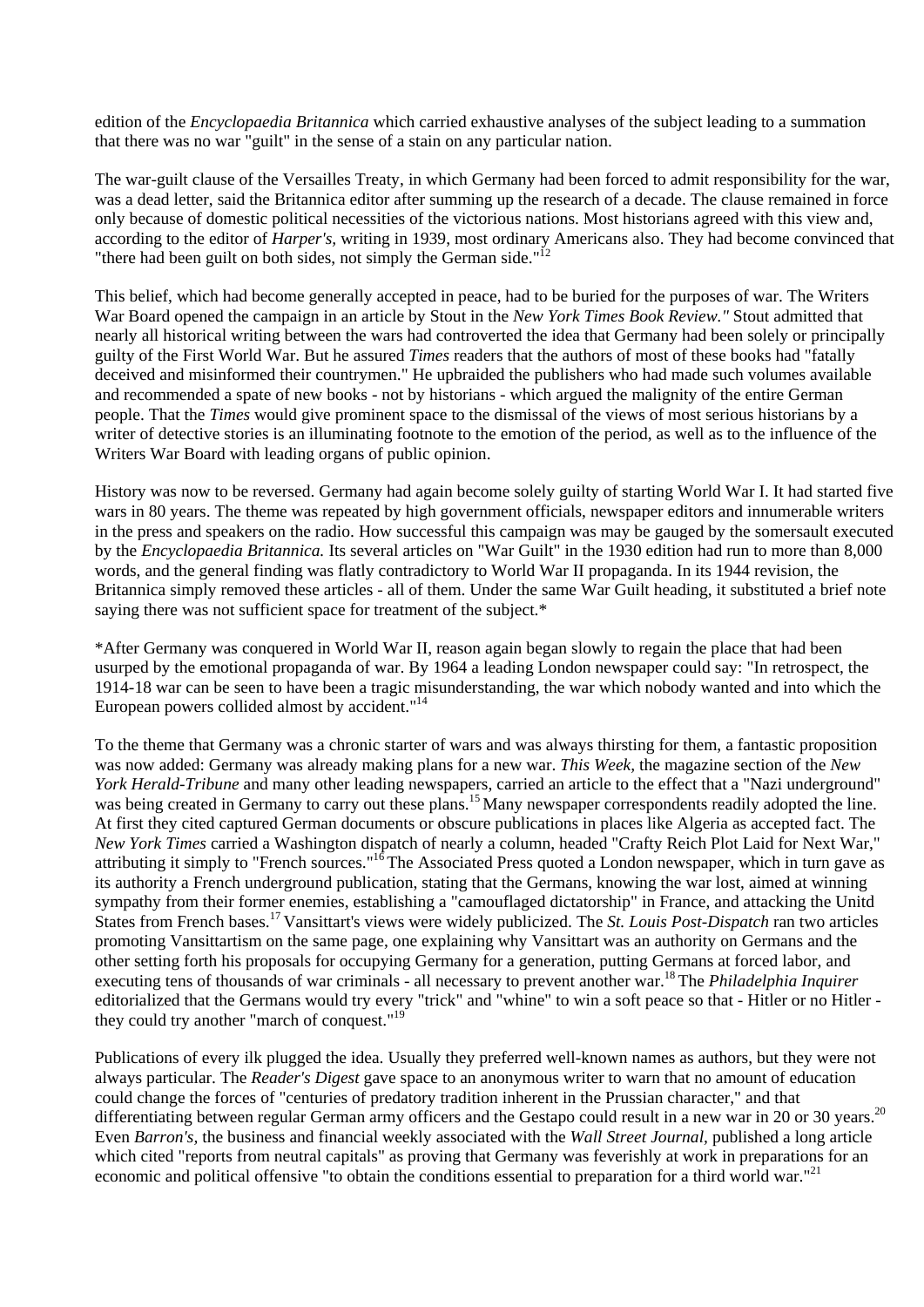edition of the *Encyclopaedia Britannica* which carried exhaustive analyses of the subject leading to a summation that there was no war "guilt" in the sense of a stain on any particular nation.

The war-guilt clause of the Versailles Treaty, in which Germany had been forced to admit responsibility for the war, was a dead letter, said the Britannica editor after summing up the research of a decade. The clause remained in force only because of domestic political necessities of the victorious nations. Most historians agreed with this view and, according to the editor of *Harper's*, writing in 1939, most ordinary Americans also. They had become convinced that "there had been guilt on both sides, not simply the German side."[12]

This belief, which had become generally accepted in peace, had to be buried for the purposes of war. The Writers War Board opened the campaign in an article by Stout in the *New York Times Book Review."* Stout admitted that nearly all historical writing between the wars had controverted the idea that Germany had been solely or principally guilty of the First World War. But he assured *Times* readers that the authors of most of these books had "fatally deceived and misinformed their countrymen." He upbraided the publishers who had made such volumes available and recommended a spate of new books - not by historians - which argued the malignity of the entire German people. That the *Times* would give prominent space to the dismissal of the views of most serious historians by a writer of detective stories is an illuminating footnote to the emotion of the period, as well as to the influence of the Writers War Board with leading organs of public opinion.

History was now to be reversed. Germany had again become solely guilty of starting World War I. It had started five wars in 80 years. The theme was repeated by high government officials, newspaper editors and innumerable writers in the press and speakers on the radio. How successful this campaign was may be gauged by the somersault executed by the *Encyclopaedia Britannica.* Its several articles on "War Guilt" in the 1930 edition had run to more than 8,000 words, and the general finding was flatly contradictory to World War II propaganda. In its 1944 revision, the Britannica simply removed these articles - all of them. Under the same War Guilt heading, it substituted a brief note saying there was not sufficient space for treatment of the subject.*

*After Germany was conquered in World War II, reason again began slowly to regain the place that had been usurped by the emotional propaganda of war. By 1964 a leading London newspaper could say: "In retrospect, the 1914-18 war can be seen to have been a tragic misunderstanding, the war which nobody wanted and into which the European powers collided almost by accident."[14]

To the theme that Germany was a chronic starter of wars and was always thirsting for them, a fantastic proposition was now added: Germany was already making plans for a new war. *This Week*, the magazine section of the *New York Herald-Tribune* and many other leading newspapers, carried an article to the effect that a "Nazi underground" was being created in Germany to carry out these plans.[15] Many newspaper correspondents readily adopted the line. At first they cited captured German documents or obscure publications in places like Algeria as accepted fact. The *New York Times* carried a Washington dispatch of nearly a column, headed "Crafty Reich Plot Laid for Next War," attributing it simply to "French sources."[16] The Associated Press quoted a London newspaper, which in turn gave as its authority a French underground publication, stating that the Germans, knowing the war lost, aimed at winning sympathy from their former enemies, establishing a "camouflaged dictatorship" in France, and attacking the Unitd States from French bases.[17] Vansittart's views were widely publicized. The *St. Louis Post-Dispatch* ran two articles promoting Vansittartism on the same page, one explaining why Vansittart was an authority on Germans and the other setting forth his proposals for occupying Germany for a generation, putting Germans at forced labor, and executing tens of thousands of war criminals - all necessary to prevent another war.[18] The *Philadelphia Inquirer* editorialized that the Germans would try every "trick" and "whine" to win a soft peace so that - Hitler or no Hitler - they could try another "march of conquest."[19]

Publications of every ilk plugged the idea. Usually they preferred well-known names as authors, but they were not always particular. The *Reader's Digest* gave space to an anonymous writer to warn that no amount of education could change the forces of "centuries of predatory tradition inherent in the Prussian character," and that differentiating between regular German army officers and the Gestapo could result in a new war in 20 or 30 years.[20] Even *Barron's*, the business and financial weekly associated with the *Wall Street Journal*, published a long article which cited "reports from neutral capitals" as proving that Germany was feverishly at work in preparations for an economic and political offensive "to obtain the conditions essential to preparation for a third world war."[21]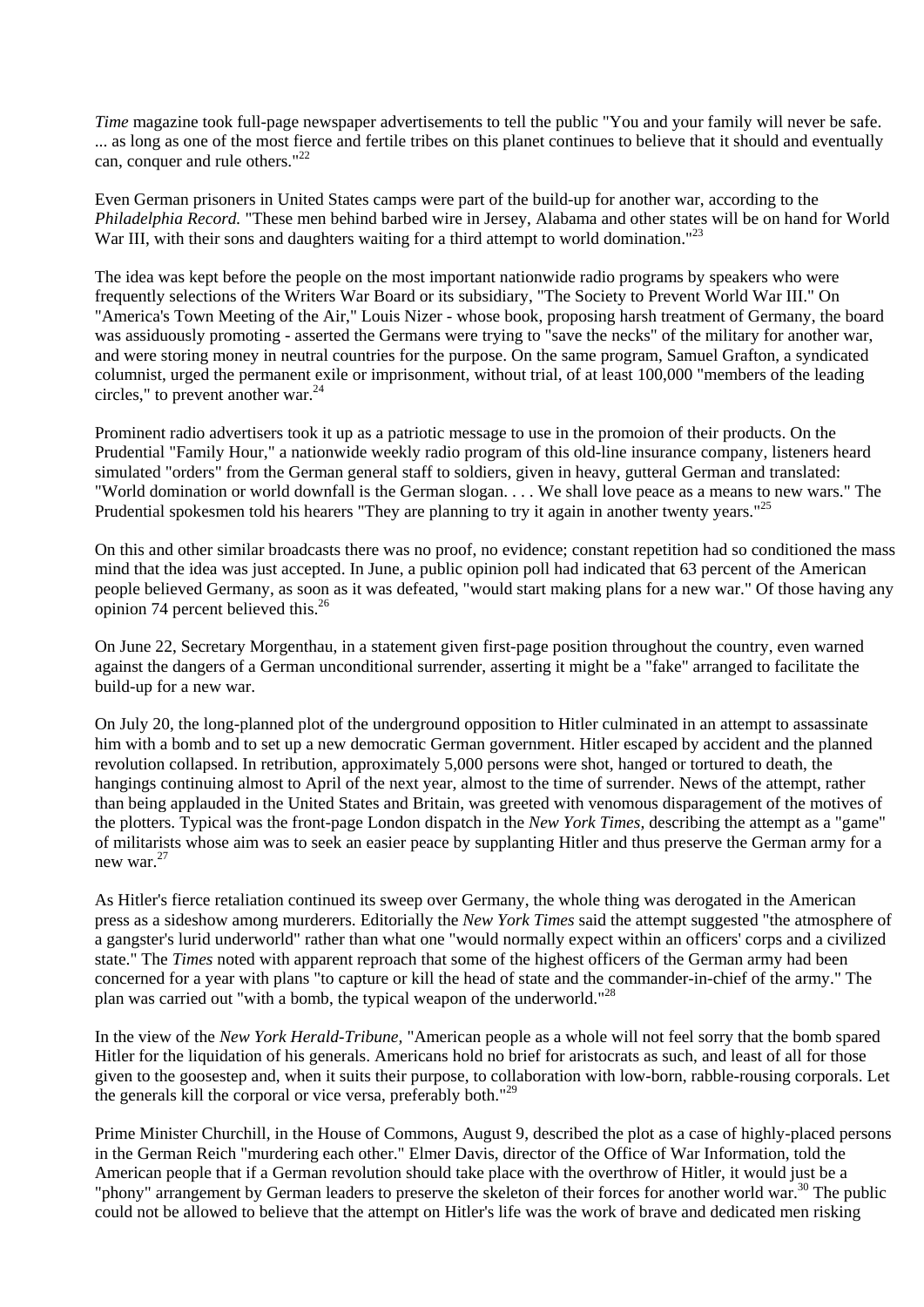*Time* magazine took full-page newspaper advertisements to tell the public "You and your family will never be safe. ... as long as one of the most fierce and fertile tribes on this planet continues to believe that it should and eventually can, conquer and rule others."[22]

Even German prisoners in United States camps were part of the build-up for another war, according to the *Philadelphia Record.* "These men behind barbed wire in Jersey, Alabama and other states will be on hand for World War III, with their sons and daughters waiting for a third attempt to world domination."[23]

The idea was kept before the people on the most important nationwide radio programs by speakers who were frequently selections of the Writers War Board or its subsidiary, "The Society to Prevent World War III." On "America's Town Meeting of the Air," Louis Nizer - whose book, proposing harsh treatment of Germany, the board was assiduously promoting - asserted the Germans were trying to "save the necks" of the military for another war, and were storing money in neutral countries for the purpose. On the same program, Samuel Grafton, a syndicated columnist, urged the permanent exile or imprisonment, without trial, of at least 100,000 "members of the leading circles," to prevent another war.[24]

Prominent radio advertisers took it up as a patriotic message to use in the promoion of their products. On the Prudential "Family Hour," a nationwide weekly radio program of this old-line insurance company, listeners heard simulated "orders" from the German general staff to soldiers, given in heavy, gutteral German and translated: "World domination or world downfall is the German slogan. . . . We shall love peace as a means to new wars." The Prudential spokesmen told his hearers "They are planning to try it again in another twenty years."[25]

On this and other similar broadcasts there was no proof, no evidence; constant repetition had so conditioned the mass mind that the idea was just accepted. In June, a public opinion poll had indicated that 63 percent of the American people believed Germany, as soon as it was defeated, "would start making plans for a new war." Of those having any opinion 74 percent believed this.[26]

On June 22, Secretary Morgenthau, in a statement given first-page position throughout the country, even warned against the dangers of a German unconditional surrender, asserting it might be a "fake" arranged to facilitate the build-up for a new war.

On July 20, the long-planned plot of the underground opposition to Hitler culminated in an attempt to assassinate him with a bomb and to set up a new democratic German government. Hitler escaped by accident and the planned revolution collapsed. In retribution, approximately 5,000 persons were shot, hanged or tortured to death, the hangings continuing almost to April of the next year, almost to the time of surrender. News of the attempt, rather than being applauded in the United States and Britain, was greeted with venomous disparagement of the motives of the plotters. Typical was the front-page London dispatch in the *New York Times,* describing the attempt as a "game" of militarists whose aim was to seek an easier peace by supplanting Hitler and thus preserve the German army for a new war.[27]

As Hitler's fierce retaliation continued its sweep over Germany, the whole thing was derogated in the American press as a sideshow among murderers. Editorially the *New York Times* said the attempt suggested "the atmosphere of a gangster's lurid underworld" rather than what one "would normally expect within an officers' corps and a civilized state." The *Times* noted with apparent reproach that some of the highest officers of the German army had been concerned for a year with plans "to capture or kill the head of state and the commander-in-chief of the army." The plan was carried out "with a bomb, the typical weapon of the underworld."[28]

In the view of the *New York Herald-Tribune,* "American people as a whole will not feel sorry that the bomb spared Hitler for the liquidation of his generals. Americans hold no brief for aristocrats as such, and least of all for those given to the goosestep and, when it suits their purpose, to collaboration with low-born, rabble-rousing corporals. Let the generals kill the corporal or vice versa, preferably both."[29]

Prime Minister Churchill, in the House of Commons, August 9, described the plot as a case of highly-placed persons in the German Reich "murdering each other." Elmer Davis, director of the Office of War Information, told the American people that if a German revolution should take place with the overthrow of Hitler, it would just be a "phony" arrangement by German leaders to preserve the skeleton of their forces for another world war.[30] The public could not be allowed to believe that the attempt on Hitler's life was the work of brave and dedicated men risking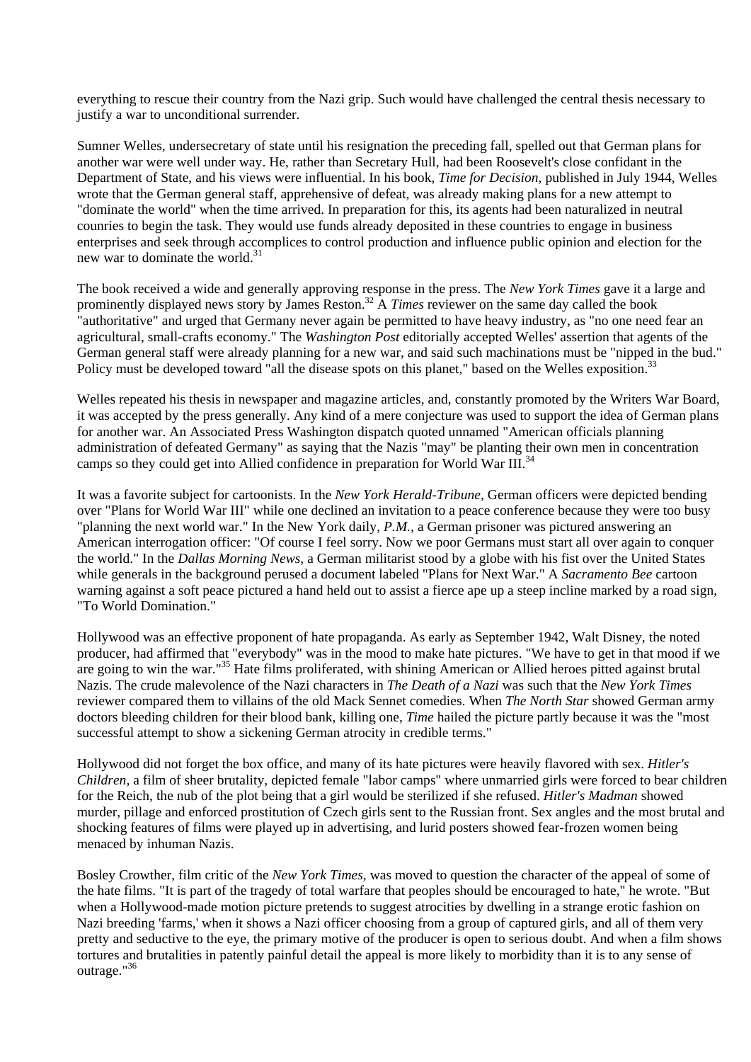everything to rescue their country from the Nazi grip. Such would have challenged the central thesis necessary to justify a war to unconditional surrender.

Sumner Welles, undersecretary of state until his resignation the preceding fall, spelled out that German plans for another war were well under way. He, rather than Secretary Hull, had been Roosevelt's close confidant in the Department of State, and his views were influential. In his book, *Time for Decision,* published in July 1944, Welles wrote that the German general staff, apprehensive of defeat, was already making plans for a new attempt to "dominate the world" when the time arrived. In preparation for this, its agents had been naturalized in neutral counries to begin the task. They would use funds already deposited in these countries to engage in business enterprises and seek through accomplices to control production and influence public opinion and election for the new war to dominate the world.[31]

The book received a wide and generally approving response in the press. The *New York Times* gave it a large and prominently displayed news story by James Reston.[32] A *Times* reviewer on the same day called the book "authoritative" and urged that Germany never again be permitted to have heavy industry, as "no one need fear an agricultural, small-crafts economy." The *Washington Post* editorially accepted Welles' assertion that agents of the German general staff were already planning for a new war, and said such machinations must be "nipped in the bud." Policy must be developed toward "all the disease spots on this planet," based on the Welles exposition.[33]

Welles repeated his thesis in newspaper and magazine articles, and, constantly promoted by the Writers War Board, it was accepted by the press generally. Any kind of a mere conjecture was used to support the idea of German plans for another war. An Associated Press Washington dispatch quoted unnamed "American officials planning administration of defeated Germany" as saying that the Nazis "may" be planting their own men in concentration camps so they could get into Allied confidence in preparation for World War III.[34]

It was a favorite subject for cartoonists. In the *New York Herald-Tribune,* German officers were depicted bending over "Plans for World War III" while one declined an invitation to a peace conference because they were too busy "planning the next world war." In the New York daily, *P.M.,* a German prisoner was pictured answering an American interrogation officer: "Of course I feel sorry. Now we poor Germans must start all over again to conquer the world." In the *Dallas Morning News,* a German militarist stood by a globe with his fist over the United States while generals in the background perused a document labeled "Plans for Next War." A *Sacramento Bee* cartoon warning against a soft peace pictured a hand held out to assist a fierce ape up a steep incline marked by a road sign, "To World Domination."

Hollywood was an effective proponent of hate propaganda. As early as September 1942, Walt Disney, the noted producer, had affirmed that "everybody" was in the mood to make hate pictures. "We have to get in that mood if we are going to win the war."[35] Hate films proliferated, with shining American or Allied heroes pitted against brutal Nazis. The crude malevolence of the Nazi characters in *The Death of a Nazi* was such that the *New York Times* reviewer compared them to villains of the old Mack Sennet comedies. When *The North Star* showed German army doctors bleeding children for their blood bank, killing one, *Time* hailed the picture partly because it was the "most successful attempt to show a sickening German atrocity in credible terms."

Hollywood did not forget the box office, and many of its hate pictures were heavily flavored with sex. *Hitler's Children,* a film of sheer brutality, depicted female "labor camps" where unmarried girls were forced to bear children for the Reich, the nub of the plot being that a girl would be sterilized if she refused. *Hitler's Madman* showed murder, pillage and enforced prostitution of Czech girls sent to the Russian front. Sex angles and the most brutal and shocking features of films were played up in advertising, and lurid posters showed fear-frozen women being menaced by inhuman Nazis.

Bosley Crowther, film critic of the *New York Times,* was moved to question the character of the appeal of some of the hate films. "It is part of the tragedy of total warfare that peoples should be encouraged to hate," he wrote. "But when a Hollywood-made motion picture pretends to suggest atrocities by dwelling in a strange erotic fashion on Nazi breeding 'farms,' when it shows a Nazi officer choosing from a group of captured girls, and all of them very pretty and seductive to the eye, the primary motive of the producer is open to serious doubt. And when a film shows tortures and brutalities in patently painful detail the appeal is more likely to morbidity than it is to any sense of outrage."[36]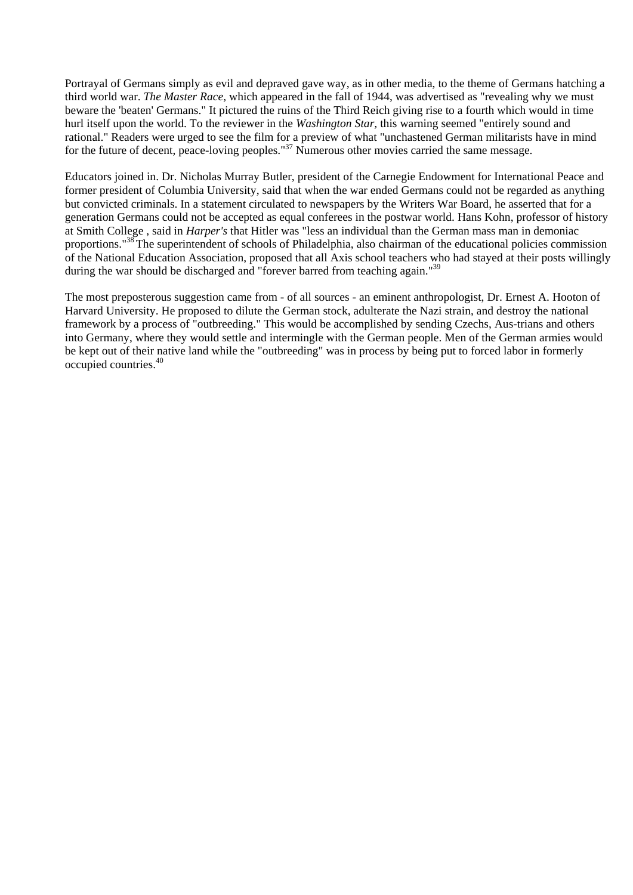Portrayal of Germans simply as evil and depraved gave way, as in other media, to the theme of Germans hatching a third world war. *The Master Race,* which appeared in the fall of 1944, was advertised as "revealing why we must beware the 'beaten' Germans." It pictured the ruins of the Third Reich giving rise to a fourth which would in time hurl itself upon the world. To the reviewer in the *Washington Star*, this warning seemed "entirely sound and rational." Readers were urged to see the film for a preview of what "unchastened German militarists have in mind for the future of decent, peace-loving peoples."[37] Numerous other movies carried the same message.

Educators joined in. Dr. Nicholas Murray Butler, president of the Carnegie Endowment for International Peace and former president of Columbia University, said that when the war ended Germans could not be regarded as anything but convicted criminals. In a statement circulated to newspapers by the Writers War Board, he asserted that for a generation Germans could not be accepted as equal conferees in the postwar world. Hans Kohn, professor of history at Smith College , said in *Harper's* that Hitler was "less an individual than the German mass man in demoniac proportions."[38] The superintendent of schools of Philadelphia, also chairman of the educational policies commission of the National Education Association, proposed that all Axis school teachers who had stayed at their posts willingly during the war should be discharged and "forever barred from teaching again."[39]

The most preposterous suggestion came from - of all sources - an eminent anthropologist, Dr. Ernest A. Hooton of Harvard University. He proposed to dilute the German stock, adulterate the Nazi strain, and destroy the national framework by a process of "outbreeding." This would be accomplished by sending Czechs, Aus-trians and others into Germany, where they would settle and intermingle with the German people. Men of the German armies would be kept out of their native land while the "outbreeding" was in process by being put to forced labor in formerly occupied countries.[40]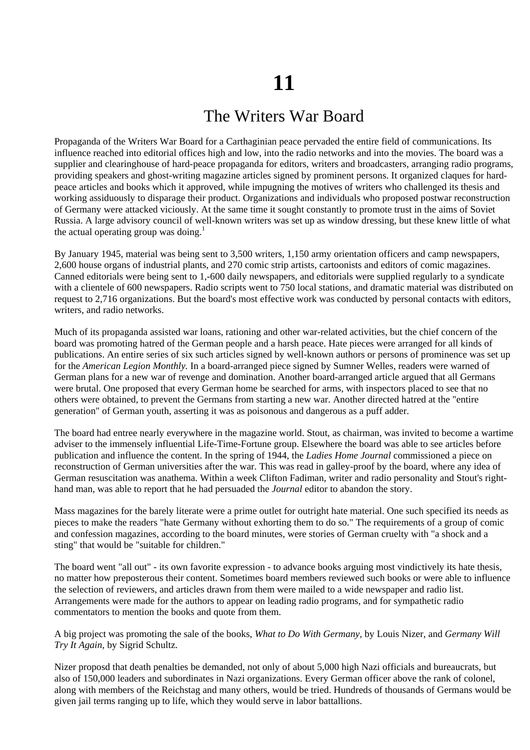# 11

## The Writers War Board

Propaganda of the Writers War Board for a Carthaginian peace pervaded the entire field of communications. Its influence reached into editorial offices high and low, into the radio networks and into the movies. The board was a supplier and clearinghouse of hard-peace propaganda for editors, writers and broadcasters, arranging radio programs, providing speakers and ghost-writing magazine articles signed by prominent persons. It organized claques for hard-peace articles and books which it approved, while impugning the motives of writers who challenged its thesis and working assiduously to disparage their product. Organizations and individuals who proposed postwar reconstruction of Germany were attacked viciously. At the same time it sought constantly to promote trust in the aims of Soviet Russia. A large advisory council of well-known writers was set up as window dressing, but these knew little of what the actual operating group was doing.[1]

By January 1945, material was being sent to 3,500 writers, 1,150 army orientation officers and camp newspapers, 2,600 house organs of industrial plants, and 270 comic strip artists, cartoonists and editors of comic magazines. Canned editorials were being sent to 1,-600 daily newspapers, and editorials were supplied regularly to a syndicate with a clientele of 600 newspapers. Radio scripts went to 750 local stations, and dramatic material was distributed on request to 2,716 organizations. But the board's most effective work was conducted by personal contacts with editors, writers, and radio networks.

Much of its propaganda assisted war loans, rationing and other war-related activities, but the chief concern of the board was promoting hatred of the German people and a harsh peace. Hate pieces were arranged for all kinds of publications. An entire series of six such articles signed by well-known authors or persons of prominence was set up for the *American Legion Monthly.* In a board-arranged piece signed by Sumner Welles, readers were warned of German plans for a new war of revenge and domination. Another board-arranged article argued that all Germans were brutal. One proposed that every German home be searched for arms, with inspectors placed to see that no others were obtained, to prevent the Germans from starting a new war. Another directed hatred at the "entire generation" of German youth, asserting it was as poisonous and dangerous as a puff adder.

The board had entree nearly everywhere in the magazine world. Stout, as chairman, was invited to become a wartime adviser to the immensely influential Life-Time-Fortune group. Elsewhere the board was able to see articles before publication and influence the content. In the spring of 1944, the *Ladies Home Journal* commissioned a piece on reconstruction of German universities after the war. This was read in galley-proof by the board, where any idea of German resuscitation was anathema. Within a week Clifton Fadiman, writer and radio personality and Stout's right-hand man, was able to report that he had persuaded the *Journal* editor to abandon the story.

Mass magazines for the barely literate were a prime outlet for outright hate material. One such specified its needs as pieces to make the readers "hate Germany without exhorting them to do so." The requirements of a group of comic and confession magazines, according to the board minutes, were stories of German cruelty with "a shock and a sting" that would be "suitable for children."

The board went "all out" - its own favorite expression - to advance books arguing most vindictively its hate thesis, no matter how preposterous their content. Sometimes board members reviewed such books or were able to influence the selection of reviewers, and articles drawn from them were mailed to a wide newspaper and radio list. Arrangements were made for the authors to appear on leading radio programs, and for sympathetic radio commentators to mention the books and quote from them.

A big project was promoting the sale of the books, *What to Do With Germany,* by Louis Nizer, and *Germany Will Try It Again,* by Sigrid Schultz.

Nizer proposd that death penalties be demanded, not only of about 5,000 high Nazi officials and bureaucrats, but also of 150,000 leaders and subordinates in Nazi organizations. Every German officer above the rank of colonel, along with members of the Reichstag and many others, would be tried. Hundreds of thousands of Germans would be given jail terms ranging up to life, which they would serve in labor battallions.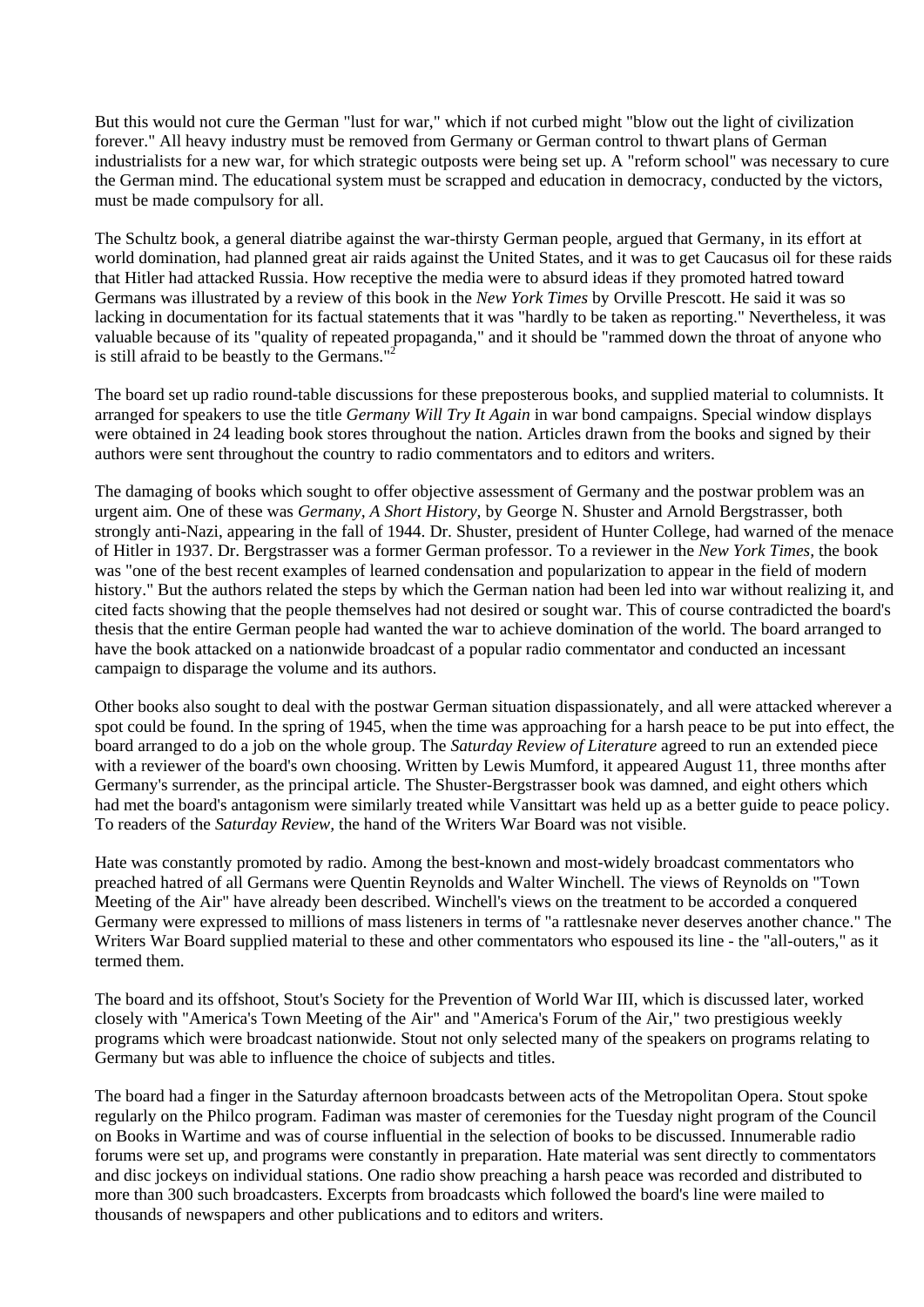But this would not cure the German "lust for war," which if not curbed might "blow out the light of civilization forever." All heavy industry must be removed from Germany or German control to thwart plans of German industrialists for a new war, for which strategic outposts were being set up. A "reform school" was necessary to cure the German mind. The educational system must be scrapped and education in democracy, conducted by the victors, must be made compulsory for all.

The Schultz book, a general diatribe against the war-thirsty German people, argued that Germany, in its effort at world domination, had planned great air raids against the United States, and it was to get Caucasus oil for these raids that Hitler had attacked Russia. How receptive the media were to absurd ideas if they promoted hatred toward Germans was illustrated by a review of this book in the *New York Times* by Orville Prescott. He said it was so lacking in documentation for its factual statements that it was "hardly to be taken as reporting." Nevertheless, it was valuable because of its "quality of repeated propaganda," and it should be "rammed down the throat of anyone who is still afraid to be beastly to the Germans."[2]

The board set up radio round-table discussions for these preposterous books, and supplied material to columnists. It arranged for speakers to use the title *Germany Will Try It Again* in war bond campaigns. Special window displays were obtained in 24 leading book stores throughout the nation. Articles drawn from the books and signed by their authors were sent throughout the country to radio commentators and to editors and writers.

The damaging of books which sought to offer objective assessment of Germany and the postwar problem was an urgent aim. One of these was *Germany, A Short History,* by George N. Shuster and Arnold Bergstrasser, both strongly anti-Nazi, appearing in the fall of 1944. Dr. Shuster, president of Hunter College, had warned of the menace of Hitler in 1937. Dr. Bergstrasser was a former German professor. To a reviewer in the *New York Times*, the book was "one of the best recent examples of learned condensation and popularization to appear in the field of modern history." But the authors related the steps by which the German nation had been led into war without realizing it, and cited facts showing that the people themselves had not desired or sought war. This of course contradicted the board's thesis that the entire German people had wanted the war to achieve domination of the world. The board arranged to have the book attacked on a nationwide broadcast of a popular radio commentator and conducted an incessant campaign to disparage the volume and its authors.

Other books also sought to deal with the postwar German situation dispassionately, and all were attacked wherever a spot could be found. In the spring of 1945, when the time was approaching for a harsh peace to be put into effect, the board arranged to do a job on the whole group. The *Saturday Review of Literature* agreed to run an extended piece with a reviewer of the board's own choosing. Written by Lewis Mumford, it appeared August 11, three months after Germany's surrender, as the principal article. The Shuster-Bergstrasser book was damned, and eight others which had met the board's antagonism were similarly treated while Vansittart was held up as a better guide to peace policy. To readers of the *Saturday Review*, the hand of the Writers War Board was not visible.

Hate was constantly promoted by radio. Among the best-known and most-widely broadcast commentators who preached hatred of all Germans were Quentin Reynolds and Walter Winchell. The views of Reynolds on "Town Meeting of the Air" have already been described. Winchell's views on the treatment to be accorded a conquered Germany were expressed to millions of mass listeners in terms of "a rattlesnake never deserves another chance." The Writers War Board supplied material to these and other commentators who espoused its line - the "all-outers," as it termed them.

The board and its offshoot, Stout's Society for the Prevention of World War III, which is discussed later, worked closely with "America's Town Meeting of the Air" and "America's Forum of the Air," two prestigious weekly programs which were broadcast nationwide. Stout not only selected many of the speakers on programs relating to Germany but was able to influence the choice of subjects and titles.

The board had a finger in the Saturday afternoon broadcasts between acts of the Metropolitan Opera. Stout spoke regularly on the Philco program. Fadiman was master of ceremonies for the Tuesday night program of the Council on Books in Wartime and was of course influential in the selection of books to be discussed. Innumerable radio forums were set up, and programs were constantly in preparation. Hate material was sent directly to commentators and disc jockeys on individual stations. One radio show preaching a harsh peace was recorded and distributed to more than 300 such broadcasters. Excerpts from broadcasts which followed the board's line were mailed to thousands of newspapers and other publications and to editors and writers.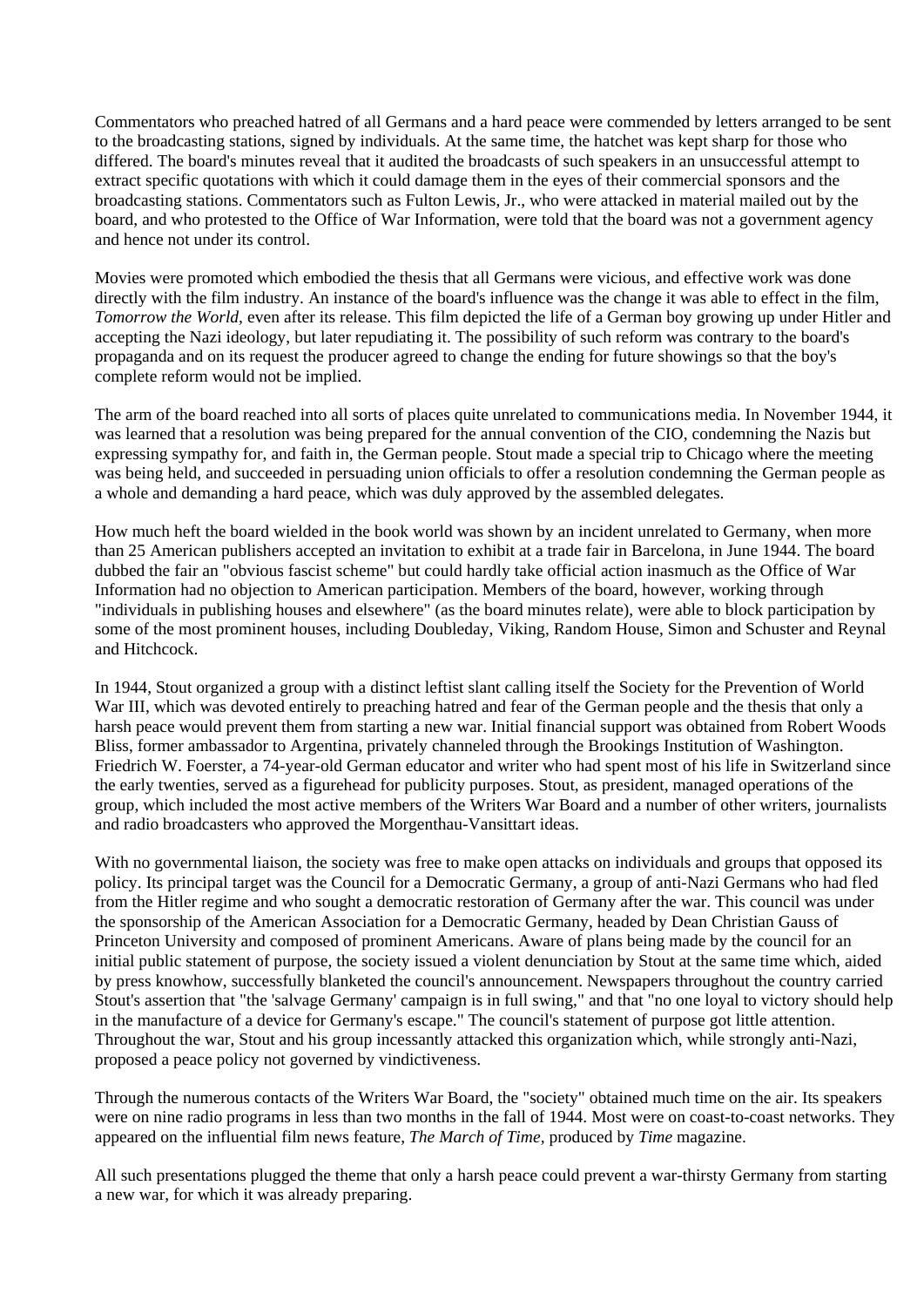Commentators who preached hatred of all Germans and a hard peace were commended by letters arranged to be sent to the broadcasting stations, signed by individuals. At the same time, the hatchet was kept sharp for those who differed. The board's minutes reveal that it audited the broadcasts of such speakers in an unsuccessful attempt to extract specific quotations with which it could damage them in the eyes of their commercial sponsors and the broadcasting stations. Commentators such as Fulton Lewis, Jr., who were attacked in material mailed out by the board, and who protested to the Office of War Information, were told that the board was not a government agency and hence not under its control.

Movies were promoted which embodied the thesis that all Germans were vicious, and effective work was done directly with the film industry. An instance of the board's influence was the change it was able to effect in the film, *Tomorrow the World,* even after its release. This film depicted the life of a German boy growing up under Hitler and accepting the Nazi ideology, but later repudiating it. The possibility of such reform was contrary to the board's propaganda and on its request the producer agreed to change the ending for future showings so that the boy's complete reform would not be implied.

The arm of the board reached into all sorts of places quite unrelated to communications media. In November 1944, it was learned that a resolution was being prepared for the annual convention of the CIO, condemning the Nazis but expressing sympathy for, and faith in, the German people. Stout made a special trip to Chicago where the meeting was being held, and succeeded in persuading union officials to offer a resolution condemning the German people as a whole and demanding a hard peace, which was duly approved by the assembled delegates.

How much heft the board wielded in the book world was shown by an incident unrelated to Germany, when more than 25 American publishers accepted an invitation to exhibit at a trade fair in Barcelona, in June 1944. The board dubbed the fair an "obvious fascist scheme" but could hardly take official action inasmuch as the Office of War Information had no objection to American participation. Members of the board, however, working through "individuals in publishing houses and elsewhere" (as the board minutes relate), were able to block participation by some of the most prominent houses, including Doubleday, Viking, Random House, Simon and Schuster and Reynal and Hitchcock.

In 1944, Stout organized a group with a distinct leftist slant calling itself the Society for the Prevention of World War III, which was devoted entirely to preaching hatred and fear of the German people and the thesis that only a harsh peace would prevent them from starting a new war. Initial financial support was obtained from Robert Woods Bliss, former ambassador to Argentina, privately channeled through the Brookings Institution of Washington. Friedrich W. Foerster, a 74-year-old German educator and writer who had spent most of his life in Switzerland since the early twenties, served as a figurehead for publicity purposes. Stout, as president, managed operations of the group, which included the most active members of the Writers War Board and a number of other writers, journalists and radio broadcasters who approved the Morgenthau-Vansittart ideas.

With no governmental liaison, the society was free to make open attacks on individuals and groups that opposed its policy. Its principal target was the Council for a Democratic Germany, a group of anti-Nazi Germans who had fled from the Hitler regime and who sought a democratic restoration of Germany after the war. This council was under the sponsorship of the American Association for a Democratic Germany, headed by Dean Christian Gauss of Princeton University and composed of prominent Americans. Aware of plans being made by the council for an initial public statement of purpose, the society issued a violent denunciation by Stout at the same time which, aided by press knowhow, successfully blanketed the council's announcement. Newspapers throughout the country carried Stout's assertion that "the 'salvage Germany' campaign is in full swing," and that "no one loyal to victory should help in the manufacture of a device for Germany's escape." The council's statement of purpose got little attention. Throughout the war, Stout and his group incessantly attacked this organization which, while strongly anti-Nazi, proposed a peace policy not governed by vindictiveness.

Through the numerous contacts of the Writers War Board, the "society" obtained much time on the air. Its speakers were on nine radio programs in less than two months in the fall of 1944. Most were on coast-to-coast networks. They appeared on the influential film news feature, *The March of Time,* produced by *Time* magazine.

All such presentations plugged the theme that only a harsh peace could prevent a war-thirsty Germany from starting a new war, for which it was already preparing.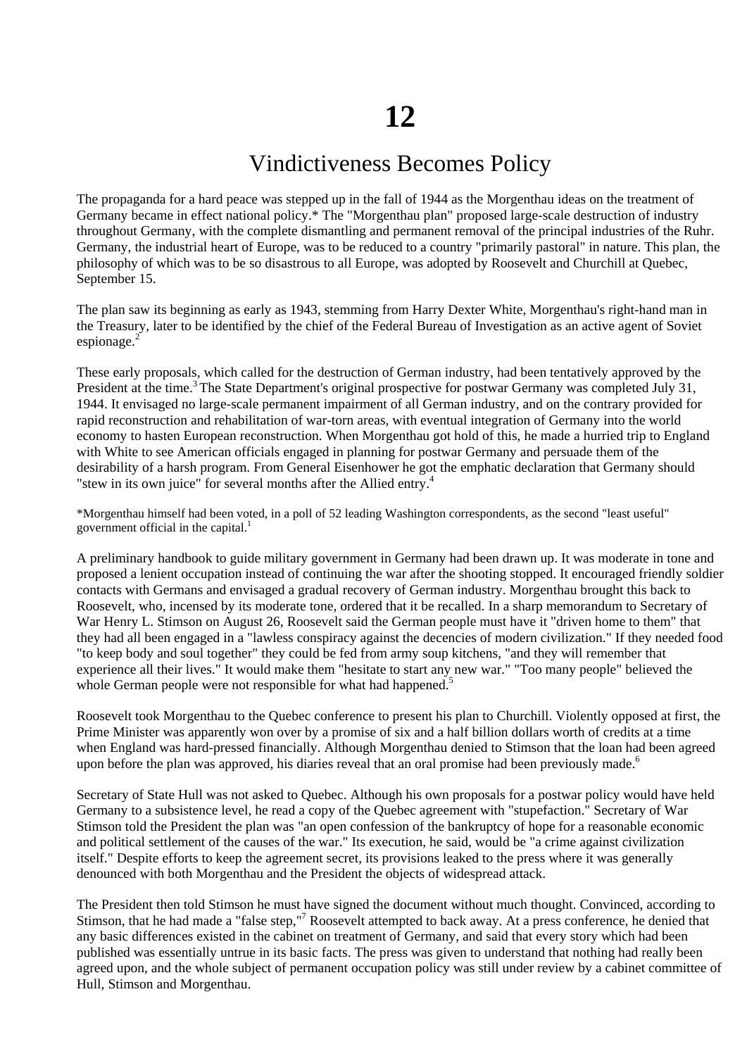# 12

## Vindictiveness Becomes Policy

The propaganda for a hard peace was stepped up in the fall of 1944 as the Morgenthau ideas on the treatment of Germany became in effect national policy.* The "Morgenthau plan" proposed large-scale destruction of industry throughout Germany, with the complete dismantling and permanent removal of the principal industries of the Ruhr. Germany, the industrial heart of Europe, was to be reduced to a country "primarily pastoral" in nature. This plan, the philosophy of which was to be so disastrous to all Europe, was adopted by Roosevelt and Churchill at Quebec, September 15.

The plan saw its beginning as early as 1943, stemming from Harry Dexter White, Morgenthau's right-hand man in the Treasury, later to be identified by the chief of the Federal Bureau of Investigation as an active agent of Soviet espionage.[2]

These early proposals, which called for the destruction of German industry, had been tentatively approved by the President at the time.[3] The State Department's original prospective for postwar Germany was completed July 31, 1944. It envisaged no large-scale permanent impairment of all German industry, and on the contrary provided for rapid reconstruction and rehabilitation of war-torn areas, with eventual integration of Germany into the world economy to hasten European reconstruction. When Morgenthau got hold of this, he made a hurried trip to England with White to see American officials engaged in planning for postwar Germany and persuade them of the desirability of a harsh program. From General Eisenhower he got the emphatic declaration that Germany should "stew in its own juice" for several months after the Allied entry.[4]

*Morgenthau himself had been voted, in a poll of 52 leading Washington correspondents, as the second "least useful" government official in the capital.[1]

A preliminary handbook to guide military government in Germany had been drawn up. It was moderate in tone and proposed a lenient occupation instead of continuing the war after the shooting stopped. It encouraged friendly soldier contacts with Germans and envisaged a gradual recovery of German industry. Morgenthau brought this back to Roosevelt, who, incensed by its moderate tone, ordered that it be recalled. In a sharp memorandum to Secretary of War Henry L. Stimson on August 26, Roosevelt said the German people must have it "driven home to them" that they had all been engaged in a "lawless conspiracy against the decencies of modern civilization." If they needed food "to keep body and soul together" they could be fed from army soup kitchens, "and they will remember that experience all their lives." It would make them "hesitate to start any new war." "Too many people" believed the whole German people were not responsible for what had happened.[5]

Roosevelt took Morgenthau to the Quebec conference to present his plan to Churchill. Violently opposed at first, the Prime Minister was apparently won over by a promise of six and a half billion dollars worth of credits at a time when England was hard-pressed financially. Although Morgenthau denied to Stimson that the loan had been agreed upon before the plan was approved, his diaries reveal that an oral promise had been previously made.[6]

Secretary of State Hull was not asked to Quebec. Although his own proposals for a postwar policy would have held Germany to a subsistence level, he read a copy of the Quebec agreement with "stupefaction." Secretary of War Stimson told the President the plan was "an open confession of the bankruptcy of hope for a reasonable economic and political settlement of the causes of the war." Its execution, he said, would be "a crime against civilization itself." Despite efforts to keep the agreement secret, its provisions leaked to the press where it was generally denounced with both Morgenthau and the President the objects of widespread attack.

The President then told Stimson he must have signed the document without much thought. Convinced, according to Stimson, that he had made a "false step,"[7] Roosevelt attempted to back away. At a press conference, he denied that any basic differences existed in the cabinet on treatment of Germany, and said that every story which had been published was essentially untrue in its basic facts. The press was given to understand that nothing had really been agreed upon, and the whole subject of permanent occupation policy was still under review by a cabinet committee of Hull, Stimson and Morgenthau.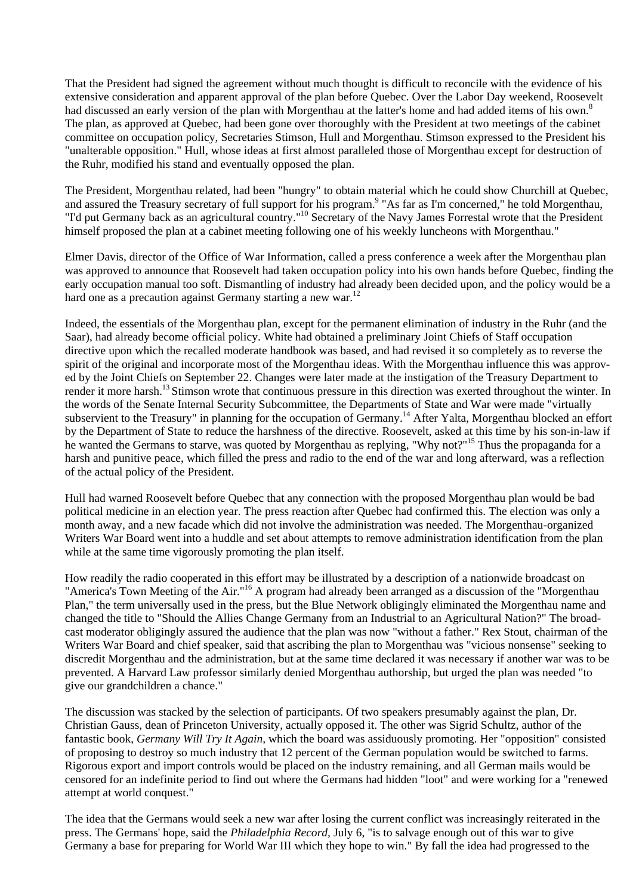That the President had signed the agreement without much thought is difficult to reconcile with the evidence of his extensive consideration and apparent approval of the plan before Quebec. Over the Labor Day weekend, Roosevelt had discussed an early version of the plan with Morgenthau at the latter's home and had added items of his own.[8] The plan, as approved at Quebec, had been gone over thoroughly with the President at two meetings of the cabinet committee on occupation policy, Secretaries Stimson, Hull and Morgenthau. Stimson expressed to the President his "unalterable opposition." Hull, whose ideas at first almost paralleled those of Morgenthau except for destruction of the Ruhr, modified his stand and eventually opposed the plan.

The President, Morgenthau related, had been "hungry" to obtain material which he could show Churchill at Quebec, and assured the Treasury secretary of full support for his program.[9] "As far as I'm concerned," he told Morgenthau, "I'd put Germany back as an agricultural country."[10] Secretary of the Navy James Forrestal wrote that the President himself proposed the plan at a cabinet meeting following one of his weekly luncheons with Morgenthau."

Elmer Davis, director of the Office of War Information, called a press conference a week after the Morgenthau plan was approved to announce that Roosevelt had taken occupation policy into his own hands before Quebec, finding the early occupation manual too soft. Dismantling of industry had already been decided upon, and the policy would be a hard one as a precaution against Germany starting a new war.[12]

Indeed, the essentials of the Morgenthau plan, except for the permanent elimination of industry in the Ruhr (and the Saar), had already become official policy. White had obtained a preliminary Joint Chiefs of Staff occupation directive upon which the recalled moderate handbook was based, and had revised it so completely as to reverse the spirit of the original and incorporate most of the Morgenthau ideas. With the Morgenthau influence this was approved by the Joint Chiefs on September 22. Changes were later made at the instigation of the Treasury Department to render it more harsh.[13] Stimson wrote that continuous pressure in this direction was exerted throughout the winter. In the words of the Senate Internal Security Subcommittee, the Departments of State and War were made "virtually subservient to the Treasury" in planning for the occupation of Germany.[14] After Yalta, Morgenthau blocked an effort by the Department of State to reduce the harshness of the directive. Roosevelt, asked at this time by his son-in-law if he wanted the Germans to starve, was quoted by Morgenthau as replying, "Why not?"[15] Thus the propaganda for a harsh and punitive peace, which filled the press and radio to the end of the war and long afterward, was a reflection of the actual policy of the President.

Hull had warned Roosevelt before Quebec that any connection with the proposed Morgenthau plan would be bad political medicine in an election year. The press reaction after Quebec had confirmed this. The election was only a month away, and a new facade which did not involve the administration was needed. The Morgenthau-organized Writers War Board went into a huddle and set about attempts to remove administration identification from the plan while at the same time vigorously promoting the plan itself.

How readily the radio cooperated in this effort may be illustrated by a description of a nationwide broadcast on "America's Town Meeting of the Air."[16] A program had already been arranged as a discussion of the "Morgenthau Plan," the term universally used in the press, but the Blue Network obligingly eliminated the Morgenthau name and changed the title to "Should the Allies Change Germany from an Industrial to an Agricultural Nation?" The broadcast moderator obligingly assured the audience that the plan was now "without a father." Rex Stout, chairman of the Writers War Board and chief speaker, said that ascribing the plan to Morgenthau was "vicious nonsense" seeking to discredit Morgenthau and the administration, but at the same time declared it was necessary if another war was to be prevented. A Harvard Law professor similarly denied Morgenthau authorship, but urged the plan was needed "to give our grandchildren a chance."

The discussion was stacked by the selection of participants. Of two speakers presumably against the plan, Dr. Christian Gauss, dean of Princeton University, actually opposed it. The other was Sigrid Schultz, author of the fantastic book, *Germany Will Try It Again*, which the board was assiduously promoting. Her "opposition" consisted of proposing to destroy so much industry that 12 percent of the German population would be switched to farms. Rigorous export and import controls would be placed on the industry remaining, and all German mails would be censored for an indefinite period to find out where the Germans had hidden "loot" and were working for a "renewed attempt at world conquest."

The idea that the Germans would seek a new war after losing the current conflict was increasingly reiterated in the press. The Germans' hope, said the *Philadelphia Record*, July 6, "is to salvage enough out of this war to give Germany a base for preparing for World War III which they hope to win." By fall the idea had progressed to the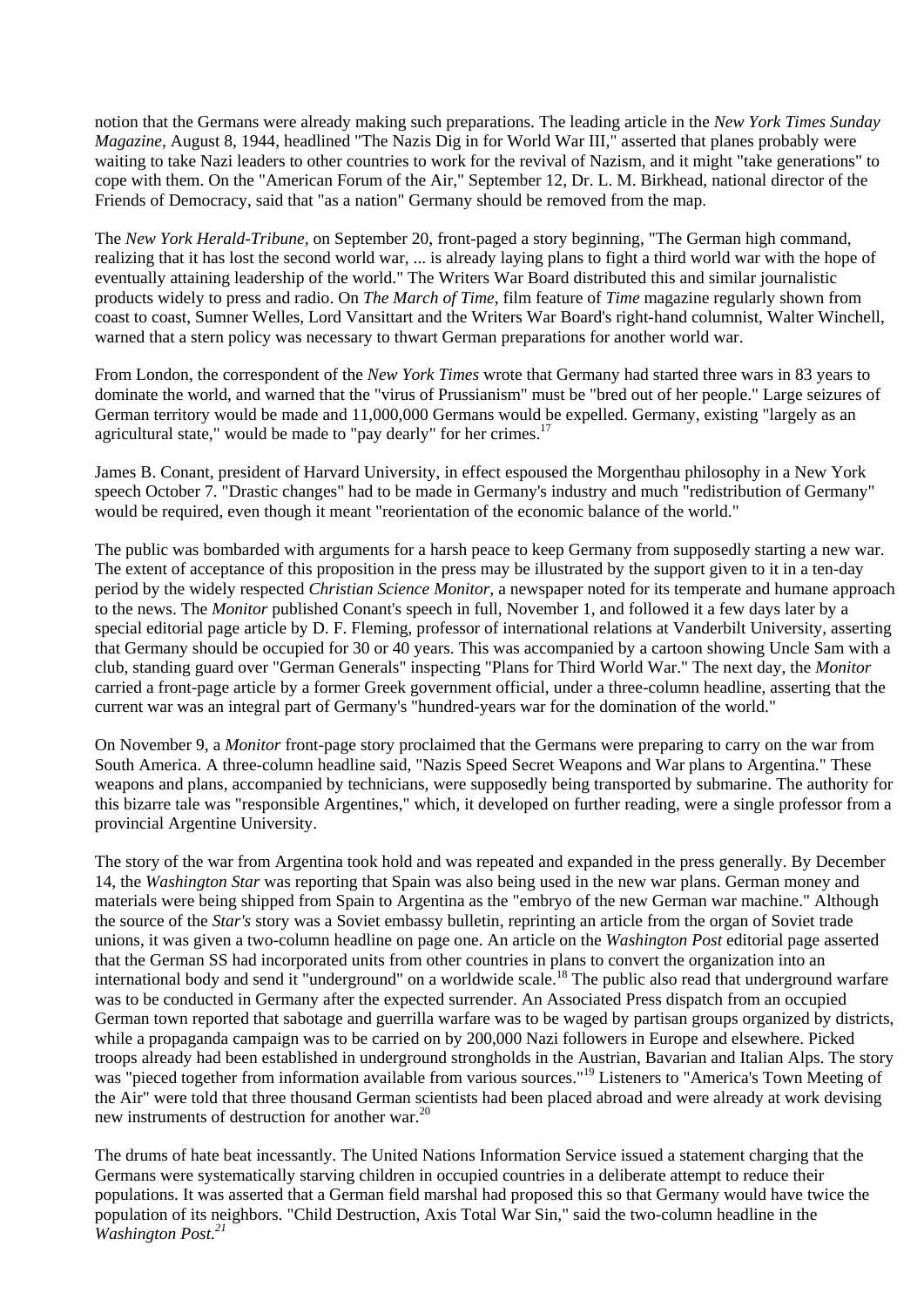notion that the Germans were already making such preparations. The leading article in the *New York Times Sunday Magazine*, August 8, 1944, headlined "The Nazis Dig in for World War III," asserted that planes probably were waiting to take Nazi leaders to other countries to work for the revival of Nazism, and it might "take generations" to cope with them. On the "American Forum of the Air," September 12, Dr. L. M. Birkhead, national director of the Friends of Democracy, said that "as a nation" Germany should be removed from the map.

The *New York Herald-Tribune*, on September 20, front-paged a story beginning, "The German high command, realizing that it has lost the second world war, ... is already laying plans to fight a third world war with the hope of eventually attaining leadership of the world." The Writers War Board distributed this and similar journalistic products widely to press and radio. On *The March of Time*, film feature of *Time* magazine regularly shown from coast to coast, Sumner Welles, Lord Vansittart and the Writers War Board's right-hand columnist, Walter Winchell, warned that a stern policy was necessary to thwart German preparations for another world war.

From London, the correspondent of the *New York Times* wrote that Germany had started three wars in 83 years to dominate the world, and warned that the "virus of Prussianism" must be "bred out of her people." Large seizures of German territory would be made and 11,000,000 Germans would be expelled. Germany, existing "largely as an agricultural state," would be made to "pay dearly" for her crimes.[17]

James B. Conant, president of Harvard University, in effect espoused the Morgenthau philosophy in a New York speech October 7. "Drastic changes" had to be made in Germany's industry and much "redistribution of Germany" would be required, even though it meant "reorientation of the economic balance of the world."

The public was bombarded with arguments for a harsh peace to keep Germany from supposedly starting a new war. The extent of acceptance of this proposition in the press may be illustrated by the support given to it in a ten-day period by the widely respected *Christian Science Monitor*, a newspaper noted for its temperate and humane approach to the news. The *Monitor* published Conant's speech in full, November 1, and followed it a few days later by a special editorial page article by D. F. Fleming, professor of international relations at Vanderbilt University, asserting that Germany should be occupied for 30 or 40 years. This was accompanied by a cartoon showing Uncle Sam with a club, standing guard over "German Generals" inspecting "Plans for Third World War." The next day, the *Monitor* carried a front-page article by a former Greek government official, under a three-column headline, asserting that the current war was an integral part of Germany's "hundred-years war for the domination of the world."

On November 9, a *Monitor* front-page story proclaimed that the Germans were preparing to carry on the war from South America. A three-column headline said, "Nazis Speed Secret Weapons and War plans to Argentina." These weapons and plans, accompanied by technicians, were supposedly being transported by submarine. The authority for this bizarre tale was "responsible Argentines," which, it developed on further reading, were a single professor from a provincial Argentine University.

The story of the war from Argentina took hold and was repeated and expanded in the press generally. By December 14, the *Washington Star* was reporting that Spain was also being used in the new war plans. German money and materials were being shipped from Spain to Argentina as the "embryo of the new German war machine." Although the source of the *Star's* story was a Soviet embassy bulletin, reprinting an article from the organ of Soviet trade unions, it was given a two-column headline on page one. An article on the *Washington Post* editorial page asserted that the German SS had incorporated units from other countries in plans to convert the organization into an international body and send it "underground" on a worldwide scale.[18] The public also read that underground warfare was to be conducted in Germany after the expected surrender. An Associated Press dispatch from an occupied German town reported that sabotage and guerrilla warfare was to be waged by partisan groups organized by districts, while a propaganda campaign was to be carried on by 200,000 Nazi followers in Europe and elsewhere. Picked troops already had been established in underground strongholds in the Austrian, Bavarian and Italian Alps. The story was "pieced together from information available from various sources."[19] Listeners to "America's Town Meeting of the Air" were told that three thousand German scientists had been placed abroad and were already at work devising new instruments of destruction for another war.[20]

The drums of hate beat incessantly. The United Nations Information Service issued a statement charging that the Germans were systematically starving children in occupied countries in a deliberate attempt to reduce their populations. It was asserted that a German field marshal had proposed this so that Germany would have twice the population of its neighbors. "Child Destruction, Axis Total War Sin," said the two-column headline in the *Washington Post.*[21]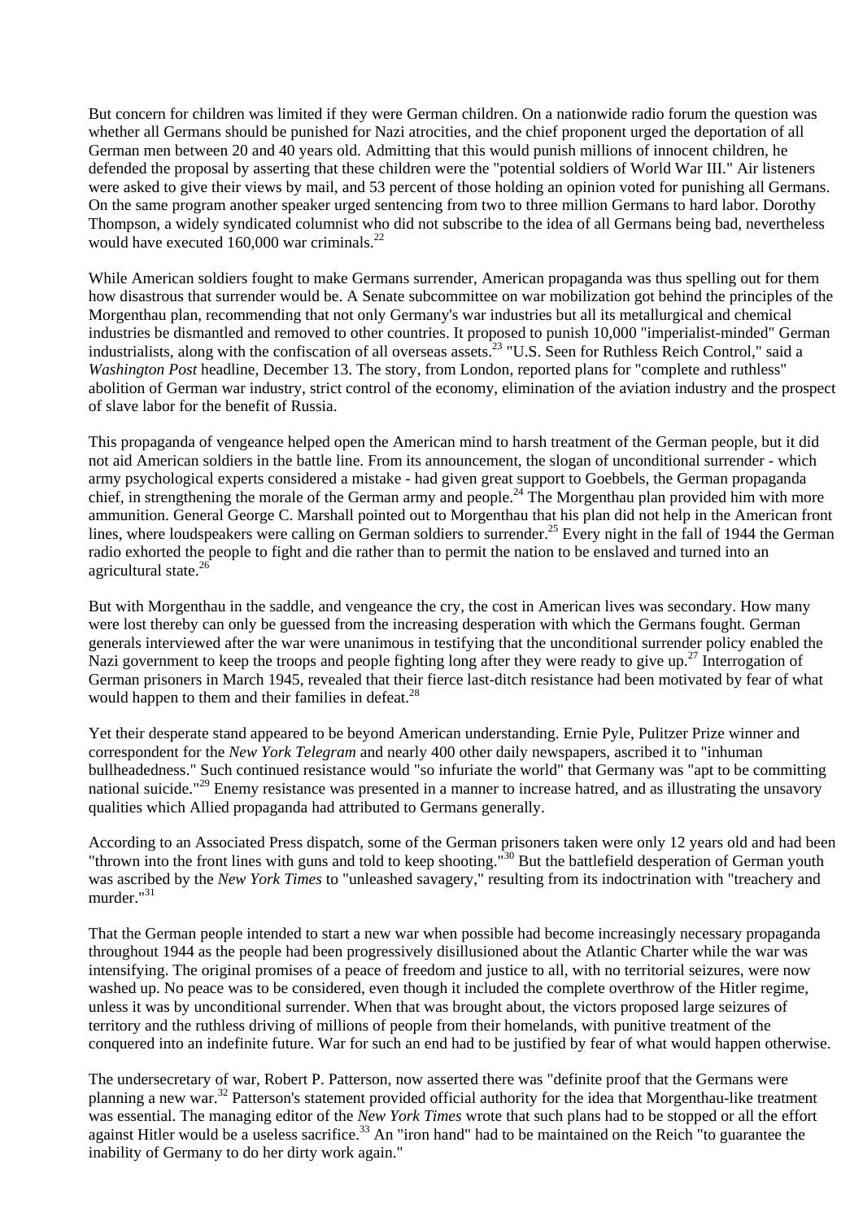But concern for children was limited if they were German children. On a nationwide radio forum the question was whether all Germans should be punished for Nazi atrocities, and the chief proponent urged the deportation of all German men between 20 and 40 years old. Admitting that this would punish millions of innocent children, he defended the proposal by asserting that these children were the "potential soldiers of World War III." Air listeners were asked to give their views by mail, and 53 percent of those holding an opinion voted for punishing all Germans. On the same program another speaker urged sentencing from two to three million Germans to hard labor. Dorothy Thompson, a widely syndicated columnist who did not subscribe to the idea of all Germans being bad, nevertheless would have executed 160,000 war criminals.[22]

While American soldiers fought to make Germans surrender, American propaganda was thus spelling out for them how disastrous that surrender would be. A Senate subcommittee on war mobilization got behind the principles of the Morgenthau plan, recommending that not only Germany's war industries but all its metallurgical and chemical industries be dismantled and removed to other countries. It proposed to punish 10,000 "imperialist-minded" German industrialists, along with the confiscation of all overseas assets.[23] "U.S. Seen for Ruthless Reich Control," said a *Washington Post* headline, December 13. The story, from London, reported plans for "complete and ruthless" abolition of German war industry, strict control of the economy, elimination of the aviation industry and the prospect of slave labor for the benefit of Russia.

This propaganda of vengeance helped open the American mind to harsh treatment of the German people, but it did not aid American soldiers in the battle line. From its announcement, the slogan of unconditional surrender - which army psychological experts considered a mistake - had given great support to Goebbels, the German propaganda chief, in strengthening the morale of the German army and people.[24] The Morgenthau plan provided him with more ammunition. General George C. Marshall pointed out to Morgenthau that his plan did not help in the American front lines, where loudspeakers were calling on German soldiers to surrender.[25] Every night in the fall of 1944 the German radio exhorted the people to fight and die rather than to permit the nation to be enslaved and turned into an agricultural state.[26]

But with Morgenthau in the saddle, and vengeance the cry, the cost in American lives was secondary. How many were lost thereby can only be guessed from the increasing desperation with which the Germans fought. German generals interviewed after the war were unanimous in testifying that the unconditional surrender policy enabled the Nazi government to keep the troops and people fighting long after they were ready to give up.[27] Interrogation of German prisoners in March 1945, revealed that their fierce last-ditch resistance had been motivated by fear of what would happen to them and their families in defeat.[28]

Yet their desperate stand appeared to be beyond American understanding. Ernie Pyle, Pulitzer Prize winner and correspondent for the *New York Telegram* and nearly 400 other daily newspapers, ascribed it to "inhuman bullheadedness." Such continued resistance would "so infuriate the world" that Germany was "apt to be committing national suicide."[29] Enemy resistance was presented in a manner to increase hatred, and as illustrating the unsavory qualities which Allied propaganda had attributed to Germans generally.

According to an Associated Press dispatch, some of the German prisoners taken were only 12 years old and had been "thrown into the front lines with guns and told to keep shooting."[30] But the battlefield desperation of German youth was ascribed by the *New York Times* to "unleashed savagery," resulting from its indoctrination with "treachery and murder."[31]

That the German people intended to start a new war when possible had become increasingly necessary propaganda throughout 1944 as the people had been progressively disillusioned about the Atlantic Charter while the war was intensifying. The original promises of a peace of freedom and justice to all, with no territorial seizures, were now washed up. No peace was to be considered, even though it included the complete overthrow of the Hitler regime, unless it was by unconditional surrender. When that was brought about, the victors proposed large seizures of territory and the ruthless driving of millions of people from their homelands, with punitive treatment of the conquered into an indefinite future. War for such an end had to be justified by fear of what would happen otherwise.

The undersecretary of war, Robert P. Patterson, now asserted there was "definite proof that the Germans were planning a new war."[32] Patterson's statement provided official authority for the idea that Morgenthau-like treatment was essential. The managing editor of the *New York Times* wrote that such plans had to be stopped or all the effort against Hitler would be a useless sacrifice.[33] An "iron hand" had to be maintained on the Reich "to guarantee the inability of Germany to do her dirty work again."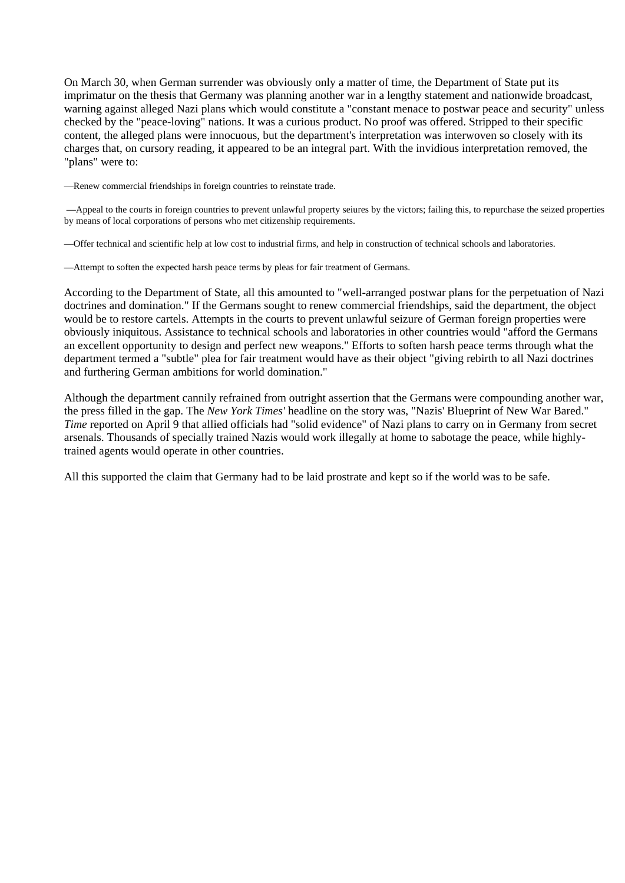On March 30, when German surrender was obviously only a matter of time, the Department of State put its imprimatur on the thesis that Germany was planning another war in a lengthy statement and nationwide broadcast, warning against alleged Nazi plans which would constitute a "constant menace to postwar peace and security" unless checked by the "peace-loving" nations. It was a curious product. No proof was offered. Stripped to their specific content, the alleged plans were innocuous, but the department's interpretation was interwoven so closely with its charges that, on cursory reading, it appeared to be an integral part. With the invidious interpretation removed, the "plans" were to:

—Renew commercial friendships in foreign countries to reinstate trade.

—Appeal to the courts in foreign countries to prevent unlawful property seiures by the victors; failing this, to repurchase the seized properties by means of local corporations of persons who met citizenship requirements.

—Offer technical and scientific help at low cost to industrial firms, and help in construction of technical schools and laboratories.

—Attempt to soften the expected harsh peace terms by pleas for fair treatment of Germans.

According to the Department of State, all this amounted to "well-arranged postwar plans for the perpetuation of Nazi doctrines and domination." If the Germans sought to renew commercial friendships, said the department, the object would be to restore cartels. Attempts in the courts to prevent unlawful seizure of German foreign properties were obviously iniquitous. Assistance to technical schools and laboratories in other countries would "afford the Germans an excellent opportunity to design and perfect new weapons." Efforts to soften harsh peace terms through what the department termed a "subtle" plea for fair treatment would have as their object "giving rebirth to all Nazi doctrines and furthering German ambitions for world domination."

Although the department cannily refrained from outright assertion that the Germans were compounding another war, the press filled in the gap. The *New York Times'* headline on the story was, "Nazis' Blueprint of New War Bared." *Time* reported on April 9 that allied officials had "solid evidence" of Nazi plans to carry on in Germany from secret arsenals. Thousands of specially trained Nazis would work illegally at home to sabotage the peace, while highly-trained agents would operate in other countries.

All this supported the claim that Germany had to be laid prostrate and kept so if the world was to be safe.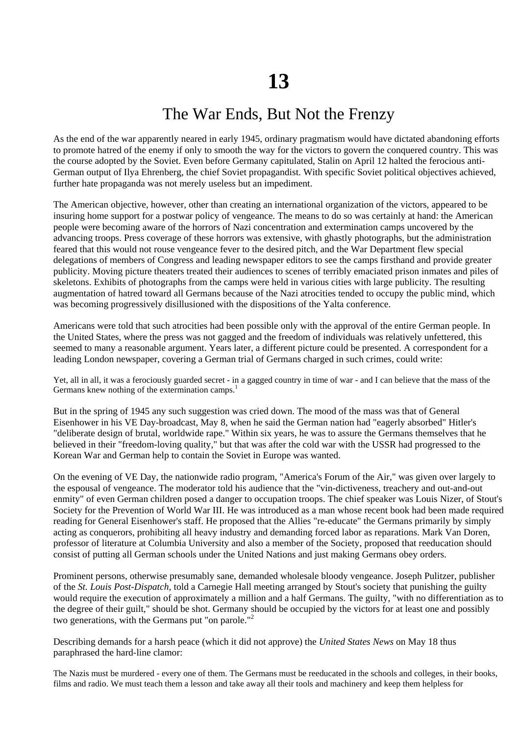# 13

## The War Ends, But Not the Frenzy

As the end of the war apparently neared in early 1945, ordinary pragmatism would have dictated abandoning efforts to promote hatred of the enemy if only to smooth the way for the victors to govern the conquered country. This was the course adopted by the Soviet. Even before Germany capitulated, Stalin on April 12 halted the ferocious anti-German output of Ilya Ehrenberg, the chief Soviet propagandist. With specific Soviet political objectives achieved, further hate propaganda was not merely useless but an impediment.

The American objective, however, other than creating an international organization of the victors, appeared to be insuring home support for a postwar policy of vengeance. The means to do so was certainly at hand: the American people were becoming aware of the horrors of Nazi concentration and extermination camps uncovered by the advancing troops. Press coverage of these horrors was extensive, with ghastly photographs, but the administration feared that this would not rouse vengeance fever to the desired pitch, and the War Department flew special delegations of members of Congress and leading newspaper editors to see the camps firsthand and provide greater publicity. Moving picture theaters treated their audiences to scenes of terribly emaciated prison inmates and piles of skeletons. Exhibits of photographs from the camps were held in various cities with large publicity. The resulting augmentation of hatred toward all Germans because of the Nazi atrocities tended to occupy the public mind, which was becoming progressively disillusioned with the dispositions of the Yalta conference.

Americans were told that such atrocities had been possible only with the approval of the entire German people. In the United States, where the press was not gagged and the freedom of individuals was relatively unfettered, this seemed to many a reasonable argument. Years later, a different picture could be presented. A correspondent for a leading London newspaper, covering a German trial of Germans charged in such crimes, could write:

> Yet, all in all, it was a ferociously guarded secret - in a gagged country in time of war - and I can believe that the mass of the Germans knew nothing of the extermination camps.[1]

But in the spring of 1945 any such suggestion was cried down. The mood of the mass was that of General Eisenhower in his VE Day-broadcast, May 8, when he said the German nation had "eagerly absorbed" Hitler's "deliberate design of brutal, worldwide rape." Within six years, he was to assure the Germans themselves that he believed in their "freedom-loving quality," but that was after the cold war with the USSR had progressed to the Korean War and German help to contain the Soviet in Europe was wanted.

On the evening of VE Day, the nationwide radio program, "America's Forum of the Air," was given over largely to the espousal of vengeance. The moderator told his audience that the "vin-dictiveness, treachery and out-and-out enmity" of even German children posed a danger to occupation troops. The chief speaker was Louis Nizer, of Stout's Society for the Prevention of World War III. He was introduced as a man whose recent book had been made required reading for General Eisenhower's staff. He proposed that the Allies "re-educate" the Germans primarily by simply acting as conquerors, prohibiting all heavy industry and demanding forced labor as reparations. Mark Van Doren, professor of literature at Columbia University and also a member of the Society, proposed that reeducation should consist of putting all German schools under the United Nations and just making Germans obey orders.

Prominent persons, otherwise presumably sane, demanded wholesale bloody vengeance. Joseph Pulitzer, publisher of the *St. Louis Post-Dispatch,* told a Carnegie Hall meeting arranged by Stout's society that punishing the guilty would require the execution of approximately a million and a half Germans. The guilty, "with no differentiation as to the degree of their guilt," should be shot. Germany should be occupied by the victors for at least one and possibly two generations, with the Germans put "on parole."[2]

Describing demands for a harsh peace (which it did not approve) the *United States News* on May 18 thus paraphrased the hard-line clamor:

> The Nazis must be murdered - every one of them. The Germans must be reeducated in the schools and colleges, in their books, films and radio. We must teach them a lesson and take away all their tools and machinery and keep them helpless for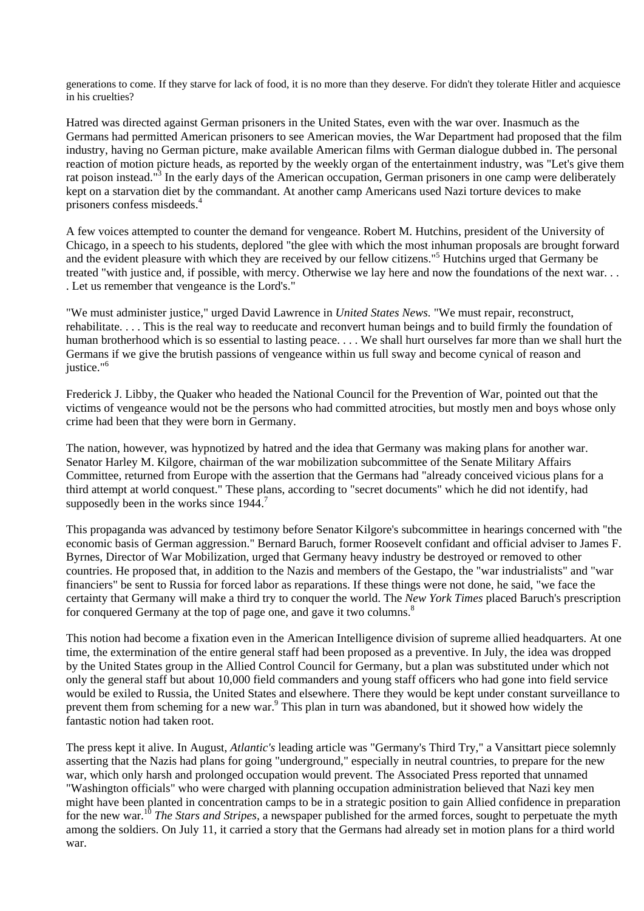generations to come. If they starve for lack of food, it is no more than they deserve. For didn't they tolerate Hitler and acquiesce in his cruelties?

Hatred was directed against German prisoners in the United States, even with the war over. Inasmuch as the Germans had permitted American prisoners to see American movies, the War Department had proposed that the film industry, having no German picture, make available American films with German dialogue dubbed in. The personal reaction of motion picture heads, as reported by the weekly organ of the entertainment industry, was "Let's give them rat poison instead."[3] In the early days of the American occupation, German prisoners in one camp were deliberately kept on a starvation diet by the commandant. At another camp Americans used Nazi torture devices to make prisoners confess misdeeds.[4]

A few voices attempted to counter the demand for vengeance. Robert M. Hutchins, president of the University of Chicago, in a speech to his students, deplored "the glee with which the most inhuman proposals are brought forward and the evident pleasure with which they are received by our fellow citizens."[5] Hutchins urged that Germany be treated "with justice and, if possible, with mercy. Otherwise we lay here and now the foundations of the next war. . . . Let us remember that vengeance is the Lord's."

"We must administer justice," urged David Lawrence in *United States News*. "We must repair, reconstruct, rehabilitate. . . . This is the real way to reeducate and reconvert human beings and to build firmly the foundation of human brotherhood which is so essential to lasting peace. . . . We shall hurt ourselves far more than we shall hurt the Germans if we give the brutish passions of vengeance within us full sway and become cynical of reason and justice."[6]

Frederick J. Libby, the Quaker who headed the National Council for the Prevention of War, pointed out that the victims of vengeance would not be the persons who had committed atrocities, but mostly men and boys whose only crime had been that they were born in Germany.

The nation, however, was hypnotized by hatred and the idea that Germany was making plans for another war. Senator Harley M. Kilgore, chairman of the war mobilization subcommittee of the Senate Military Affairs Committee, returned from Europe with the assertion that the Germans had "already conceived vicious plans for a third attempt at world conquest." These plans, according to "secret documents" which he did not identify, had supposedly been in the works since 1944.[7]

This propaganda was advanced by testimony before Senator Kilgore's subcommittee in hearings concerned with "the economic basis of German aggression." Bernard Baruch, former Roosevelt confidant and official adviser to James F. Byrnes, Director of War Mobilization, urged that Germany heavy industry be destroyed or removed to other countries. He proposed that, in addition to the Nazis and members of the Gestapo, the "war industrialists" and "war financiers" be sent to Russia for forced labor as reparations. If these things were not done, he said, "we face the certainty that Germany will make a third try to conquer the world. The *New York Times* placed Baruch's prescription for conquered Germany at the top of page one, and gave it two columns.[8]

This notion had become a fixation even in the American Intelligence division of supreme allied headquarters. At one time, the extermination of the entire general staff had been proposed as a preventive. In July, the idea was dropped by the United States group in the Allied Control Council for Germany, but a plan was substituted under which not only the general staff but about 10,000 field commanders and young staff officers who had gone into field service would be exiled to Russia, the United States and elsewhere. There they would be kept under constant surveillance to prevent them from scheming for a new war.[9] This plan in turn was abandoned, but it showed how widely the fantastic notion had taken root.

The press kept it alive. In August, *Atlantic's* leading article was "Germany's Third Try," a Vansittart piece solemnly asserting that the Nazis had plans for going "underground," especially in neutral countries, to prepare for the new war, which only harsh and prolonged occupation would prevent. The Associated Press reported that unnamed "Washington officials" who were charged with planning occupation administration believed that Nazi key men might have been planted in concentration camps to be in a strategic position to gain Allied confidence in preparation for the new war.[10] *The Stars and Stripes*, a newspaper published for the armed forces, sought to perpetuate the myth among the soldiers. On July 11, it carried a story that the Germans had already set in motion plans for a third world war.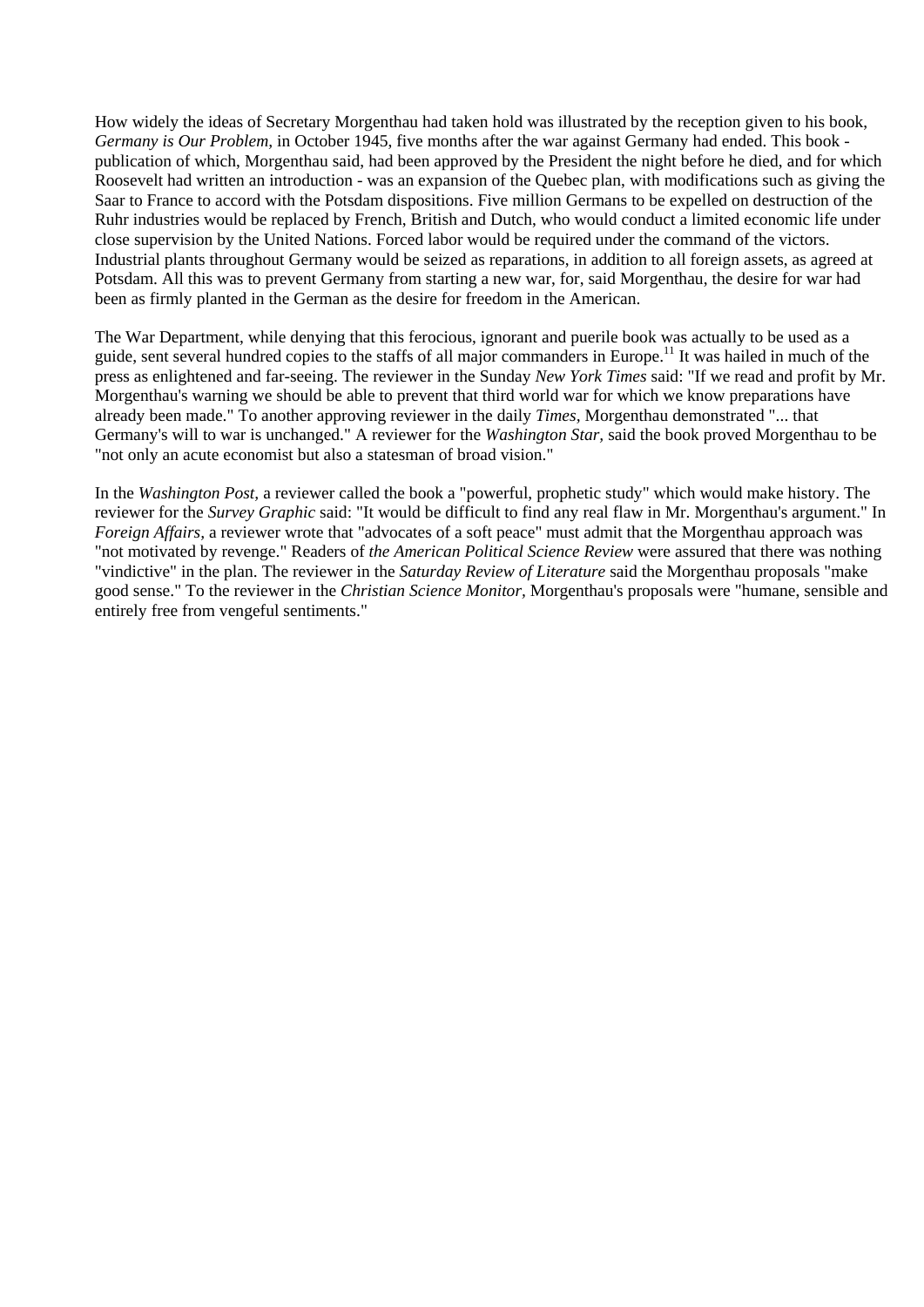How widely the ideas of Secretary Morgenthau had taken hold was illustrated by the reception given to his book, *Germany is Our Problem*, in October 1945, five months after the war against Germany had ended. This book - publication of which, Morgenthau said, had been approved by the President the night before he died, and for which Roosevelt had written an introduction - was an expansion of the Quebec plan, with modifications such as giving the Saar to France to accord with the Potsdam dispositions. Five million Germans to be expelled on destruction of the Ruhr industries would be replaced by French, British and Dutch, who would conduct a limited economic life under close supervision by the United Nations. Forced labor would be required under the command of the victors. Industrial plants throughout Germany would be seized as reparations, in addition to all foreign assets, as agreed at Potsdam. All this was to prevent Germany from starting a new war, for, said Morgenthau, the desire for war had been as firmly planted in the German as the desire for freedom in the American.

The War Department, while denying that this ferocious, ignorant and puerile book was actually to be used as a guide, sent several hundred copies to the staffs of all major commanders in Europe.[11] It was hailed in much of the press as enlightened and far-seeing. The reviewer in the Sunday *New York Times* said: "If we read and profit by Mr. Morgenthau's warning we should be able to prevent that third world war for which we know preparations have already been made." To another approving reviewer in the daily *Times*, Morgenthau demonstrated "... that Germany's will to war is unchanged." A reviewer for the *Washington Star*, said the book proved Morgenthau to be "not only an acute economist but also a statesman of broad vision."

In the *Washington Post*, a reviewer called the book a "powerful, prophetic study" which would make history. The reviewer for the *Survey Graphic* said: "It would be difficult to find any real flaw in Mr. Morgenthau's argument." In *Foreign Affairs*, a reviewer wrote that "advocates of a soft peace" must admit that the Morgenthau approach was "not motivated by revenge." Readers of *the American Political Science Review* were assured that there was nothing "vindictive" in the plan. The reviewer in the *Saturday Review of Literature* said the Morgenthau proposals "make good sense." To the reviewer in the *Christian Science Monitor*, Morgenthau's proposals were "humane, sensible and entirely free from vengeful sentiments."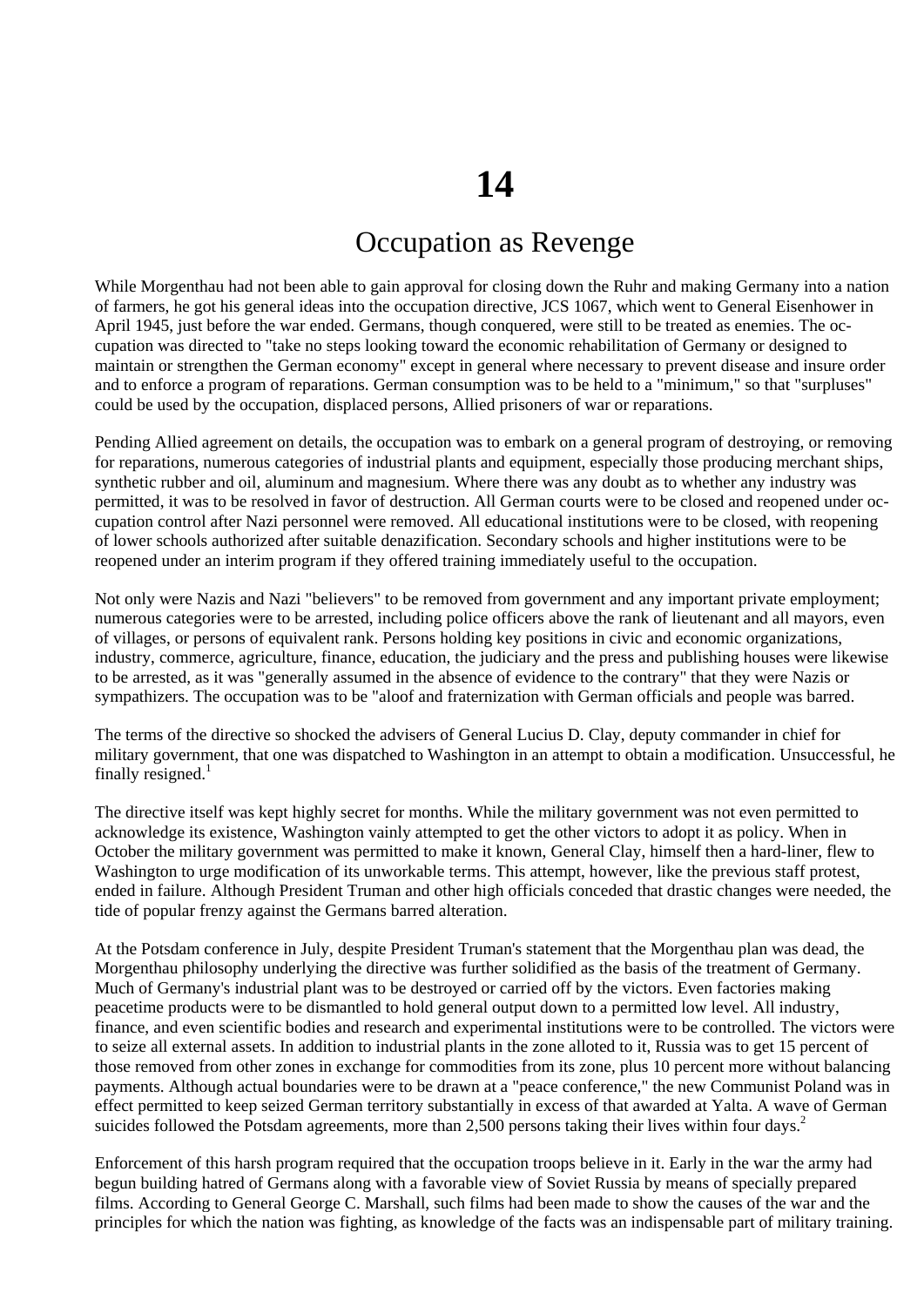# 14

## Occupation as Revenge

While Morgenthau had not been able to gain approval for closing down the Ruhr and making Germany into a nation of farmers, he got his general ideas into the occupation directive, JCS 1067, which went to General Eisenhower in April 1945, just before the war ended. Germans, though conquered, were still to be treated as enemies. The occupation was directed to "take no steps looking toward the economic rehabilitation of Germany or designed to maintain or strengthen the German economy" except in general where necessary to prevent disease and insure order and to enforce a program of reparations. German consumption was to be held to a "minimum," so that "surpluses" could be used by the occupation, displaced persons, Allied prisoners of war or reparations.

Pending Allied agreement on details, the occupation was to embark on a general program of destroying, or removing for reparations, numerous categories of industrial plants and equipment, especially those producing merchant ships, synthetic rubber and oil, aluminum and magnesium. Where there was any doubt as to whether any industry was permitted, it was to be resolved in favor of destruction. All German courts were to be closed and reopened under occupation control after Nazi personnel were removed. All educational institutions were to be closed, with reopening of lower schools authorized after suitable denazification. Secondary schools and higher institutions were to be reopened under an interim program if they offered training immediately useful to the occupation.

Not only were Nazis and Nazi "believers" to be removed from government and any important private employment; numerous categories were to be arrested, including police officers above the rank of lieutenant and all mayors, even of villages, or persons of equivalent rank. Persons holding key positions in civic and economic organizations, industry, commerce, agriculture, finance, education, the judiciary and the press and publishing houses were likewise to be arrested, as it was "generally assumed in the absence of evidence to the contrary" that they were Nazis or sympathizers. The occupation was to be "aloof and fraternization with German officials and people was barred.

The terms of the directive so shocked the advisers of General Lucius D. Clay, deputy commander in chief for military government, that one was dispatched to Washington in an attempt to obtain a modification. Unsuccessful, he finally resigned.[1]

The directive itself was kept highly secret for months. While the military government was not even permitted to acknowledge its existence, Washington vainly attempted to get the other victors to adopt it as policy. When in October the military government was permitted to make it known, General Clay, himself then a hard-liner, flew to Washington to urge modification of its unworkable terms. This attempt, however, like the previous staff protest, ended in failure. Although President Truman and other high officials conceded that drastic changes were needed, the tide of popular frenzy against the Germans barred alteration.

At the Potsdam conference in July, despite President Truman's statement that the Morgenthau plan was dead, the Morgenthau philosophy underlying the directive was further solidified as the basis of the treatment of Germany. Much of Germany's industrial plant was to be destroyed or carried off by the victors. Even factories making peacetime products were to be dismantled to hold general output down to a permitted low level. All industry, finance, and even scientific bodies and research and experimental institutions were to be controlled. The victors were to seize all external assets. In addition to industrial plants in the zone alloted to it, Russia was to get 15 percent of those removed from other zones in exchange for commodities from its zone, plus 10 percent more without balancing payments. Although actual boundaries were to be drawn at a "peace conference," the new Communist Poland was in effect permitted to keep seized German territory substantially in excess of that awarded at Yalta. A wave of German suicides followed the Potsdam agreements, more than 2,500 persons taking their lives within four days.[2]

Enforcement of this harsh program required that the occupation troops believe in it. Early in the war the army had begun building hatred of Germans along with a favorable view of Soviet Russia by means of specially prepared films. According to General George C. Marshall, such films had been made to show the causes of the war and the principles for which the nation was fighting, as knowledge of the facts was an indispensable part of military training.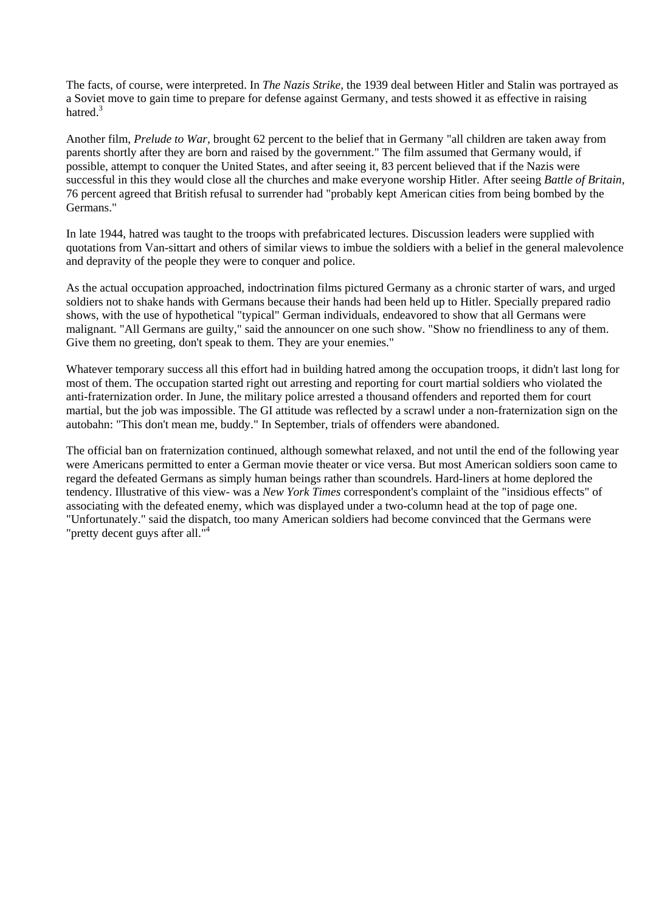The facts, of course, were interpreted. In *The Nazis Strike,* the 1939 deal between Hitler and Stalin was portrayed as a Soviet move to gain time to prepare for defense against Germany, and tests showed it as effective in raising hatred.[3]

Another film, *Prelude to War,* brought 62 percent to the belief that in Germany "all children are taken away from parents shortly after they are born and raised by the government." The film assumed that Germany would, if possible, attempt to conquer the United States, and after seeing it, 83 percent believed that if the Nazis were successful in this they would close all the churches and make everyone worship Hitler. After seeing *Battle of Britain,* 76 percent agreed that British refusal to surrender had "probably kept American cities from being bombed by the Germans."

In late 1944, hatred was taught to the troops with prefabricated lectures. Discussion leaders were supplied with quotations from Van-sittart and others of similar views to imbue the soldiers with a belief in the general malevolence and depravity of the people they were to conquer and police.

As the actual occupation approached, indoctrination films pictured Germany as a chronic starter of wars, and urged soldiers not to shake hands with Germans because their hands had been held up to Hitler. Specially prepared radio shows, with the use of hypothetical "typical" German individuals, endeavored to show that all Germans were malignant. "All Germans are guilty," said the announcer on one such show. "Show no friendliness to any of them. Give them no greeting, don't speak to them. They are your enemies."

Whatever temporary success all this effort had in building hatred among the occupation troops, it didn't last long for most of them. The occupation started right out arresting and reporting for court martial soldiers who violated the anti-fraternization order. In June, the military police arrested a thousand offenders and reported them for court martial, but the job was impossible. The GI attitude was reflected by a scrawl under a non-fraternization sign on the autobahn: "This don't mean me, buddy." In September, trials of offenders were abandoned.

The official ban on fraternization continued, although somewhat relaxed, and not until the end of the following year were Americans permitted to enter a German movie theater or vice versa. But most American soldiers soon came to regard the defeated Germans as simply human beings rather than scoundrels. Hard-liners at home deplored the tendency. Illustrative of this view- was a *New York Times* correspondent's complaint of the "insidious effects" of associating with the defeated enemy, which was displayed under a two-column head at the top of page one. "Unfortunately." said the dispatch, too many American soldiers had become convinced that the Germans were "pretty decent guys after all."[4]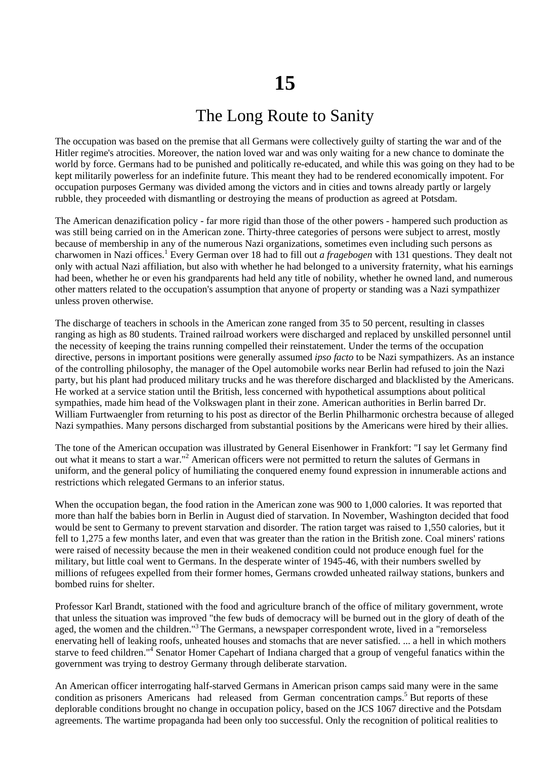# 15

## The Long Route to Sanity

The occupation was based on the premise that all Germans were collectively guilty of starting the war and of the Hitler regime's atrocities. Moreover, the nation loved war and was only waiting for a new chance to dominate the world by force. Germans had to be punished and politically re-educated, and while this was going on they had to be kept militarily powerless for an indefinite future. This meant they had to be rendered economically impotent. For occupation purposes Germany was divided among the victors and in cities and towns already partly or largely rubble, they proceeded with dismantling or destroying the means of production as agreed at Potsdam.

The American denazification policy - far more rigid than those of the other powers - hampered such production as was still being carried on in the American zone. Thirty-three categories of persons were subject to arrest, mostly because of membership in any of the numerous Nazi organizations, sometimes even including such persons as charwomen in Nazi offices.[1] Every German over 18 had to fill out *a fragebogen* with 131 questions. They dealt not only with actual Nazi affiliation, but also with whether he had belonged to a university fraternity, what his earnings had been, whether he or even his grandparents had held any title of nobility, whether he owned land, and numerous other matters related to the occupation's assumption that anyone of property or standing was a Nazi sympathizer unless proven otherwise.

The discharge of teachers in schools in the American zone ranged from 35 to 50 percent, resulting in classes ranging as high as 80 students. Trained railroad workers were discharged and replaced by unskilled personnel until the necessity of keeping the trains running compelled their reinstatement. Under the terms of the occupation directive, persons in important positions were generally assumed *ipso facto* to be Nazi sympathizers. As an instance of the controlling philosophy, the manager of the Opel automobile works near Berlin had refused to join the Nazi party, but his plant had produced military trucks and he was therefore discharged and blacklisted by the Americans. He worked at a service station until the British, less concerned with hypothetical assumptions about political sympathies, made him head of the Volkswagen plant in their zone. American authorities in Berlin barred Dr. William Furtwaengler from returning to his post as director of the Berlin Philharmonic orchestra because of alleged Nazi sympathies. Many persons discharged from substantial positions by the Americans were hired by their allies.

The tone of the American occupation was illustrated by General Eisenhower in Frankfort: "I say let Germany find out what it means to start a war."[2] American officers were not permitted to return the salutes of Germans in uniform, and the general policy of humiliating the conquered enemy found expression in innumerable actions and restrictions which relegated Germans to an inferior status.

When the occupation began, the food ration in the American zone was 900 to 1,000 calories. It was reported that more than half the babies born in Berlin in August died of starvation. In November, Washington decided that food would be sent to Germany to prevent starvation and disorder. The ration target was raised to 1,550 calories, but it fell to 1,275 a few months later, and even that was greater than the ration in the British zone. Coal miners' rations were raised of necessity because the men in their weakened condition could not produce enough fuel for the military, but little coal went to Germans. In the desperate winter of 1945-46, with their numbers swelled by millions of refugees expelled from their former homes, Germans crowded unheated railway stations, bunkers and bombed ruins for shelter.

Professor Karl Brandt, stationed with the food and agriculture branch of the office of military government, wrote that unless the situation was improved "the few buds of democracy will be burned out in the glory of death of the aged, the women and the children."[3] The Germans, a newspaper correspondent wrote, lived in a "remorseless enervating hell of leaking roofs, unheated houses and stomachs that are never satisfied. ... a hell in which mothers starve to feed children."[4] Senator Homer Capehart of Indiana charged that a group of vengeful fanatics within the government was trying to destroy Germany through deliberate starvation.

An American officer interrogating half-starved Germans in American prison camps said many were in the same condition as prisoners Americans had released from German concentration camps.[5] But reports of these deplorable conditions brought no change in occupation policy, based on the JCS 1067 directive and the Potsdam agreements. The wartime propaganda had been only too successful. Only the recognition of political realities to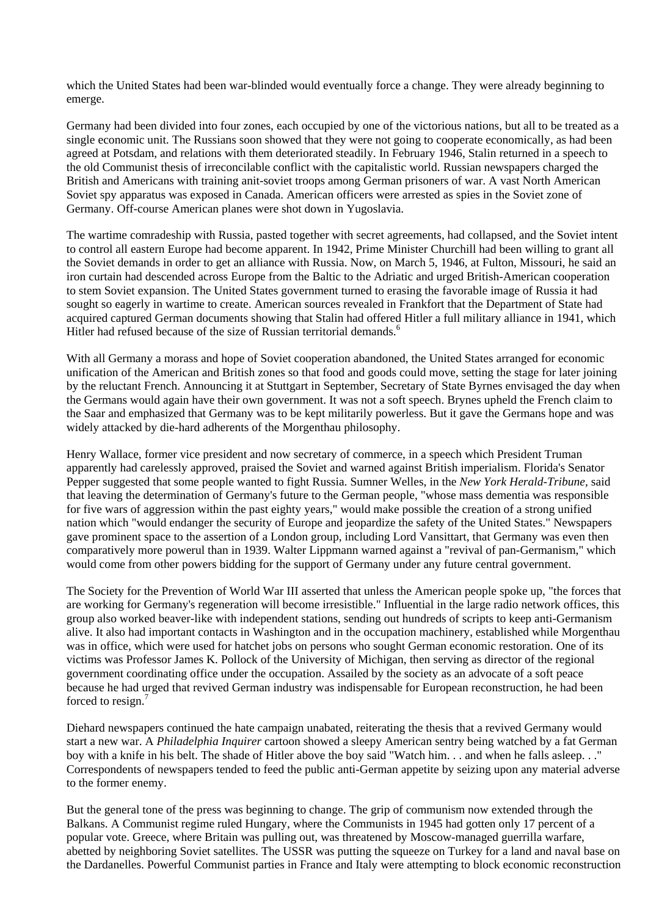which the United States had been war-blinded would eventually force a change. They were already beginning to emerge.

Germany had been divided into four zones, each occupied by one of the victorious nations, but all to be treated as a single economic unit. The Russians soon showed that they were not going to cooperate economically, as had been agreed at Potsdam, and relations with them deteriorated steadily. In February 1946, Stalin returned in a speech to the old Communist thesis of irreconcilable conflict with the capitalistic world. Russian newspapers charged the British and Americans with training anit-soviet troops among German prisoners of war. A vast North American Soviet spy apparatus was exposed in Canada. American officers were arrested as spies in the Soviet zone of Germany. Off-course American planes were shot down in Yugoslavia.

The wartime comradeship with Russia, pasted together with secret agreements, had collapsed, and the Soviet intent to control all eastern Europe had become apparent. In 1942, Prime Minister Churchill had been willing to grant all the Soviet demands in order to get an alliance with Russia. Now, on March 5, 1946, at Fulton, Missouri, he said an iron curtain had descended across Europe from the Baltic to the Adriatic and urged British-American cooperation to stem Soviet expansion. The United States government turned to erasing the favorable image of Russia it had sought so eagerly in wartime to create. American sources revealed in Frankfort that the Department of State had acquired captured German documents showing that Stalin had offered Hitler a full military alliance in 1941, which Hitler had refused because of the size of Russian territorial demands.[6]

With all Germany a morass and hope of Soviet cooperation abandoned, the United States arranged for economic unification of the American and British zones so that food and goods could move, setting the stage for later joining by the reluctant French. Announcing it at Stuttgart in September, Secretary of State Byrnes envisaged the day when the Germans would again have their own government. It was not a soft speech. Brynes upheld the French claim to the Saar and emphasized that Germany was to be kept militarily powerless. But it gave the Germans hope and was widely attacked by die-hard adherents of the Morgenthau philosophy.

Henry Wallace, former vice president and now secretary of commerce, in a speech which President Truman apparently had carelessly approved, praised the Soviet and warned against British imperialism. Florida's Senator Pepper suggested that some people wanted to fight Russia. Sumner Welles, in the *New York Herald-Tribune*, said that leaving the determination of Germany's future to the German people, "whose mass dementia was responsible for five wars of aggression within the past eighty years," would make possible the creation of a strong unified nation which "would endanger the security of Europe and jeopardize the safety of the United States." Newspapers gave prominent space to the assertion of a London group, including Lord Vansittart, that Germany was even then comparatively more powerul than in 1939. Walter Lippmann warned against a "revival of pan-Germanism," which would come from other powers bidding for the support of Germany under any future central government.

The Society for the Prevention of World War III asserted that unless the American people spoke up, "the forces that are working for Germany's regeneration will become irresistible." Influential in the large radio network offices, this group also worked beaver-like with independent stations, sending out hundreds of scripts to keep anti-Germanism alive. It also had important contacts in Washington and in the occupation machinery, established while Morgenthau was in office, which were used for hatchet jobs on persons who sought German economic restoration. One of its victims was Professor James K. Pollock of the University of Michigan, then serving as director of the regional government coordinating office under the occupation. Assailed by the society as an advocate of a soft peace because he had urged that revived German industry was indispensable for European reconstruction, he had been forced to resign.[7]

Diehard newspapers continued the hate campaign unabated, reiterating the thesis that a revived Germany would start a new war. A *Philadelphia Inquirer* cartoon showed a sleepy American sentry being watched by a fat German boy with a knife in his belt. The shade of Hitler above the boy said "Watch him. . . and when he falls asleep. . ." Correspondents of newspapers tended to feed the public anti-German appetite by seizing upon any material adverse to the former enemy.

But the general tone of the press was beginning to change. The grip of communism now extended through the Balkans. A Communist regime ruled Hungary, where the Communists in 1945 had gotten only 17 percent of a popular vote. Greece, where Britain was pulling out, was threatened by Moscow-managed guerrilla warfare, abetted by neighboring Soviet satellites. The USSR was putting the squeeze on Turkey for a land and naval base on the Dardanelles. Powerful Communist parties in France and Italy were attempting to block economic reconstruction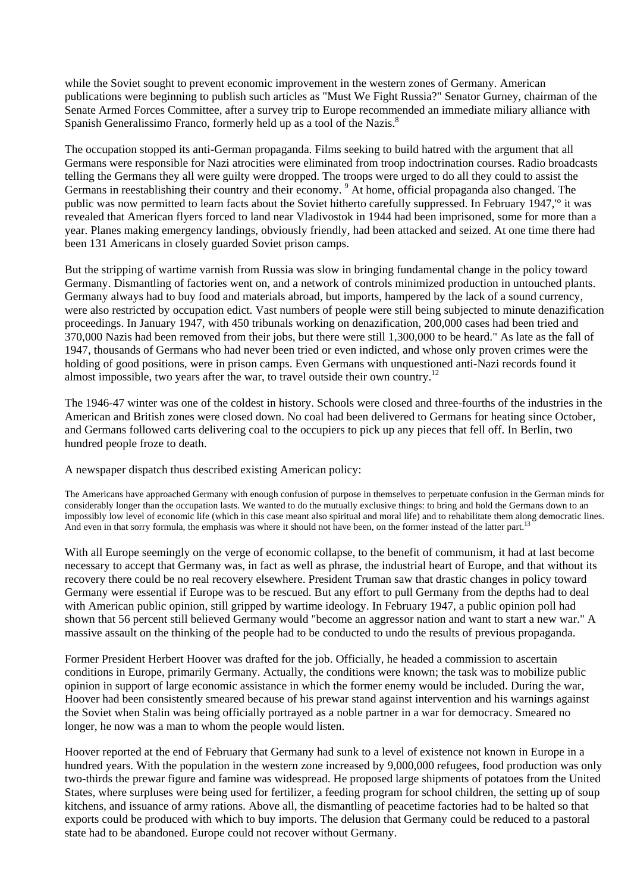while the Soviet sought to prevent economic improvement in the western zones of Germany. American publications were beginning to publish such articles as "Must We Fight Russia?" Senator Gurney, chairman of the Senate Armed Forces Committee, after a survey trip to Europe recommended an immediate miliary alliance with Spanish Generalissimo Franco, formerly held up as a tool of the Nazis.[8]

The occupation stopped its anti-German propaganda. Films seeking to build hatred with the argument that all Germans were responsible for Nazi atrocities were eliminated from troop indoctrination courses. Radio broadcasts telling the Germans they all were guilty were dropped. The troops were urged to do all they could to assist the Germans in reestablishing their country and their economy. [9] At home, official propaganda also changed. The public was now permitted to learn facts about the Soviet hitherto carefully suppressed. In February 1947,'° it was revealed that American flyers forced to land near Vladivostok in 1944 had been imprisoned, some for more than a year. Planes making emergency landings, obviously friendly, had been attacked and seized. At one time there had been 131 Americans in closely guarded Soviet prison camps.

But the stripping of wartime varnish from Russia was slow in bringing fundamental change in the policy toward Germany. Dismantling of factories went on, and a network of controls minimized production in untouched plants. Germany always had to buy food and materials abroad, but imports, hampered by the lack of a sound currency, were also restricted by occupation edict. Vast numbers of people were still being subjected to minute denazification proceedings. In January 1947, with 450 tribunals working on denazification, 200,000 cases had been tried and 370,000 Nazis had been removed from their jobs, but there were still 1,300,000 to be heard." As late as the fall of 1947, thousands of Germans who had never been tried or even indicted, and whose only proven crimes were the holding of good positions, were in prison camps. Even Germans with unquestioned anti-Nazi records found it almost impossible, two years after the war, to travel outside their own country.[12]

The 1946-47 winter was one of the coldest in history. Schools were closed and three-fourths of the industries in the American and British zones were closed down. No coal had been delivered to Germans for heating since October, and Germans followed carts delivering coal to the occupiers to pick up any pieces that fell off. In Berlin, two hundred people froze to death.

A newspaper dispatch thus described existing American policy:

> The Americans have approached Germany with enough confusion of purpose in themselves to perpetuate confusion in the German minds for considerably longer than the occupation lasts. We wanted to do the mutually exclusive things: to bring and hold the Germans down to an impossibly low level of economic life (which in this case meant also spiritual and moral life) and to rehabilitate them along democratic lines. And even in that sorry formula, the emphasis was where it should not have been, on the former instead of the latter part.[13]

With all Europe seemingly on the verge of economic collapse, to the benefit of communism, it had at last become necessary to accept that Germany was, in fact as well as phrase, the industrial heart of Europe, and that without its recovery there could be no real recovery elsewhere. President Truman saw that drastic changes in policy toward Germany were essential if Europe was to be rescued. But any effort to pull Germany from the depths had to deal with American public opinion, still gripped by wartime ideology. In February 1947, a public opinion poll had shown that 56 percent still believed Germany would "become an aggressor nation and want to start a new war." A massive assault on the thinking of the people had to be conducted to undo the results of previous propaganda.

Former President Herbert Hoover was drafted for the job. Officially, he headed a commission to ascertain conditions in Europe, primarily Germany. Actually, the conditions were known; the task was to mobilize public opinion in support of large economic assistance in which the former enemy would be included. During the war, Hoover had been consistently smeared because of his prewar stand against intervention and his warnings against the Soviet when Stalin was being officially portrayed as a noble partner in a war for democracy. Smeared no longer, he now was a man to whom the people would listen.

Hoover reported at the end of February that Germany had sunk to a level of existence not known in Europe in a hundred years. With the population in the western zone increased by 9,000,000 refugees, food production was only two-thirds the prewar figure and famine was widespread. He proposed large shipments of potatoes from the United States, where surpluses were being used for fertilizer, a feeding program for school children, the setting up of soup kitchens, and issuance of army rations. Above all, the dismantling of peacetime factories had to be halted so that exports could be produced with which to buy imports. The delusion that Germany could be reduced to a pastoral state had to be abandoned. Europe could not recover without Germany.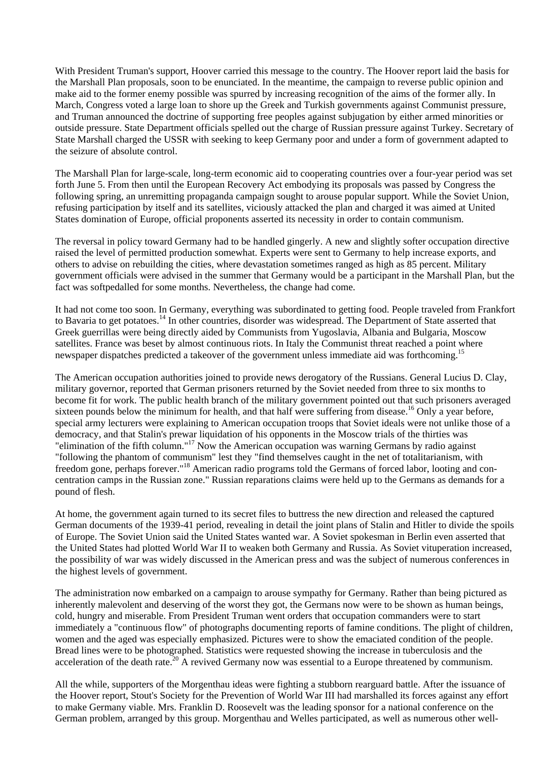With President Truman's support, Hoover carried this message to the country. The Hoover report laid the basis for the Marshall Plan proposals, soon to be enunciated. In the meantime, the campaign to reverse public opinion and make aid to the former enemy possible was spurred by increasing recognition of the aims of the former ally. In March, Congress voted a large loan to shore up the Greek and Turkish governments against Communist pressure, and Truman announced the doctrine of supporting free peoples against subjugation by either armed minorities or outside pressure. State Department officials spelled out the charge of Russian pressure against Turkey. Secretary of State Marshall charged the USSR with seeking to keep Germany poor and under a form of government adapted to the seizure of absolute control.

The Marshall Plan for large-scale, long-term economic aid to cooperating countries over a four-year period was set forth June 5. From then until the European Recovery Act embodying its proposals was passed by Congress the following spring, an unremitting propaganda campaign sought to arouse popular support. While the Soviet Union, refusing participation by itself and its satellites, viciously attacked the plan and charged it was aimed at United States domination of Europe, official proponents asserted its necessity in order to contain communism.

The reversal in policy toward Germany had to be handled gingerly. A new and slightly softer occupation directive raised the level of permitted production somewhat. Experts were sent to Germany to help increase exports, and others to advise on rebuilding the cities, where devastation sometimes ranged as high as 85 percent. Military government officials were advised in the summer that Germany would be a participant in the Marshall Plan, but the fact was softpedalled for some months. Nevertheless, the change had come.

It had not come too soon. In Germany, everything was subordinated to getting food. People traveled from Frankfort to Bavaria to get potatoes.[14] In other countries, disorder was widespread. The Department of State asserted that Greek guerrillas were being directly aided by Communists from Yugoslavia, Albania and Bulgaria, Moscow satellites. France was beset by almost continuous riots. In Italy the Communist threat reached a point where newspaper dispatches predicted a takeover of the government unless immediate aid was forthcoming.[15]

The American occupation authorities joined to provide news derogatory of the Russians. General Lucius D. Clay, military governor, reported that German prisoners returned by the Soviet needed from three to six months to become fit for work. The public health branch of the military government pointed out that such prisoners averaged sixteen pounds below the minimum for health, and that half were suffering from disease.[16] Only a year before, special army lecturers were explaining to American occupation troops that Soviet ideals were not unlike those of a democracy, and that Stalin's prewar liquidation of his opponents in the Moscow trials of the thirties was "elimination of the fifth column."[17] Now the American occupation was warning Germans by radio against "following the phantom of communism" lest they "find themselves caught in the net of totalitarianism, with freedom gone, perhaps forever."[18] American radio programs told the Germans of forced labor, looting and concentration camps in the Russian zone." Russian reparations claims were held up to the Germans as demands for a pound of flesh.

At home, the government again turned to its secret files to buttress the new direction and released the captured German documents of the 1939-41 period, revealing in detail the joint plans of Stalin and Hitler to divide the spoils of Europe. The Soviet Union said the United States wanted war. A Soviet spokesman in Berlin even asserted that the United States had plotted World War II to weaken both Germany and Russia. As Soviet vituperation increased, the possibility of war was widely discussed in the American press and was the subject of numerous conferences in the highest levels of government.

The administration now embarked on a campaign to arouse sympathy for Germany. Rather than being pictured as inherently malevolent and deserving of the worst they got, the Germans now were to be shown as human beings, cold, hungry and miserable. From President Truman went orders that occupation commanders were to start immediately a "continuous flow" of photographs documenting reports of famine conditions. The plight of children, women and the aged was especially emphasized. Pictures were to show the emaciated condition of the people. Bread lines were to be photographed. Statistics were requested showing the increase in tuberculosis and the acceleration of the death rate.[20] A revived Germany now was essential to a Europe threatened by communism.

All the while, supporters of the Morgenthau ideas were fighting a stubborn rearguard battle. After the issuance of the Hoover report, Stout's Society for the Prevention of World War III had marshalled its forces against any effort to make Germany viable. Mrs. Franklin D. Roosevelt was the leading sponsor for a national conference on the German problem, arranged by this group. Morgenthau and Welles participated, as well as numerous other well-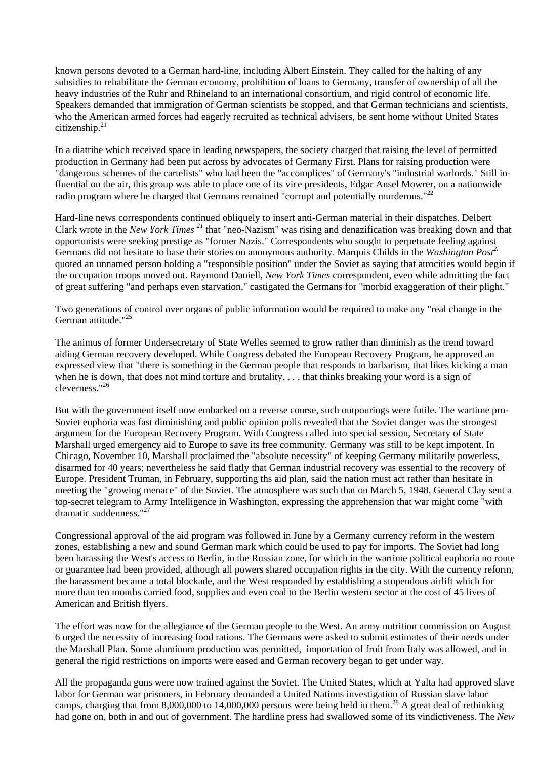known persons devoted to a German hard-line, including Albert Einstein. They called for the halting of any subsidies to rehabilitate the German economy, prohibition of loans to Germany, transfer of ownership of all the heavy industries of the Ruhr and Rhineland to an international consortium, and rigid control of economic life. Speakers demanded that immigration of German scientists be stopped, and that German technicians and scientists, who the American armed forces had eagerly recruited as technical advisers, be sent home without United States citizenship.[21]

In a diatribe which received space in leading newspapers, the society charged that raising the level of permitted production in Germany had been put across by advocates of Germany First. Plans for raising production were "dangerous schemes of the cartelists" who had been the "accomplices" of Germany's "industrial warlords." Still in-fluential on the air, this group was able to place one of its vice presidents, Edgar Ansel Mowrer, on a nationwide radio program where he charged that Germans remained "corrupt and potentially murderous."[22]

Hard-line news correspondents continued obliquely to insert anti-German material in their dispatches. Delbert Clark wrote in the *New York Times* [21] that "neo-Nazism" was rising and denazification was breaking down and that opportunists were seeking prestige as "former Nazis." Correspondents who sought to perpetuate feeling against Germans did not hesitate to base their stories on anonymous authority. Marquis Childs in the *Washington Post*[2i] quoted an unnamed person holding a "responsible position" under the Soviet as saying that atrocities would begin if the occupation troops moved out. Raymond Daniell, *New York Times* correspondent, even while admitting the fact of great suffering "and perhaps even starvation," castigated the Germans for "morbid exaggeration of their plight."

Two generations of control over organs of public information would be required to make any "real change in the German attitude."[25]

The animus of former Undersecretary of State Welles seemed to grow rather than diminish as the trend toward aiding German recovery developed. While Congress debated the European Recovery Program, he approved an expressed view that "there is something in the German people that responds to barbarism, that likes kicking a man when he is down, that does not mind torture and brutality. . . . that thinks breaking your word is a sign of cleverness."[26]

But with the government itself now embarked on a reverse course, such outpourings were futile. The wartime pro-Soviet euphoria was fast diminishing and public opinion polls revealed that the Soviet danger was the strongest argument for the European Recovery Program. With Congress called into special session, Secretary of State Marshall urged emergency aid to Europe to save its free community. Germany was still to be kept impotent. In Chicago, November 10, Marshall proclaimed the "absolute necessity" of keeping Germany militarily powerless, disarmed for 40 years; nevertheless he said flatly that German industrial recovery was essential to the recovery of Europe. President Truman, in February, supporting ths aid plan, said the nation must act rather than hesitate in meeting the "growing menace" of the Soviet. The atmosphere was such that on March 5, 1948, General Clay sent a top-secret telegram to Army Intelligence in Washington, expressing the apprehension that war might come "with dramatic suddenness."[27]

Congressional approval of the aid program was followed in June by a Germany currency reform in the western zones, establishing a new and sound German mark which could be used to pay for imports. The Soviet had long been harassing the West's access to Berlin, in the Russian zone, for which in the wartime political euphoria no route or guarantee had been provided, although all powers shared occupation rights in the city. With the currency reform, the harassment became a total blockade, and the West responded by establishing a stupendous airlift which for more than ten months carried food, supplies and even coal to the Berlin western sector at the cost of 45 lives of American and British flyers.

The effort was now for the allegiance of the German people to the West. An army nutrition commission on August 6 urged the necessity of increasing food rations. The Germans were asked to submit estimates of their needs under the Marshall Plan. Some aluminum production was permitted, importation of fruit from Italy was allowed, and in general the rigid restrictions on imports were eased and German recovery began to get under way.

All the propaganda guns were now trained against the Soviet. The United States, which at Yalta had approved slave labor for German war prisoners, in February demanded a United Nations investigation of Russian slave labor camps, charging that from 8,000,000 to 14,000,000 persons were being held in them.[28] A great deal of rethinking had gone on, both in and out of government. The hardline press had swallowed some of its vindictiveness. The *New*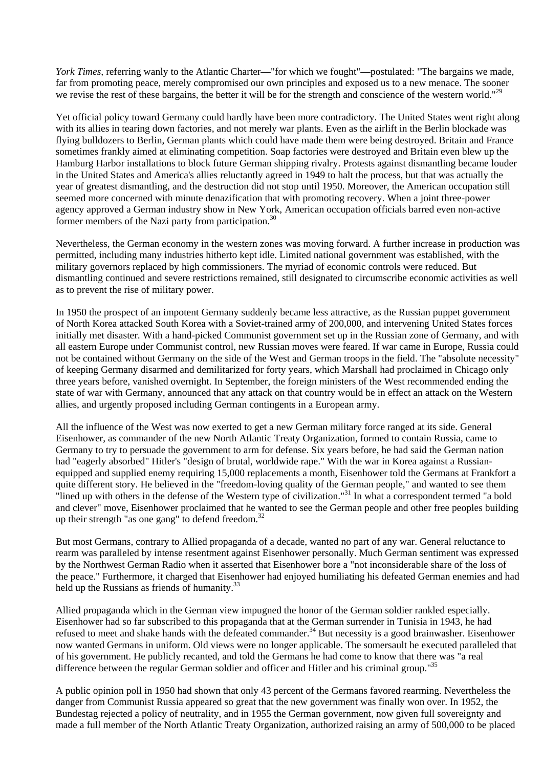*York Times*, referring wanly to the Atlantic Charter—"for which we fought"—postulated: "The bargains we made, far from promoting peace, merely compromised our own principles and exposed us to a new menace. The sooner we revise the rest of these bargains, the better it will be for the strength and conscience of the western world."[29]

Yet official policy toward Germany could hardly have been more contradictory. The United States went right along with its allies in tearing down factories, and not merely war plants. Even as the airlift in the Berlin blockade was flying bulldozers to Berlin, German plants which could have made them were being destroyed. Britain and France sometimes frankly aimed at eliminating competition. Soap factories were destroyed and Britain even blew up the Hamburg Harbor installations to block future German shipping rivalry. Protests against dismantling became louder in the United States and America's allies reluctantly agreed in 1949 to halt the process, but that was actually the year of greatest dismantling, and the destruction did not stop until 1950. Moreover, the American occupation still seemed more concerned with minute denazification that with promoting recovery. When a joint three-power agency approved a German industry show in New York, American occupation officials barred even non-active former members of the Nazi party from participation.[30]

Nevertheless, the German economy in the western zones was moving forward. A further increase in production was permitted, including many industries hitherto kept idle. Limited national government was established, with the military governors replaced by high commissioners. The myriad of economic controls were reduced. But dismantling continued and severe restrictions remained, still designated to circumscribe economic activities as well as to prevent the rise of military power.

In 1950 the prospect of an impotent Germany suddenly became less attractive, as the Russian puppet government of North Korea attacked South Korea with a Soviet-trained army of 200,000, and intervening United States forces initially met disaster. With a hand-picked Communist government set up in the Russian zone of Germany, and with all eastern Europe under Communist control, new Russian moves were feared. If war came in Europe, Russia could not be contained without Germany on the side of the West and German troops in the field. The "absolute necessity" of keeping Germany disarmed and demilitarized for forty years, which Marshall had proclaimed in Chicago only three years before, vanished overnight. In September, the foreign ministers of the West recommended ending the state of war with Germany, announced that any attack on that country would be in effect an attack on the Western allies, and urgently proposed including German contingents in a European army.

All the influence of the West was now exerted to get a new German military force ranged at its side. General Eisenhower, as commander of the new North Atlantic Treaty Organization, formed to contain Russia, came to Germany to try to persuade the government to arm for defense. Six years before, he had said the German nation had "eagerly absorbed" Hitler's "design of brutal, worldwide rape." With the war in Korea against a Russian-equipped and supplied enemy requiring 15,000 replacements a month, Eisenhower told the Germans at Frankfort a quite different story. He believed in the "freedom-loving quality of the German people," and wanted to see them "lined up with others in the defense of the Western type of civilization."[31] In what a correspondent termed "a bold and clever" move, Eisenhower proclaimed that he wanted to see the German people and other free peoples building up their strength "as one gang" to defend freedom.[32]

But most Germans, contrary to Allied propaganda of a decade, wanted no part of any war. General reluctance to rearm was paralleled by intense resentment against Eisenhower personally. Much German sentiment was expressed by the Northwest German Radio when it asserted that Eisenhower bore a "not inconsiderable share of the loss of the peace." Furthermore, it charged that Eisenhower had enjoyed humiliating his defeated German enemies and had held up the Russians as friends of humanity.[33]

Allied propaganda which in the German view impugned the honor of the German soldier rankled especially. Eisenhower had so far subscribed to this propaganda that at the German surrender in Tunisia in 1943, he had refused to meet and shake hands with the defeated commander.[34] But necessity is a good brainwasher. Eisenhower now wanted Germans in uniform. Old views were no longer applicable. The somersault he executed paralleled that of his government. He publicly recanted, and told the Germans he had come to know that there was "a real difference between the regular German soldier and officer and Hitler and his criminal group."[35]

A public opinion poll in 1950 had shown that only 43 percent of the Germans favored rearming. Nevertheless the danger from Communist Russia appeared so great that the new government was finally won over. In 1952, the Bundestag rejected a policy of neutrality, and in 1955 the German government, now given full sovereignty and made a full member of the North Atlantic Treaty Organization, authorized raising an army of 500,000 to be placed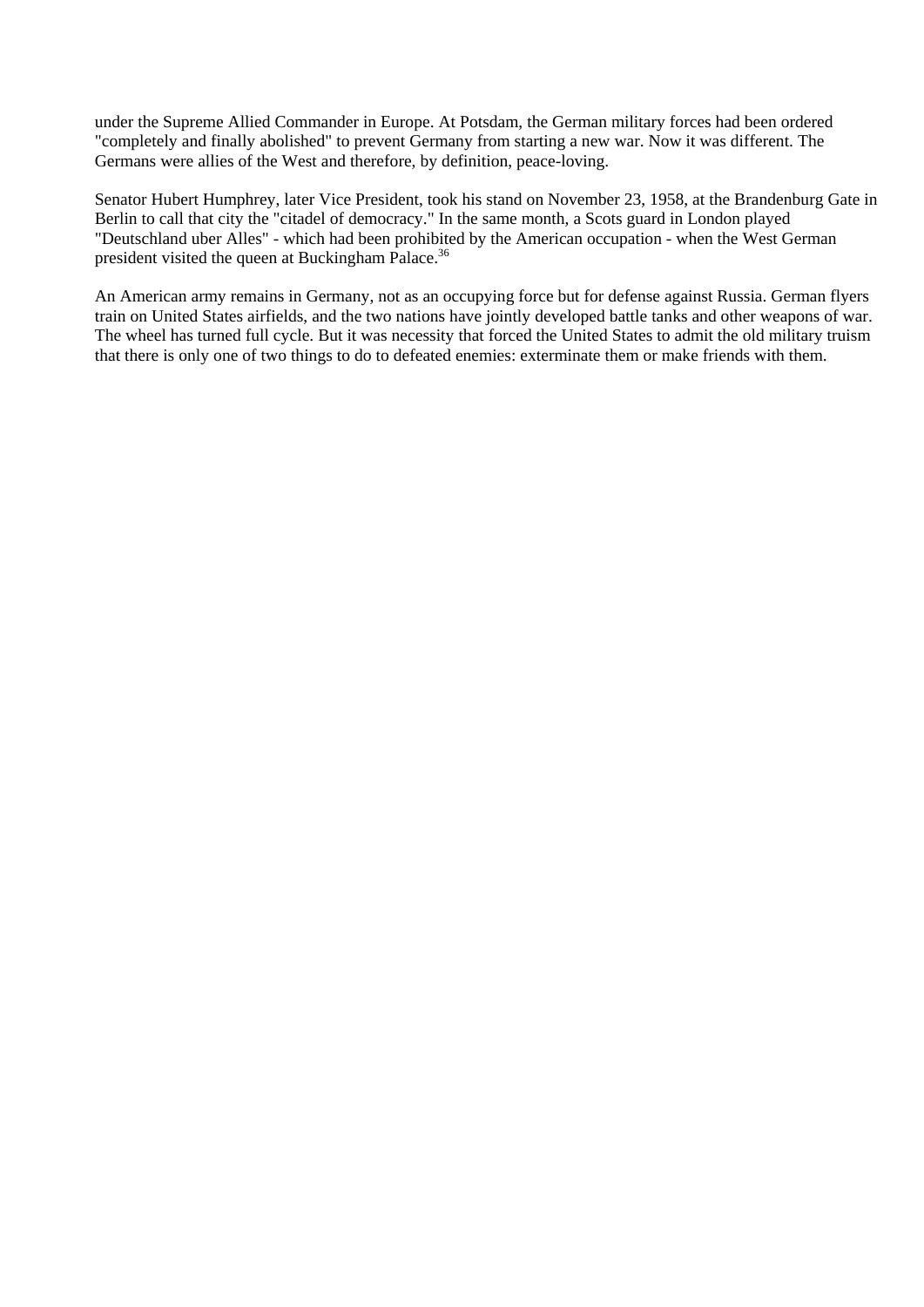under the Supreme Allied Commander in Europe. At Potsdam, the German military forces had been ordered "completely and finally abolished" to prevent Germany from starting a new war. Now it was different. The Germans were allies of the West and therefore, by definition, peace-loving.

Senator Hubert Humphrey, later Vice President, took his stand on November 23, 1958, at the Brandenburg Gate in Berlin to call that city the "citadel of democracy." In the same month, a Scots guard in London played "Deutschland uber Alles" - which had been prohibited by the American occupation - when the West German president visited the queen at Buckingham Palace.[36]

An American army remains in Germany, not as an occupying force but for defense against Russia. German flyers train on United States airfields, and the two nations have jointly developed battle tanks and other weapons of war. The wheel has turned full cycle. But it was necessity that forced the United States to admit the old military truism that there is only one of two things to do to defeated enemies: exterminate them or make friends with them.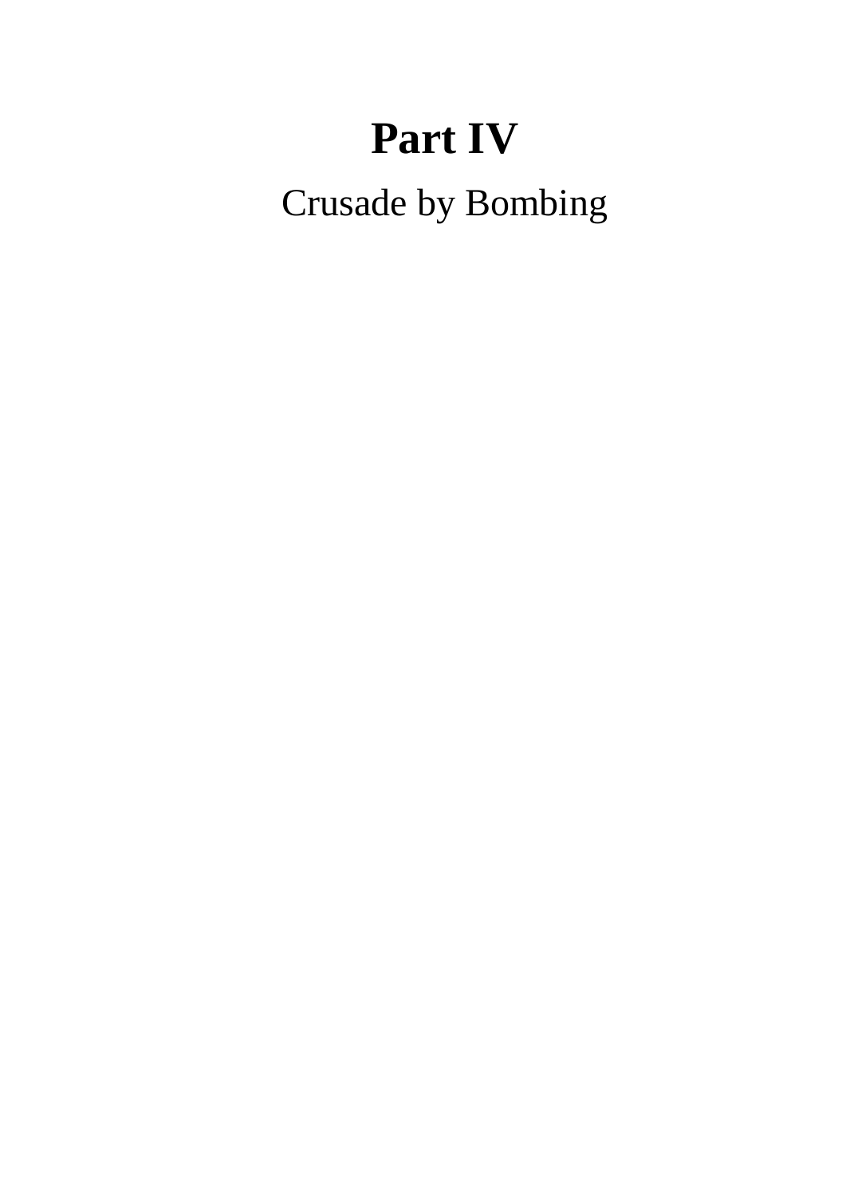# Part IV

Crusade by Bombing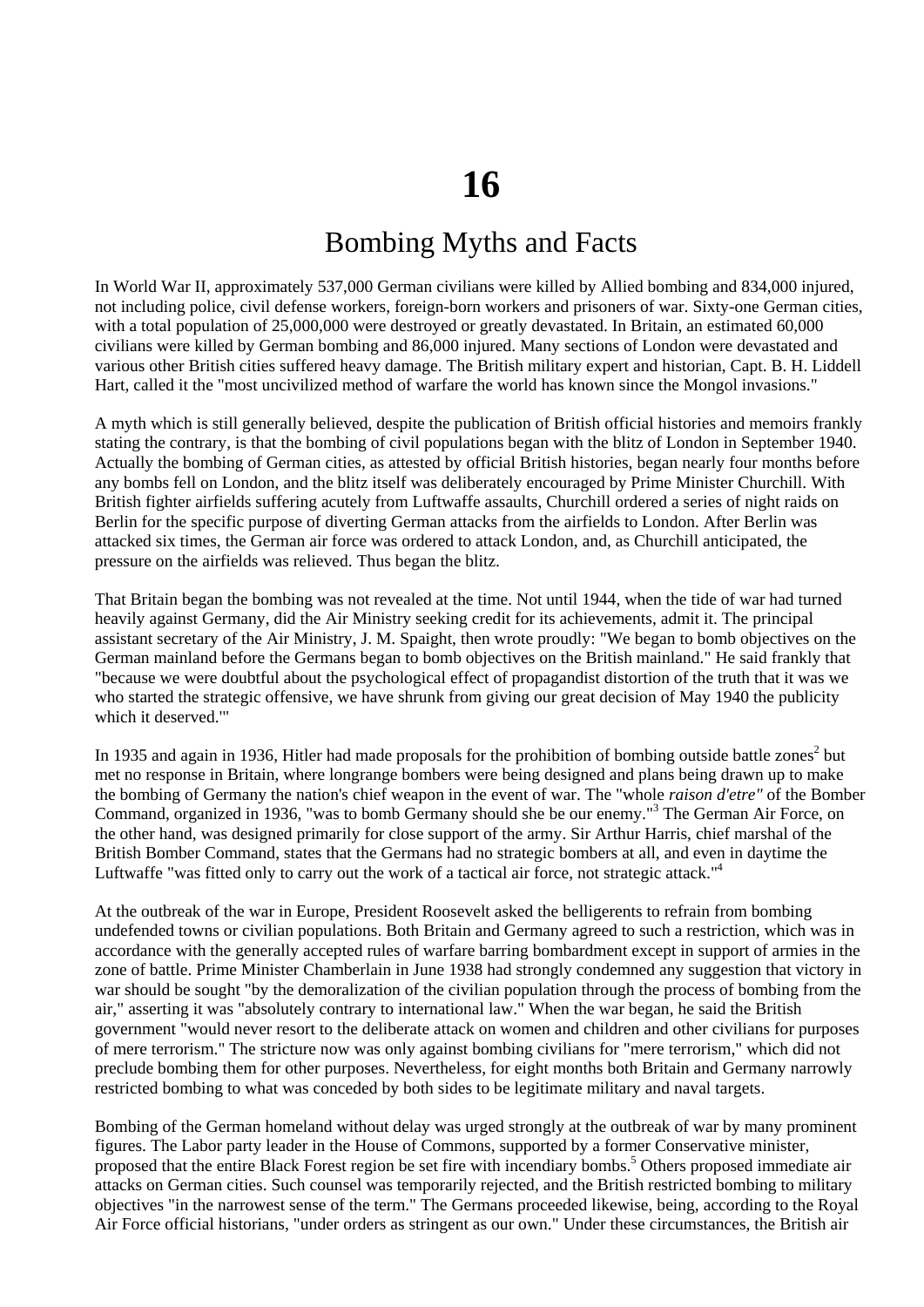# 16

## Bombing Myths and Facts

In World War II, approximately 537,000 German civilians were killed by Allied bombing and 834,000 injured, not including police, civil defense workers, foreign-born workers and prisoners of war. Sixty-one German cities, with a total population of 25,000,000 were destroyed or greatly devastated. In Britain, an estimated 60,000 civilians were killed by German bombing and 86,000 injured. Many sections of London were devastated and various other British cities suffered heavy damage. The British military expert and historian, Capt. B. H. Liddell Hart, called it the "most uncivilized method of warfare the world has known since the Mongol invasions."

A myth which is still generally believed, despite the publication of British official histories and memoirs frankly stating the contrary, is that the bombing of civil populations began with the blitz of London in September 1940. Actually the bombing of German cities, as attested by official British histories, began nearly four months before any bombs fell on London, and the blitz itself was deliberately encouraged by Prime Minister Churchill. With British fighter airfields suffering acutely from Luftwaffe assaults, Churchill ordered a series of night raids on Berlin for the specific purpose of diverting German attacks from the airfields to London. After Berlin was attacked six times, the German air force was ordered to attack London, and, as Churchill anticipated, the pressure on the airfields was relieved. Thus began the blitz.

That Britain began the bombing was not revealed at the time. Not until 1944, when the tide of war had turned heavily against Germany, did the Air Ministry seeking credit for its achievements, admit it. The principal assistant secretary of the Air Ministry, J. M. Spaight, then wrote proudly: "We began to bomb objectives on the German mainland before the Germans began to bomb objectives on the British mainland." He said frankly that "because we were doubtful about the psychological effect of propagandist distortion of the truth that it was we who started the strategic offensive, we have shrunk from giving our great decision of May 1940 the publicity which it deserved.'"

In 1935 and again in 1936, Hitler had made proposals for the prohibition of bombing outside battle zones[2] but met no response in Britain, where longrange bombers were being designed and plans being drawn up to make the bombing of Germany the nation's chief weapon in the event of war. The "whole *raison d'etre"* of the Bomber Command, organized in 1936, "was to bomb Germany should she be our enemy."[3] The German Air Force, on the other hand, was designed primarily for close support of the army. Sir Arthur Harris, chief marshal of the British Bomber Command, states that the Germans had no strategic bombers at all, and even in daytime the Luftwaffe "was fitted only to carry out the work of a tactical air force, not strategic attack."[4]

At the outbreak of the war in Europe, President Roosevelt asked the belligerents to refrain from bombing undefended towns or civilian populations. Both Britain and Germany agreed to such a restriction, which was in accordance with the generally accepted rules of warfare barring bombardment except in support of armies in the zone of battle. Prime Minister Chamberlain in June 1938 had strongly condemned any suggestion that victory in war should be sought "by the demoralization of the civilian population through the process of bombing from the air," asserting it was "absolutely contrary to international law." When the war began, he said the British government "would never resort to the deliberate attack on women and children and other civilians for purposes of mere terrorism." The stricture now was only against bombing civilians for "mere terrorism," which did not preclude bombing them for other purposes. Nevertheless, for eight months both Britain and Germany narrowly restricted bombing to what was conceded by both sides to be legitimate military and naval targets.

Bombing of the German homeland without delay was urged strongly at the outbreak of war by many prominent figures. The Labor party leader in the House of Commons, supported by a former Conservative minister, proposed that the entire Black Forest region be set fire with incendiary bombs.[5] Others proposed immediate air attacks on German cities. Such counsel was temporarily rejected, and the British restricted bombing to military objectives "in the narrowest sense of the term." The Germans proceeded likewise, being, according to the Royal Air Force official historians, "under orders as stringent as our own." Under these circumstances, the British air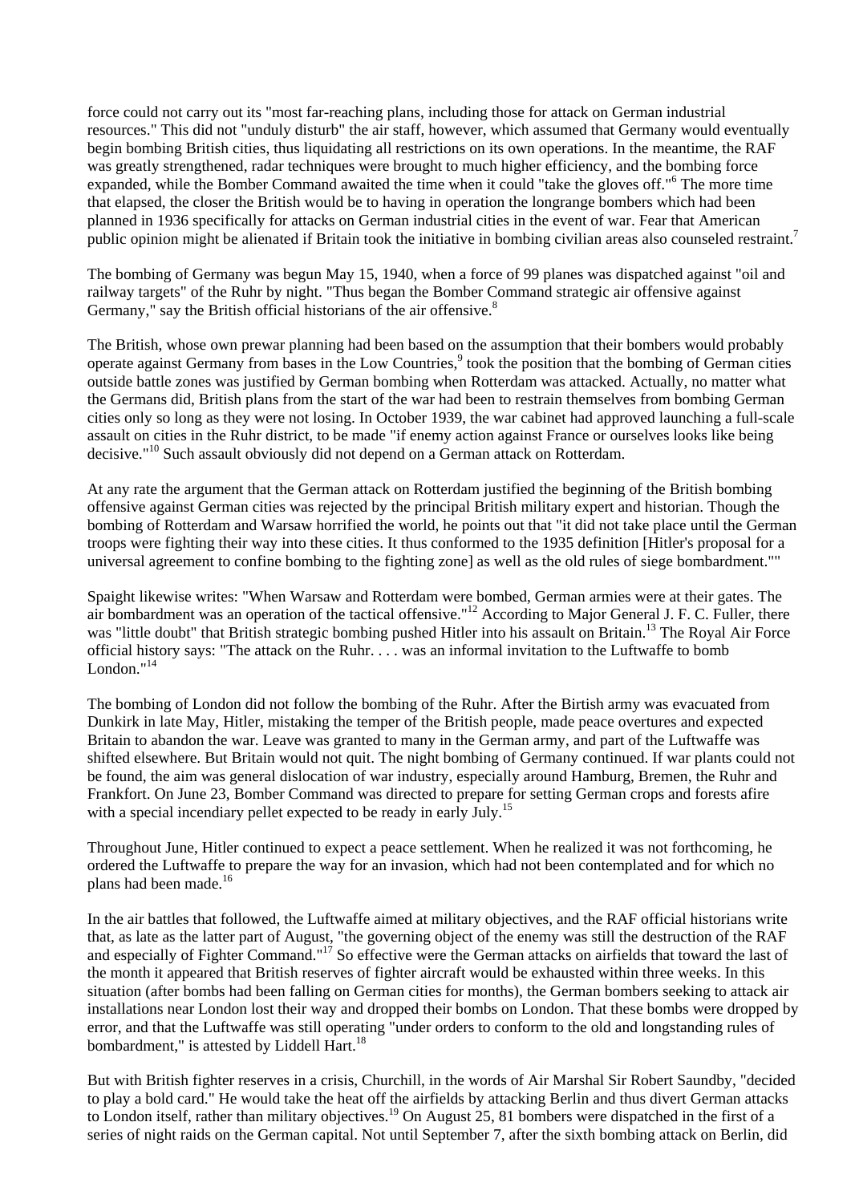force could not carry out its "most far-reaching plans, including those for attack on German industrial resources." This did not "unduly disturb" the air staff, however, which assumed that Germany would eventually begin bombing British cities, thus liquidating all restrictions on its own operations. In the meantime, the RAF was greatly strengthened, radar techniques were brought to much higher efficiency, and the bombing force expanded, while the Bomber Command awaited the time when it could "take the gloves off."[6] The more time that elapsed, the closer the British would be to having in operation the longrange bombers which had been planned in 1936 specifically for attacks on German industrial cities in the event of war. Fear that American public opinion might be alienated if Britain took the initiative in bombing civilian areas also counseled restraint.[7]

The bombing of Germany was begun May 15, 1940, when a force of 99 planes was dispatched against "oil and railway targets" of the Ruhr by night. "Thus began the Bomber Command strategic air offensive against Germany," say the British official historians of the air offensive.[8]

The British, whose own prewar planning had been based on the assumption that their bombers would probably operate against Germany from bases in the Low Countries,[9] took the position that the bombing of German cities outside battle zones was justified by German bombing when Rotterdam was attacked. Actually, no matter what the Germans did, British plans from the start of the war had been to restrain themselves from bombing German cities only so long as they were not losing. In October 1939, the war cabinet had approved launching a full-scale assault on cities in the Ruhr district, to be made "if enemy action against France or ourselves looks like being decisive."[10] Such assault obviously did not depend on a German attack on Rotterdam.

At any rate the argument that the German attack on Rotterdam justified the beginning of the British bombing offensive against German cities was rejected by the principal British military expert and historian. Though the bombing of Rotterdam and Warsaw horrified the world, he points out that "it did not take place until the German troops were fighting their way into these cities. It thus conformed to the 1935 definition [Hitler's proposal for a universal agreement to confine bombing to the fighting zone] as well as the old rules of siege bombardment.""

Spaight likewise writes: "When Warsaw and Rotterdam were bombed, German armies were at their gates. The air bombardment was an operation of the tactical offensive."[12] According to Major General J. F. C. Fuller, there was "little doubt" that British strategic bombing pushed Hitler into his assault on Britain.[13] The Royal Air Force official history says: "The attack on the Ruhr. . . . was an informal invitation to the Luftwaffe to bomb London."[14]

The bombing of London did not follow the bombing of the Ruhr. After the Birtish army was evacuated from Dunkirk in late May, Hitler, mistaking the temper of the British people, made peace overtures and expected Britain to abandon the war. Leave was granted to many in the German army, and part of the Luftwaffe was shifted elsewhere. But Britain would not quit. The night bombing of Germany continued. If war plants could not be found, the aim was general dislocation of war industry, especially around Hamburg, Bremen, the Ruhr and Frankfort. On June 23, Bomber Command was directed to prepare for setting German crops and forests afire with a special incendiary pellet expected to be ready in early July.[15]

Throughout June, Hitler continued to expect a peace settlement. When he realized it was not forthcoming, he ordered the Luftwaffe to prepare the way for an invasion, which had not been contemplated and for which no plans had been made.[16]

In the air battles that followed, the Luftwaffe aimed at military objectives, and the RAF official historians write that, as late as the latter part of August, "the governing object of the enemy was still the destruction of the RAF and especially of Fighter Command."[17] So effective were the German attacks on airfields that toward the last of the month it appeared that British reserves of fighter aircraft would be exhausted within three weeks. In this situation (after bombs had been falling on German cities for months), the German bombers seeking to attack air installations near London lost their way and dropped their bombs on London. That these bombs were dropped by error, and that the Luftwaffe was still operating "under orders to conform to the old and longstanding rules of bombardment," is attested by Liddell Hart.[18]

But with British fighter reserves in a crisis, Churchill, in the words of Air Marshal Sir Robert Saundby, "decided to play a bold card." He would take the heat off the airfields by attacking Berlin and thus divert German attacks to London itself, rather than military objectives.[19] On August 25, 81 bombers were dispatched in the first of a series of night raids on the German capital. Not until September 7, after the sixth bombing attack on Berlin, did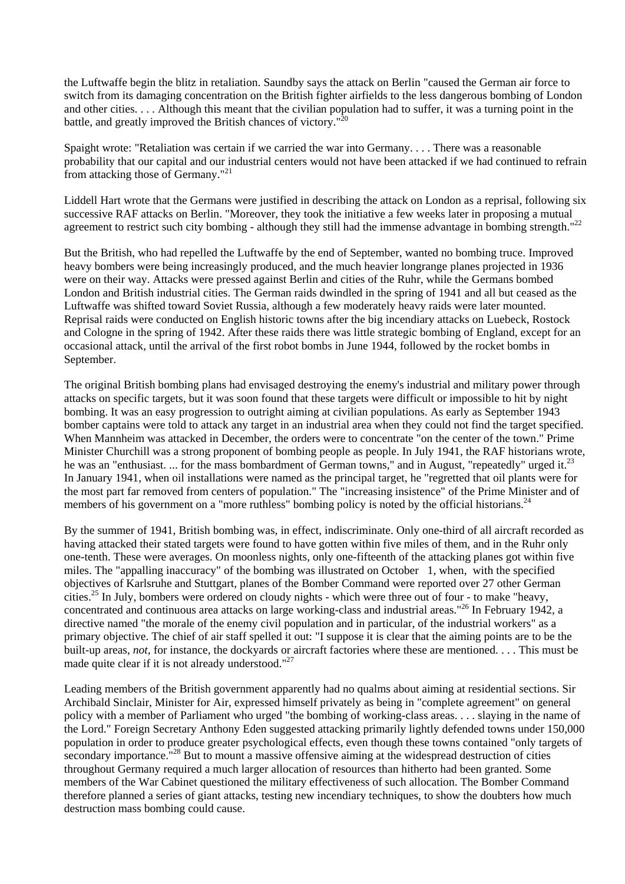the Luftwaffe begin the blitz in retaliation. Saundby says the attack on Berlin "caused the German air force to switch from its damaging concentration on the British fighter airfields to the less dangerous bombing of London and other cities. . . . Although this meant that the civilian population had to suffer, it was a turning point in the battle, and greatly improved the British chances of victory."[20]

Spaight wrote: "Retaliation was certain if we carried the war into Germany. . . . There was a reasonable probability that our capital and our industrial centers would not have been attacked if we had continued to refrain from attacking those of Germany."[21]

Liddell Hart wrote that the Germans were justified in describing the attack on London as a reprisal, following six successive RAF attacks on Berlin. "Moreover, they took the initiative a few weeks later in proposing a mutual agreement to restrict such city bombing - although they still had the immense advantage in bombing strength."[22]

But the British, who had repelled the Luftwaffe by the end of September, wanted no bombing truce. Improved heavy bombers were being increasingly produced, and the much heavier longrange planes projected in 1936 were on their way. Attacks were pressed against Berlin and cities of the Ruhr, while the Germans bombed London and British industrial cities. The German raids dwindled in the spring of 1941 and all but ceased as the Luftwaffe was shifted toward Soviet Russia, although a few moderately heavy raids were later mounted. Reprisal raids were conducted on English historic towns after the big incendiary attacks on Luebeck, Rostock and Cologne in the spring of 1942. After these raids there was little strategic bombing of England, except for an occasional attack, until the arrival of the first robot bombs in June 1944, followed by the rocket bombs in September.

The original British bombing plans had envisaged destroying the enemy's industrial and military power through attacks on specific targets, but it was soon found that these targets were difficult or impossible to hit by night bombing. It was an easy progression to outright aiming at civilian populations. As early as September 1943 bomber captains were told to attack any target in an industrial area when they could not find the target specified. When Mannheim was attacked in December, the orders were to concentrate "on the center of the town." Prime Minister Churchill was a strong proponent of bombing people as people. In July 1941, the RAF historians wrote, he was an "enthusiast. ... for the mass bombardment of German towns," and in August, "repeatedly" urged it.[23] In January 1941, when oil installations were named as the principal target, he "regretted that oil plants were for the most part far removed from centers of population." The "increasing insistence" of the Prime Minister and of members of his government on a "more ruthless" bombing policy is noted by the official historians.[24]

By the summer of 1941, British bombing was, in effect, indiscriminate. Only one-third of all aircraft recorded as having attacked their stated targets were found to have gotten within five miles of them, and in the Ruhr only one-tenth. These were averages. On moonless nights, only one-fifteenth of the attacking planes got within five miles. The "appalling inaccuracy" of the bombing was illustrated on October 1, when, with the specified objectives of Karlsruhe and Stuttgart, planes of the Bomber Command were reported over 27 other German cities.[25] In July, bombers were ordered on cloudy nights - which were three out of four - to make "heavy, concentrated and continuous area attacks on large working-class and industrial areas."[26] In February 1942, a directive named "the morale of the enemy civil population and in particular, of the industrial workers" as a primary objective. The chief of air staff spelled it out: "I suppose it is clear that the aiming points are to be the built-up areas, *not*, for instance, the dockyards or aircraft factories where these are mentioned. . . . This must be made quite clear if it is not already understood."[27]

Leading members of the British government apparently had no qualms about aiming at residential sections. Sir Archibald Sinclair, Minister for Air, expressed himself privately as being in "complete agreement" on general policy with a member of Parliament who urged "the bombing of working-class areas. . . . slaying in the name of the Lord." Foreign Secretary Anthony Eden suggested attacking primarily lightly defended towns under 150,000 population in order to produce greater psychological effects, even though these towns contained "only targets of secondary importance."[28] But to mount a massive offensive aiming at the widespread destruction of cities throughout Germany required a much larger allocation of resources than hitherto had been granted. Some members of the War Cabinet questioned the military effectiveness of such allocation. The Bomber Command therefore planned a series of giant attacks, testing new incendiary techniques, to show the doubters how much destruction mass bombing could cause.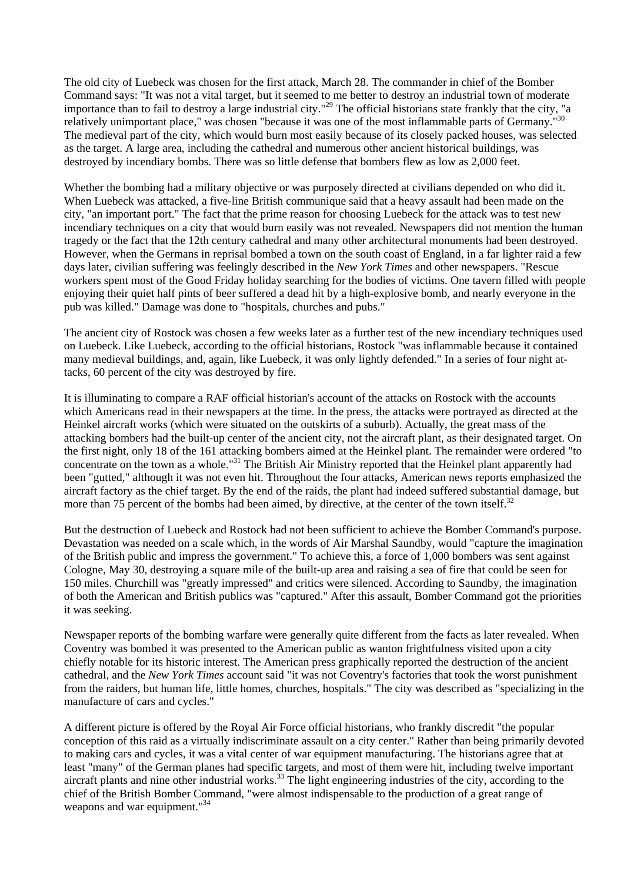The old city of Luebeck was chosen for the first attack, March 28. The commander in chief of the Bomber Command says: "It was not a vital target, but it seemed to me better to destroy an industrial town of moderate importance than to fail to destroy a large industrial city."[29] The official historians state frankly that the city, "a relatively unimportant place," was chosen "because it was one of the most inflammable parts of Germany."[30] The medieval part of the city, which would burn most easily because of its closely packed houses, was selected as the target. A large area, including the cathedral and numerous other ancient historical buildings, was destroyed by incendiary bombs. There was so little defense that bombers flew as low as 2,000 feet.

Whether the bombing had a military objective or was purposely directed at civilians depended on who did it. When Luebeck was attacked, a five-line British communique said that a heavy assault had been made on the city, "an important port." The fact that the prime reason for choosing Luebeck for the attack was to test new incendiary techniques on a city that would burn easily was not revealed. Newspapers did not mention the human tragedy or the fact that the 12th century cathedral and many other architectural monuments had been destroyed. However, when the Germans in reprisal bombed a town on the south coast of England, in a far lighter raid a few days later, civilian suffering was feelingly described in the *New York Times* and other newspapers. "Rescue workers spent most of the Good Friday holiday searching for the bodies of victims. One tavern filled with people enjoying their quiet half pints of beer suffered a dead hit by a high-explosive bomb, and nearly everyone in the pub was killed." Damage was done to "hospitals, churches and pubs."

The ancient city of Rostock was chosen a few weeks later as a further test of the new incendiary techniques used on Luebeck. Like Luebeck, according to the official historians, Rostock "was inflammable because it contained many medieval buildings, and, again, like Luebeck, it was only lightly defended." In a series of four night attacks, 60 percent of the city was destroyed by fire.

It is illuminating to compare a RAF official historian's account of the attacks on Rostock with the accounts which Americans read in their newspapers at the time. In the press, the attacks were portrayed as directed at the Heinkel aircraft works (which were situated on the outskirts of a suburb). Actually, the great mass of the attacking bombers had the built-up center of the ancient city, not the aircraft plant, as their designated target. On the first night, only 18 of the 161 attacking bombers aimed at the Heinkel plant. The remainder were ordered "to concentrate on the town as a whole."[31] The British Air Ministry reported that the Heinkel plant apparently had been "gutted," although it was not even hit. Throughout the four attacks, American news reports emphasized the aircraft factory as the chief target. By the end of the raids, the plant had indeed suffered substantial damage, but more than 75 percent of the bombs had been aimed, by directive, at the center of the town itself.[32]

But the destruction of Luebeck and Rostock had not been sufficient to achieve the Bomber Command's purpose. Devastation was needed on a scale which, in the words of Air Marshal Saundby, would "capture the imagination of the British public and impress the government." To achieve this, a force of 1,000 bombers was sent against Cologne, May 30, destroying a square mile of the built-up area and raising a sea of fire that could be seen for 150 miles. Churchill was "greatly impressed" and critics were silenced. According to Saundby, the imagination of both the American and British publics was "captured." After this assault, Bomber Command got the priorities it was seeking.

Newspaper reports of the bombing warfare were generally quite different from the facts as later revealed. When Coventry was bombed it was presented to the American public as wanton frightfulness visited upon a city chiefly notable for its historic interest. The American press graphically reported the destruction of the ancient cathedral, and the *New York Times* account said "it was not Coventry's factories that took the worst punishment from the raiders, but human life, little homes, churches, hospitals." The city was described as "specializing in the manufacture of cars and cycles."

A different picture is offered by the Royal Air Force official historians, who frankly discredit "the popular conception of this raid as a virtually indiscriminate assault on a city center." Rather than being primarily devoted to making cars and cycles, it was a vital center of war equipment manufacturing. The historians agree that at least "many" of the German planes had specific targets, and most of them were hit, including twelve important aircraft plants and nine other industrial works.[33] The light engineering industries of the city, according to the chief of the British Bomber Command, "were almost indispensable to the production of a great range of weapons and war equipment."[34]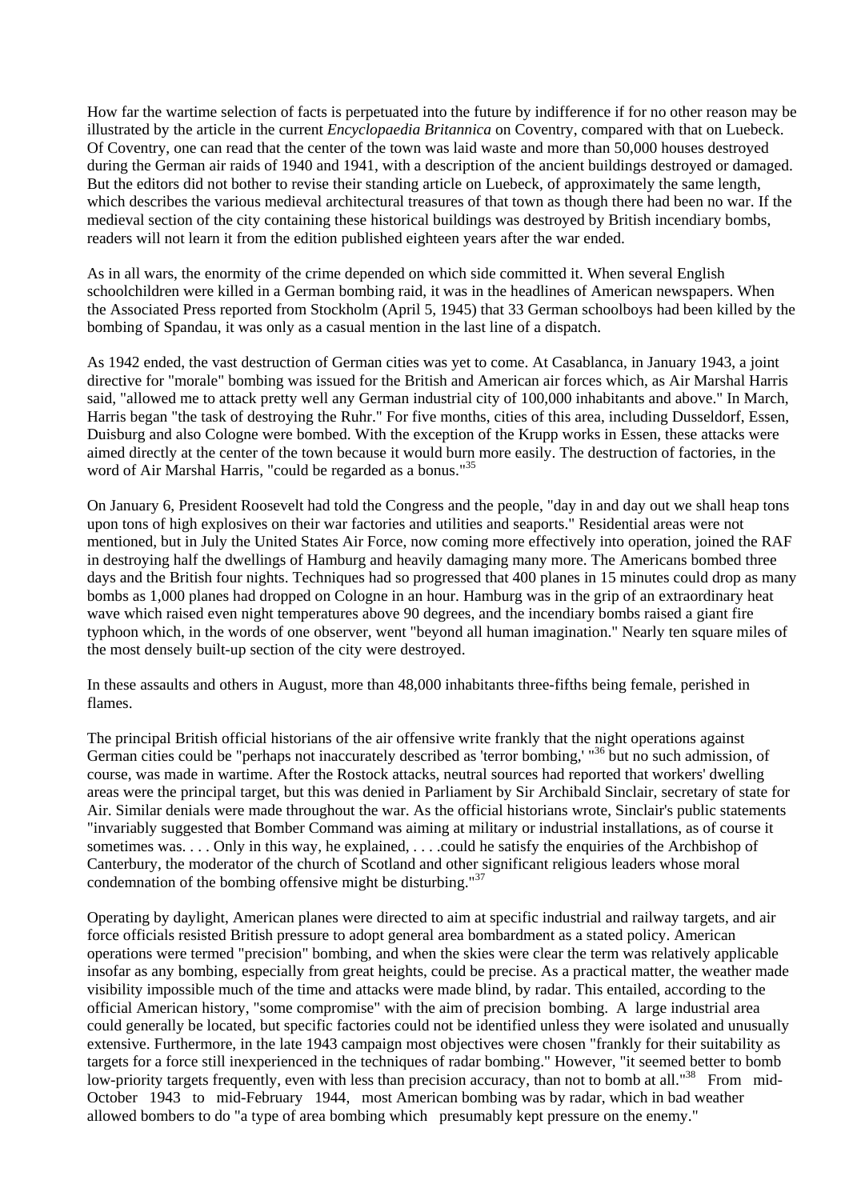How far the wartime selection of facts is perpetuated into the future by indifference if for no other reason may be illustrated by the article in the current *Encyclopaedia Britannica* on Coventry, compared with that on Luebeck. Of Coventry, one can read that the center of the town was laid waste and more than 50,000 houses destroyed during the German air raids of 1940 and 1941, with a description of the ancient buildings destroyed or damaged. But the editors did not bother to revise their standing article on Luebeck, of approximately the same length, which describes the various medieval architectural treasures of that town as though there had been no war. If the medieval section of the city containing these historical buildings was destroyed by British incendiary bombs, readers will not learn it from the edition published eighteen years after the war ended.

As in all wars, the enormity of the crime depended on which side committed it. When several English schoolchildren were killed in a German bombing raid, it was in the headlines of American newspapers. When the Associated Press reported from Stockholm (April 5, 1945) that 33 German schoolboys had been killed by the bombing of Spandau, it was only as a casual mention in the last line of a dispatch.

As 1942 ended, the vast destruction of German cities was yet to come. At Casablanca, in January 1943, a joint directive for "morale" bombing was issued for the British and American air forces which, as Air Marshal Harris said, "allowed me to attack pretty well any German industrial city of 100,000 inhabitants and above." In March, Harris began "the task of destroying the Ruhr." For five months, cities of this area, including Dusseldorf, Essen, Duisburg and also Cologne were bombed. With the exception of the Krupp works in Essen, these attacks were aimed directly at the center of the town because it would burn more easily. The destruction of factories, in the word of Air Marshal Harris, "could be regarded as a bonus."[35]

On January 6, President Roosevelt had told the Congress and the people, "day in and day out we shall heap tons upon tons of high explosives on their war factories and utilities and seaports." Residential areas were not mentioned, but in July the United States Air Force, now coming more effectively into operation, joined the RAF in destroying half the dwellings of Hamburg and heavily damaging many more. The Americans bombed three days and the British four nights. Techniques had so progressed that 400 planes in 15 minutes could drop as many bombs as 1,000 planes had dropped on Cologne in an hour. Hamburg was in the grip of an extraordinary heat wave which raised even night temperatures above 90 degrees, and the incendiary bombs raised a giant fire typhoon which, in the words of one observer, went "beyond all human imagination." Nearly ten square miles of the most densely built-up section of the city were destroyed.

In these assaults and others in August, more than 48,000 inhabitants three-fifths being female, perished in flames.

The principal British official historians of the air offensive write frankly that the night operations against German cities could be "perhaps not inaccurately described as 'terror bombing,' "[36] but no such admission, of course, was made in wartime. After the Rostock attacks, neutral sources had reported that workers' dwelling areas were the principal target, but this was denied in Parliament by Sir Archibald Sinclair, secretary of state for Air. Similar denials were made throughout the war. As the official historians wrote, Sinclair's public statements "invariably suggested that Bomber Command was aiming at military or industrial installations, as of course it sometimes was. . . . Only in this way, he explained, . . . .could he satisfy the enquiries of the Archbishop of Canterbury, the moderator of the church of Scotland and other significant religious leaders whose moral condemnation of the bombing offensive might be disturbing."[37]

Operating by daylight, American planes were directed to aim at specific industrial and railway targets, and air force officials resisted British pressure to adopt general area bombardment as a stated policy. American operations were termed "precision" bombing, and when the skies were clear the term was relatively applicable insofar as any bombing, especially from great heights, could be precise. As a practical matter, the weather made visibility impossible much of the time and attacks were made blind, by radar. This entailed, according to the official American history, "some compromise" with the aim of precision bombing. A large industrial area could generally be located, but specific factories could not be identified unless they were isolated and unusually extensive. Furthermore, in the late 1943 campaign most objectives were chosen "frankly for their suitability as targets for a force still inexperienced in the techniques of radar bombing." However, "it seemed better to bomb low-priority targets frequently, even with less than precision accuracy, than not to bomb at all."[38] From mid-October 1943 to mid-February 1944, most American bombing was by radar, which in bad weather allowed bombers to do "a type of area bombing which presumably kept pressure on the enemy."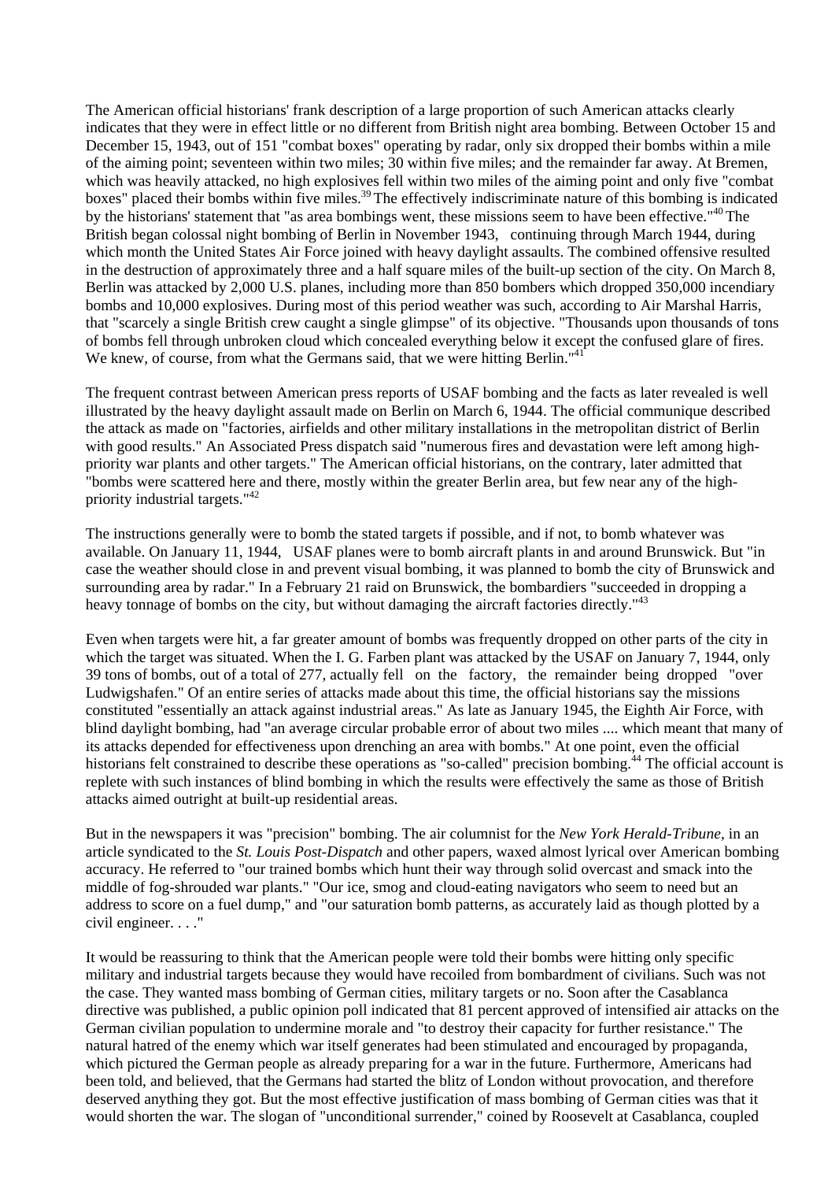The American official historians' frank description of a large proportion of such American attacks clearly indicates that they were in effect little or no different from British night area bombing. Between October 15 and December 15, 1943, out of 151 "combat boxes" operating by radar, only six dropped their bombs within a mile of the aiming point; seventeen within two miles; 30 within five miles; and the remainder far away. At Bremen, which was heavily attacked, no high explosives fell within two miles of the aiming point and only five "combat boxes" placed their bombs within five miles.[39] The effectively indiscriminate nature of this bombing is indicated by the historians' statement that "as area bombings went, these missions seem to have been effective."[40] The British began colossal night bombing of Berlin in November 1943, continuing through March 1944, during which month the United States Air Force joined with heavy daylight assaults. The combined offensive resulted in the destruction of approximately three and a half square miles of the built-up section of the city. On March 8, Berlin was attacked by 2,000 U.S. planes, including more than 850 bombers which dropped 350,000 incendiary bombs and 10,000 explosives. During most of this period weather was such, according to Air Marshal Harris, that "scarcely a single British crew caught a single glimpse" of its objective. "Thousands upon thousands of tons of bombs fell through unbroken cloud which concealed everything below it except the confused glare of fires. We knew, of course, from what the Germans said, that we were hitting Berlin."[41]

The frequent contrast between American press reports of USAF bombing and the facts as later revealed is well illustrated by the heavy daylight assault made on Berlin on March 6, 1944. The official communique described the attack as made on "factories, airfields and other military installations in the metropolitan district of Berlin with good results." An Associated Press dispatch said "numerous fires and devastation were left among high-priority war plants and other targets." The American official historians, on the contrary, later admitted that "bombs were scattered here and there, mostly within the greater Berlin area, but few near any of the high-priority industrial targets."[42]

The instructions generally were to bomb the stated targets if possible, and if not, to bomb whatever was available. On January 11, 1944, USAF planes were to bomb aircraft plants in and around Brunswick. But "in case the weather should close in and prevent visual bombing, it was planned to bomb the city of Brunswick and surrounding area by radar." In a February 21 raid on Brunswick, the bombardiers "succeeded in dropping a heavy tonnage of bombs on the city, but without damaging the aircraft factories directly."[43]

Even when targets were hit, a far greater amount of bombs was frequently dropped on other parts of the city in which the target was situated. When the I. G. Farben plant was attacked by the USAF on January 7, 1944, only 39 tons of bombs, out of a total of 277, actually fell on the factory, the remainder being dropped "over Ludwigshafen." Of an entire series of attacks made about this time, the official historians say the missions constituted "essentially an attack against industrial areas." As late as January 1945, the Eighth Air Force, with blind daylight bombing, had "an average circular probable error of about two miles .... which meant that many of its attacks depended for effectiveness upon drenching an area with bombs." At one point, even the official historians felt constrained to describe these operations as "so-called" precision bombing.[44] The official account is replete with such instances of blind bombing in which the results were effectively the same as those of British attacks aimed outright at built-up residential areas.

But in the newspapers it was "precision" bombing. The air columnist for the *New York Herald-Tribune*, in an article syndicated to the *St. Louis Post-Dispatch* and other papers, waxed almost lyrical over American bombing accuracy. He referred to "our trained bombs which hunt their way through solid overcast and smack into the middle of fog-shrouded war plants." "Our ice, smog and cloud-eating navigators who seem to need but an address to score on a fuel dump," and "our saturation bomb patterns, as accurately laid as though plotted by a civil engineer. . . ."

It would be reassuring to think that the American people were told their bombs were hitting only specific military and industrial targets because they would have recoiled from bombardment of civilians. Such was not the case. They wanted mass bombing of German cities, military targets or no. Soon after the Casablanca directive was published, a public opinion poll indicated that 81 percent approved of intensified air attacks on the German civilian population to undermine morale and "to destroy their capacity for further resistance." The natural hatred of the enemy which war itself generates had been stimulated and encouraged by propaganda, which pictured the German people as already preparing for a war in the future. Furthermore, Americans had been told, and believed, that the Germans had started the blitz of London without provocation, and therefore deserved anything they got. But the most effective justification of mass bombing of German cities was that it would shorten the war. The slogan of "unconditional surrender," coined by Roosevelt at Casablanca, coupled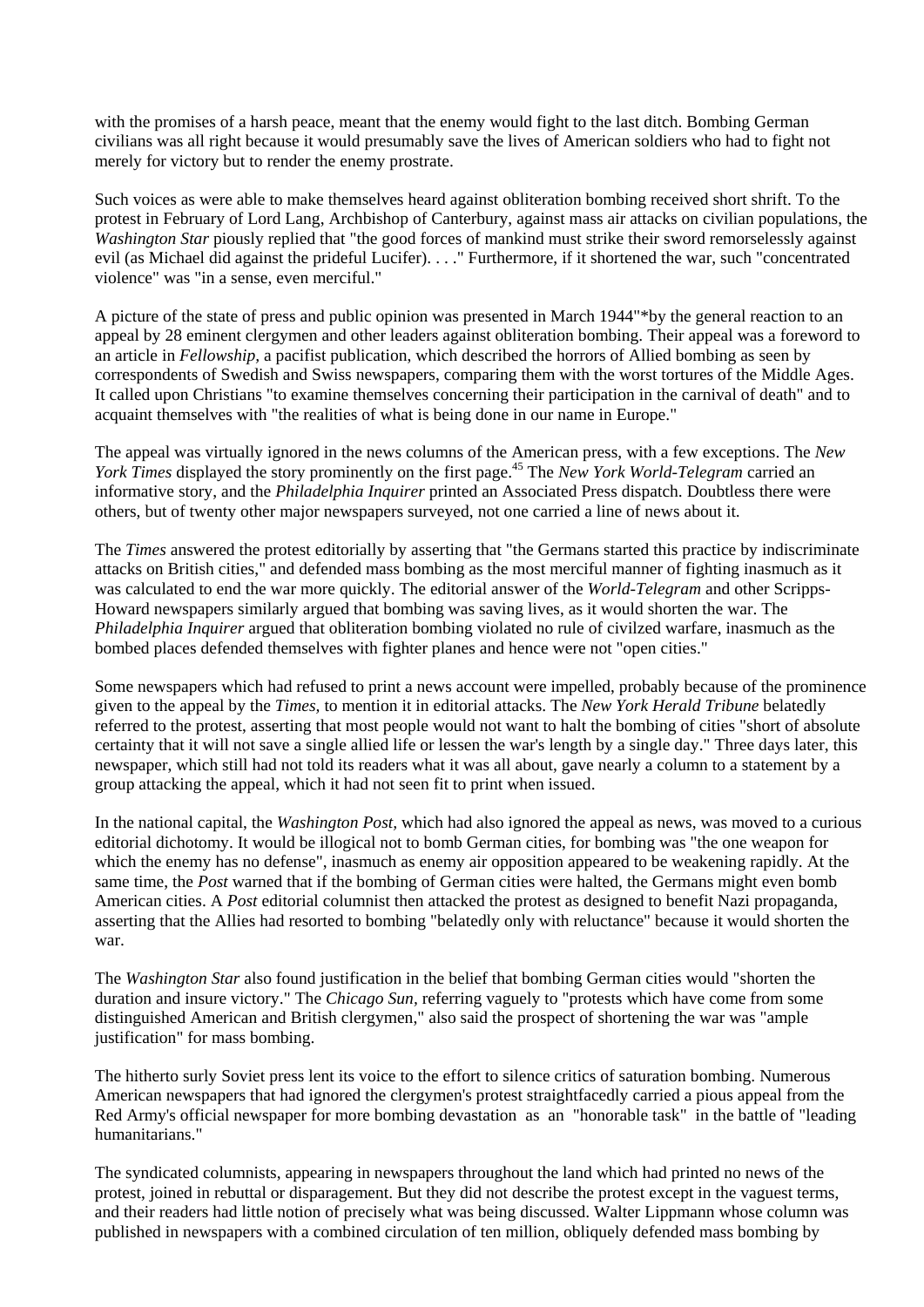with the promises of a harsh peace, meant that the enemy would fight to the last ditch. Bombing German civilians was all right because it would presumably save the lives of American soldiers who had to fight not merely for victory but to render the enemy prostrate.

Such voices as were able to make themselves heard against obliteration bombing received short shrift. To the protest in February of Lord Lang, Archbishop of Canterbury, against mass air attacks on civilian populations, the *Washington Star* piously replied that "the good forces of mankind must strike their sword remorselessly against evil (as Michael did against the prideful Lucifer). . . ." Furthermore, if it shortened the war, such "concentrated violence" was "in a sense, even merciful."

A picture of the state of press and public opinion was presented in March 1944"*by the general reaction to an appeal by 28 eminent clergymen and other leaders against obliteration bombing. Their appeal was a foreword to an article in *Fellowship,* a pacifist publication, which described the horrors of Allied bombing as seen by correspondents of Swedish and Swiss newspapers, comparing them with the worst tortures of the Middle Ages. It called upon Christians "to examine themselves concerning their participation in the carnival of death" and to acquaint themselves with "the realities of what is being done in our name in Europe."

The appeal was virtually ignored in the news columns of the American press, with a few exceptions. The *New York Times* displayed the story prominently on the first page.[45] The *New York World-Telegram* carried an informative story, and the *Philadelphia Inquirer* printed an Associated Press dispatch. Doubtless there were others, but of twenty other major newspapers surveyed, not one carried a line of news about it.

The *Times* answered the protest editorially by asserting that "the Germans started this practice by indiscriminate attacks on British cities," and defended mass bombing as the most merciful manner of fighting inasmuch as it was calculated to end the war more quickly. The editorial answer of the *World-Telegram* and other Scripps-Howard newspapers similarly argued that bombing was saving lives, as it would shorten the war. The *Philadelphia Inquirer* argued that obliteration bombing violated no rule of civilzed warfare, inasmuch as the bombed places defended themselves with fighter planes and hence were not "open cities."

Some newspapers which had refused to print a news account were impelled, probably because of the prominence given to the appeal by the *Times,* to mention it in editorial attacks. The *New York Herald Tribune* belatedly referred to the protest, asserting that most people would not want to halt the bombing of cities "short of absolute certainty that it will not save a single allied life or lessen the war's length by a single day." Three days later, this newspaper, which still had not told its readers what it was all about, gave nearly a column to a statement by a group attacking the appeal, which it had not seen fit to print when issued.

In the national capital, the *Washington Post,* which had also ignored the appeal as news, was moved to a curious editorial dichotomy. It would be illogical not to bomb German cities, for bombing was "the one weapon for which the enemy has no defense", inasmuch as enemy air opposition appeared to be weakening rapidly. At the same time, the *Post* warned that if the bombing of German cities were halted, the Germans might even bomb American cities. A *Post* editorial columnist then attacked the protest as designed to benefit Nazi propaganda, asserting that the Allies had resorted to bombing "belatedly only with reluctance" because it would shorten the war.

The *Washington Star* also found justification in the belief that bombing German cities would "shorten the duration and insure victory." The *Chicago Sun,* referring vaguely to "protests which have come from some distinguished American and British clergymen," also said the prospect of shortening the war was "ample justification" for mass bombing.

The hitherto surly Soviet press lent its voice to the effort to silence critics of saturation bombing. Numerous American newspapers that had ignored the clergymen's protest straightfacedly carried a pious appeal from the Red Army's official newspaper for more bombing devastation as an "honorable task" in the battle of "leading humanitarians."

The syndicated columnists, appearing in newspapers throughout the land which had printed no news of the protest, joined in rebuttal or disparagement. But they did not describe the protest except in the vaguest terms, and their readers had little notion of precisely what was being discussed. Walter Lippmann whose column was published in newspapers with a combined circulation of ten million, obliquely defended mass bombing by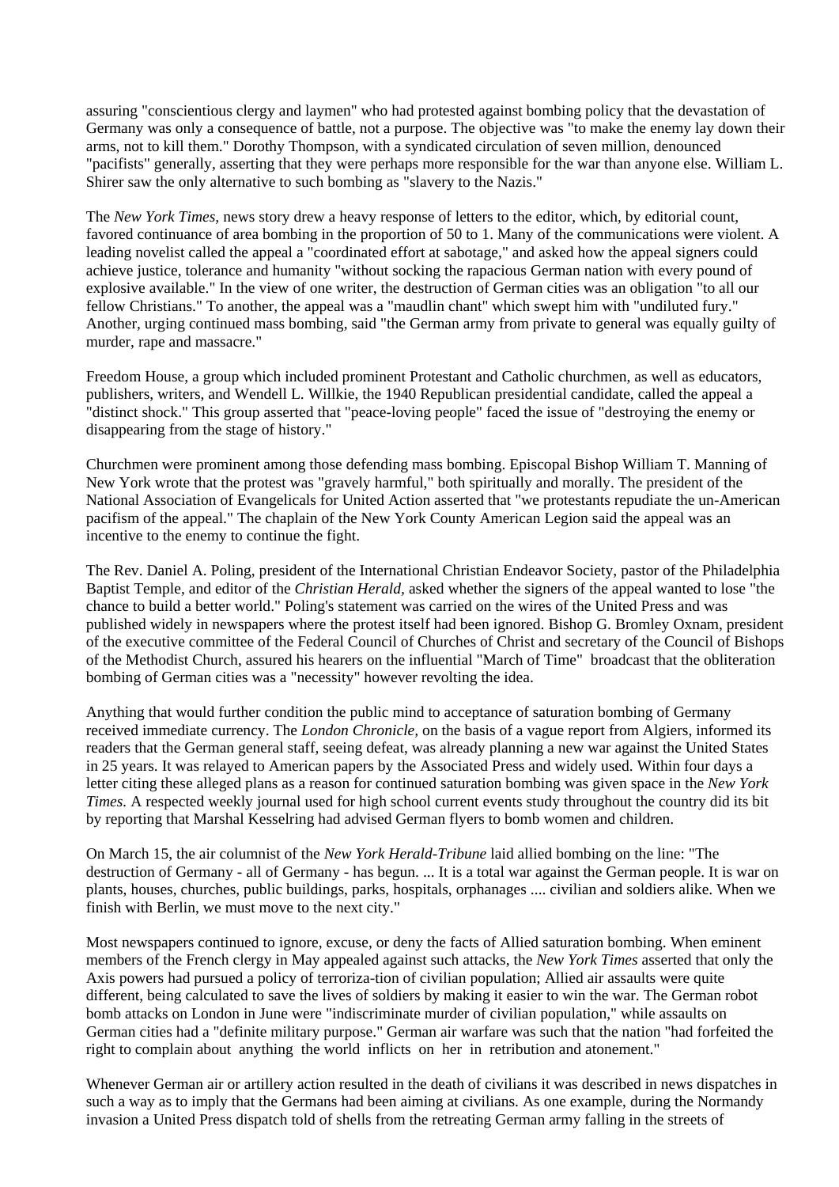assuring "conscientious clergy and laymen" who had protested against bombing policy that the devastation of Germany was only a consequence of battle, not a purpose. The objective was "to make the enemy lay down their arms, not to kill them." Dorothy Thompson, with a syndicated circulation of seven million, denounced "pacifists" generally, asserting that they were perhaps more responsible for the war than anyone else. William L. Shirer saw the only alternative to such bombing as "slavery to the Nazis."

The *New York Times*, news story drew a heavy response of letters to the editor, which, by editorial count, favored continuance of area bombing in the proportion of 50 to 1. Many of the communications were violent. A leading novelist called the appeal a "coordinated effort at sabotage," and asked how the appeal signers could achieve justice, tolerance and humanity "without socking the rapacious German nation with every pound of explosive available." In the view of one writer, the destruction of German cities was an obligation "to all our fellow Christians." To another, the appeal was a "maudlin chant" which swept him with "undiluted fury." Another, urging continued mass bombing, said "the German army from private to general was equally guilty of murder, rape and massacre."

Freedom House, a group which included prominent Protestant and Catholic churchmen, as well as educators, publishers, writers, and Wendell L. Willkie, the 1940 Republican presidential candidate, called the appeal a "distinct shock." This group asserted that "peace-loving people" faced the issue of "destroying the enemy or disappearing from the stage of history."

Churchmen were prominent among those defending mass bombing. Episcopal Bishop William T. Manning of New York wrote that the protest was "gravely harmful," both spiritually and morally. The president of the National Association of Evangelicals for United Action asserted that "we protestants repudiate the un-American pacifism of the appeal." The chaplain of the New York County American Legion said the appeal was an incentive to the enemy to continue the fight.

The Rev. Daniel A. Poling, president of the International Christian Endeavor Society, pastor of the Philadelphia Baptist Temple, and editor of the *Christian Herald*, asked whether the signers of the appeal wanted to lose "the chance to build a better world." Poling's statement was carried on the wires of the United Press and was published widely in newspapers where the protest itself had been ignored. Bishop G. Bromley Oxnam, president of the executive committee of the Federal Council of Churches of Christ and secretary of the Council of Bishops of the Methodist Church, assured his hearers on the influential "March of Time" broadcast that the obliteration bombing of German cities was a "necessity" however revolting the idea.

Anything that would further condition the public mind to acceptance of saturation bombing of Germany received immediate currency. The *London Chronicle*, on the basis of a vague report from Algiers, informed its readers that the German general staff, seeing defeat, was already planning a new war against the United States in 25 years. It was relayed to American papers by the Associated Press and widely used. Within four days a letter citing these alleged plans as a reason for continued saturation bombing was given space in the *New York Times*. A respected weekly journal used for high school current events study throughout the country did its bit by reporting that Marshal Kesselring had advised German flyers to bomb women and children.

On March 15, the air columnist of the *New York Herald-Tribune* laid allied bombing on the line: "The destruction of Germany - all of Germany - has begun. ... It is a total war against the German people. It is war on plants, houses, churches, public buildings, parks, hospitals, orphanages .... civilian and soldiers alike. When we finish with Berlin, we must move to the next city."

Most newspapers continued to ignore, excuse, or deny the facts of Allied saturation bombing. When eminent members of the French clergy in May appealed against such attacks, the *New York Times* asserted that only the Axis powers had pursued a policy of terroriza-tion of civilian population; Allied air assaults were quite different, being calculated to save the lives of soldiers by making it easier to win the war. The German robot bomb attacks on London in June were "indiscriminate murder of civilian population," while assaults on German cities had a "definite military purpose." German air warfare was such that the nation "had forfeited the right to complain about anything the world inflicts on her in retribution and atonement."

Whenever German air or artillery action resulted in the death of civilians it was described in news dispatches in such a way as to imply that the Germans had been aiming at civilians. As one example, during the Normandy invasion a United Press dispatch told of shells from the retreating German army falling in the streets of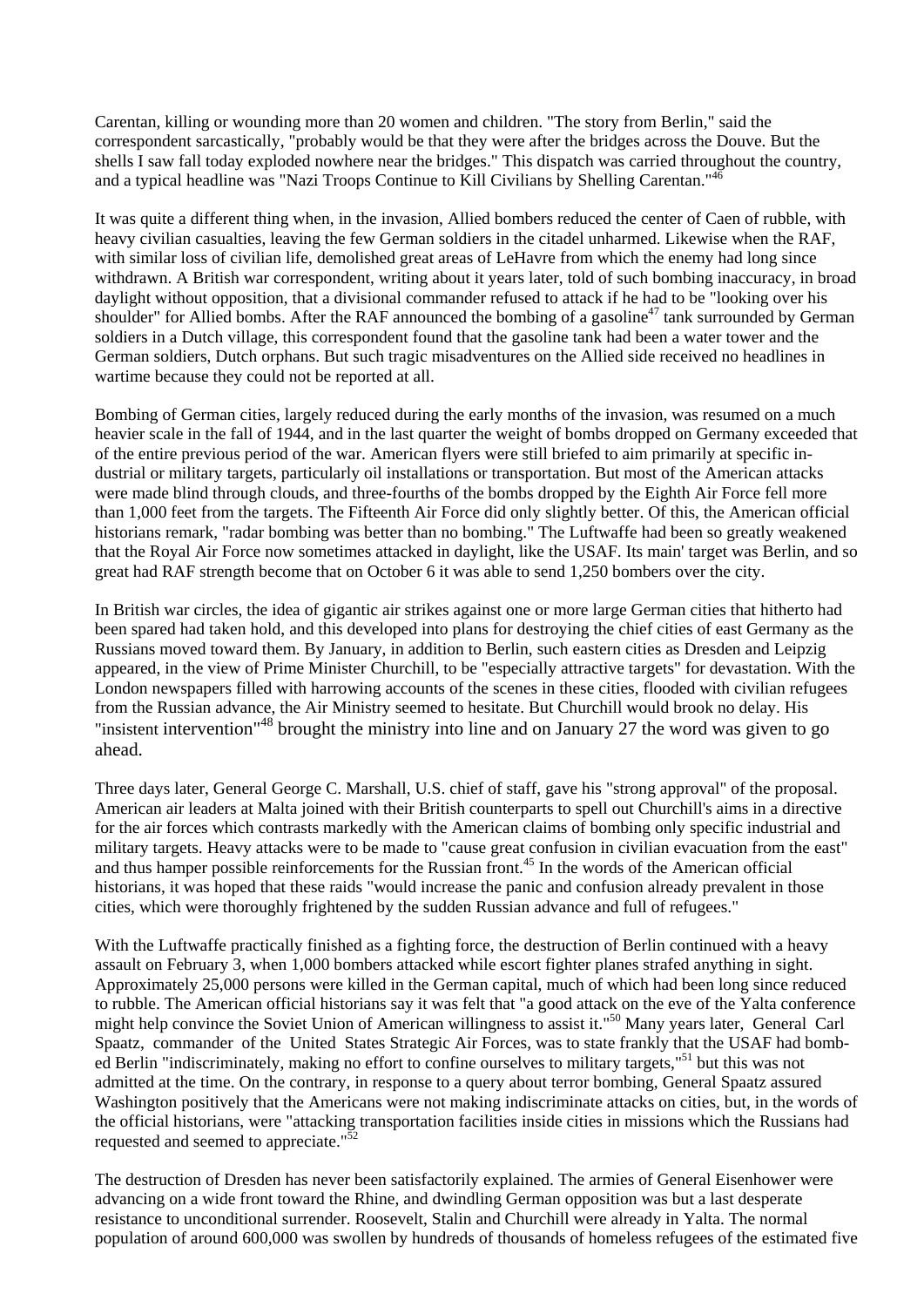Carentan, killing or wounding more than 20 women and children. "The story from Berlin," said the correspondent sarcastically, "probably would be that they were after the bridges across the Douve. But the shells I saw fall today exploded nowhere near the bridges." This dispatch was carried throughout the country, and a typical headline was "Nazi Troops Continue to Kill Civilians by Shelling Carentan."[46]

It was quite a different thing when, in the invasion, Allied bombers reduced the center of Caen of rubble, with heavy civilian casualties, leaving the few German soldiers in the citadel unharmed. Likewise when the RAF, with similar loss of civilian life, demolished great areas of LeHavre from which the enemy had long since withdrawn. A British war correspondent, writing about it years later, told of such bombing inaccuracy, in broad daylight without opposition, that a divisional commander refused to attack if he had to be "looking over his shoulder" for Allied bombs. After the RAF announced the bombing of a gasoline[47] tank surrounded by German soldiers in a Dutch village, this correspondent found that the gasoline tank had been a water tower and the German soldiers, Dutch orphans. But such tragic misadventures on the Allied side received no headlines in wartime because they could not be reported at all.

Bombing of German cities, largely reduced during the early months of the invasion, was resumed on a much heavier scale in the fall of 1944, and in the last quarter the weight of bombs dropped on Germany exceeded that of the entire previous period of the war. American flyers were still briefed to aim primarily at specific industrial or military targets, particularly oil installations or transportation. But most of the American attacks were made blind through clouds, and three-fourths of the bombs dropped by the Eighth Air Force fell more than 1,000 feet from the targets. The Fifteenth Air Force did only slightly better. Of this, the American official historians remark, "radar bombing was better than no bombing." The Luftwaffe had been so greatly weakened that the Royal Air Force now sometimes attacked in daylight, like the USAF. Its main' target was Berlin, and so great had RAF strength become that on October 6 it was able to send 1,250 bombers over the city.

In British war circles, the idea of gigantic air strikes against one or more large German cities that hitherto had been spared had taken hold, and this developed into plans for destroying the chief cities of east Germany as the Russians moved toward them. By January, in addition to Berlin, such eastern cities as Dresden and Leipzig appeared, in the view of Prime Minister Churchill, to be "especially attractive targets" for devastation. With the London newspapers filled with harrowing accounts of the scenes in these cities, flooded with civilian refugees from the Russian advance, the Air Ministry seemed to hesitate. But Churchill would brook no delay. His "insistent intervention"[48] brought the ministry into line and on January 27 the word was given to go ahead.

Three days later, General George C. Marshall, U.S. chief of staff, gave his "strong approval" of the proposal. American air leaders at Malta joined with their British counterparts to spell out Churchill's aims in a directive for the air forces which contrasts markedly with the American claims of bombing only specific industrial and military targets. Heavy attacks were to be made to "cause great confusion in civilian evacuation from the east" and thus hamper possible reinforcements for the Russian front.[45] In the words of the American official historians, it was hoped that these raids "would increase the panic and confusion already prevalent in those cities, which were thoroughly frightened by the sudden Russian advance and full of refugees."

With the Luftwaffe practically finished as a fighting force, the destruction of Berlin continued with a heavy assault on February 3, when 1,000 bombers attacked while escort fighter planes strafed anything in sight. Approximately 25,000 persons were killed in the German capital, much of which had been long since reduced to rubble. The American official historians say it was felt that "a good attack on the eve of the Yalta conference might help convince the Soviet Union of American willingness to assist it."[50] Many years later, General Carl Spaatz, commander of the United States Strategic Air Forces, was to state frankly that the USAF had bombed Berlin "indiscriminately, making no effort to confine ourselves to military targets,"[51] but this was not admitted at the time. On the contrary, in response to a query about terror bombing, General Spaatz assured Washington positively that the Americans were not making indiscriminate attacks on cities, but, in the words of the official historians, were "attacking transportation facilities inside cities in missions which the Russians had requested and seemed to appreciate."[52]

The destruction of Dresden has never been satisfactorily explained. The armies of General Eisenhower were advancing on a wide front toward the Rhine, and dwindling German opposition was but a last desperate resistance to unconditional surrender. Roosevelt, Stalin and Churchill were already in Yalta. The normal population of around 600,000 was swollen by hundreds of thousands of homeless refugees of the estimated five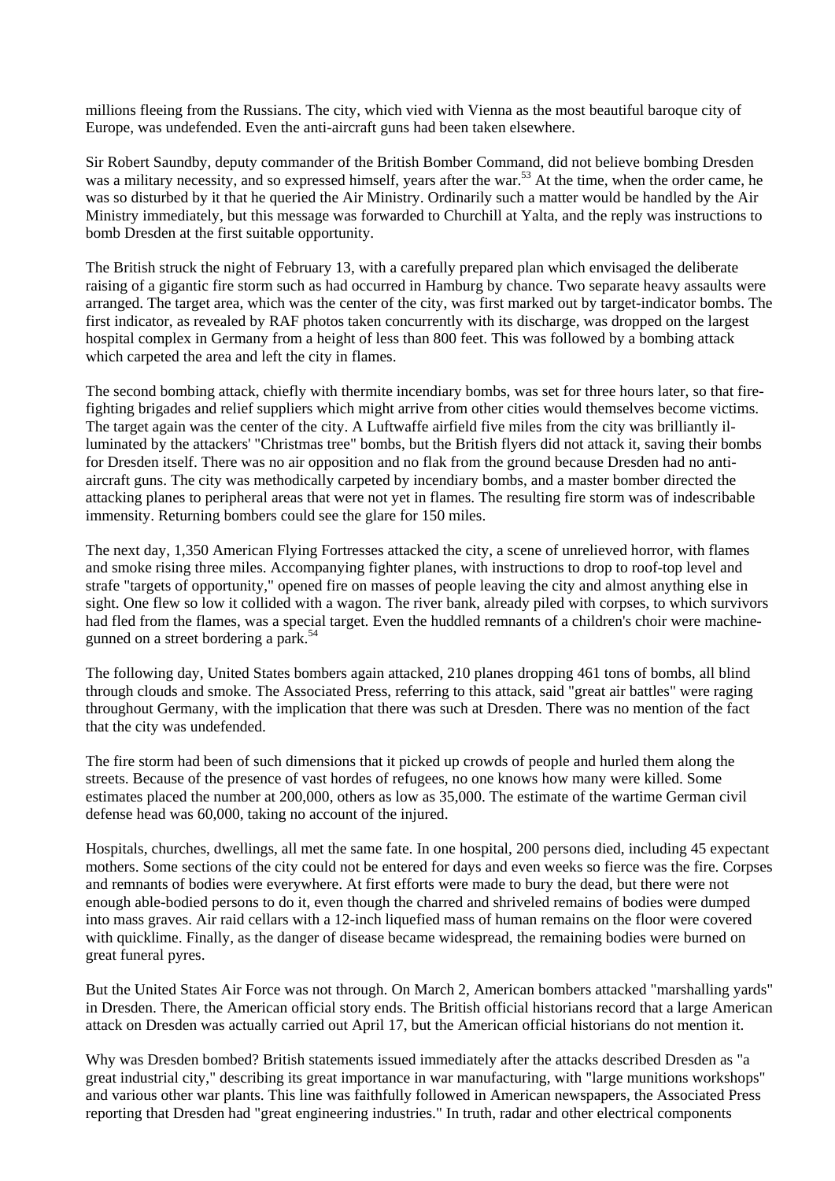millions fleeing from the Russians. The city, which vied with Vienna as the most beautiful baroque city of Europe, was undefended. Even the anti-aircraft guns had been taken elsewhere.

Sir Robert Saundby, deputy commander of the British Bomber Command, did not believe bombing Dresden was a military necessity, and so expressed himself, years after the war.[53] At the time, when the order came, he was so disturbed by it that he queried the Air Ministry. Ordinarily such a matter would be handled by the Air Ministry immediately, but this message was forwarded to Churchill at Yalta, and the reply was instructions to bomb Dresden at the first suitable opportunity.

The British struck the night of February 13, with a carefully prepared plan which envisaged the deliberate raising of a gigantic fire storm such as had occurred in Hamburg by chance. Two separate heavy assaults were arranged. The target area, which was the center of the city, was first marked out by target-indicator bombs. The first indicator, as revealed by RAF photos taken concurrently with its discharge, was dropped on the largest hospital complex in Germany from a height of less than 800 feet. This was followed by a bombing attack which carpeted the area and left the city in flames.

The second bombing attack, chiefly with thermite incendiary bombs, was set for three hours later, so that fire-fighting brigades and relief suppliers which might arrive from other cities would themselves become victims. The target again was the center of the city. A Luftwaffe airfield five miles from the city was brilliantly illuminated by the attackers' "Christmas tree" bombs, but the British flyers did not attack it, saving their bombs for Dresden itself. There was no air opposition and no flak from the ground because Dresden had no anti-aircraft guns. The city was methodically carpeted by incendiary bombs, and a master bomber directed the attacking planes to peripheral areas that were not yet in flames. The resulting fire storm was of indescribable immensity. Returning bombers could see the glare for 150 miles.

The next day, 1,350 American Flying Fortresses attacked the city, a scene of unrelieved horror, with flames and smoke rising three miles. Accompanying fighter planes, with instructions to drop to roof-top level and strafe "targets of opportunity," opened fire on masses of people leaving the city and almost anything else in sight. One flew so low it collided with a wagon. The river bank, already piled with corpses, to which survivors had fled from the flames, was a special target. Even the huddled remnants of a children's choir were machine-gunned on a street bordering a park.[54]

The following day, United States bombers again attacked, 210 planes dropping 461 tons of bombs, all blind through clouds and smoke. The Associated Press, referring to this attack, said "great air battles" were raging throughout Germany, with the implication that there was such at Dresden. There was no mention of the fact that the city was undefended.

The fire storm had been of such dimensions that it picked up crowds of people and hurled them along the streets. Because of the presence of vast hordes of refugees, no one knows how many were killed. Some estimates placed the number at 200,000, others as low as 35,000. The estimate of the wartime German civil defense head was 60,000, taking no account of the injured.

Hospitals, churches, dwellings, all met the same fate. In one hospital, 200 persons died, including 45 expectant mothers. Some sections of the city could not be entered for days and even weeks so fierce was the fire. Corpses and remnants of bodies were everywhere. At first efforts were made to bury the dead, but there were not enough able-bodied persons to do it, even though the charred and shriveled remains of bodies were dumped into mass graves. Air raid cellars with a 12-inch liquefied mass of human remains on the floor were covered with quicklime. Finally, as the danger of disease became widespread, the remaining bodies were burned on great funeral pyres.

But the United States Air Force was not through. On March 2, American bombers attacked "marshalling yards" in Dresden. There, the American official story ends. The British official historians record that a large American attack on Dresden was actually carried out April 17, but the American official historians do not mention it.

Why was Dresden bombed? British statements issued immediately after the attacks described Dresden as "a great industrial city," describing its great importance in war manufacturing, with "large munitions workshops" and various other war plants. This line was faithfully followed in American newspapers, the Associated Press reporting that Dresden had "great engineering industries." In truth, radar and other electrical components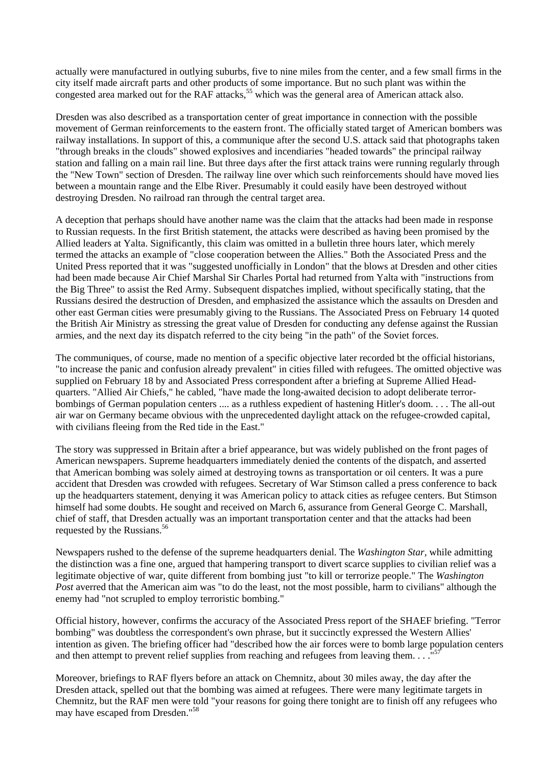actually were manufactured in outlying suburbs, five to nine miles from the center, and a few small firms in the city itself made aircraft parts and other products of some importance. But no such plant was within the congested area marked out for the RAF attacks,[55] which was the general area of American attack also.

Dresden was also described as a transportation center of great importance in connection with the possible movement of German reinforcements to the eastern front. The officially stated target of American bombers was railway installations. In support of this, a communique after the second U.S. attack said that photographs taken "through breaks in the clouds" showed explosives and incendiaries "headed towards" the principal railway station and falling on a main rail line. But three days after the first attack trains were running regularly through the "New Town" section of Dresden. The railway line over which such reinforcements should have moved lies between a mountain range and the Elbe River. Presumably it could easily have been destroyed without destroying Dresden. No railroad ran through the central target area.

A deception that perhaps should have another name was the claim that the attacks had been made in response to Russian requests. In the first British statement, the attacks were described as having been promised by the Allied leaders at Yalta. Significantly, this claim was omitted in a bulletin three hours later, which merely termed the attacks an example of "close cooperation between the Allies." Both the Associated Press and the United Press reported that it was "suggested unofficially in London" that the blows at Dresden and other cities had been made because Air Chief Marshal Sir Charles Portal had returned from Yalta with "instructions from the Big Three" to assist the Red Army. Subsequent dispatches implied, without specifically stating, that the Russians desired the destruction of Dresden, and emphasized the assistance which the assaults on Dresden and other east German cities were presumably giving to the Russians. The Associated Press on February 14 quoted the British Air Ministry as stressing the great value of Dresden for conducting any defense against the Russian armies, and the next day its dispatch referred to the city being "in the path" of the Soviet forces.

The communiques, of course, made no mention of a specific objective later recorded bt the official historians, "to increase the panic and confusion already prevalent" in cities filled with refugees. The omitted objective was supplied on February 18 by and Associated Press correspondent after a briefing at Supreme Allied Head-quarters. "Allied Air Chiefs," he cabled, "have made the long-awaited decision to adopt deliberate terror-bombings of German population centers .... as a ruthless expedient of hastening Hitler's doom. . . . The all-out air war on Germany became obvious with the unprecedented daylight attack on the refugee-crowded capital, with civilians fleeing from the Red tide in the East."

The story was suppressed in Britain after a brief appearance, but was widely published on the front pages of American newspapers. Supreme headquarters immediately denied the contents of the dispatch, and asserted that American bombing was solely aimed at destroying towns as transportation or oil centers. It was a pure accident that Dresden was crowded with refugees. Secretary of War Stimson called a press conference to back up the headquarters statement, denying it was American policy to attack cities as refugee centers. But Stimson himself had some doubts. He sought and received on March 6, assurance from General George C. Marshall, chief of staff, that Dresden actually was an important transportation center and that the attacks had been requested by the Russians.[56]

Newspapers rushed to the defense of the supreme headquarters denial. The *Washington Star*, while admitting the distinction was a fine one, argued that hampering transport to divert scarce supplies to civilian relief was a legitimate objective of war, quite different from bombing just "to kill or terrorize people." The *Washington Post* averred that the American aim was "to do the least, not the most possible, harm to civilians" although the enemy had "not scrupled to employ terroristic bombing."

Official history, however, confirms the accuracy of the Associated Press report of the SHAEF briefing. "Terror bombing" was doubtless the correspondent's own phrase, but it succinctly expressed the Western Allies' intention as given. The briefing officer had "described how the air forces were to bomb large population centers and then attempt to prevent relief supplies from reaching and refugees from leaving them. . . ."[57]

Moreover, briefings to RAF flyers before an attack on Chemnitz, about 30 miles away, the day after the Dresden attack, spelled out that the bombing was aimed at refugees. There were many legitimate targets in Chemnitz, but the RAF men were told "your reasons for going there tonight are to finish off any refugees who may have escaped from Dresden."[58]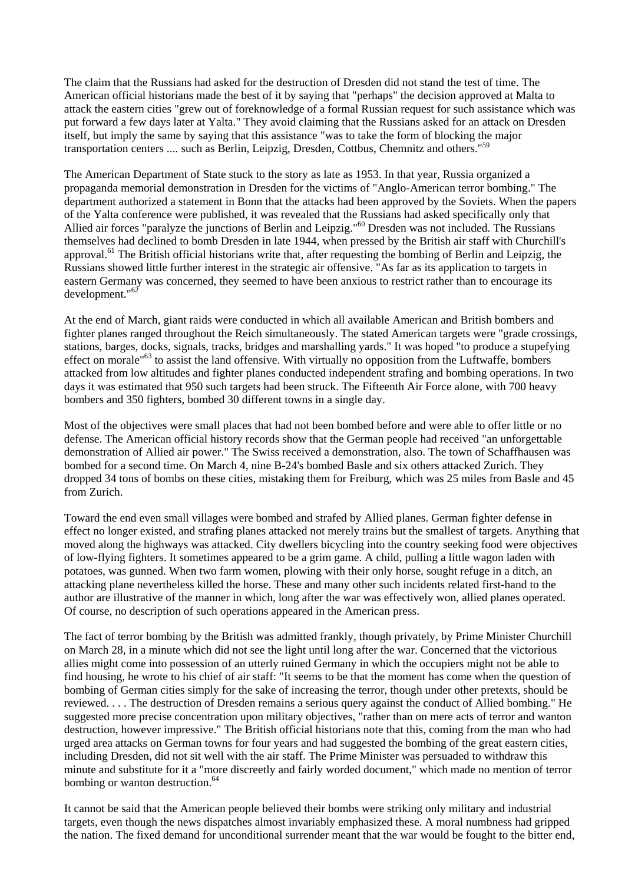The claim that the Russians had asked for the destruction of Dresden did not stand the test of time. The American official historians made the best of it by saying that "perhaps" the decision approved at Malta to attack the eastern cities "grew out of foreknowledge of a formal Russian request for such assistance which was put forward a few days later at Yalta." They avoid claiming that the Russians asked for an attack on Dresden itself, but imply the same by saying that this assistance "was to take the form of blocking the major transportation centers .... such as Berlin, Leipzig, Dresden, Cottbus, Chemnitz and others."[59]

The American Department of State stuck to the story as late as 1953. In that year, Russia organized a propaganda memorial demonstration in Dresden for the victims of "Anglo-American terror bombing." The department authorized a statement in Bonn that the attacks had been approved by the Soviets. When the papers of the Yalta conference were published, it was revealed that the Russians had asked specifically only that Allied air forces "paralyze the junctions of Berlin and Leipzig."[60] Dresden was not included. The Russians themselves had declined to bomb Dresden in late 1944, when pressed by the British air staff with Churchill's approval.[61] The British official historians write that, after requesting the bombing of Berlin and Leipzig, the Russians showed little further interest in the strategic air offensive. "As far as its application to targets in eastern Germany was concerned, they seemed to have been anxious to restrict rather than to encourage its development."[62]

At the end of March, giant raids were conducted in which all available American and British bombers and fighter planes ranged throughout the Reich simultaneously. The stated American targets were "grade crossings, stations, barges, docks, signals, tracks, bridges and marshalling yards." It was hoped "to produce a stupefying effect on morale"[63] to assist the land offensive. With virtually no opposition from the Luftwaffe, bombers attacked from low altitudes and fighter planes conducted independent strafing and bombing operations. In two days it was estimated that 950 such targets had been struck. The Fifteenth Air Force alone, with 700 heavy bombers and 350 fighters, bombed 30 different towns in a single day.

Most of the objectives were small places that had not been bombed before and were able to offer little or no defense. The American official history records show that the German people had received "an unforgettable demonstration of Allied air power." The Swiss received a demonstration, also. The town of Schaffhausen was bombed for a second time. On March 4, nine B-24's bombed Basle and six others attacked Zurich. They dropped 34 tons of bombs on these cities, mistaking them for Freiburg, which was 25 miles from Basle and 45 from Zurich.

Toward the end even small villages were bombed and strafed by Allied planes. German fighter defense in effect no longer existed, and strafing planes attacked not merely trains but the smallest of targets. Anything that moved along the highways was attacked. City dwellers bicycling into the country seeking food were objectives of low-flying fighters. It sometimes appeared to be a grim game. A child, pulling a little wagon laden with potatoes, was gunned. When two farm women, plowing with their only horse, sought refuge in a ditch, an attacking plane nevertheless killed the horse. These and many other such incidents related first-hand to the author are illustrative of the manner in which, long after the war was effectively won, allied planes operated. Of course, no description of such operations appeared in the American press.

The fact of terror bombing by the British was admitted frankly, though privately, by Prime Minister Churchill on March 28, in a minute which did not see the light until long after the war. Concerned that the victorious allies might come into possession of an utterly ruined Germany in which the occupiers might not be able to find housing, he wrote to his chief of air staff: "It seems to be that the moment has come when the question of bombing of German cities simply for the sake of increasing the terror, though under other pretexts, should be reviewed. . . . The destruction of Dresden remains a serious query against the conduct of Allied bombing." He suggested more precise concentration upon military objectives, "rather than on mere acts of terror and wanton destruction, however impressive." The British official historians note that this, coming from the man who had urged area attacks on German towns for four years and had suggested the bombing of the great eastern cities, including Dresden, did not sit well with the air staff. The Prime Minister was persuaded to withdraw this minute and substitute for it a "more discreetly and fairly worded document," which made no mention of terror bombing or wanton destruction.[64]

It cannot be said that the American people believed their bombs were striking only military and industrial targets, even though the news dispatches almost invariably emphasized these. A moral numbness had gripped the nation. The fixed demand for unconditional surrender meant that the war would be fought to the bitter end,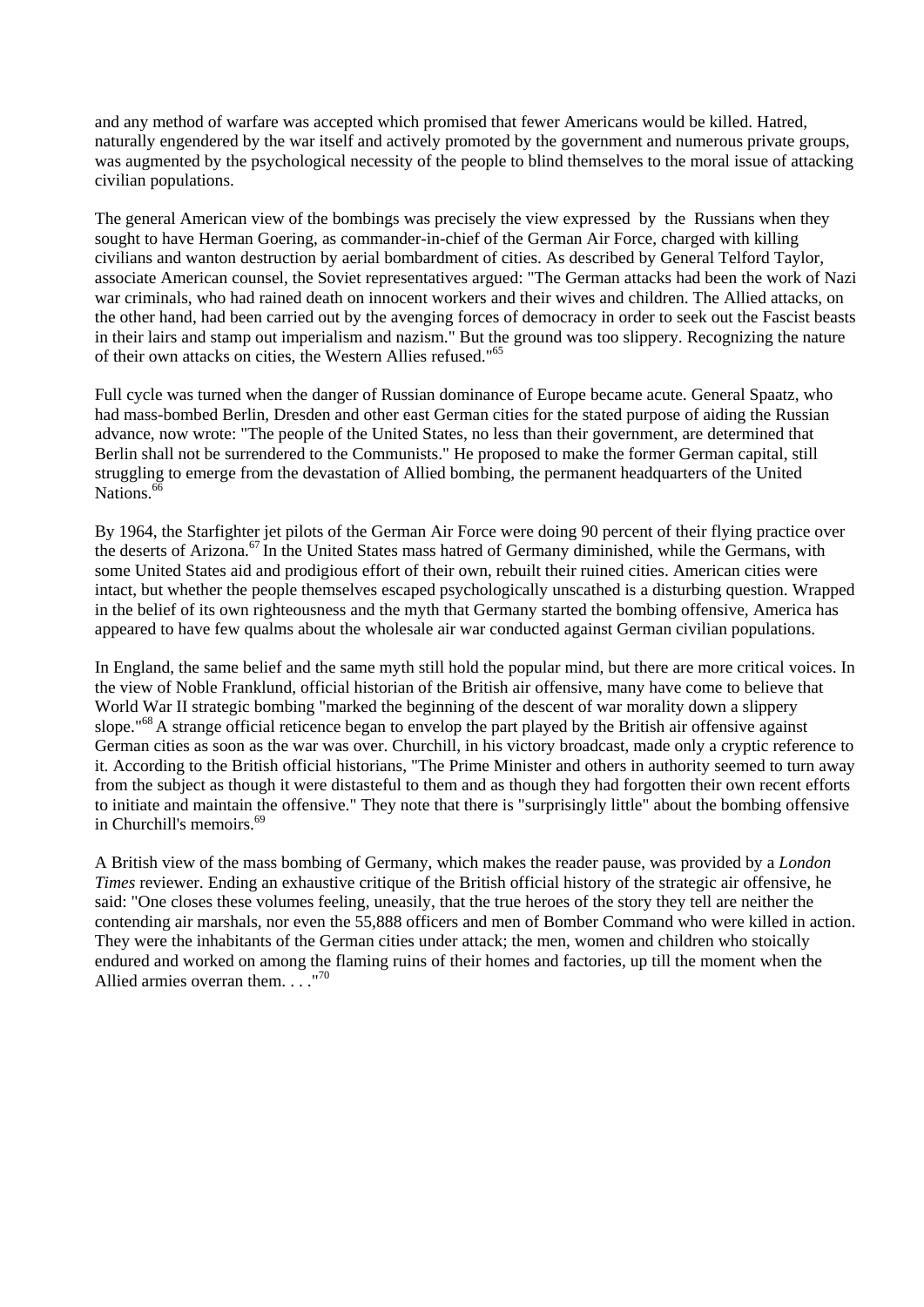and any method of warfare was accepted which promised that fewer Americans would be killed. Hatred, naturally engendered by the war itself and actively promoted by the government and numerous private groups, was augmented by the psychological necessity of the people to blind themselves to the moral issue of attacking civilian populations.

The general American view of the bombings was precisely the view expressed by the Russians when they sought to have Herman Goering, as commander-in-chief of the German Air Force, charged with killing civilians and wanton destruction by aerial bombardment of cities. As described by General Telford Taylor, associate American counsel, the Soviet representatives argued: "The German attacks had been the work of Nazi war criminals, who had rained death on innocent workers and their wives and children. The Allied attacks, on the other hand, had been carried out by the avenging forces of democracy in order to seek out the Fascist beasts in their lairs and stamp out imperialism and nazism." But the ground was too slippery. Recognizing the nature of their own attacks on cities, the Western Allies refused."[65]

Full cycle was turned when the danger of Russian dominance of Europe became acute. General Spaatz, who had mass-bombed Berlin, Dresden and other east German cities for the stated purpose of aiding the Russian advance, now wrote: "The people of the United States, no less than their government, are determined that Berlin shall not be surrendered to the Communists." He proposed to make the former German capital, still struggling to emerge from the devastation of Allied bombing, the permanent headquarters of the United Nations.[66]

By 1964, the Starfighter jet pilots of the German Air Force were doing 90 percent of their flying practice over the deserts of Arizona.[67] In the United States mass hatred of Germany diminished, while the Germans, with some United States aid and prodigious effort of their own, rebuilt their ruined cities. American cities were intact, but whether the people themselves escaped psychologically unscathed is a disturbing question. Wrapped in the belief of its own righteousness and the myth that Germany started the bombing offensive, America has appeared to have few qualms about the wholesale air war conducted against German civilian populations.

In England, the same belief and the same myth still hold the popular mind, but there are more critical voices. In the view of Noble Franklund, official historian of the British air offensive, many have come to believe that World War II strategic bombing "marked the beginning of the descent of war morality down a slippery slope."[68] A strange official reticence began to envelop the part played by the British air offensive against German cities as soon as the war was over. Churchill, in his victory broadcast, made only a cryptic reference to it. According to the British official historians, "The Prime Minister and others in authority seemed to turn away from the subject as though it were distasteful to them and as though they had forgotten their own recent efforts to initiate and maintain the offensive." They note that there is "surprisingly little" about the bombing offensive in Churchill's memoirs.[69]

A British view of the mass bombing of Germany, which makes the reader pause, was provided by a *London Times* reviewer. Ending an exhaustive critique of the British official history of the strategic air offensive, he said: "One closes these volumes feeling, uneasily, that the true heroes of the story they tell are neither the contending air marshals, nor even the 55,888 officers and men of Bomber Command who were killed in action. They were the inhabitants of the German cities under attack; the men, women and children who stoically endured and worked on among the flaming ruins of their homes and factories, up till the moment when the Allied armies overran them. . . ."[70]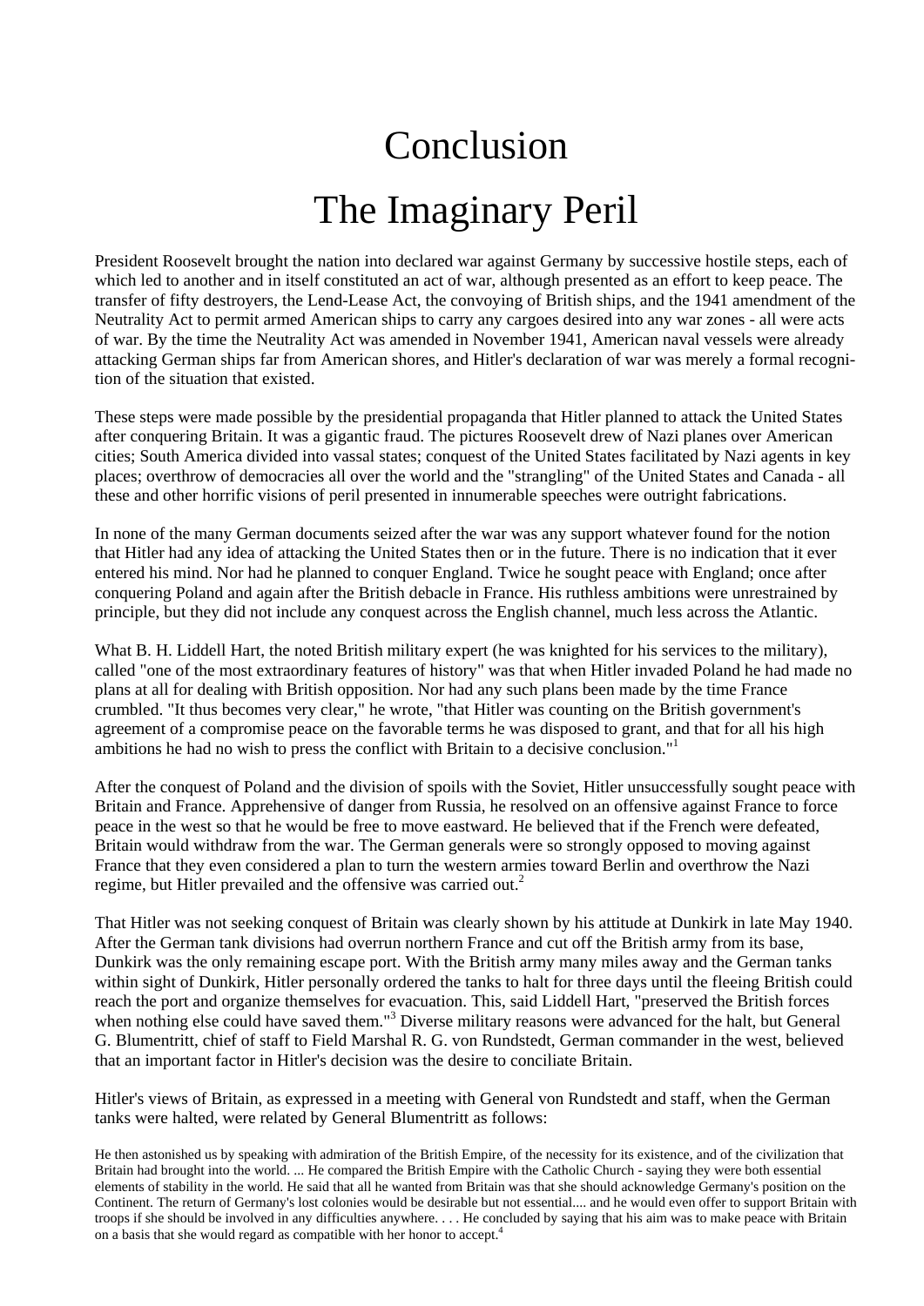# Conclusion

# The Imaginary Peril

President Roosevelt brought the nation into declared war against Germany by successive hostile steps, each of which led to another and in itself constituted an act of war, although presented as an effort to keep peace. The transfer of fifty destroyers, the Lend-Lease Act, the convoying of British ships, and the 1941 amendment of the Neutrality Act to permit armed American ships to carry any cargoes desired into any war zones - all were acts of war. By the time the Neutrality Act was amended in November 1941, American naval vessels were already attacking German ships far from American shores, and Hitler's declaration of war was merely a formal recognition of the situation that existed.

These steps were made possible by the presidential propaganda that Hitler planned to attack the United States after conquering Britain. It was a gigantic fraud. The pictures Roosevelt drew of Nazi planes over American cities; South America divided into vassal states; conquest of the United States facilitated by Nazi agents in key places; overthrow of democracies all over the world and the "strangling" of the United States and Canada - all these and other horrific visions of peril presented in innumerable speeches were outright fabrications.

In none of the many German documents seized after the war was any support whatever found for the notion that Hitler had any idea of attacking the United States then or in the future. There is no indication that it ever entered his mind. Nor had he planned to conquer England. Twice he sought peace with England; once after conquering Poland and again after the British debacle in France. His ruthless ambitions were unrestrained by principle, but they did not include any conquest across the English channel, much less across the Atlantic.

What B. H. Liddell Hart, the noted British military expert (he was knighted for his services to the military), called "one of the most extraordinary features of history" was that when Hitler invaded Poland he had made no plans at all for dealing with British opposition. Nor had any such plans been made by the time France crumbled. "It thus becomes very clear," he wrote, "that Hitler was counting on the British government's agreement of a compromise peace on the favorable terms he was disposed to grant, and that for all his high ambitions he had no wish to press the conflict with Britain to a decisive conclusion."[1]

After the conquest of Poland and the division of spoils with the Soviet, Hitler unsuccessfully sought peace with Britain and France. Apprehensive of danger from Russia, he resolved on an offensive against France to force peace in the west so that he would be free to move eastward. He believed that if the French were defeated, Britain would withdraw from the war. The German generals were so strongly opposed to moving against France that they even considered a plan to turn the western armies toward Berlin and overthrow the Nazi regime, but Hitler prevailed and the offensive was carried out.[2]

That Hitler was not seeking conquest of Britain was clearly shown by his attitude at Dunkirk in late May 1940. After the German tank divisions had overrun northern France and cut off the British army from its base, Dunkirk was the only remaining escape port. With the British army many miles away and the German tanks within sight of Dunkirk, Hitler personally ordered the tanks to halt for three days until the fleeing British could reach the port and organize themselves for evacuation. This, said Liddell Hart, "preserved the British forces when nothing else could have saved them."[3] Diverse military reasons were advanced for the halt, but General G. Blumentritt, chief of staff to Field Marshal R. G. von Rundstedt, German commander in the west, believed that an important factor in Hitler's decision was the desire to conciliate Britain.

Hitler's views of Britain, as expressed in a meeting with General von Rundstedt and staff, when the German tanks were halted, were related by General Blumentritt as follows:

> He then astonished us by speaking with admiration of the British Empire, of the necessity for its existence, and of the civilization that Britain had brought into the world. ... He compared the British Empire with the Catholic Church - saying they were both essential elements of stability in the world. He said that all he wanted from Britain was that she should acknowledge Germany's position on the Continent. The return of Germany's lost colonies would be desirable but not essential.... and he would even offer to support Britain with troops if she should be involved in any difficulties anywhere. . . . He concluded by saying that his aim was to make peace with Britain on a basis that she would regard as compatible with her honor to accept.[4]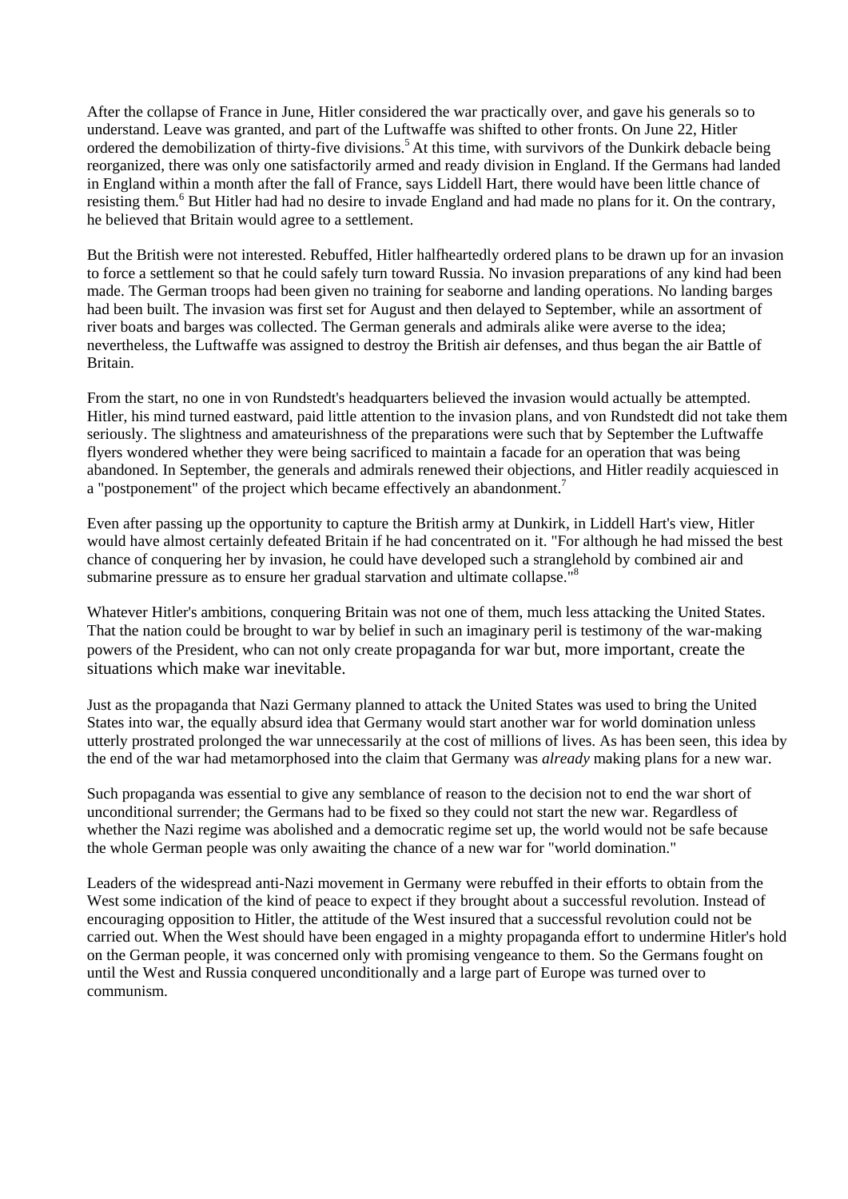After the collapse of France in June, Hitler considered the war practically over, and gave his generals so to understand. Leave was granted, and part of the Luftwaffe was shifted to other fronts. On June 22, Hitler ordered the demobilization of thirty-five divisions.[5] At this time, with survivors of the Dunkirk debacle being reorganized, there was only one satisfactorily armed and ready division in England. If the Germans had landed in England within a month after the fall of France, says Liddell Hart, there would have been little chance of resisting them.[6] But Hitler had had no desire to invade England and had made no plans for it. On the contrary, he believed that Britain would agree to a settlement.

But the British were not interested. Rebuffed, Hitler halfheartedly ordered plans to be drawn up for an invasion to force a settlement so that he could safely turn toward Russia. No invasion preparations of any kind had been made. The German troops had been given no training for seaborne and landing operations. No landing barges had been built. The invasion was first set for August and then delayed to September, while an assortment of river boats and barges was collected. The German generals and admirals alike were averse to the idea; nevertheless, the Luftwaffe was assigned to destroy the British air defenses, and thus began the air Battle of Britain.

From the start, no one in von Rundstedt's headquarters believed the invasion would actually be attempted. Hitler, his mind turned eastward, paid little attention to the invasion plans, and von Rundstedt did not take them seriously. The slightness and amateurishness of the preparations were such that by September the Luftwaffe flyers wondered whether they were being sacrificed to maintain a facade for an operation that was being abandoned. In September, the generals and admirals renewed their objections, and Hitler readily acquiesced in a "postponement" of the project which became effectively an abandonment.[7]

Even after passing up the opportunity to capture the British army at Dunkirk, in Liddell Hart's view, Hitler would have almost certainly defeated Britain if he had concentrated on it. "For although he had missed the best chance of conquering her by invasion, he could have developed such a stranglehold by combined air and submarine pressure as to ensure her gradual starvation and ultimate collapse."[8]

Whatever Hitler's ambitions, conquering Britain was not one of them, much less attacking the United States. That the nation could be brought to war by belief in such an imaginary peril is testimony of the war-making powers of the President, who can not only create propaganda for war but, more important, create the situations which make war inevitable.

Just as the propaganda that Nazi Germany planned to attack the United States was used to bring the United States into war, the equally absurd idea that Germany would start another war for world domination unless utterly prostrated prolonged the war unnecessarily at the cost of millions of lives. As has been seen, this idea by the end of the war had metamorphosed into the claim that Germany was *already* making plans for a new war.

Such propaganda was essential to give any semblance of reason to the decision not to end the war short of unconditional surrender; the Germans had to be fixed so they could not start the new war. Regardless of whether the Nazi regime was abolished and a democratic regime set up, the world would not be safe because the whole German people was only awaiting the chance of a new war for "world domination."

Leaders of the widespread anti-Nazi movement in Germany were rebuffed in their efforts to obtain from the West some indication of the kind of peace to expect if they brought about a successful revolution. Instead of encouraging opposition to Hitler, the attitude of the West insured that a successful revolution could not be carried out. When the West should have been engaged in a mighty propaganda effort to undermine Hitler's hold on the German people, it was concerned only with promising vengeance to them. So the Germans fought on until the West and Russia conquered unconditionally and a large part of Europe was turned over to communism.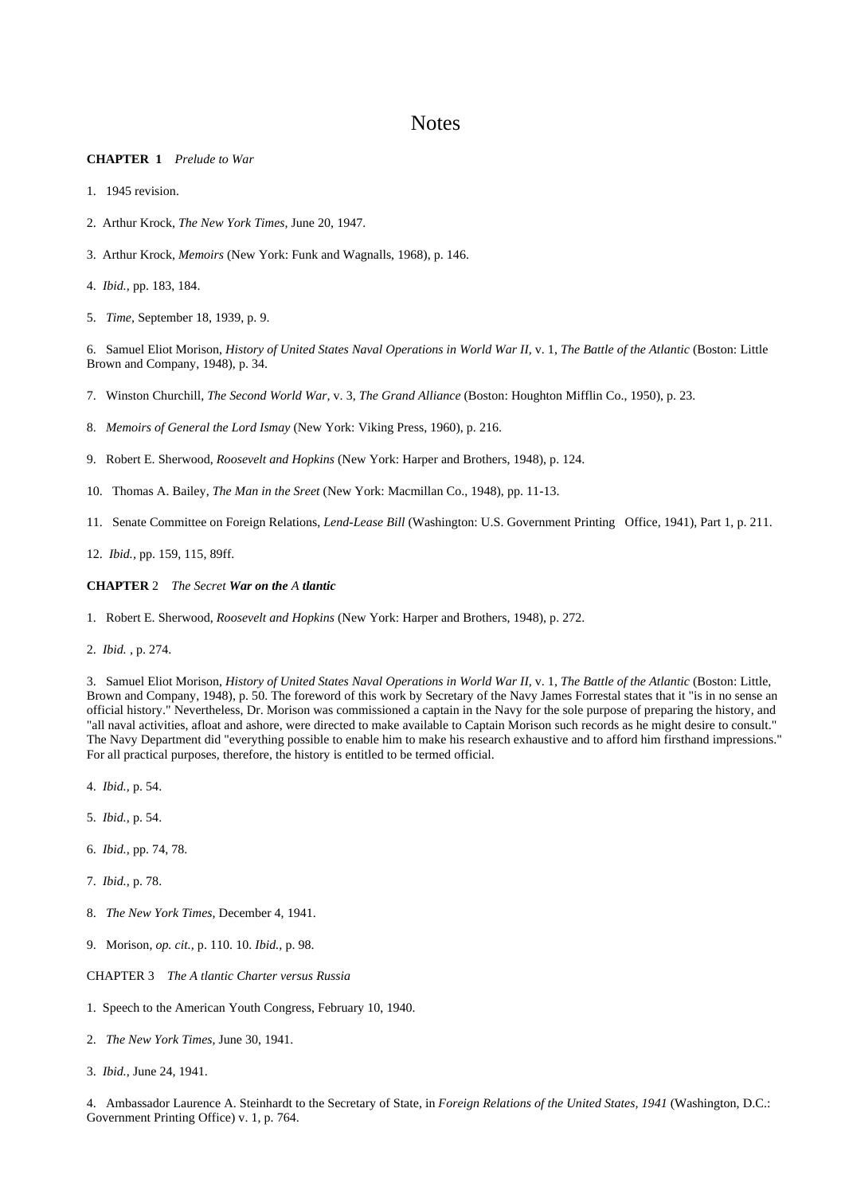# Notes

**CHAPTER 1** *Prelude to War*

1. 1945 revision.

2. Arthur Krock, *The New York Times,* June 20, 1947.

3. Arthur Krock, *Memoirs* (New York: Funk and Wagnalls, 1968), p. 146.

4. *Ibid.,* pp. 183, 184.

5. *Time,* September 18, 1939, p. 9.

6. Samuel Eliot Morison, *History of United States Naval Operations in World War II,* v. 1, *The Battle of the Atlantic* (Boston: Little Brown and Company, 1948), p. 34.

7. Winston Churchill, *The Second World War,* v. 3, *The Grand Alliance* (Boston: Houghton Mifflin Co., 1950), p. 23.

8. *Memoirs of General the Lord Ismay* (New York: Viking Press, 1960), p. 216.

9. Robert E. Sherwood, *Roosevelt and Hopkins* (New York: Harper and Brothers, 1948), p. 124.

10. Thomas A. Bailey, *The Man in the Sreet* (New York: Macmillan Co., 1948), pp. 11-13.

11. Senate Committee on Foreign Relations, *Lend-Lease Bill* (Washington: U.S. Government Printing Office, 1941), Part 1, p. 211.

12. *Ibid.,* pp. 159, 115, 89ff.

**CHAPTER** 2 *The Secret* ***War on the*** *A* ***tlantic***

1. Robert E. Sherwood, *Roosevelt and Hopkins* (New York: Harper and Brothers, 1948), p. 272.

2. *Ibid.* , p. 274.

3. Samuel Eliot Morison, *History of United States Naval Operations in World War II,* v. 1, *The Battle of the Atlantic* (Boston: Little, Brown and Company, 1948), p. 50. The foreword of this work by Secretary of the Navy James Forrestal states that it "is in no sense an official history." Nevertheless, Dr. Morison was commissioned a captain in the Navy for the sole purpose of preparing the history, and "all naval activities, afloat and ashore, were directed to make available to Captain Morison such records as he might desire to consult." The Navy Department did "everything possible to enable him to make his research exhaustive and to afford him firsthand impressions." For all practical purposes, therefore, the history is entitled to be termed official.

4. *Ibid.,* p. 54.

5. *Ibid.,* p. 54.

6. *Ibid.,* pp. 74, 78.

7. *Ibid.,* p. 78.

8. *The New York Times,* December 4, 1941.

9. Morison, *op. cit.,* p. 110. 10. *Ibid.,* p. 98.

CHAPTER 3 *The A tlantic Charter versus Russia*

1. Speech to the American Youth Congress, February 10, 1940.

2. *The New York Times,* June 30, 1941.

3. *Ibid.,* June 24, 1941.

4. Ambassador Laurence A. Steinhardt to the Secretary of State, in *Foreign Relations of the United States, 1941* (Washington, D.C.: Government Printing Office) v. 1, p. 764.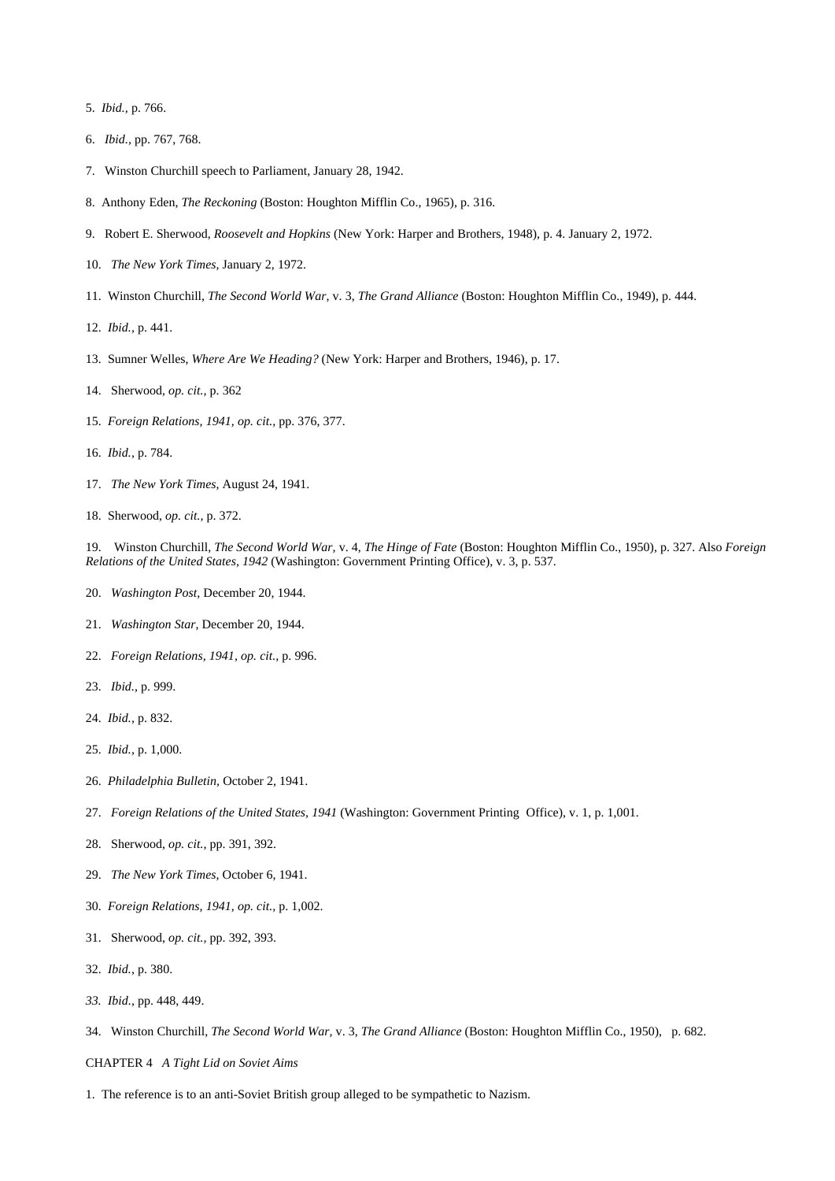5. *Ibid.,* p. 766.

6. *Ibid.*, pp. 767, 768.

7. Winston Churchill speech to Parliament, January 28, 1942.

8. Anthony Eden, *The Reckoning* (Boston: Houghton Mifflin Co., 1965), p. 316.

9. Robert E. Sherwood, *Roosevelt and Hopkins* (New York: Harper and Brothers, 1948), p. 4. January 2, 1972.

10. *The New York Times,* January 2, 1972.

11. Winston Churchill, *The Second World War,* v. 3, *The Grand Alliance* (Boston: Houghton Mifflin Co., 1949), p. 444.

12. *Ibid.*, p. 441.

13. Sumner Welles, *Where Are We Heading?* (New York: Harper and Brothers, 1946), p. 17.

14. Sherwood, *op. cit.,* p. 362

15. *Foreign Relations, 1941, op. cit.,* pp. 376, 377.

16. *Ibid.,* p. 784.

17. *The New York Times,* August 24, 1941.

18. Sherwood, *op. cit.,* p. 372.

19. Winston Churchill, *The Second World War,* v. 4, *The Hinge of Fate* (Boston: Houghton Mifflin Co., 1950), p. 327. Also *Foreign Relations of the United States, 1942* (Washington: Government Printing Office), v. 3, p. 537.

20. *Washington Post,* December 20, 1944.

21. *Washington Star,* December 20, 1944.

22. *Foreign Relations, 1941, op. cit.,* p. 996.

23. *Ibid.,* p. 999.

24. *Ibid.,* p. 832.

25. *Ibid.,* p. 1,000.

26. *Philadelphia Bulletin,* October 2, 1941.

27. *Foreign Relations of the United States, 1941* (Washington: Government Printing Office), v. 1, p. 1,001.

28. Sherwood, *op. cit.,* pp. 391, 392.

29. *The New York Times,* October 6, 1941.

30. *Foreign Relations, 1941, op. cit.,* p. 1,002.

31. Sherwood, *op. cit.,* pp. 392, 393.

32. *Ibid.,* p. 380.

*33.* *Ibid.,* pp. 448, 449.

34. Winston Churchill, *The Second World War,* v. 3, *The Grand Alliance* (Boston: Houghton Mifflin Co., 1950), p. 682.

CHAPTER 4 *A Tight Lid on Soviet Aims*

1. The reference is to an anti-Soviet British group alleged to be sympathetic to Nazism.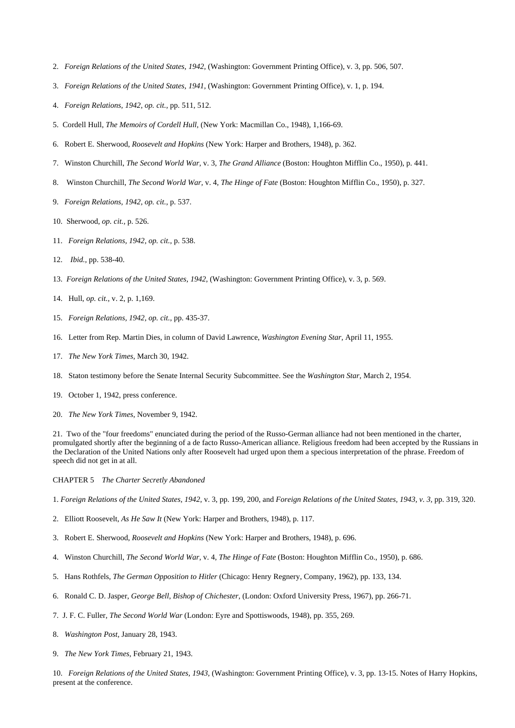2. *Foreign Relations of the United States, 1942,* (Washington: Government Printing Office), v. 3, pp. 506, 507.

3. *Foreign Relations of the United States, 1941,* (Washington: Government Printing Office), v. 1, p. 194.

4. *Foreign Relations, 1942, op. cit.,* pp. 511, 512.

5. Cordell Hull, *The Memoirs of Cordell Hull,* (New York: Macmillan Co., 1948), 1,166-69.

6. Robert E. Sherwood, *Roosevelt and Hopkins* (New York: Harper and Brothers, 1948), p. 362.

7. Winston Churchill, *The Second World War,* v. 3, *The Grand Alliance* (Boston: Houghton Mifflin Co., 1950), p. 441.

8. Winston Churchill, *The Second World War,* v. 4, *The Hinge of Fate* (Boston: Houghton Mifflin Co., 1950), p. 327.

9. *Foreign Relations, 1942, op. cit.,* p. 537.

10. Sherwood, *op. cit.,* p. 526.

11. *Foreign Relations, 1942, op. cit.,* p. 538.

12. *Ibid.,* pp. 538-40.

13. *Foreign Relations of the United States, 1942,* (Washington: Government Printing Office), v. 3, p. 569.

14. Hull, *op. cit.,* v. 2, p. 1,169.

15. *Foreign Relations, 1942, op. cit.,* pp. 435-37.

16. Letter from Rep. Martin Dies, in column of David Lawrence, *Washington Evening Star,* April 11, 1955.

17. *The New York Times,* March 30, 1942.

18. Staton testimony before the Senate Internal Security Subcommittee. See the *Washington Star,* March 2, 1954.

19. October 1, 1942, press conference.

20. *The New York Times,* November 9, 1942.

21. Two of the "four freedoms" enunciated during the period of the Russo-German alliance had not been mentioned in the charter, promulgated shortly after the beginning of a de facto Russo-American alliance. Religious freedom had been accepted by the Russians in the Declaration of the United Nations only after Roosevelt had urged upon them a specious interpretation of the phrase. Freedom of speech did not get in at all.

## CHAPTER 5 *The Charter Secretly Abandoned*

1. *Foreign Relations of the United States, 1942,* v. 3, pp. 199, 200, and *Foreign Relations of the United States, 1943, v. 3,* pp. 319, 320.

2. Elliott Roosevelt, *As He Saw It* (New York: Harper and Brothers, 1948), p. 117.

3. Robert E. Sherwood, *Roosevelt and Hopkins* (New York: Harper and Brothers, 1948), p. 696.

4. Winston Churchill, *The Second World War,* v. 4, *The Hinge of Fate* (Boston: Houghton Mifflin Co., 1950), p. 686.

5. Hans Rothfels, *The German Opposition to Hitler* (Chicago: Henry Regnery, Company, 1962), pp. 133, 134.

6. Ronald C. D. Jasper, *George Bell, Bishop of Chichester,* (London: Oxford University Press, 1967), pp. 266-71.

7. J. F. C. Fuller, *The Second World War* (London: Eyre and Spottiswoods, 1948), pp. 355, 269.

8. *Washington Post,* January 28, 1943.

9. *The New York Times,* February 21, 1943.

10. *Foreign Relations of the United States, 1943,* (Washington: Government Printing Office), v. 3, pp. 13-15. Notes of Harry Hopkins, present at the conference.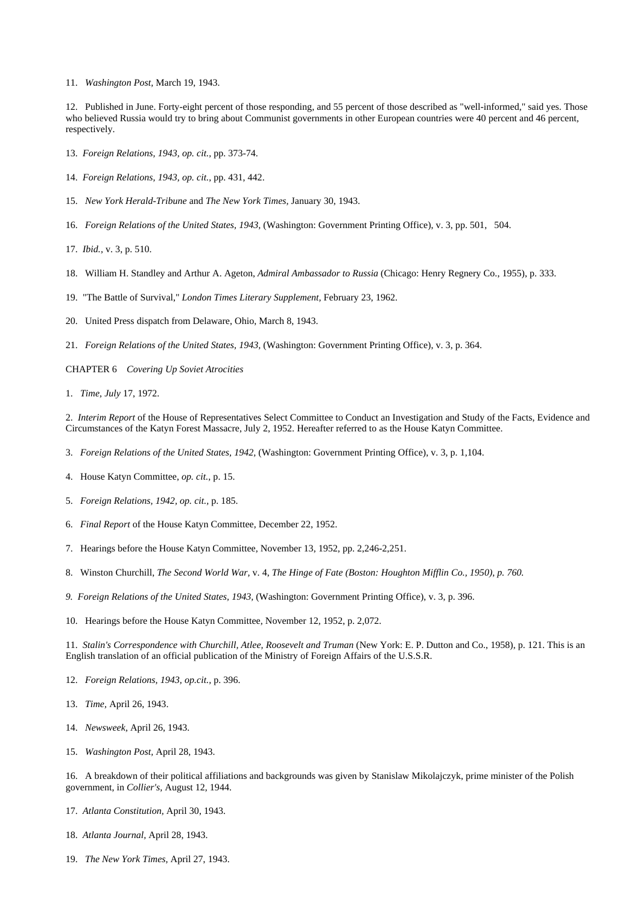11. *Washington Post,* March 19, 1943.

12. Published in June. Forty-eight percent of those responding, and 55 percent of those described as "well-informed," said yes. Those who believed Russia would try to bring about Communist governments in other European countries were 40 percent and 46 percent, respectively.

13. *Foreign Relations, 1943, op. cit.,* pp. 373-74.

14. *Foreign Relations, 1943, op. cit.,* pp. 431, 442.

15. *New York Herald-Tribune* and *The New York Times,* January 30, 1943.

16. *Foreign Relations of the United States, 1943,* (Washington: Government Printing Office), v. 3, pp. 501, 504.

17. *Ibid.,* v. 3, p. 510.

18. William H. Standley and Arthur A. Ageton, *Admiral Ambassador to Russia* (Chicago: Henry Regnery Co., 1955), p. 333.

19. "The Battle of Survival," *London Times Literary Supplement,* February 23, 1962.

20. United Press dispatch from Delaware, Ohio, March 8, 1943.

21. *Foreign Relations of the United States, 1943,* (Washington: Government Printing Office), v. 3, p. 364.

CHAPTER 6 *Covering Up Soviet Atrocities*

1. *Time, July* 17, 1972.

2. *Interim Report* of the House of Representatives Select Committee to Conduct an Investigation and Study of the Facts, Evidence and Circumstances of the Katyn Forest Massacre, July 2, 1952. Hereafter referred to as the House Katyn Committee.

3. *Foreign Relations of the United States, 1942,* (Washington: Government Printing Office), v. 3, p. 1,104.

4. House Katyn Committee, *op. cit.,* p. 15.

5. *Foreign Relations, 1942, op. cit.,* p. 185.

6. *Final Report* of the House Katyn Committee, December 22, 1952.

7. Hearings before the House Katyn Committee, November 13, 1952, pp. 2,246-2,251.

8. Winston Churchill, *The Second World War,* v. 4, *The Hinge of Fate (Boston: Houghton Mifflin Co., 1950), p. 760.*

9. *Foreign Relations of the United States, 1943,* (Washington: Government Printing Office), v. 3, p. 396.

10. Hearings before the House Katyn Committee, November 12, 1952, p. 2,072.

11. *Stalin's Correspondence with Churchill, Atlee, Roosevelt and Truman* (New York: E. P. Dutton and Co., 1958), p. 121. This is an English translation of an official publication of the Ministry of Foreign Affairs of the U.S.S.R.

12. *Foreign Relations, 1943, op.cit.,* p. 396.

13. *Time,* April 26, 1943.

14. *Newsweek,* April 26, 1943.

15. *Washington Post,* April 28, 1943.

16. A breakdown of their political affiliations and backgrounds was given by Stanislaw Mikolajczyk, prime minister of the Polish government, in *Collier's,* August 12, 1944.

17. *Atlanta Constitution,* April 30, 1943.

18. *Atlanta Journal,* April 28, 1943.

19. *The New York Times,* April 27, 1943.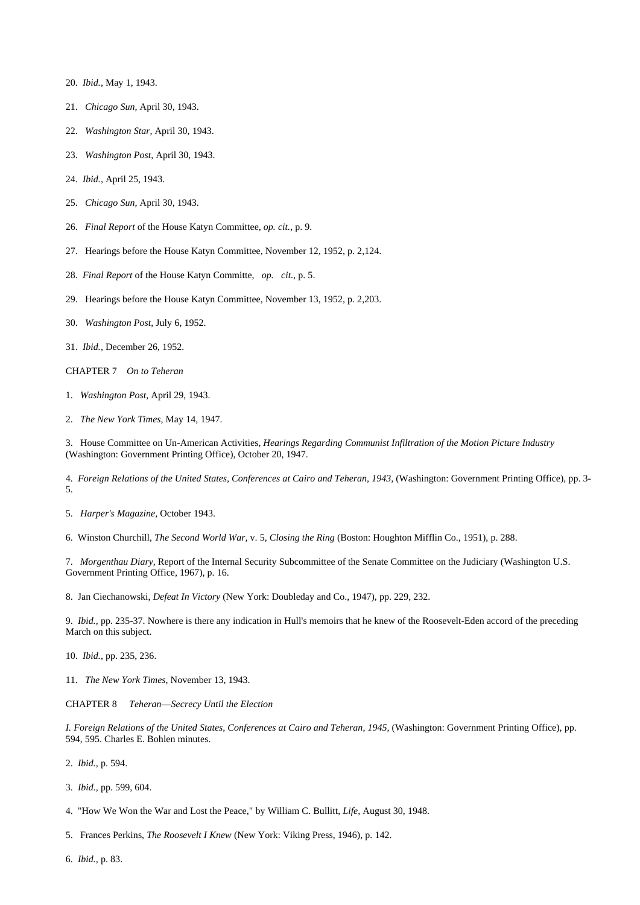20. *Ibid.*, May 1, 1943.

21. *Chicago Sun*, April 30, 1943.

22. *Washington Star*, April 30, 1943.

23. *Washington Post*, April 30, 1943.

24. *Ibid.*, April 25, 1943.

25. *Chicago Sun*, April 30, 1943.

26. *Final Report* of the House Katyn Committee, *op. cit.*, p. 9.

27. Hearings before the House Katyn Committee, November 12, 1952, p. 2,124.

28. *Final Report* of the House Katyn Committe, *op. cit.*, p. 5.

29. Hearings before the House Katyn Committee, November 13, 1952, p. 2,203.

30. *Washington Post*, July 6, 1952.

31. *Ibid.*, December 26, 1952.

CHAPTER 7 *On to Teheran*

1. *Washington Post*, April 29, 1943.

2. *The New York Times*, May 14, 1947.

3. House Committee on Un-American Activities, *Hearings Regarding Communist Infiltration of the Motion Picture Industry* (Washington: Government Printing Office), October 20, 1947.

4. *Foreign Relations of the United States, Conferences at Cairo and Teheran, 1943*, (Washington: Government Printing Office), pp. 3-5.

5. *Harper's Magazine*, October 1943.

6. Winston Churchill, *The Second World War*, v. 5, *Closing the Ring* (Boston: Houghton Mifflin Co., 1951), p. 288.

7. *Morgenthau Diary*, Report of the Internal Security Subcommittee of the Senate Committee on the Judiciary (Washington U.S. Government Printing Office, 1967), p. 16.

8. Jan Ciechanowski, *Defeat In Victory* (New York: Doubleday and Co., 1947), pp. 229, 232.

9. *Ibid.*, pp. 235-37. Nowhere is there any indication in Hull's memoirs that he knew of the Roosevelt-Eden accord of the preceding March on this subject.

10. *Ibid.*, pp. 235, 236.

11. *The New York Times*, November 13, 1943.

CHAPTER 8 *Teheran—Secrecy Until the Election*

*I. Foreign Relations of the United States, Conferences at Cairo and Teheran, 1945,* (Washington: Government Printing Office), pp. 594, 595. Charles E. Bohlen minutes.

2. *Ibid.*, p. 594.

3. *Ibid.*, pp. 599, 604.

4. "How We Won the War and Lost the Peace," by William C. Bullitt, *Life*, August 30, 1948.

5. Frances Perkins, *The Roosevelt I Knew* (New York: Viking Press, 1946), p. 142.

6. *Ibid.*, p. 83.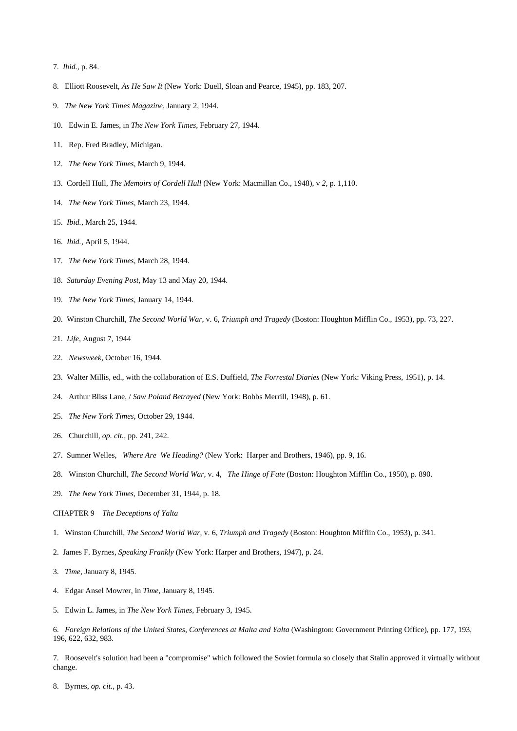7. *Ibid.,* p. 84.

8. Elliott Roosevelt, *As He Saw It* (New York: Duell, Sloan and Pearce, 1945), pp. 183, 207.

9. *The New York Times Magazine,* January 2, 1944.

10. Edwin E. James, in *The New York Times,* February 27, 1944.

11. Rep. Fred Bradley, Michigan.

12. *The New York Times,* March 9, 1944.

13. Cordell Hull, *The Memoirs of Cordell Hull* (New York: Macmillan Co., 1948), v *2,* p. 1,110.

14. *The New York Times,* March 23, 1944.

15. *Ibid.,* March 25, 1944.

16. *Ibid.,* April 5, 1944.

17. *The New York Times,* March 28, 1944.

18. *Saturday Evening Post,* May 13 and May 20, 1944.

19. *The New York Times,* January 14, 1944.

20. Winston Churchill, *The Second World War,* v. 6, *Triumph and Tragedy* (Boston: Houghton Mifflin Co., 1953), pp. 73, 227.

21. *Life,* August 7, 1944

22. *Newsweek,* October 16, 1944.

23. Walter Millis, ed., with the collaboration of E.S. Duffield, *The Forrestal Diaries* (New York: Viking Press, 1951), p. 14.

24. Arthur Bliss Lane, / *Saw Poland Betrayed* (New York: Bobbs Merrill, 1948), p. 61.

25. *The New York Times,* October 29, 1944.

26. Churchill, *op. cit.,* pp. 241, 242.

27. Sumner Welles, *Where Are We Heading?* (New York: Harper and Brothers, 1946), pp. 9, 16.

28. Winston Churchill, *The Second World War,* v. 4, *The Hinge of Fate* (Boston: Houghton Mifflin Co., 1950), p. 890.

29. *The New York Times,* December 31, 1944, p. 18.

CHAPTER 9 *The Deceptions of Yalta*

1. Winston Churchill, *The Second World War,* v. 6, *Triumph and Tragedy* (Boston: Houghton Mifflin Co., 1953), p. 341.

2. James F. Byrnes, *Speaking Frankly* (New York: Harper and Brothers, 1947), p. 24.

3. *Time,* January 8, 1945.

4. Edgar Ansel Mowrer, in *Time,* January 8, 1945.

5. Edwin L. James, in *The New York Times,* February 3, 1945.

6. *Foreign Relations of the United States, Conferences at Malta and Yalta* (Washington: Government Printing Office), pp. 177, 193, 196, 622, 632, 983.

7. Roosevelt's solution had been a "compromise" which followed the Soviet formula so closely that Stalin approved it virtually without change.

8. Byrnes, *op. cit.,* p. 43.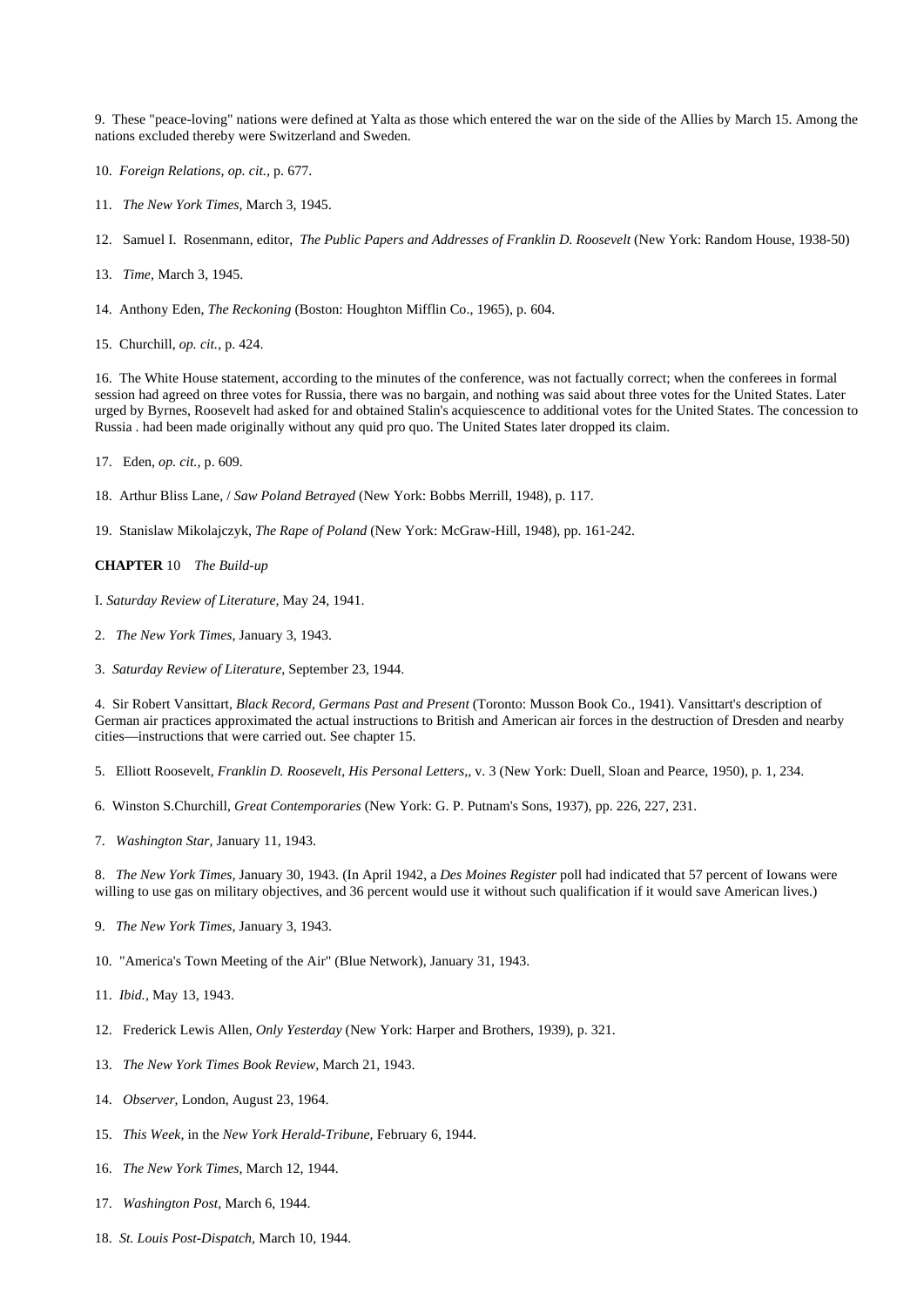9. These "peace-loving" nations were defined at Yalta as those which entered the war on the side of the Allies by March 15. Among the nations excluded thereby were Switzerland and Sweden.

10. *Foreign Relations, op. cit.,* p. 677.

11. *The New York Times,* March 3, 1945.

12. Samuel I. Rosenmann, editor, *The Public Papers and Addresses of Franklin D. Roosevelt* (New York: Random House, 1938-50)

13. *Time,* March 3, 1945.

14. Anthony Eden, *The Reckoning* (Boston: Houghton Mifflin Co., 1965), p. 604.

15. Churchill, *op. cit.,* p. 424.

16. The White House statement, according to the minutes of the conference, was not factually correct; when the conferees in formal session had agreed on three votes for Russia, there was no bargain, and nothing was said about three votes for the United States. Later urged by Byrnes, Roosevelt had asked for and obtained Stalin's acquiescence to additional votes for the United States. The concession to Russia . had been made originally without any quid pro quo. The United States later dropped its claim.

17. Eden, *op. cit.,* p. 609.

18. Arthur Bliss Lane, / *Saw Poland Betrayed* (New York: Bobbs Merrill, 1948), p. 117.

19. Stanislaw Mikolajczyk, *The Rape of Poland* (New York: McGraw-Hill, 1948), pp. 161-242.

**CHAPTER** 10 *The Build-up*

I. *Saturday Review of Literature,* May 24, 1941.

2. *The New York Times,* January 3, 1943.

3. *Saturday Review of Literature,* September 23, 1944.

4. Sir Robert Vansittart, *Black Record, Germans Past and Present* (Toronto: Musson Book Co., 1941). Vansittart's description of German air practices approximated the actual instructions to British and American air forces in the destruction of Dresden and nearby cities—instructions that were carried out. See chapter 15.

5. Elliott Roosevelt, *Franklin D. Roosevelt, His Personal Letters,,* v. 3 (New York: Duell, Sloan and Pearce, 1950), p. 1, 234.

6. Winston S.Churchill, *Great Contemporaries* (New York: G. P. Putnam's Sons, 1937), pp. 226, 227, 231.

7. *Washington Star,* January 11, 1943.

8. *The New York Times,* January 30, 1943. (In April 1942, a *Des Moines Register* poll had indicated that 57 percent of Iowans were willing to use gas on military objectives, and 36 percent would use it without such qualification if it would save American lives.)

9. *The New York Times,* January 3, 1943.

10. "America's Town Meeting of the Air" (Blue Network), January 31, 1943.

11. *Ibid.,* May 13, 1943.

12. Frederick Lewis Allen, *Only Yesterday* (New York: Harper and Brothers, 1939), p. 321.

13. *The New York Times Book Review,* March 21, 1943.

14. *Observer,* London, August 23, 1964.

15. *This Week,* in the *New York Herald-Tribune,* February 6, 1944.

16. *The New York Times,* March 12, 1944.

17. *Washington Post,* March 6, 1944.

18. *St. Louis Post-Dispatch,* March 10, 1944.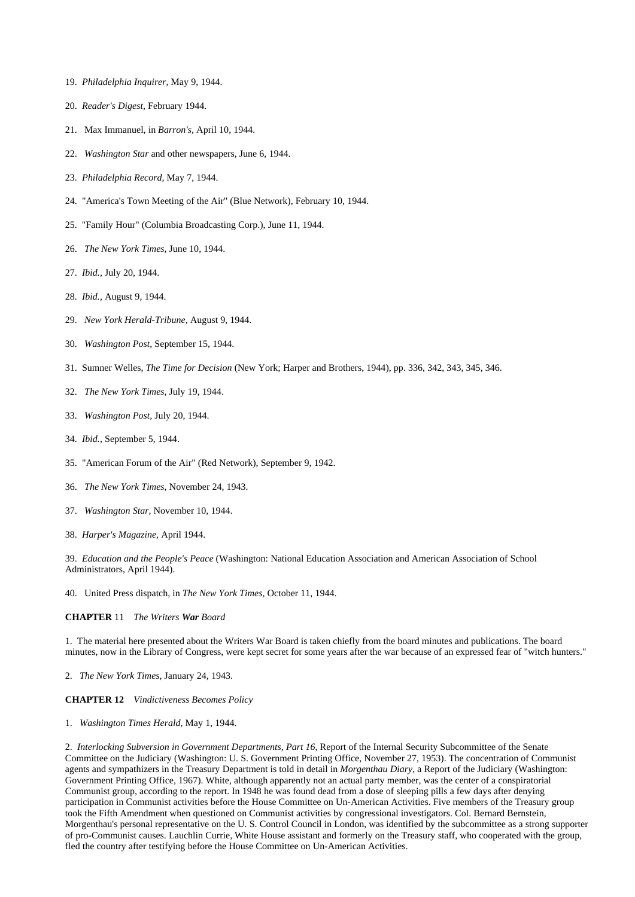19. *Philadelphia Inquirer*, May 9, 1944.

20. *Reader's Digest*, February 1944.

21. Max Immanuel, in *Barron's*, April 10, 1944.

22. *Washington Star* and other newspapers, June 6, 1944.

23. *Philadelphia Record,* May 7, 1944.

24. "America's Town Meeting of the Air" (Blue Network), February 10, 1944.

25. "Family Hour" (Columbia Broadcasting Corp.), June 11, 1944.

26. *The New York Times,* June 10, 1944.

27. *Ibid.*, July 20, 1944.

28. *Ibid.*, August 9, 1944.

29. *New York Herald-Tribune,* August 9, 1944.

30. *Washington Post,* September 15, 1944.

31. Sumner Welles, *The Time for Decision* (New York; Harper and Brothers, 1944), pp. 336, 342, 343, 345, 346.

32. *The New York Times,* July 19, 1944.

33. *Washington Post,* July 20, 1944.

34. *Ibid.*, September 5, 1944.

35. "American Forum of the Air" (Red Network), September 9, 1942.

36. *The New York Times,* November 24, 1943.

37. *Washington Star,* November 10, 1944.

38. *Harper's Magazine,* April 1944.

39. *Education and the People's Peace* (Washington: National Education Association and American Association of School Administrators, April 1944).

40. United Press dispatch, in *The New York Times,* October 11, 1944.

**CHAPTER** 11 *The Writers* ***War*** *Board*

1. The material here presented about the Writers War Board is taken chiefly from the board minutes and publications. The board minutes, now in the Library of Congress, were kept secret for some years after the war because of an expressed fear of "witch hunters."

2. *The New York Times,* January 24, 1943.

**CHAPTER 12** *Vindictiveness Becomes Policy*

1. *Washington Times Herald,* May 1, 1944.

2. *Interlocking Subversion in Government Departments, Part 16,* Report of the Internal Security Subcommittee of the Senate Committee on the Judiciary (Washington: U. S. Government Printing Office, November 27, 1953). The concentration of Communist agents and sympathizers in the Treasury Department is told in detail in *Morgenthau Diary,* a Report of the Judiciary (Washington: Government Printing Office, 1967). White, although apparently not an actual party member, was the center of a conspiratorial Communist group, according to the report. In 1948 he was found dead from a dose of sleeping pills a few days after denying participation in Communist activities before the House Committee on Un-American Activities. Five members of the Treasury group took the Fifth Amendment when questioned on Communist activities by congressional investigators. Col. Bernard Bernstein, Morgenthau's personal representative on the U. S. Control Council in London, was identified by the subcommittee as a strong supporter of pro-Communist causes. Lauchlin Currie, White House assistant and formerly on the Treasury staff, who cooperated with the group, fled the country after testifying before the House Committee on Un-American Activities.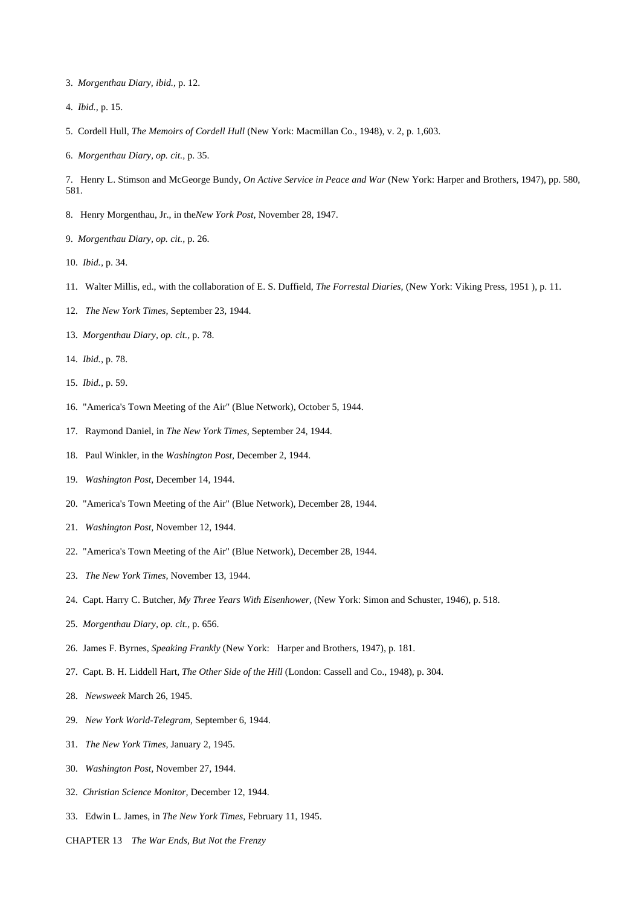3. *Morgenthau Diary, ibid.*, p. 12.

4. *Ibid.*, p. 15.

5. Cordell Hull, *The Memoirs of Cordell Hull* (New York: Macmillan Co., 1948), v. 2, p. 1,603.

6. *Morgenthau Diary, op. cit.*, p. 35.

7. Henry L. Stimson and McGeorge Bundy, *On Active Service in Peace and War* (New York: Harper and Brothers, 1947), pp. 580, 581.

8. Henry Morgenthau, Jr., in the*New York Post*, November 28, 1947.

9. *Morgenthau Diary, op. cit.*, p. 26.

10. *Ibid.*, p. 34.

11. Walter Millis, ed., with the collaboration of E. S. Duffield, *The Forrestal Diaries*, (New York: Viking Press, 1951 ), p. 11.

12. *The New York Times*, September 23, 1944.

13. *Morgenthau Diary, op. cit.*, p. 78.

14. *Ibid.*, p. 78.

15. *Ibid.*, p. 59.

16. "America's Town Meeting of the Air" (Blue Network), October 5, 1944.

17. Raymond Daniel, in *The New York Times*, September 24, 1944.

18. Paul Winkler, in the *Washington Post*, December 2, 1944.

19. *Washington Post*, December 14, 1944.

20. "America's Town Meeting of the Air" (Blue Network), December 28, 1944.

21. *Washington Post*, November 12, 1944.

22. "America's Town Meeting of the Air" (Blue Network), December 28, 1944.

23. *The New York Times*, November 13, 1944.

24. Capt. Harry C. Butcher, *My Three Years With Eisenhower*, (New York: Simon and Schuster, 1946), p. 518.

25. *Morgenthau Diary, op. cit.*, p. 656.

26. James F. Byrnes, *Speaking Frankly* (New York: Harper and Brothers, 1947), p. 181.

27. Capt. B. H. Liddell Hart, *The Other Side of the Hill* (London: Cassell and Co., 1948), p. 304.

28. *Newsweek* March 26, 1945.

29. *New York World-Telegram*, September 6, 1944.

31. *The New York Times*, January 2, 1945.

30. *Washington Post*, November 27, 1944.

32. *Christian Science Monitor*, December 12, 1944.

33. Edwin L. James, in *The New York Times*, February 11, 1945.

CHAPTER 13 *The War Ends, But Not the Frenzy*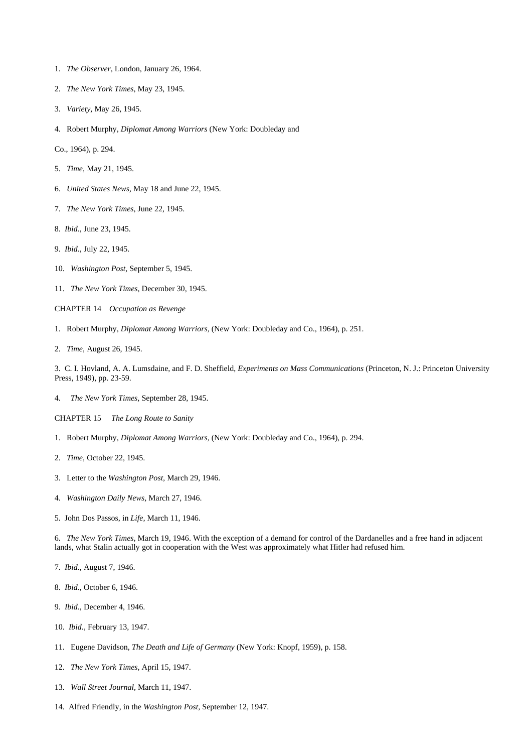1. *The Observer,* London, January 26, 1964.

2. *The New York Times,* May 23, 1945.

3. *Variety,* May 26, 1945.

4. Robert Murphy, *Diplomat Among Warriors* (New York: Doubleday and

Co., 1964), p. 294.

5. *Time,* May 21, 1945.

6. *United States News,* May 18 and June 22, 1945.

7. *The New York Times,* June 22, 1945.

8. *Ibid.,* June 23, 1945.

9. *Ibid.,* July 22, 1945.

10. *Washington Post,* September 5, 1945.

11. *The New York Times,* December 30, 1945.

CHAPTER 14 *Occupation as Revenge*

1. Robert Murphy, *Diplomat Among Warriors,* (New York: Doubleday and Co., 1964), p. 251.

2. *Time,* August 26, 1945.

3. C. I. Hovland, A. A. Lumsdaine, and F. D. Sheffield, *Experiments on Mass Communications* (Princeton, N. J.: Princeton University Press, 1949), pp. 23-59.

4. *The New York Times,* September 28, 1945.

CHAPTER 15 *The Long Route to Sanity*

1. Robert Murphy, *Diplomat Among Warriors,* (New York: Doubleday and Co., 1964), p. 294.

2. *Time,* October 22, 1945.

3. Letter to the *Washington Post,* March 29, 1946.

4. *Washington Daily News,* March 27, 1946.

5. John Dos Passos, in *Life,* March 11, 1946.

6. *The New York Times,* March 19, 1946. With the exception of a demand for control of the Dardanelles and a free hand in adjacent lands, what Stalin actually got in cooperation with the West was approximately what Hitler had refused him.

7. *Ibid.,* August 7, 1946.

8. *Ibid.,* October 6, 1946.

9. *Ibid.,* December 4, 1946.

10. *Ibid.,* February 13, 1947.

11. Eugene Davidson, *The Death and Life of Germany* (New York: Knopf, 1959), p. 158.

12. *The New York Times,* April 15, 1947.

13. *Wall Street Journal,* March 11, 1947.

14. Alfred Friendly, in the *Washington Post,* September 12, 1947.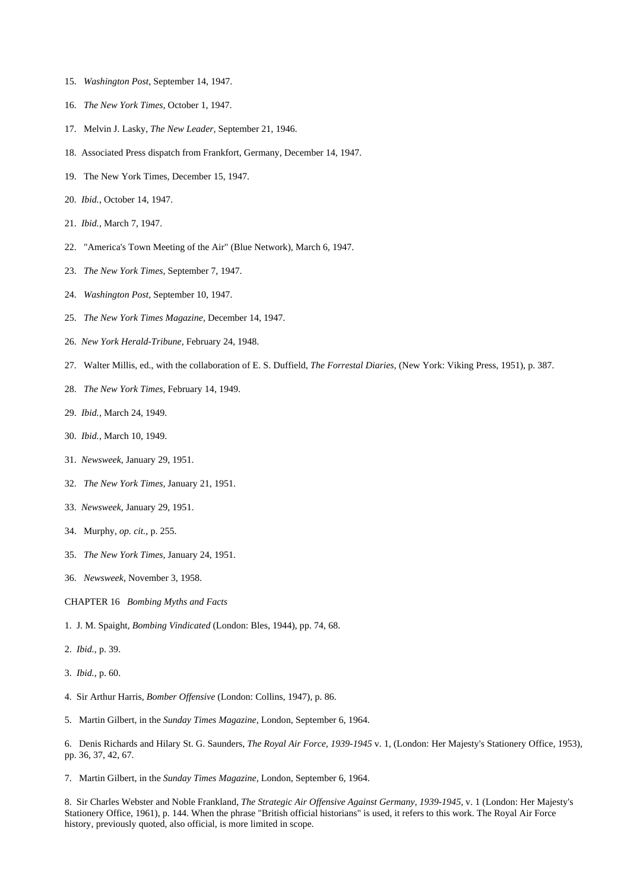15. *Washington Post,* September 14, 1947.

16. *The New York Times,* October 1, 1947.

17. Melvin J. Lasky, *The New Leader,* September 21, 1946.

18. Associated Press dispatch from Frankfort, Germany, December 14, 1947.

19. The New York Times, December 15, 1947.

20. *Ibid.,* October 14, 1947.

21. *Ibid.,* March 7, 1947.

22. "America's Town Meeting of the Air" (Blue Network), March 6, 1947.

23. *The New York Times,* September 7, 1947.

24. *Washington Post,* September 10, 1947.

25. *The New York Times Magazine,* December 14, 1947.

26. *New York Herald-Tribune,* February 24, 1948.

27. Walter Millis, ed., with the collaboration of E. S. Duffield, *The Forrestal Diaries,* (New York: Viking Press, 1951), p. 387.

28. *The New York Times,* February 14, 1949.

29. *Ibid.,* March 24, 1949.

30. *Ibid.,* March 10, 1949.

31. *Newsweek,* January 29, 1951.

32. *The New York Times,* January 21, 1951.

33. *Newsweek,* January 29, 1951.

34. Murphy, *op. cit.,* p. 255.

35. *The New York Times,* January 24, 1951.

36. *Newsweek,* November 3, 1958.

CHAPTER 16 *Bombing Myths and Facts*

1. J. M. Spaight, *Bombing Vindicated* (London: Bles, 1944), pp. 74, 68.

2. *Ibid.,* p. 39.

3. *Ibid.,* p. 60.

4. Sir Arthur Harris, *Bomber Offensive* (London: Collins, 1947), p. 86.

5. Martin Gilbert, in the *Sunday Times Magazine,* London, September 6, 1964.

6. Denis Richards and Hilary St. G. Saunders, *The Royal Air Force, 1939-1945* v. 1, (London: Her Majesty's Stationery Office, 1953), pp. 36, 37, 42, 67.

7. Martin Gilbert, in the *Sunday Times Magazine,* London, September 6, 1964.

8. Sir Charles Webster and Noble Frankland, *The Strategic Air Offensive Against Germany, 1939-1945,* v. 1 (London: Her Majesty's Stationery Office, 1961), p. 144. When the phrase "British official historians" is used, it refers to this work. The Royal Air Force history, previously quoted, also official, is more limited in scope.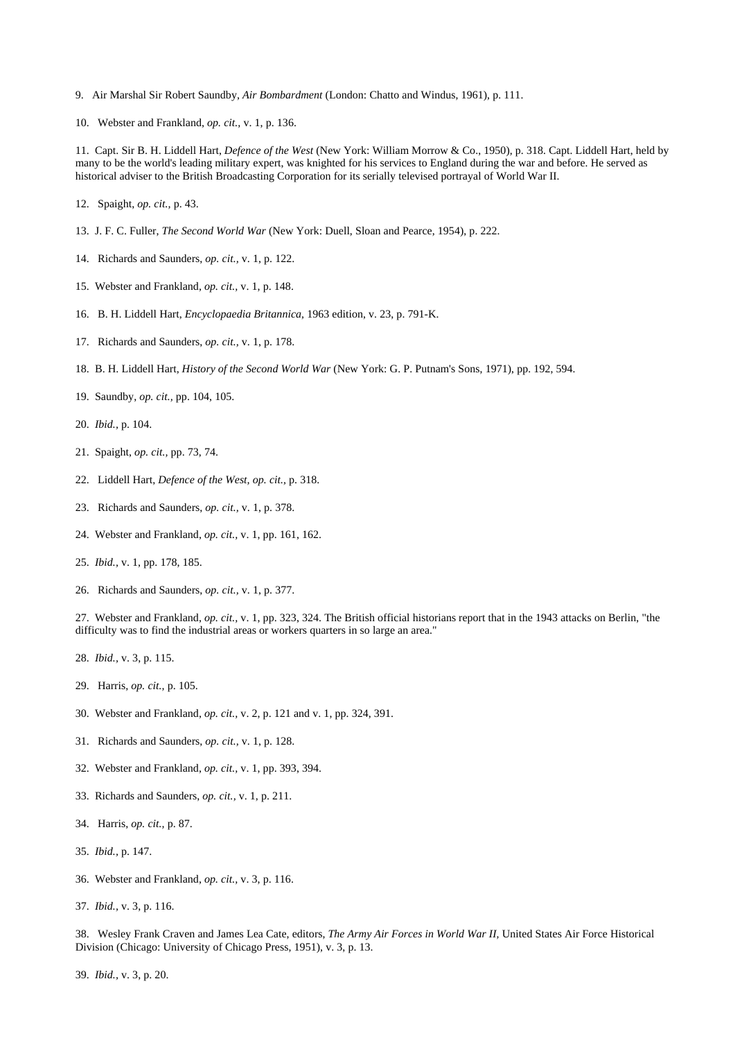9. Air Marshal Sir Robert Saundby, *Air Bombardment* (London: Chatto and Windus, 1961), p. 111.

10. Webster and Frankland, *op. cit.*, v. 1, p. 136.

11. Capt. Sir B. H. Liddell Hart, *Defence of the West* (New York: William Morrow & Co., 1950), p. 318. Capt. Liddell Hart, held by many to be the world's leading military expert, was knighted for his services to England during the war and before. He served as historical adviser to the British Broadcasting Corporation for its serially televised portrayal of World War II.

12. Spaight, *op. cit.*, p. 43.

13. J. F. C. Fuller, *The Second World War* (New York: Duell, Sloan and Pearce, 1954), p. 222.

14. Richards and Saunders, *op. cit.*, v. 1, p. 122.

15. Webster and Frankland, *op. cit.*, v. 1, p. 148.

16. B. H. Liddell Hart, *Encyclopaedia Britannica*, 1963 edition, v. 23, p. 791-K.

17. Richards and Saunders, *op. cit.*, v. 1, p. 178.

18. B. H. Liddell Hart, *History of the Second World War* (New York: G. P. Putnam's Sons, 1971), pp. 192, 594.

19. Saundby, *op. cit.*, pp. 104, 105.

20. *Ibid.*, p. 104.

21. Spaight, *op. cit.*, pp. 73, 74.

22. Liddell Hart, *Defence of the West, op. cit.*, p. 318.

23. Richards and Saunders, *op. cit.*, v. 1, p. 378.

24. Webster and Frankland, *op. cit.*, v. 1, pp. 161, 162.

25. *Ibid.*, v. 1, pp. 178, 185.

26. Richards and Saunders, *op. cit.*, v. 1, p. 377.

27. Webster and Frankland, *op. cit.*, v. 1, pp. 323, 324. The British official historians report that in the 1943 attacks on Berlin, "the difficulty was to find the industrial areas or workers quarters in so large an area."

28. *Ibid.*, v. 3, p. 115.

29. Harris, *op. cit.*, p. 105.

30. Webster and Frankland, *op. cit.*, v. 2, p. 121 and v. 1, pp. 324, 391.

31. Richards and Saunders, *op. cit.*, v. 1, p. 128.

32. Webster and Frankland, *op. cit.*, v. 1, pp. 393, 394.

33. Richards and Saunders, *op. cit.*, v. 1, p. 211.

34. Harris, *op. cit.*, p. 87.

35. *Ibid.*, p. 147.

36. Webster and Frankland, *op. cit.*, v. 3, p. 116.

37. *Ibid.*, v. 3, p. 116.

38. Wesley Frank Craven and James Lea Cate, editors, *The Army Air Forces in World War II*, United States Air Force Historical Division (Chicago: University of Chicago Press, 1951), v. 3, p. 13.

39. *Ibid.*, v. 3, p. 20.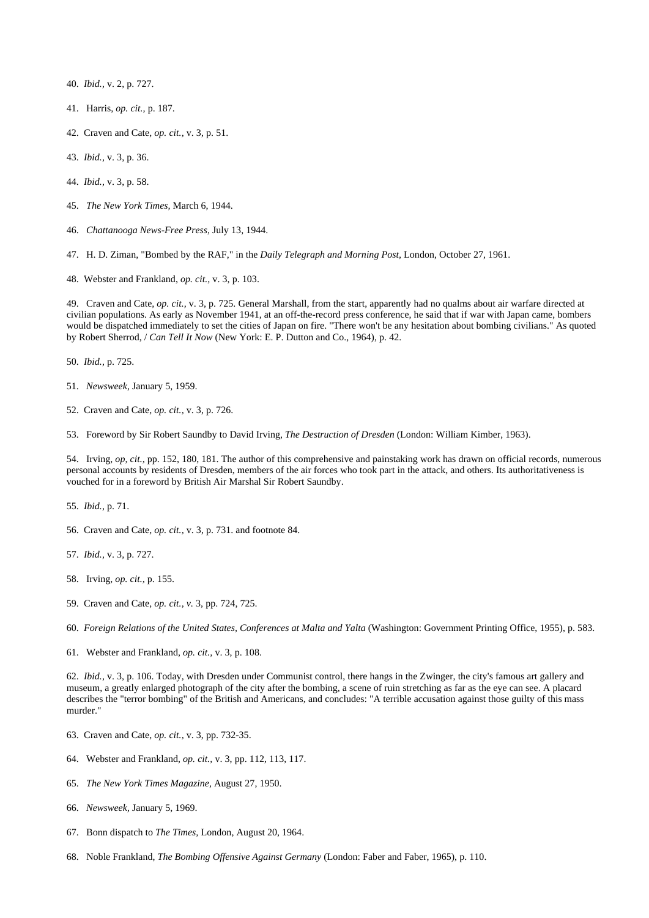40. *Ibid.*, v. 2, p. 727.

41. Harris, *op. cit.*, p. 187.

42. Craven and Cate, *op. cit.*, v. 3, p. 51.

43. *Ibid.*, v. 3, p. 36.

44. *Ibid.*, v. 3, p. 58.

45. *The New York Times*, March 6, 1944.

46. *Chattanooga News-Free Press*, July 13, 1944.

47. H. D. Ziman, "Bombed by the RAF," in the *Daily Telegraph and Morning Post*, London, October 27, 1961.

48. Webster and Frankland, *op. cit.*, v. 3, p. 103.

49. Craven and Cate, *op. cit.*, v. 3, p. 725. General Marshall, from the start, apparently had no qualms about air warfare directed at civilian populations. As early as November 1941, at an off-the-record press conference, he said that if war with Japan came, bombers would be dispatched immediately to set the cities of Japan on fire. "There won't be any hesitation about bombing civilians." As quoted by Robert Sherrod, / *Can Tell It Now* (New York: E. P. Dutton and Co., 1964), p. 42.

50. *Ibid.*, p. 725.

51. *Newsweek*, January 5, 1959.

52. Craven and Cate, *op. cit.*, v. 3, p. 726.

53. Foreword by Sir Robert Saundby to David Irving, *The Destruction of Dresden* (London: William Kimber, 1963).

54. Irving, *op, cit.*, pp. 152, 180, 181. The author of this comprehensive and painstaking work has drawn on official records, numerous personal accounts by residents of Dresden, members of the air forces who took part in the attack, and others. Its authoritativeness is vouched for in a foreword by British Air Marshal Sir Robert Saundby.

55. *Ibid.*, p. 71.

56. Craven and Cate, *op. cit.*, v. 3, p. 731. and footnote 84.

57. *Ibid.*, v. 3, p. 727.

58. Irving, *op. cit.*, p. 155.

59. Craven and Cate, *op. cit., v.* 3, pp. 724, 725.

60. *Foreign Relations of the United States, Conferences at Malta and Yalta* (Washington: Government Printing Office, 1955), p. 583.

61. Webster and Frankland, *op. cit.*, v. 3, p. 108.

62. *Ibid.*, v. 3, p. 106. Today, with Dresden under Communist control, there hangs in the Zwinger, the city's famous art gallery and museum, a greatly enlarged photograph of the city after the bombing, a scene of ruin stretching as far as the eye can see. A placard describes the "terror bombing" of the British and Americans, and concludes: "A terrible accusation against those guilty of this mass murder."

63. Craven and Cate, *op. cit.*, v. 3, pp. 732-35.

64. Webster and Frankland, *op. cit.*, v. 3, pp. 112, 113, 117.

65. *The New York Times Magazine*, August 27, 1950.

66. *Newsweek*, January 5, 1969.

67. Bonn dispatch to *The Times*, London, August 20, 1964.

68. Noble Frankland, *The Bombing Offensive Against Germany* (London: Faber and Faber, 1965), p. 110.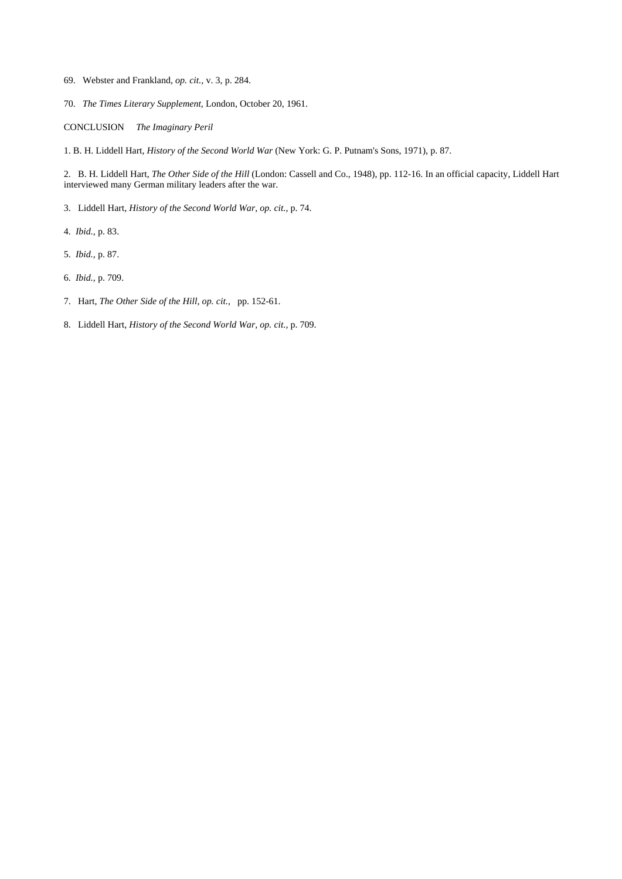69. Webster and Frankland, *op. cit.*, v. 3, p. 284.

70. *The Times Literary Supplement,* London, October 20, 1961.

CONCLUSION *The Imaginary Peril*

1. B. H. Liddell Hart, *History of the Second World War* (New York: G. P. Putnam's Sons, 1971), p. 87.

2. B. H. Liddell Hart, *The Other Side of the Hill* (London: Cassell and Co., 1948), pp. 112-16. In an official capacity, Liddell Hart interviewed many German military leaders after the war.

3. Liddell Hart, *History of the Second World War, op. cit.*, p. 74.

4. *Ibid.,* p. 83.

5. *Ibid.,* p. 87.

6. *Ibid.,* p. 709.

7. Hart, *The Other Side of the Hill, op. cit.*, pp. 152-61.

8. Liddell Hart, *History of the Second World War, op. cit.*, p. 709.